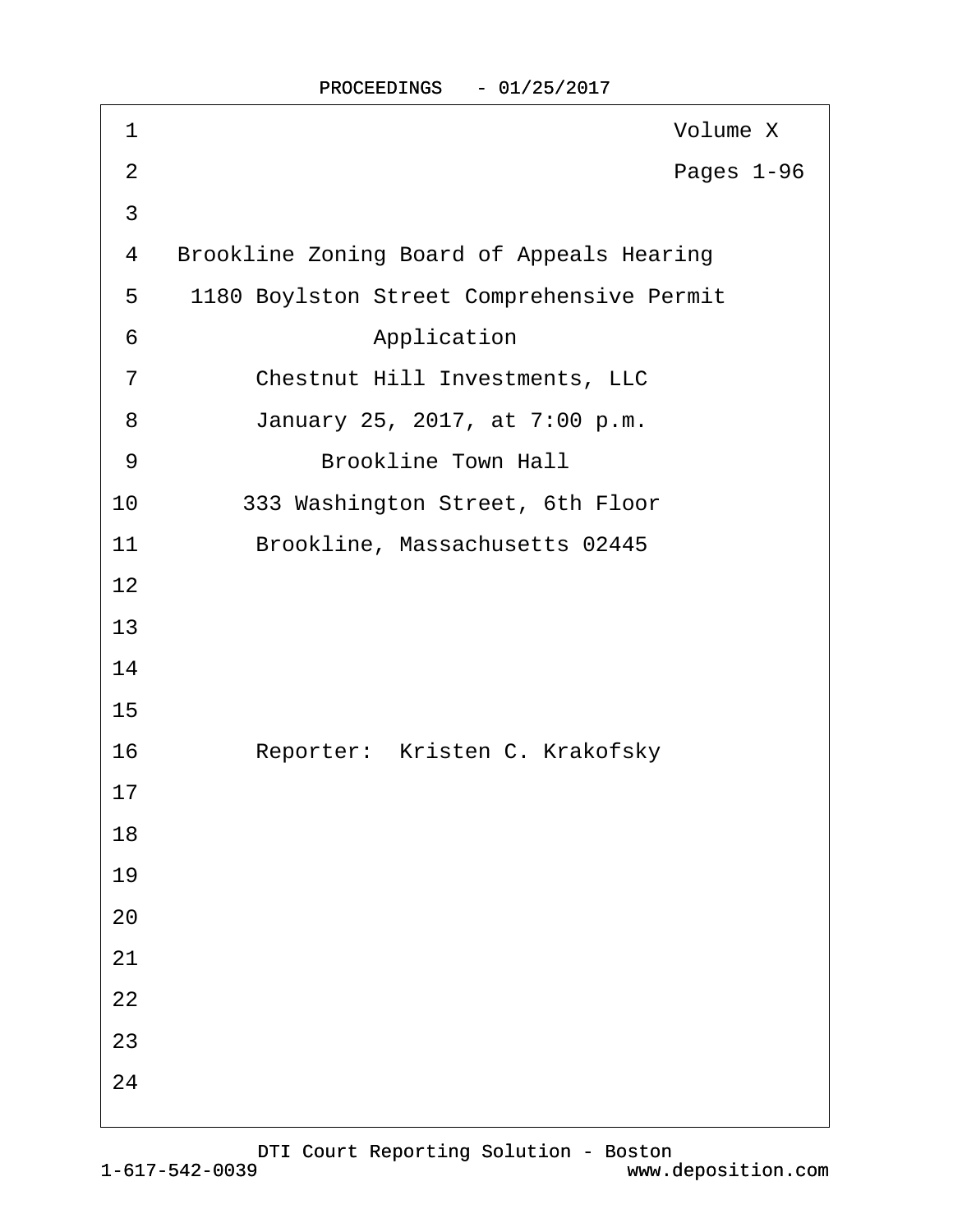Volume X

Pages 1-96

Brookline Zoning Board of Appeals Hearing

1180 Boylston Street Comprehensive Permit

Application

Chestnut Hill Investments, LLC

January 25, 2017, at 7:00 p.m.

Brookline Town Hall

333 Washington Street, 6th Floor

Brookline, Massachusetts 02445

Reporter: Kristen C. Krakofsky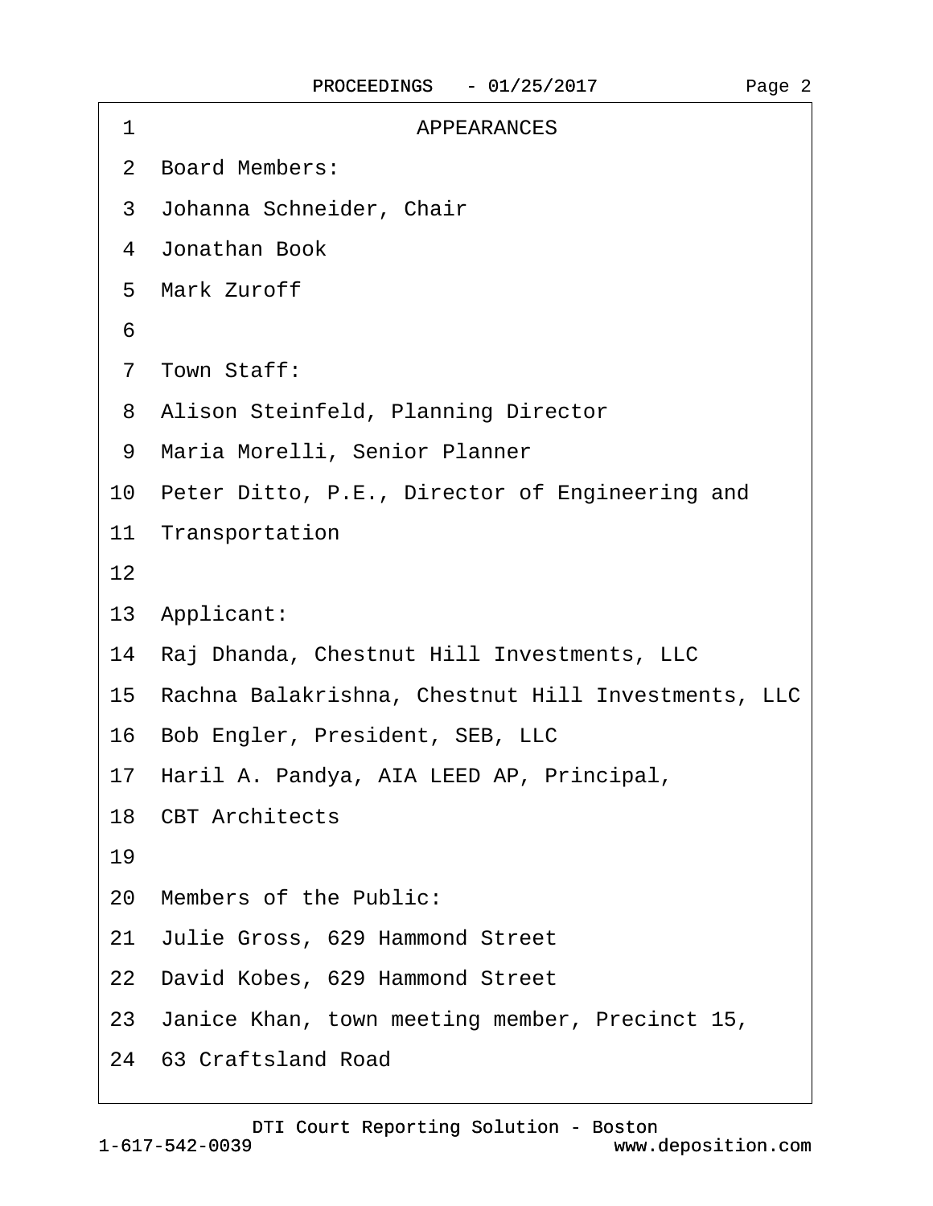# APPEARANCES

Board Members:

Johanna Schneider, Chair

Jonathan Book

Mark Zuroff

Town Staff:

Alison Steinfeld, Planning Director

Maria Morelli, Senior Planner

Peter Ditto, P.E., Director of Engineering and Transportation

Applicant:

Raj Dhanda, Chestnut Hill Investments, LLC

Rachna Balakrishna, Chestnut Hill Investments, LLC

Bob Engler, President, SEB, LLC

Haril A. Pandya, AIA LEED AP, Principal, CBT Architects

Members of the Public:

Julie Gross, 629 Hammond Street

David Kobes, 629 Hammond Street

Janice Khan, town meeting member, Precinct 15, 63 Craftsland Road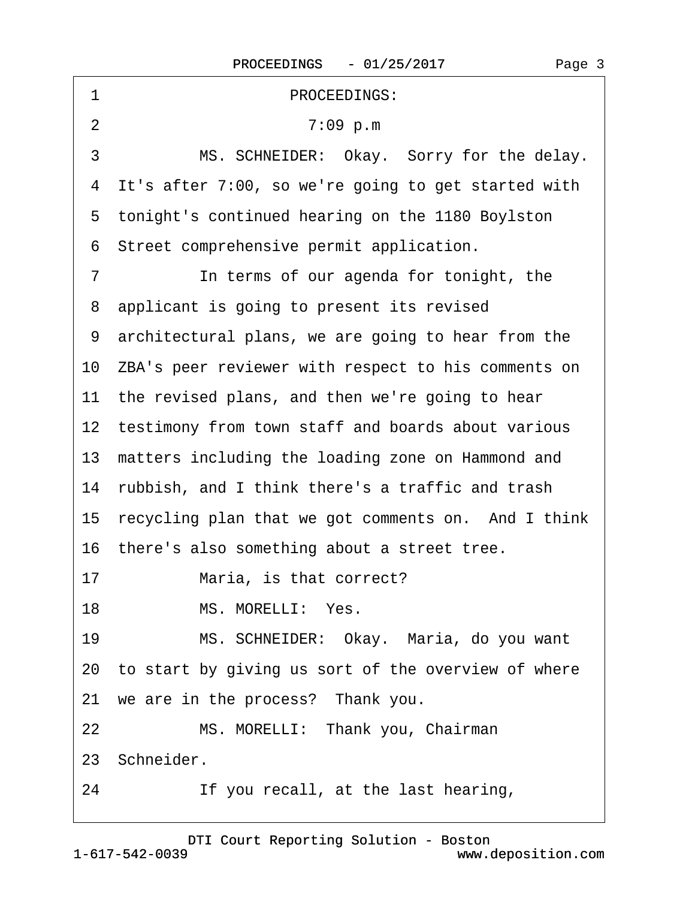PROCEEDINGS:

7:09 p.m

MS. SCHNEIDER: Okay. Sorry for the delay. It's after 7:00, so we're going to get started with tonight's continued hearing on the 1180 Boylston Street comprehensive permit application.

In terms of our agenda for tonight, the applicant is going to present its revised architectural plans, we are going to hear from the ZBA's peer reviewer with respect to his comments on the revised plans, and then we're going to hear testimony from town staff and boards about various matters including the loading zone on Hammond and rubbish, and I think there's a traffic and trash recycling plan that we got comments on. And I think there's also something about a street tree.

Maria, is that correct?

MS. MORELLI: Yes.

MS. SCHNEIDER: Okay. Maria, do you want to start by giving us sort of the overview of where we are in the process? Thank you.

MS. MORELLI: Thank you, Chairman Schneider.

If you recall, at the last hearing,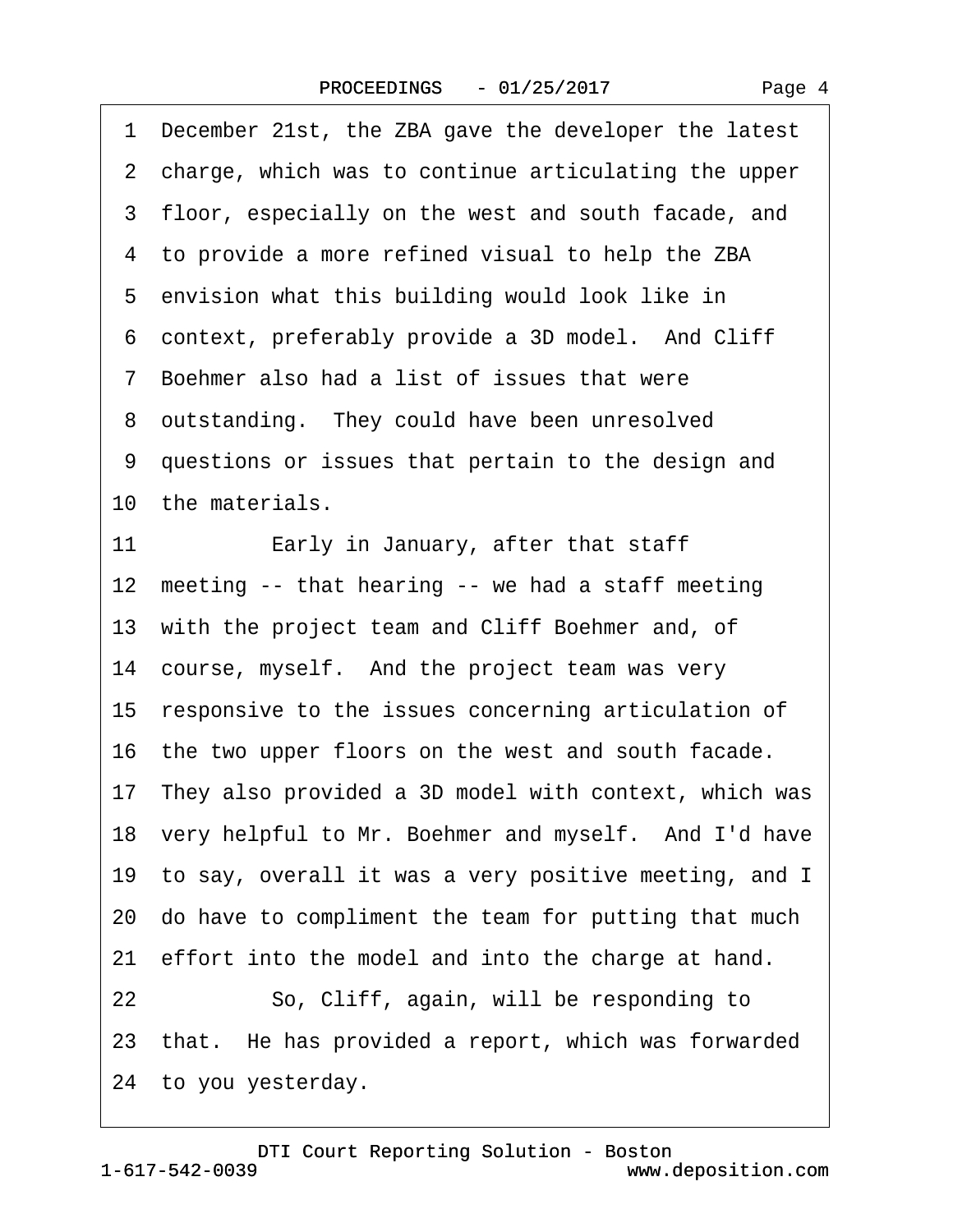1 December 21st, the ZBA gave the developer the latest
2 charge, which was to continue articulating the upper
3 floor, especially on the west and south facade, and
4 to provide a more refined visual to help the ZBA
5 envision what this building would look like in
6 context, preferably provide a 3D model. And Cliff
7 Boehmer also had a list of issues that were
8 outstanding. They could have been unresolved
9 questions or issues that pertain to the design and
10 the materials.
11 Early in January, after that staff
12 meeting -- that hearing -- we had a staff meeting
13 with the project team and Cliff Boehmer and, of
14 course, myself. And the project team was very
15 responsive to the issues concerning articulation of
16 the two upper floors on the west and south facade.
17 They also provided a 3D model with context, which was
18 very helpful to Mr. Boehmer and myself. And I'd have
19 to say, overall it was a very positive meeting, and I
20 do have to compliment the team for putting that much
21 effort into the model and into the charge at hand.
22 So, Cliff, again, will be responding to
23 that. He has provided a report, which was forwarded
24 to you yesterday.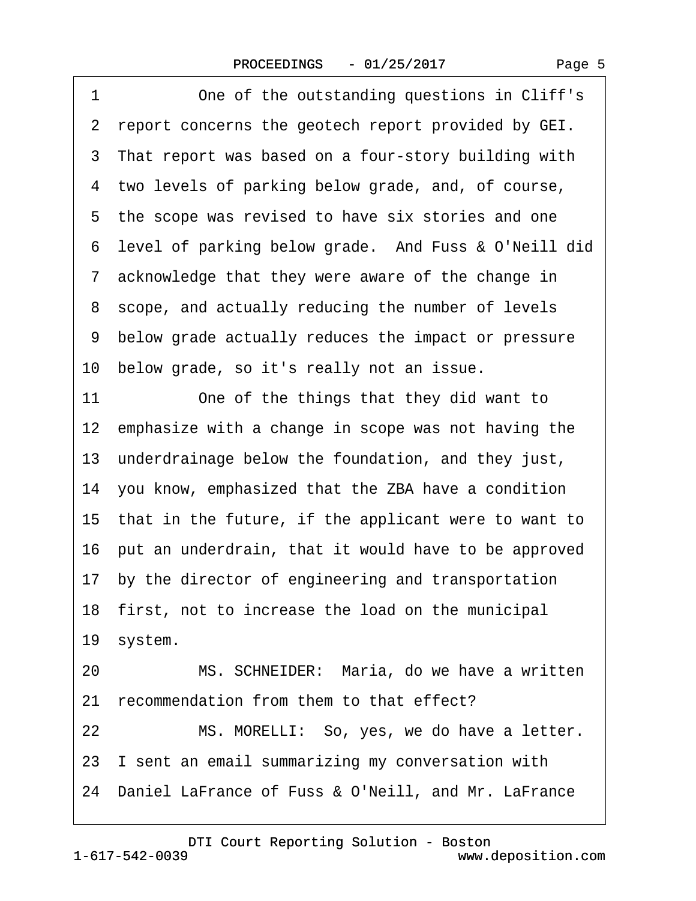1 One of the outstanding questions in Cliff's
2 report concerns the geotech report provided by GEI.
3 That report was based on a four-story building with
4 two levels of parking below grade, and, of course,
5 the scope was revised to have six stories and one
6 level of parking below grade. And Fuss & O'Neill did
7 acknowledge that they were aware of the change in
8 scope, and actually reducing the number of levels
9 below grade actually reduces the impact or pressure
10 below grade, so it's really not an issue.
11 One of the things that they did want to
12 emphasize with a change in scope was not having the
13 underdrainage below the foundation, and they just,
14 you know, emphasized that the ZBA have a condition
15 that in the future, if the applicant were to want to
16 put an underdrain, that it would have to be approved
17 by the director of engineering and transportation
18 first, not to increase the load on the municipal
19 system.
20 MS. SCHNEIDER: Maria, do we have a written
21 recommendation from them to that effect?
22 MS. MORELLI: So, yes, we do have a letter.
23 I sent an email summarizing my conversation with
24 Daniel LaFrance of Fuss & O'Neill, and Mr. LaFrance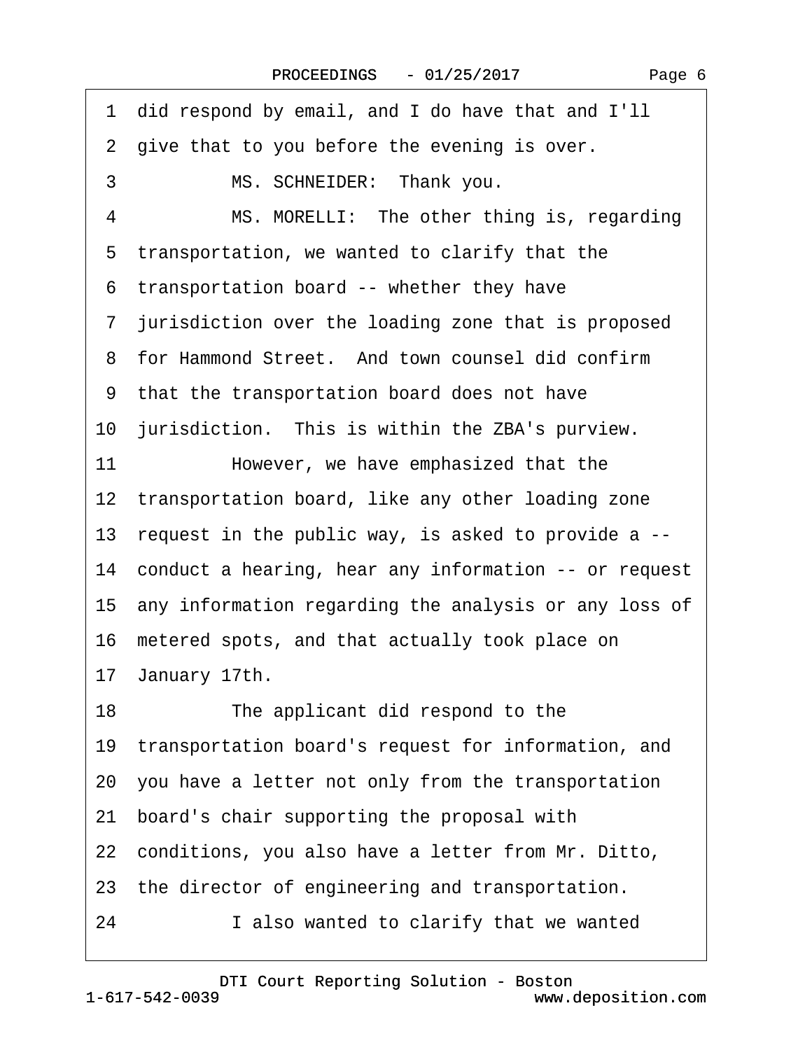1 did respond by email, and I do have that and I'll
2 give that to you before the evening is over.
3 MS. SCHNEIDER: Thank you.
4 MS. MORELLI: The other thing is, regarding
5 transportation, we wanted to clarify that the
6 transportation board -- whether they have
7 jurisdiction over the loading zone that is proposed
8 for Hammond Street. And town counsel did confirm
9 that the transportation board does not have
10 jurisdiction. This is within the ZBA's purview.
11 However, we have emphasized that the
12 transportation board, like any other loading zone
13 request in the public way, is asked to provide a --
14 conduct a hearing, hear any information -- or request
15 any information regarding the analysis or any loss of
16 metered spots, and that actually took place on
17 January 17th.
18 The applicant did respond to the
19 transportation board's request for information, and
20 you have a letter not only from the transportation
21 board's chair supporting the proposal with
22 conditions, you also have a letter from Mr. Ditto,
23 the director of engineering and transportation.
24 I also wanted to clarify that we wanted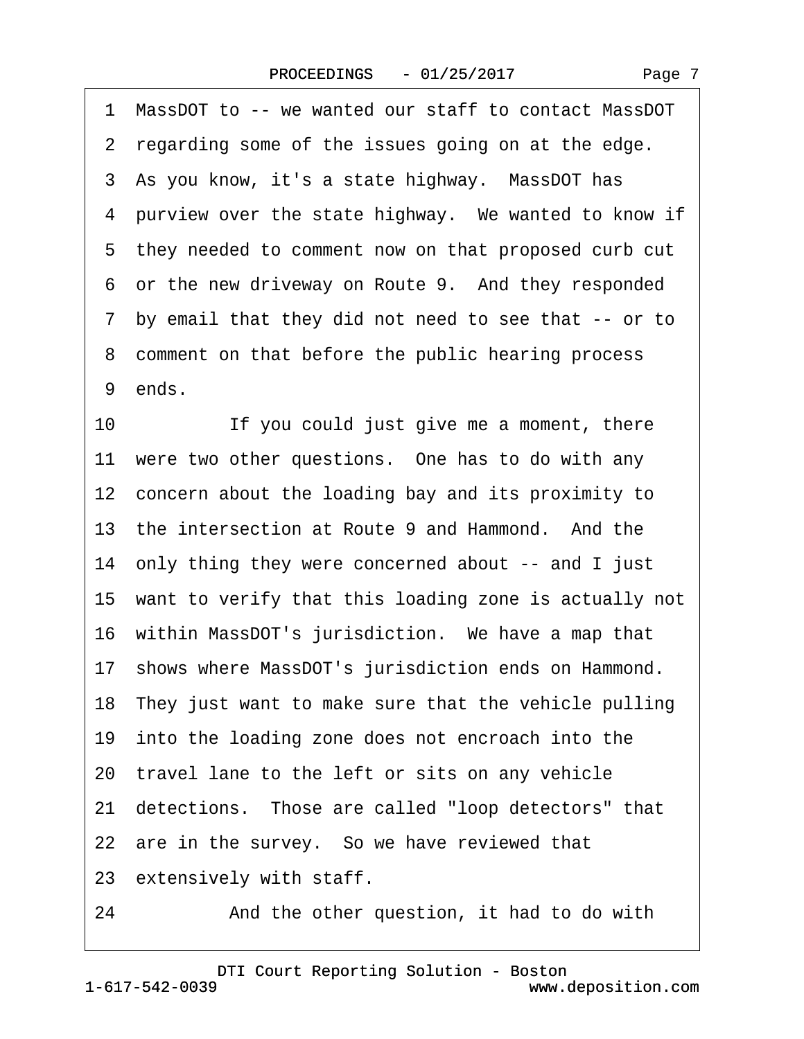1 MassDOT to -- we wanted our staff to contact MassDOT
2 regarding some of the issues going on at the edge.
3 As you know, it's a state highway. MassDOT has
4 purview over the state highway. We wanted to know if
5 they needed to comment now on that proposed curb cut
6 or the new driveway on Route 9. And they responded
7 by email that they did not need to see that -- or to
8 comment on that before the public hearing process
9 ends.
10 If you could just give me a moment, there
11 were two other questions. One has to do with any
12 concern about the loading bay and its proximity to
13 the intersection at Route 9 and Hammond. And the
14 only thing they were concerned about -- and I just
15 want to verify that this loading zone is actually not
16 within MassDOT's jurisdiction. We have a map that
17 shows where MassDOT's jurisdiction ends on Hammond.
18 They just want to make sure that the vehicle pulling
19 into the loading zone does not encroach into the
20 travel lane to the left or sits on any vehicle
21 detections. Those are called "loop detectors" that
22 are in the survey. So we have reviewed that
23 extensively with staff.
24 And the other question, it had to do with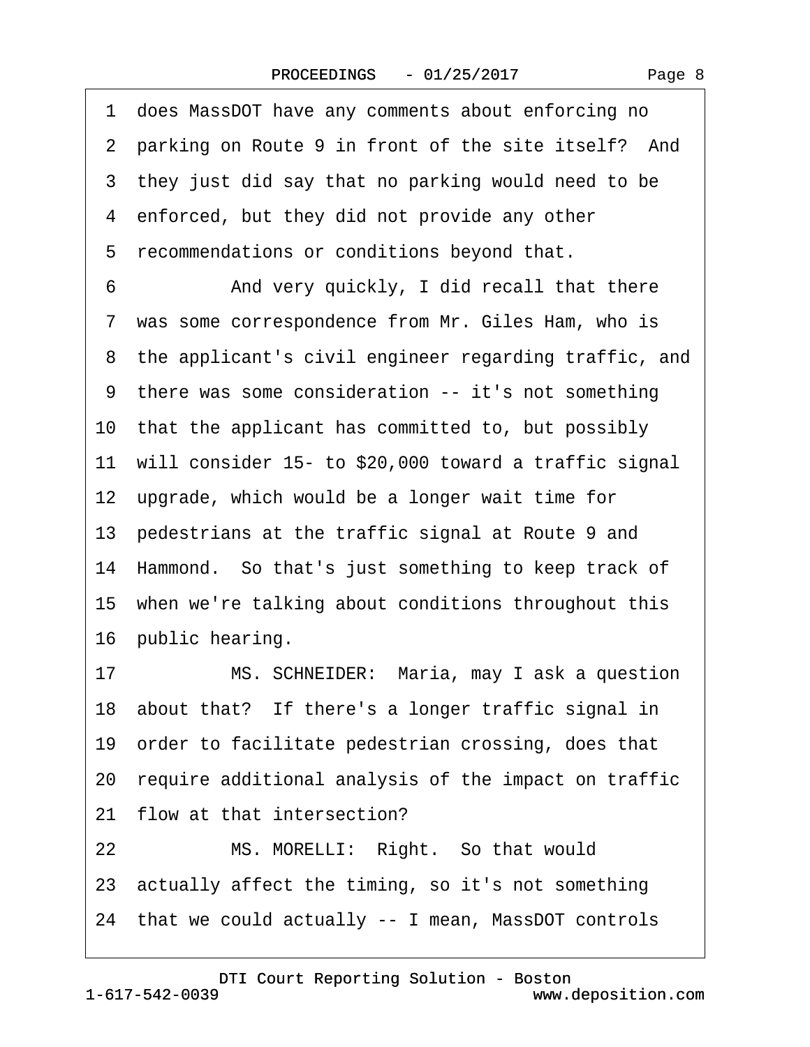1 does MassDOT have any comments about enforcing no
2 parking on Route 9 in front of the site itself? And
3 they just did say that no parking would need to be
4 enforced, but they did not provide any other
5 recommendations or conditions beyond that.
6 And very quickly, I did recall that there
7 was some correspondence from Mr. Giles Ham, who is
8 the applicant's civil engineer regarding traffic, and
9 there was some consideration -- it's not something
10 that the applicant has committed to, but possibly
11 will consider 15- to $20,000 toward a traffic signal
12 upgrade, which would be a longer wait time for
13 pedestrians at the traffic signal at Route 9 and
14 Hammond. So that's just something to keep track of
15 when we're talking about conditions throughout this
16 public hearing.
17 MS. SCHNEIDER: Maria, may I ask a question
18 about that? If there's a longer traffic signal in
19 order to facilitate pedestrian crossing, does that
20 require additional analysis of the impact on traffic
21 flow at that intersection?
22 MS. MORELLI: Right. So that would
23 actually affect the timing, so it's not something
24 that we could actually -- I mean, MassDOT controls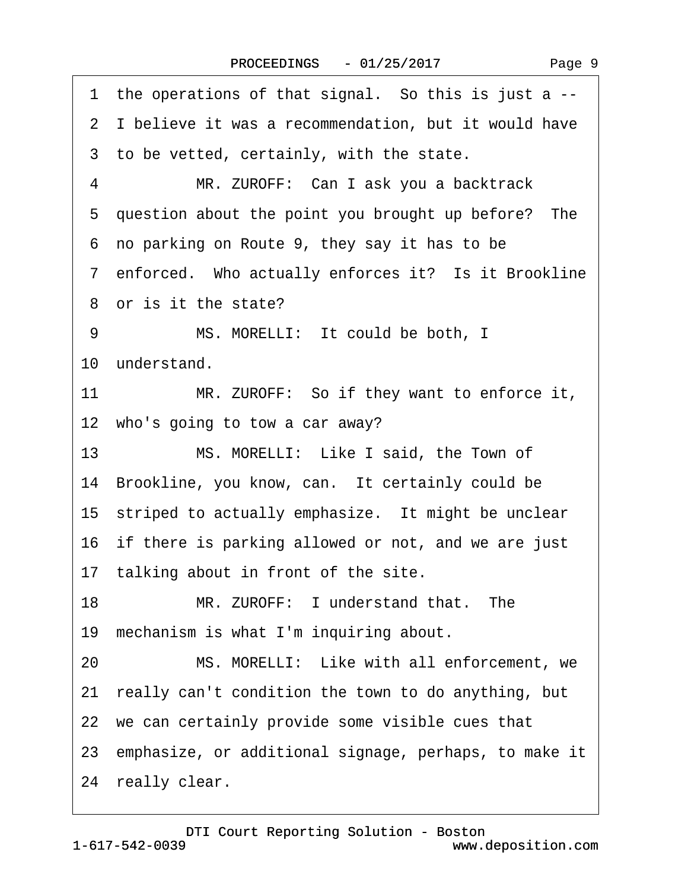1 the operations of that signal. So this is just a --

2 I believe it was a recommendation, but it would have

3 to be vetted, certainly, with the state.

4 MR. ZUROFF: Can I ask you a backtrack

5 question about the point you brought up before? The

6 no parking on Route 9, they say it has to be

7 enforced. Who actually enforces it? Is it Brookline

8 or is it the state?

9 MS. MORELLI: It could be both, I

10 understand.

11 MR. ZUROFF: So if they want to enforce it,

12 who's going to tow a car away?

13 MS. MORELLI: Like I said, the Town of

14 Brookline, you know, can. It certainly could be

15 striped to actually emphasize. It might be unclear

16 if there is parking allowed or not, and we are just

17 talking about in front of the site.

18 MR. ZUROFF: I understand that. The

19 mechanism is what I'm inquiring about.

20 MS. MORELLI: Like with all enforcement, we

21 really can't condition the town to do anything, but

22 we can certainly provide some visible cues that

23 emphasize, or additional signage, perhaps, to make it

24 really clear.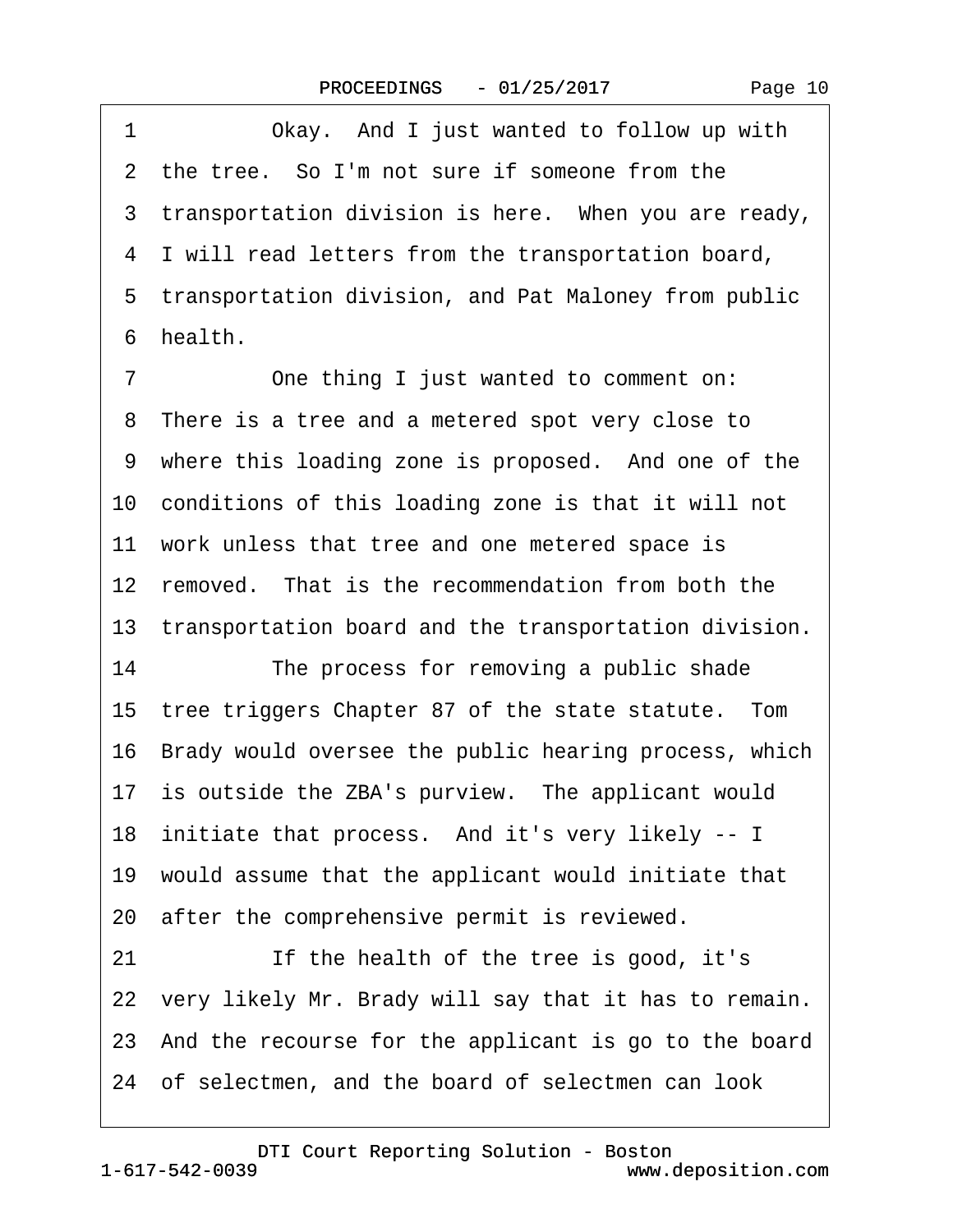1 Okay. And I just wanted to follow up with
2 the tree. So I'm not sure if someone from the
3 transportation division is here. When you are ready,
4 I will read letters from the transportation board,
5 transportation division, and Pat Maloney from public
6 health.
7 One thing I just wanted to comment on:
8 There is a tree and a metered spot very close to
9 where this loading zone is proposed. And one of the
10 conditions of this loading zone is that it will not
11 work unless that tree and one metered space is
12 removed. That is the recommendation from both the
13 transportation board and the transportation division.
14 The process for removing a public shade
15 tree triggers Chapter 87 of the state statute. Tom
16 Brady would oversee the public hearing process, which
17 is outside the ZBA's purview. The applicant would
18 initiate that process. And it's very likely -- I
19 would assume that the applicant would initiate that
20 after the comprehensive permit is reviewed.
21 If the health of the tree is good, it's
22 very likely Mr. Brady will say that it has to remain.
23 And the recourse for the applicant is go to the board
24 of selectmen, and the board of selectmen can look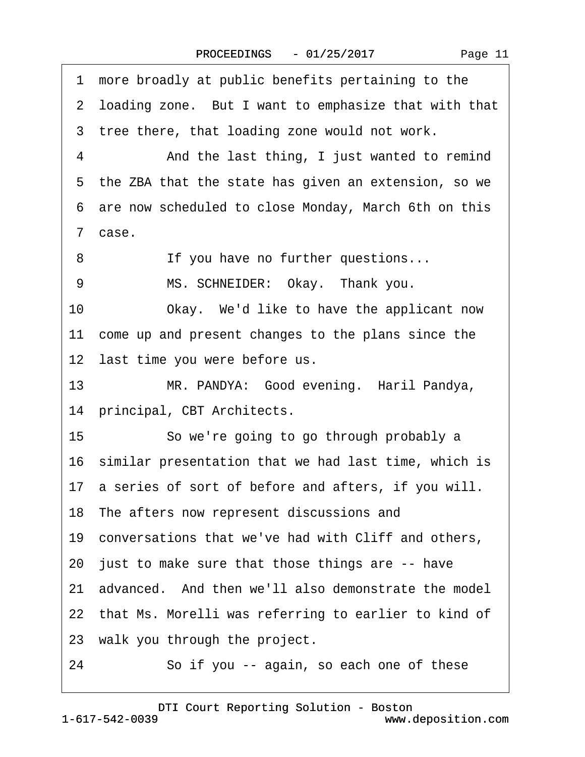1 more broadly at public benefits pertaining to the
2 loading zone. But I want to emphasize that with that
3 tree there, that loading zone would not work.

4 And the last thing, I just wanted to remind
5 the ZBA that the state has given an extension, so we
6 are now scheduled to close Monday, March 6th on this
7 case.

8 If you have no further questions...

9 MS. SCHNEIDER: Okay. Thank you.

10 Okay. We'd like to have the applicant now
11 come up and present changes to the plans since the
12 last time you were before us.

13 MR. PANDYA: Good evening. Haril Pandya,
14 principal, CBT Architects.

15 So we're going to go through probably a
16 similar presentation that we had last time, which is
17 a series of sort of before and afters, if you will.
18 The afters now represent discussions and
19 conversations that we've had with Cliff and others,
20 just to make sure that those things are -- have
21 advanced. And then we'll also demonstrate the model
22 that Ms. Morelli was referring to earlier to kind of
23 walk you through the project.

24 So if you -- again, so each one of these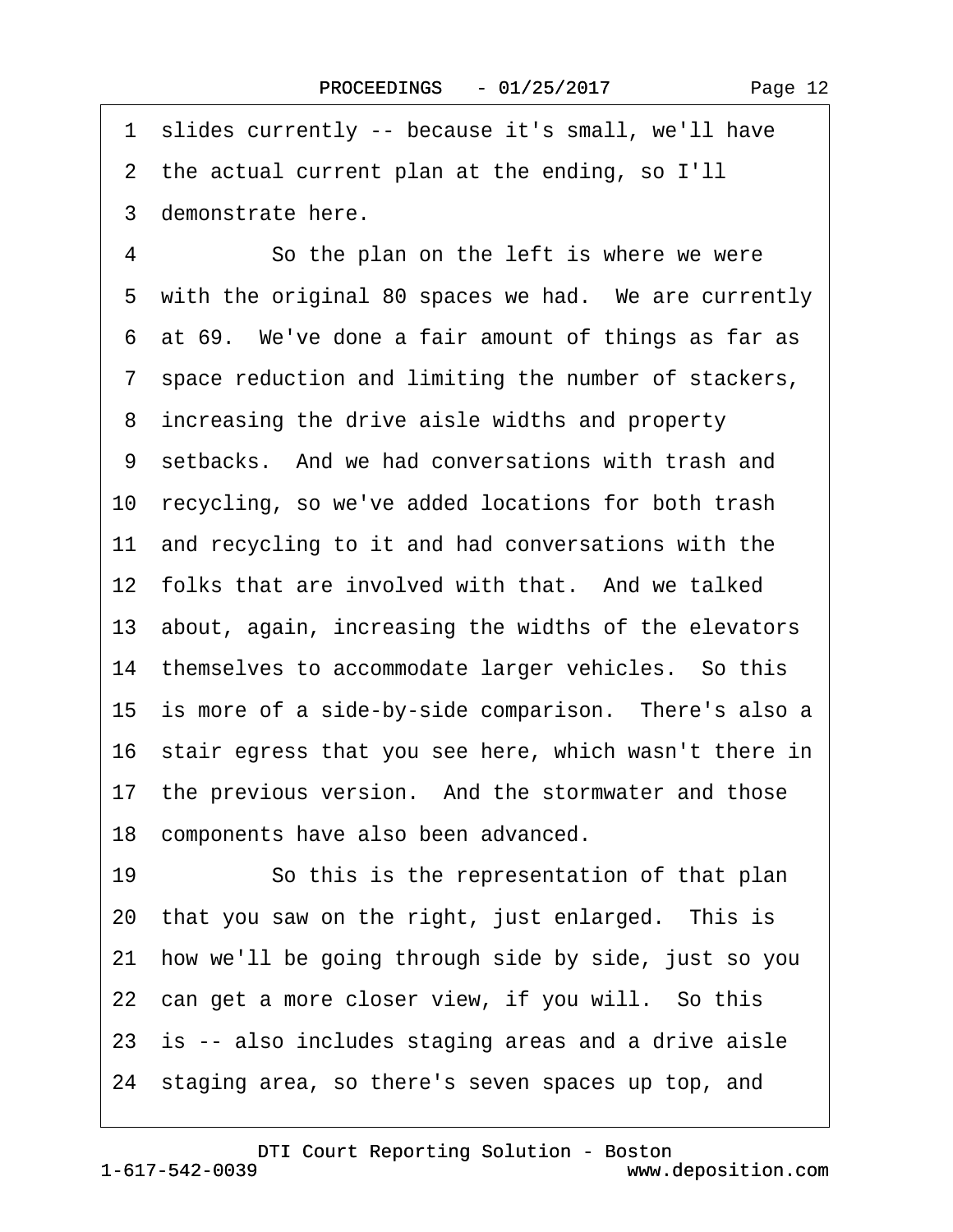1 slides currently -- because it's small, we'll have
2 the actual current plan at the ending, so I'll
3 demonstrate here.

4 So the plan on the left is where we were
5 with the original 80 spaces we had. We are currently
6 at 69. We've done a fair amount of things as far as
7 space reduction and limiting the number of stackers,
8 increasing the drive aisle widths and property
9 setbacks. And we had conversations with trash and
10 recycling, so we've added locations for both trash
11 and recycling to it and had conversations with the
12 folks that are involved with that. And we talked
13 about, again, increasing the widths of the elevators
14 themselves to accommodate larger vehicles. So this
15 is more of a side-by-side comparison. There's also a
16 stair egress that you see here, which wasn't there in
17 the previous version. And the stormwater and those
18 components have also been advanced.

19 So this is the representation of that plan
20 that you saw on the right, just enlarged. This is
21 how we'll be going through side by side, just so you
22 can get a more closer view, if you will. So this
23 is -- also includes staging areas and a drive aisle
24 staging area, so there's seven spaces up top, and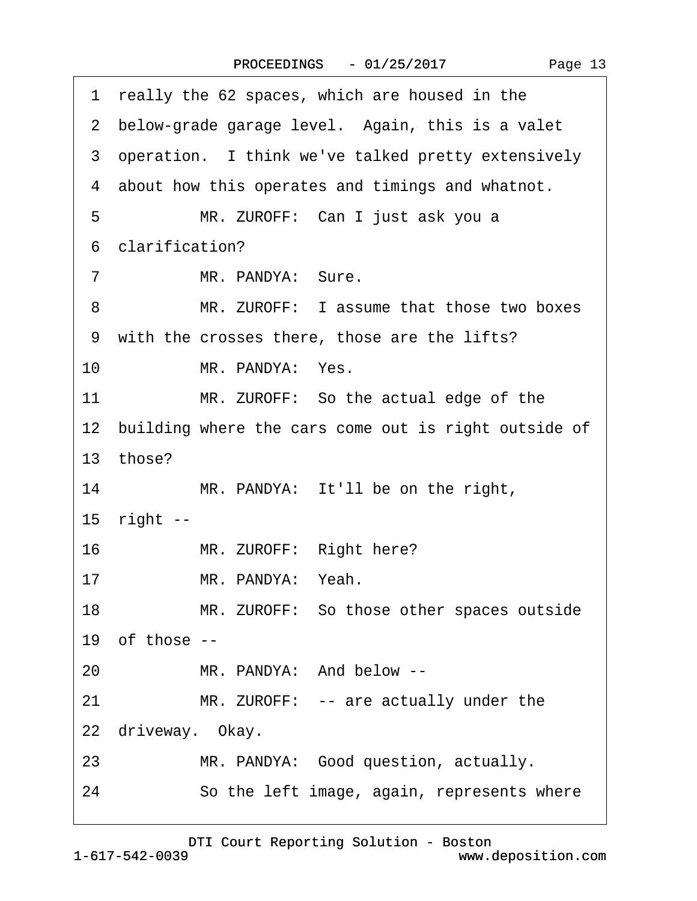1 really the 62 spaces, which are housed in the

2 below-grade garage level. Again, this is a valet

3 operation. I think we've talked pretty extensively

4 about how this operates and timings and whatnot.

5 MR. ZUROFF: Can I just ask you a

6 clarification?

7 MR. PANDYA: Sure.

8 MR. ZUROFF: I assume that those two boxes

9 with the crosses there, those are the lifts?

10 MR. PANDYA: Yes.

11 MR. ZUROFF: So the actual edge of the

12 building where the cars come out is right outside of

13 those?

14 MR. PANDYA: It'll be on the right,

15 right --

16 MR. ZUROFF: Right here?

17 MR. PANDYA: Yeah.

18 MR. ZUROFF: So those other spaces outside

19 of those --

20 MR. PANDYA: And below --

21 MR. ZUROFF: -- are actually under the

22 driveway. Okay.

23 MR. PANDYA: Good question, actually.

24 So the left image, again, represents where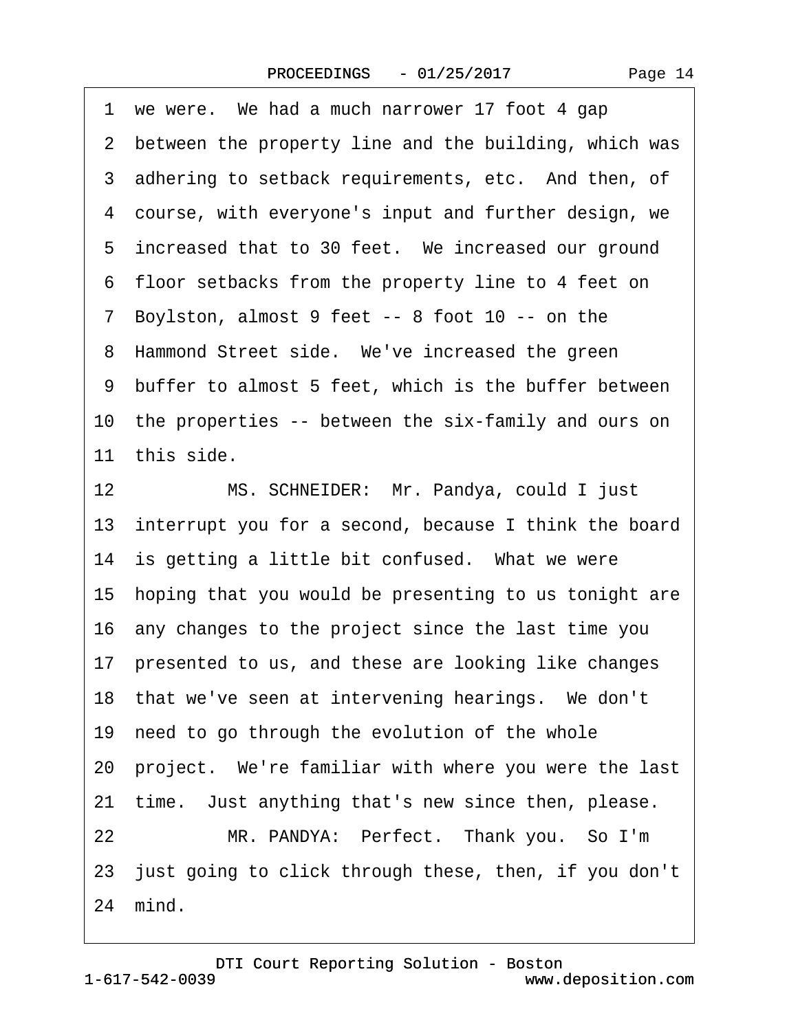1 we were. We had a much narrower 17 foot 4 gap
2 between the property line and the building, which was
3 adhering to setback requirements, etc. And then, of
4 course, with everyone's input and further design, we
5 increased that to 30 feet. We increased our ground
6 floor setbacks from the property line to 4 feet on
7 Boylston, almost 9 feet -- 8 foot 10 -- on the
8 Hammond Street side. We've increased the green
9 buffer to almost 5 feet, which is the buffer between
10 the properties -- between the six-family and ours on
11 this side.
12 MS. SCHNEIDER: Mr. Pandya, could I just
13 interrupt you for a second, because I think the board
14 is getting a little bit confused. What we were
15 hoping that you would be presenting to us tonight are
16 any changes to the project since the last time you
17 presented to us, and these are looking like changes
18 that we've seen at intervening hearings. We don't
19 need to go through the evolution of the whole
20 project. We're familiar with where you were the last
21 time. Just anything that's new since then, please.
22 MR. PANDYA: Perfect. Thank you. So I'm
23 just going to click through these, then, if you don't
24 mind.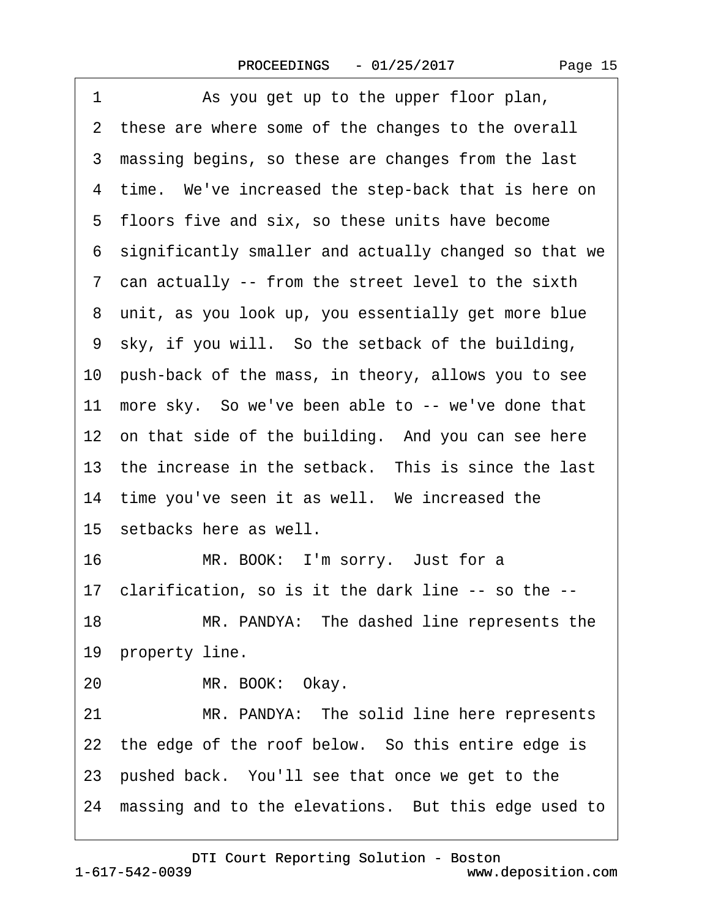1 As you get up to the upper floor plan,
2 these are where some of the changes to the overall
3 massing begins, so these are changes from the last
4 time. We've increased the step-back that is here on
5 floors five and six, so these units have become
6 significantly smaller and actually changed so that we
7 can actually -- from the street level to the sixth
8 unit, as you look up, you essentially get more blue
9 sky, if you will. So the setback of the building,
10 push-back of the mass, in theory, allows you to see
11 more sky. So we've been able to -- we've done that
12 on that side of the building. And you can see here
13 the increase in the setback. This is since the last
14 time you've seen it as well. We increased the
15 setbacks here as well.
16 MR. BOOK: I'm sorry. Just for a
17 clarification, so is it the dark line -- so the --
18 MR. PANDYA: The dashed line represents the
19 property line.
20 MR. BOOK: Okay.
21 MR. PANDYA: The solid line here represents
22 the edge of the roof below. So this entire edge is
23 pushed back. You'll see that once we get to the
24 massing and to the elevations. But this edge used to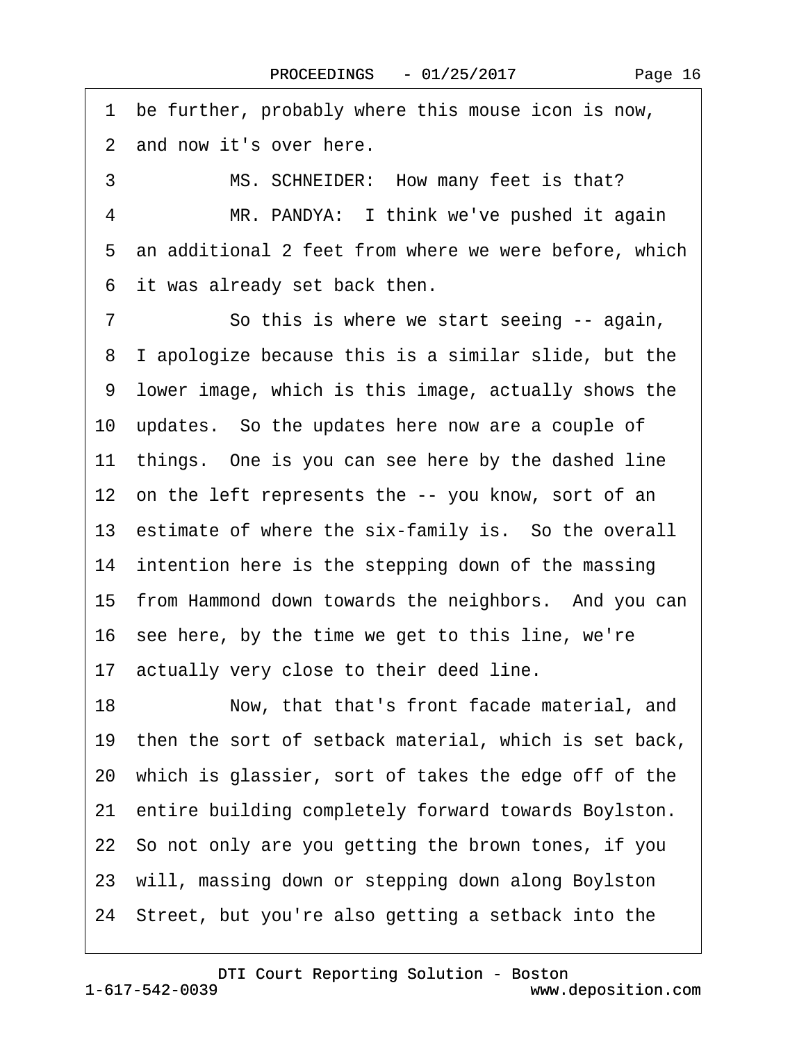1 be further, probably where this mouse icon is now,

2 and now it's over here.

3 MS. SCHNEIDER: How many feet is that?

4 MR. PANDYA: I think we've pushed it again

5 an additional 2 feet from where we were before, which

6 it was already set back then.

7 So this is where we start seeing -- again,

8 I apologize because this is a similar slide, but the

9 lower image, which is this image, actually shows the

10 updates. So the updates here now are a couple of

11 things. One is you can see here by the dashed line

12 on the left represents the -- you know, sort of an

13 estimate of where the six-family is. So the overall

14 intention here is the stepping down of the massing

15 from Hammond down towards the neighbors. And you can

16 see here, by the time we get to this line, we're

17 actually very close to their deed line.

18 Now, that that's front facade material, and

19 then the sort of setback material, which is set back,

20 which is glassier, sort of takes the edge off of the

21 entire building completely forward towards Boylston.

22 So not only are you getting the brown tones, if you

23 will, massing down or stepping down along Boylston

24 Street, but you're also getting a setback into the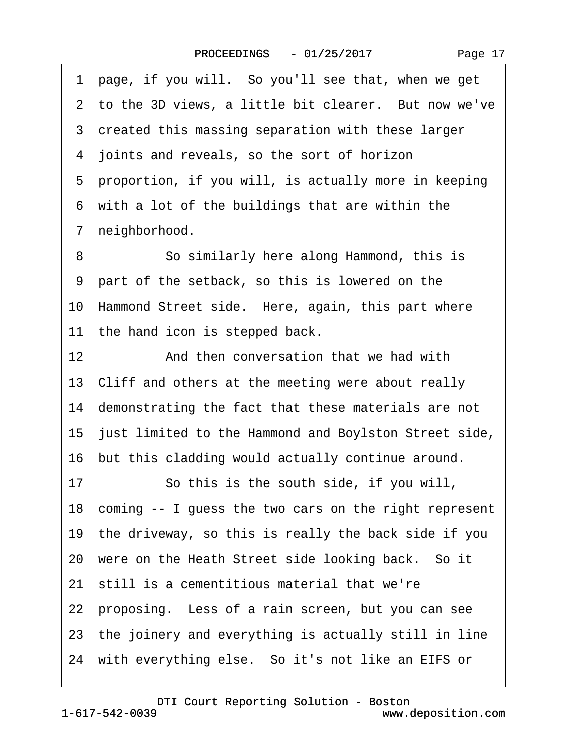1 page, if you will. So you'll see that, when we get
2 to the 3D views, a little bit clearer. But now we've
3 created this massing separation with these larger
4 joints and reveals, so the sort of horizon
5 proportion, if you will, is actually more in keeping
6 with a lot of the buildings that are within the
7 neighborhood.

8 So similarly here along Hammond, this is
9 part of the setback, so this is lowered on the
10 Hammond Street side. Here, again, this part where
11 the hand icon is stepped back.

12 And then conversation that we had with
13 Cliff and others at the meeting were about really
14 demonstrating the fact that these materials are not
15 just limited to the Hammond and Boylston Street side,
16 but this cladding would actually continue around.

17 So this is the south side, if you will,
18 coming -- I guess the two cars on the right represent
19 the driveway, so this is really the back side if you
20 were on the Heath Street side looking back. So it
21 still is a cementitious material that we're
22 proposing. Less of a rain screen, but you can see
23 the joinery and everything is actually still in line
24 with everything else. So it's not like an EIFS or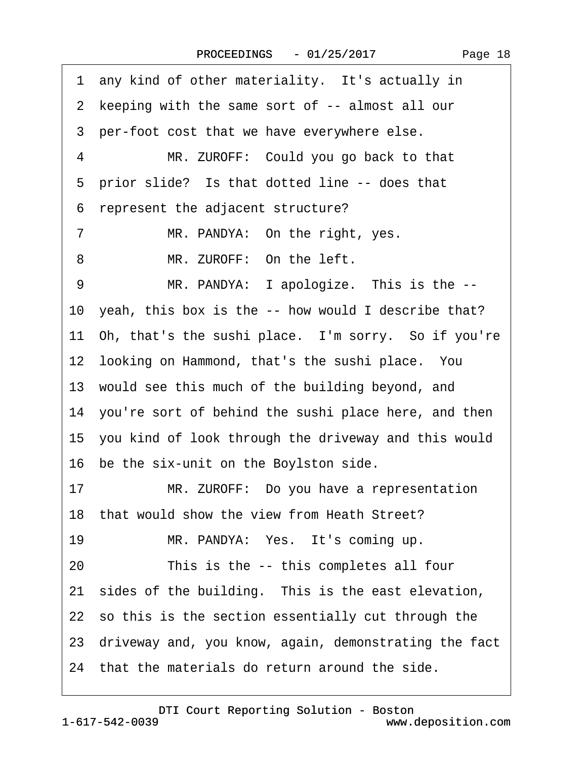1 any kind of other materiality. It's actually in
2 keeping with the same sort of -- almost all our
3 per-foot cost that we have everywhere else.
4 MR. ZUROFF: Could you go back to that
5 prior slide? Is that dotted line -- does that
6 represent the adjacent structure?
7 MR. PANDYA: On the right, yes.
8 MR. ZUROFF: On the left.
9 MR. PANDYA: I apologize. This is the --
10 yeah, this box is the -- how would I describe that?
11 Oh, that's the sushi place. I'm sorry. So if you're
12 looking on Hammond, that's the sushi place. You
13 would see this much of the building beyond, and
14 you're sort of behind the sushi place here, and then
15 you kind of look through the driveway and this would
16 be the six-unit on the Boylston side.
17 MR. ZUROFF: Do you have a representation
18 that would show the view from Heath Street?
19 MR. PANDYA: Yes. It's coming up.
20 This is the -- this completes all four
21 sides of the building. This is the east elevation,
22 so this is the section essentially cut through the
23 driveway and, you know, again, demonstrating the fact
24 that the materials do return around the side.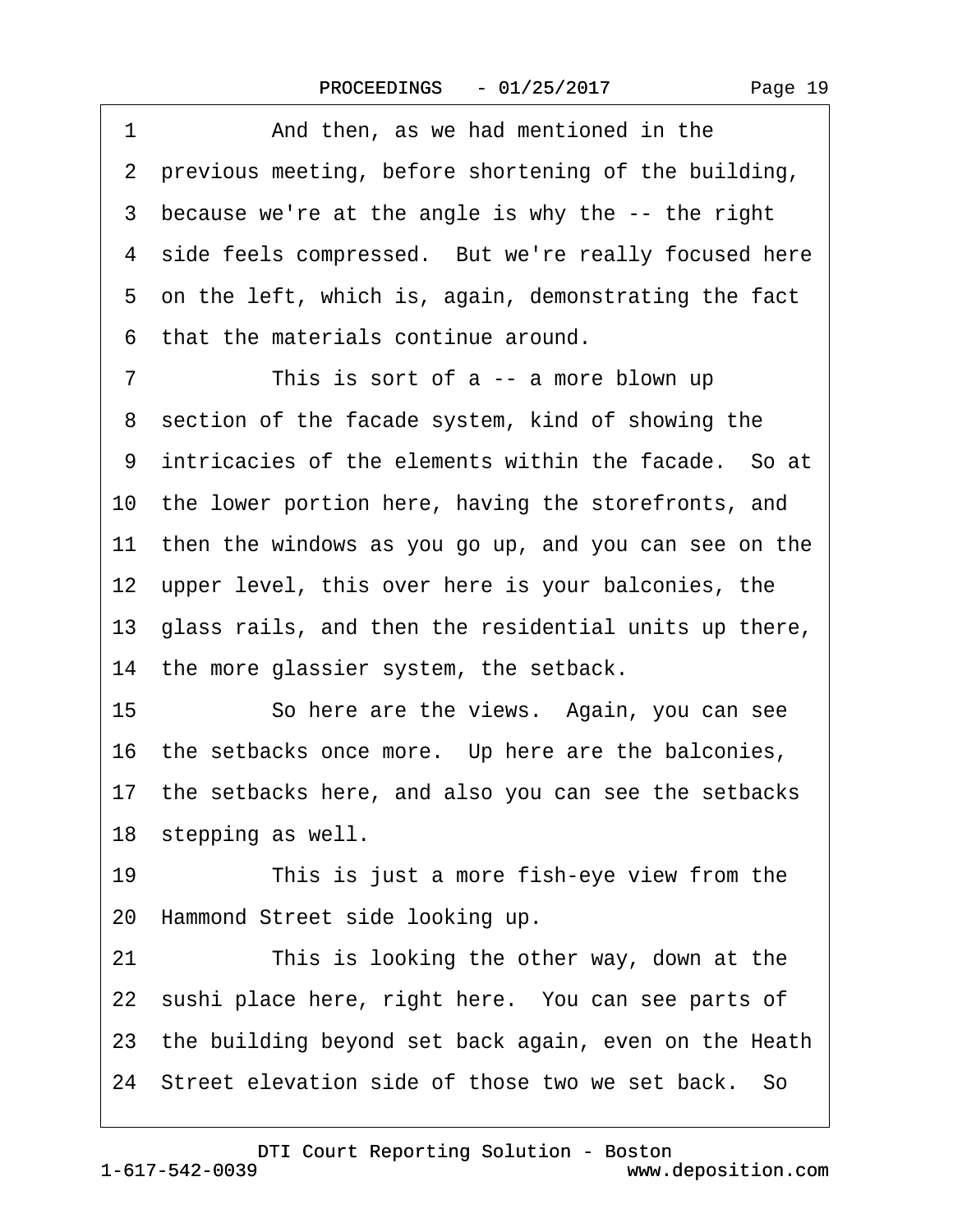1 And then, as we had mentioned in the
2 previous meeting, before shortening of the building,
3 because we're at the angle is why the -- the right
4 side feels compressed. But we're really focused here
5 on the left, which is, again, demonstrating the fact
6 that the materials continue around.
7 This is sort of a -- a more blown up
8 section of the facade system, kind of showing the
9 intricacies of the elements within the facade. So at
10 the lower portion here, having the storefronts, and
11 then the windows as you go up, and you can see on the
12 upper level, this over here is your balconies, the
13 glass rails, and then the residential units up there,
14 the more glassier system, the setback.
15 So here are the views. Again, you can see
16 the setbacks once more. Up here are the balconies,
17 the setbacks here, and also you can see the setbacks
18 stepping as well.
19 This is just a more fish-eye view from the
20 Hammond Street side looking up.
21 This is looking the other way, down at the
22 sushi place here, right here. You can see parts of
23 the building beyond set back again, even on the Heath
24 Street elevation side of those two we set back. So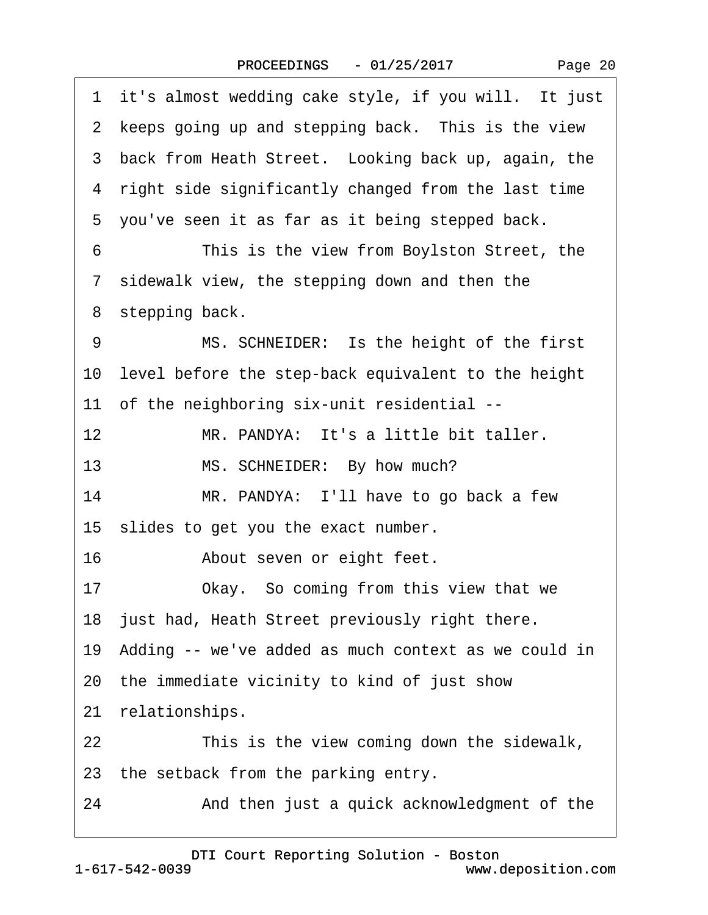1 it's almost wedding cake style, if you will. It just
2 keeps going up and stepping back. This is the view
3 back from Heath Street. Looking back up, again, the
4 right side significantly changed from the last time
5 you've seen it as far as it being stepped back.
6 This is the view from Boylston Street, the
7 sidewalk view, the stepping down and then the
8 stepping back.
9 MS. SCHNEIDER: Is the height of the first
10 level before the step-back equivalent to the height
11 of the neighboring six-unit residential --
12 MR. PANDYA: It's a little bit taller.
13 MS. SCHNEIDER: By how much?
14 MR. PANDYA: I'll have to go back a few
15 slides to get you the exact number.
16 About seven or eight feet.
17 Okay. So coming from this view that we
18 just had, Heath Street previously right there.
19 Adding -- we've added as much context as we could in
20 the immediate vicinity to kind of just show
21 relationships.
22 This is the view coming down the sidewalk,
23 the setback from the parking entry.
24 And then just a quick acknowledgment of the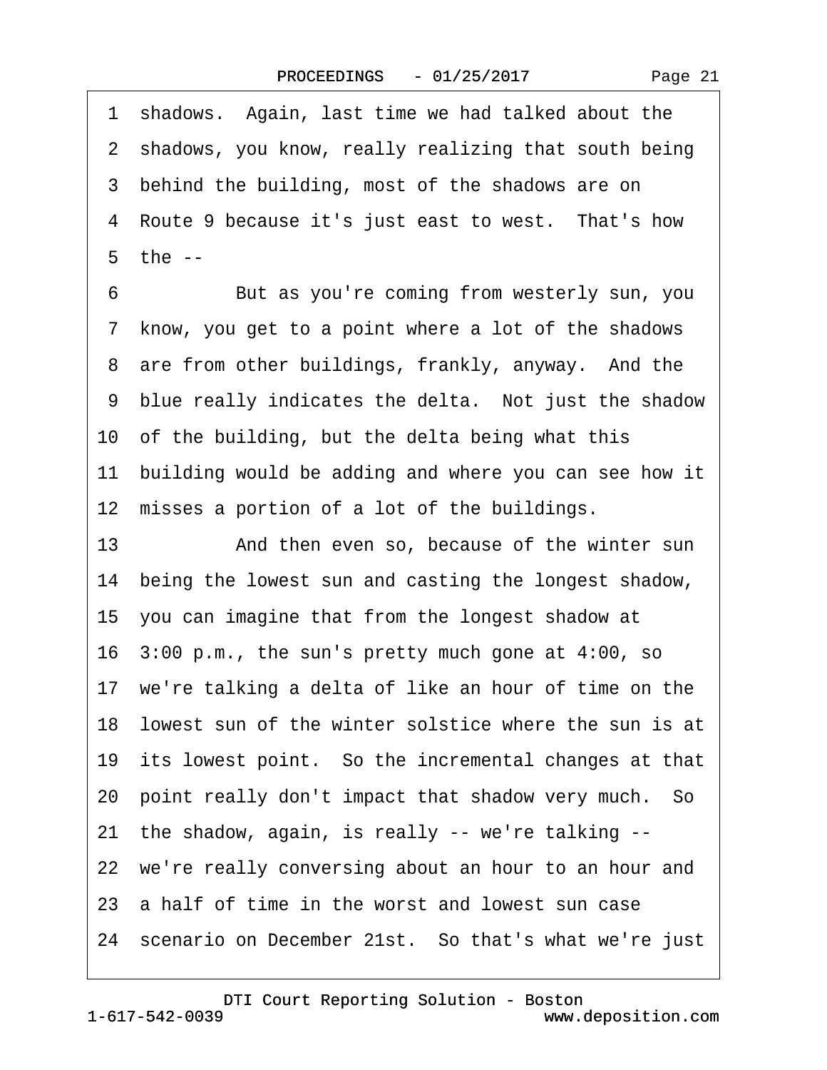1 shadows. Again, last time we had talked about the
2 shadows, you know, really realizing that south being
3 behind the building, most of the shadows are on
4 Route 9 because it's just east to west. That's how
5 the --
6 But as you're coming from westerly sun, you
7 know, you get to a point where a lot of the shadows
8 are from other buildings, frankly, anyway. And the
9 blue really indicates the delta. Not just the shadow
10 of the building, but the delta being what this
11 building would be adding and where you can see how it
12 misses a portion of a lot of the buildings.
13 And then even so, because of the winter sun
14 being the lowest sun and casting the longest shadow,
15 you can imagine that from the longest shadow at
16 3:00 p.m., the sun's pretty much gone at 4:00, so
17 we're talking a delta of like an hour of time on the
18 lowest sun of the winter solstice where the sun is at
19 its lowest point. So the incremental changes at that
20 point really don't impact that shadow very much. So
21 the shadow, again, is really -- we're talking --
22 we're really conversing about an hour to an hour and
23 a half of time in the worst and lowest sun case
24 scenario on December 21st. So that's what we're just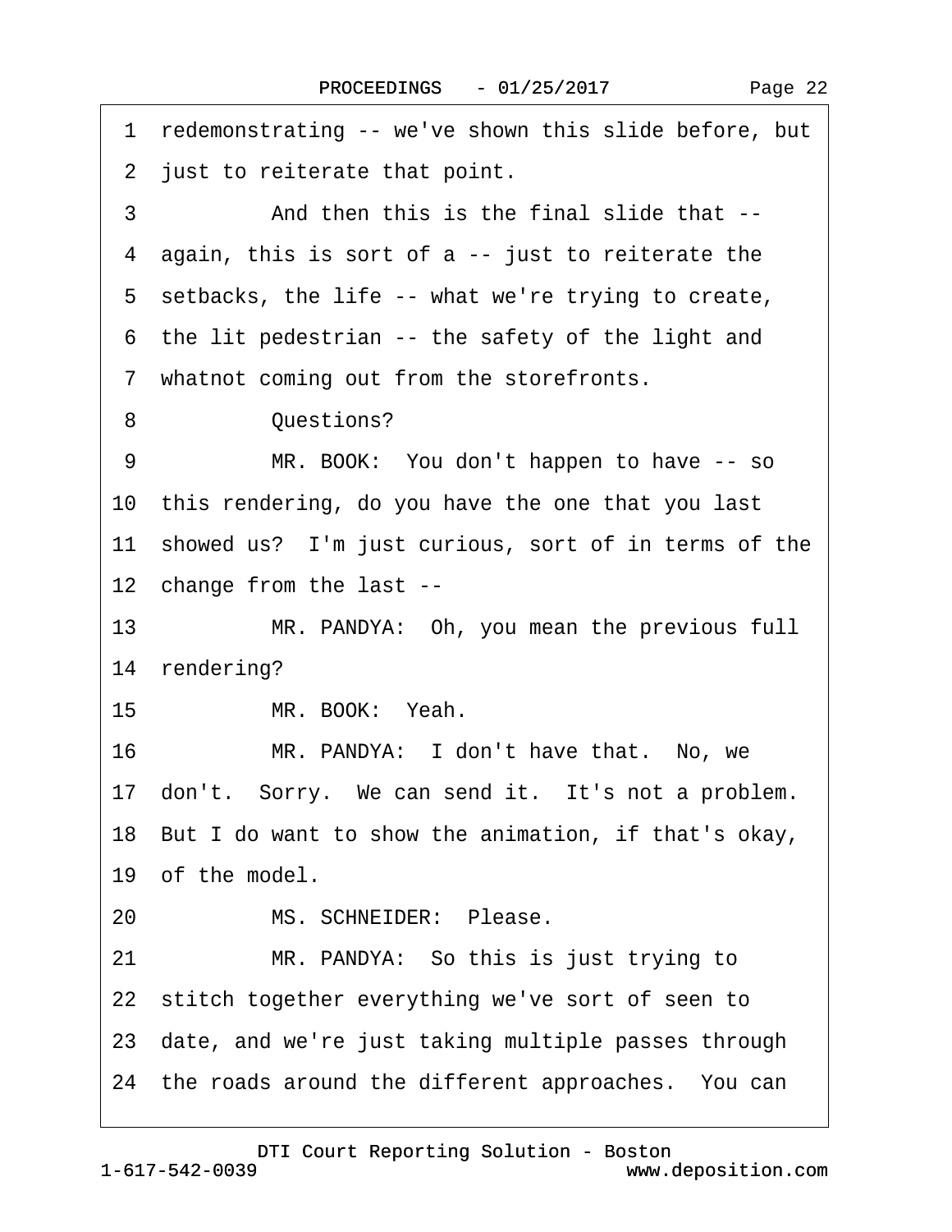1 redemonstrating -- we've shown this slide before, but
2 just to reiterate that point.
3 And then this is the final slide that --
4 again, this is sort of a -- just to reiterate the
5 setbacks, the life -- what we're trying to create,
6 the lit pedestrian -- the safety of the light and
7 whatnot coming out from the storefronts.
8 Questions?
9 MR. BOOK: You don't happen to have -- so
10 this rendering, do you have the one that you last
11 showed us? I'm just curious, sort of in terms of the
12 change from the last --
13 MR. PANDYA: Oh, you mean the previous full
14 rendering?
15 MR. BOOK: Yeah.
16 MR. PANDYA: I don't have that. No, we
17 don't. Sorry. We can send it. It's not a problem.
18 But I do want to show the animation, if that's okay,
19 of the model.
20 MS. SCHNEIDER: Please.
21 MR. PANDYA: So this is just trying to
22 stitch together everything we've sort of seen to
23 date, and we're just taking multiple passes through
24 the roads around the different approaches. You can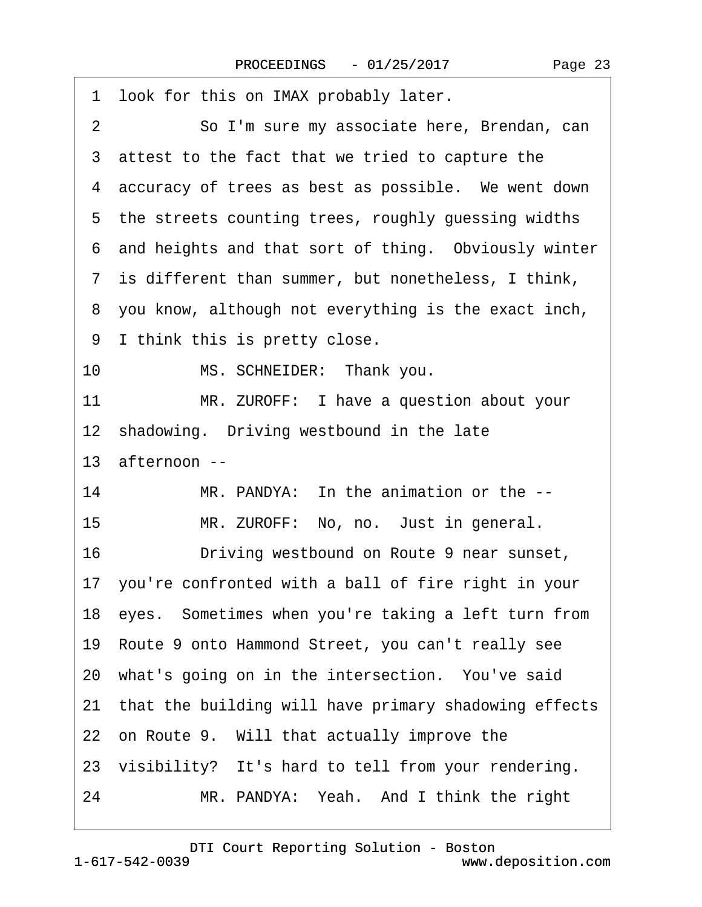1 look for this on IMAX probably later.

2 So I'm sure my associate here, Brendan, can

3 attest to the fact that we tried to capture the

4 accuracy of trees as best as possible. We went down

5 the streets counting trees, roughly guessing widths

6 and heights and that sort of thing. Obviously winter

7 is different than summer, but nonetheless, I think,

8 you know, although not everything is the exact inch,

9 I think this is pretty close.

10 MS. SCHNEIDER: Thank you.

11 MR. ZUROFF: I have a question about your

12 shadowing. Driving westbound in the late

13 afternoon --

14 MR. PANDYA: In the animation or the --

15 MR. ZUROFF: No, no. Just in general.

16 Driving westbound on Route 9 near sunset,

17 you're confronted with a ball of fire right in your

18 eyes. Sometimes when you're taking a left turn from

19 Route 9 onto Hammond Street, you can't really see

20 what's going on in the intersection. You've said

21 that the building will have primary shadowing effects

22 on Route 9. Will that actually improve the

23 visibility? It's hard to tell from your rendering.

24 MR. PANDYA: Yeah. And I think the right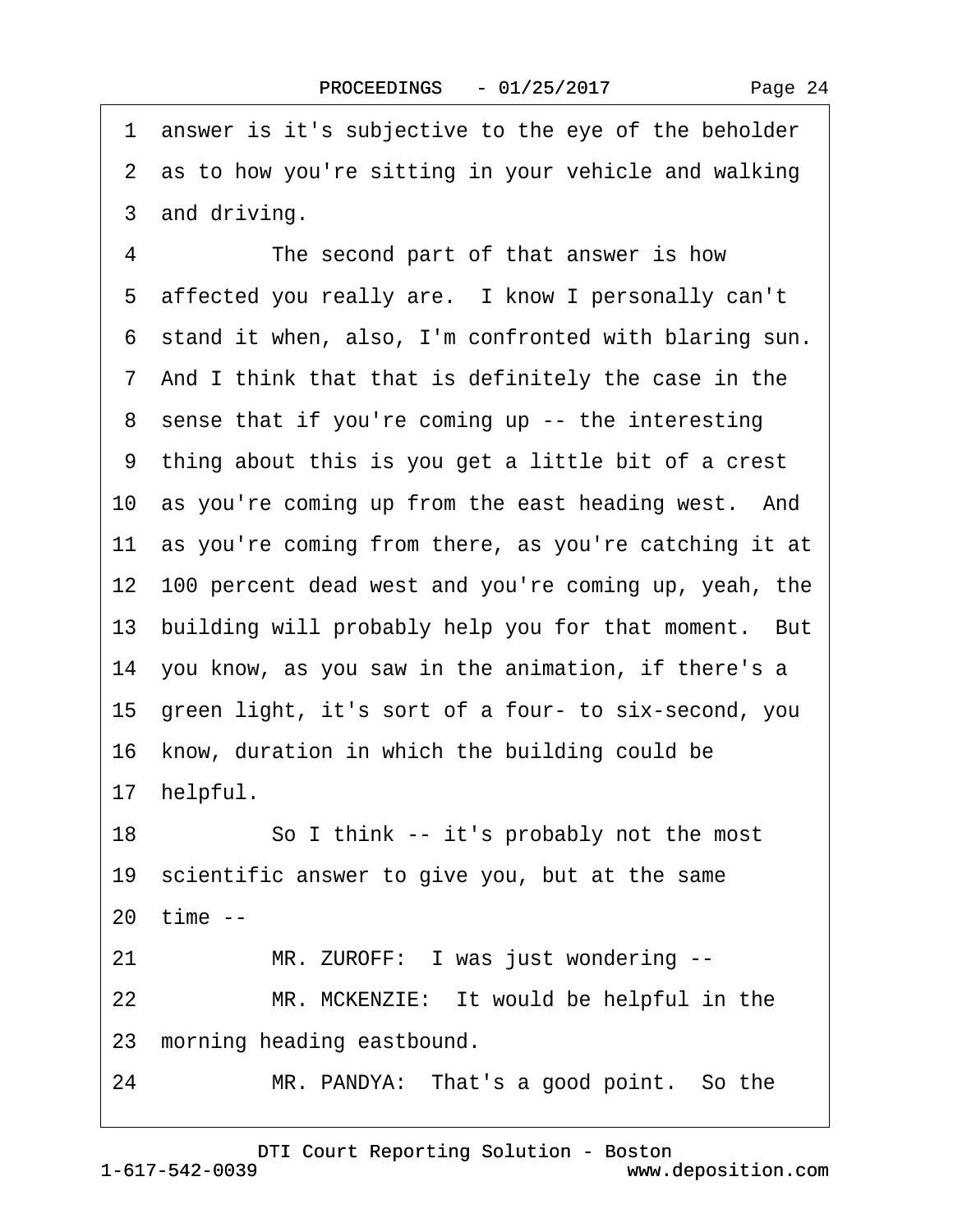1 answer is it's subjective to the eye of the beholder
2 as to how you're sitting in your vehicle and walking
3 and driving.

4 The second part of that answer is how
5 affected you really are. I know I personally can't
6 stand it when, also, I'm confronted with blaring sun.
7 And I think that that is definitely the case in the
8 sense that if you're coming up -- the interesting
9 thing about this is you get a little bit of a crest
10 as you're coming up from the east heading west. And
11 as you're coming from there, as you're catching it at
12 100 percent dead west and you're coming up, yeah, the
13 building will probably help you for that moment. But
14 you know, as you saw in the animation, if there's a
15 green light, it's sort of a four- to six-second, you
16 know, duration in which the building could be
17 helpful.

18 So I think -- it's probably not the most
19 scientific answer to give you, but at the same
20 time --

21 MR. ZUROFF: I was just wondering --

22 MR. MCKENZIE: It would be helpful in the
23 morning heading eastbound.

24 MR. PANDYA: That's a good point. So the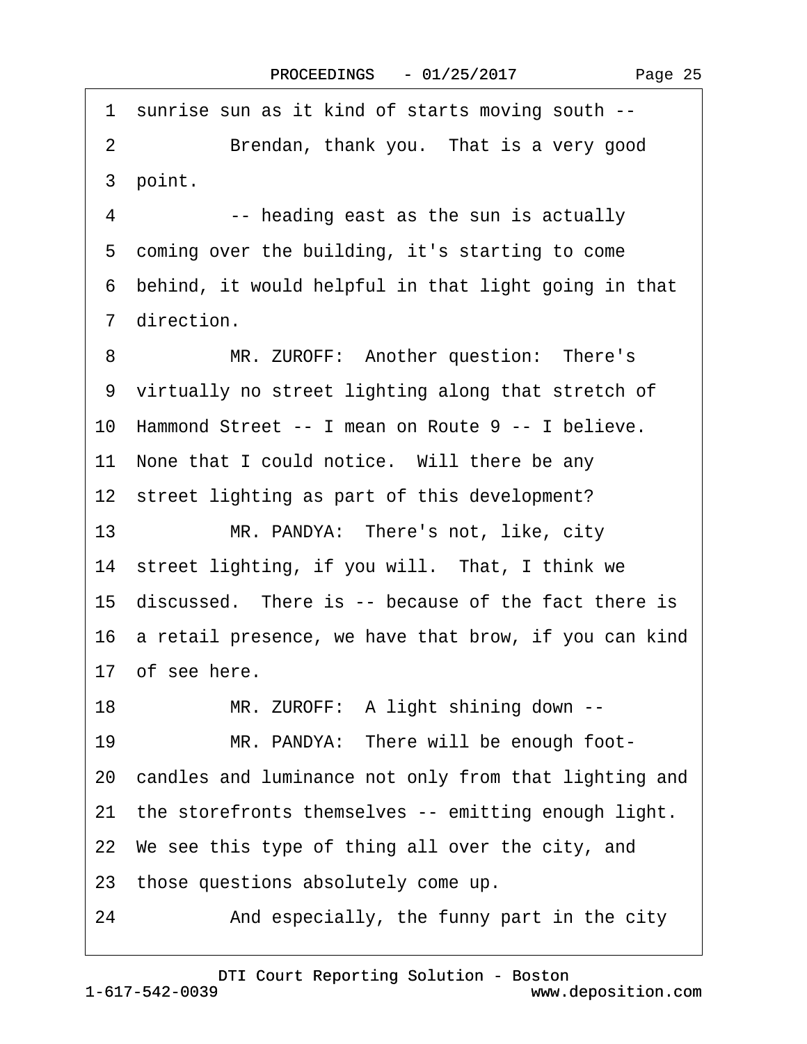1 sunrise sun as it kind of starts moving south --

2 Brendan, thank you. That is a very good

3 point.

4 -- heading east as the sun is actually

5 coming over the building, it's starting to come

6 behind, it would helpful in that light going in that

7 direction.

8 MR. ZUROFF: Another question: There's

9 virtually no street lighting along that stretch of

10 Hammond Street -- I mean on Route 9 -- I believe.

11 None that I could notice. Will there be any

12 street lighting as part of this development?

13 MR. PANDYA: There's not, like, city

14 street lighting, if you will. That, I think we

15 discussed. There is -- because of the fact there is

16 a retail presence, we have that brow, if you can kind

17 of see here.

18 MR. ZUROFF: A light shining down --

19 MR. PANDYA: There will be enough foot-

20 candles and luminance not only from that lighting and

21 the storefronts themselves -- emitting enough light.

22 We see this type of thing all over the city, and

23 those questions absolutely come up.

24 And especially, the funny part in the city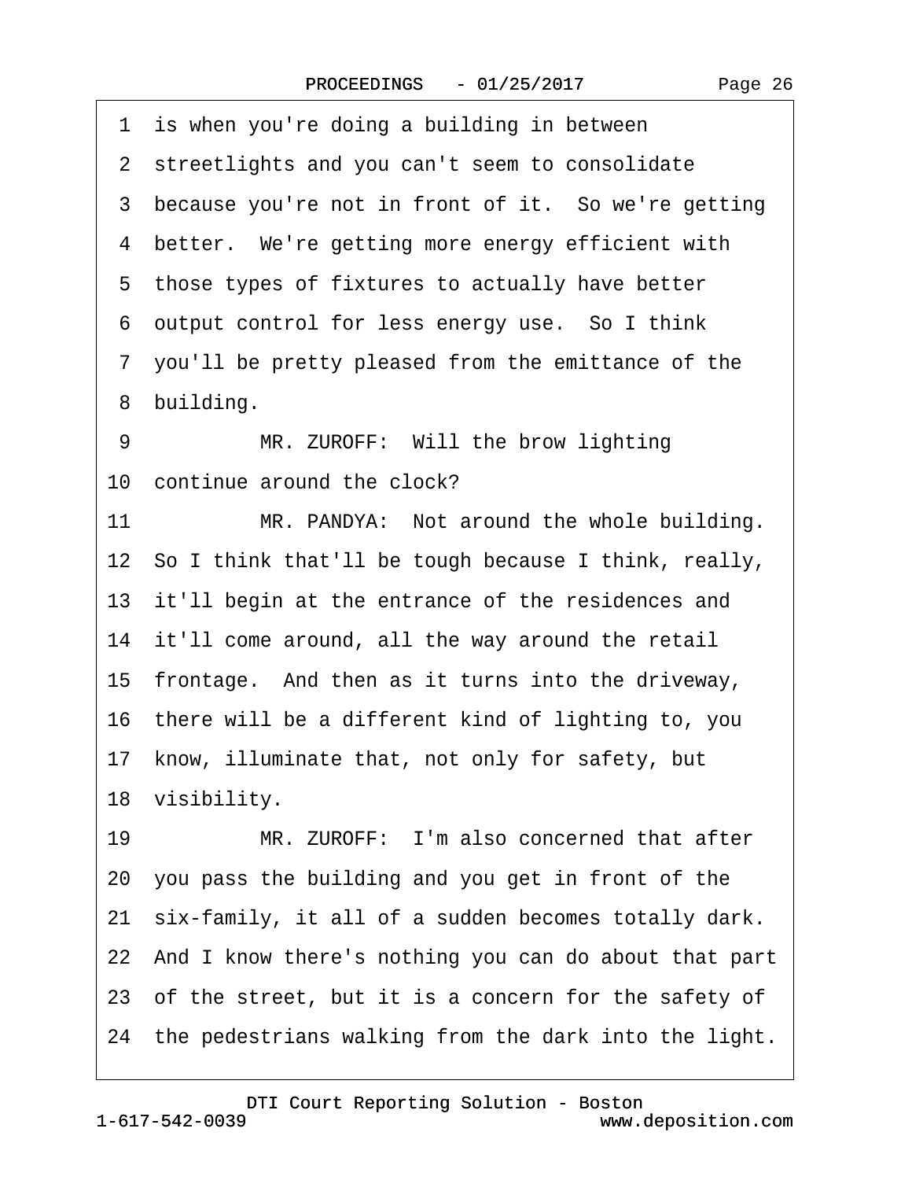1 is when you're doing a building in between
2 streetlights and you can't seem to consolidate
3 because you're not in front of it. So we're getting
4 better. We're getting more energy efficient with
5 those types of fixtures to actually have better
6 output control for less energy use. So I think
7 you'll be pretty pleased from the emittance of the
8 building.
9 MR. ZUROFF: Will the brow lighting
10 continue around the clock?
11 MR. PANDYA: Not around the whole building.
12 So I think that'll be tough because I think, really,
13 it'll begin at the entrance of the residences and
14 it'll come around, all the way around the retail
15 frontage. And then as it turns into the driveway,
16 there will be a different kind of lighting to, you
17 know, illuminate that, not only for safety, but
18 visibility.
19 MR. ZUROFF: I'm also concerned that after
20 you pass the building and you get in front of the
21 six-family, it all of a sudden becomes totally dark.
22 And I know there's nothing you can do about that part
23 of the street, but it is a concern for the safety of
24 the pedestrians walking from the dark into the light.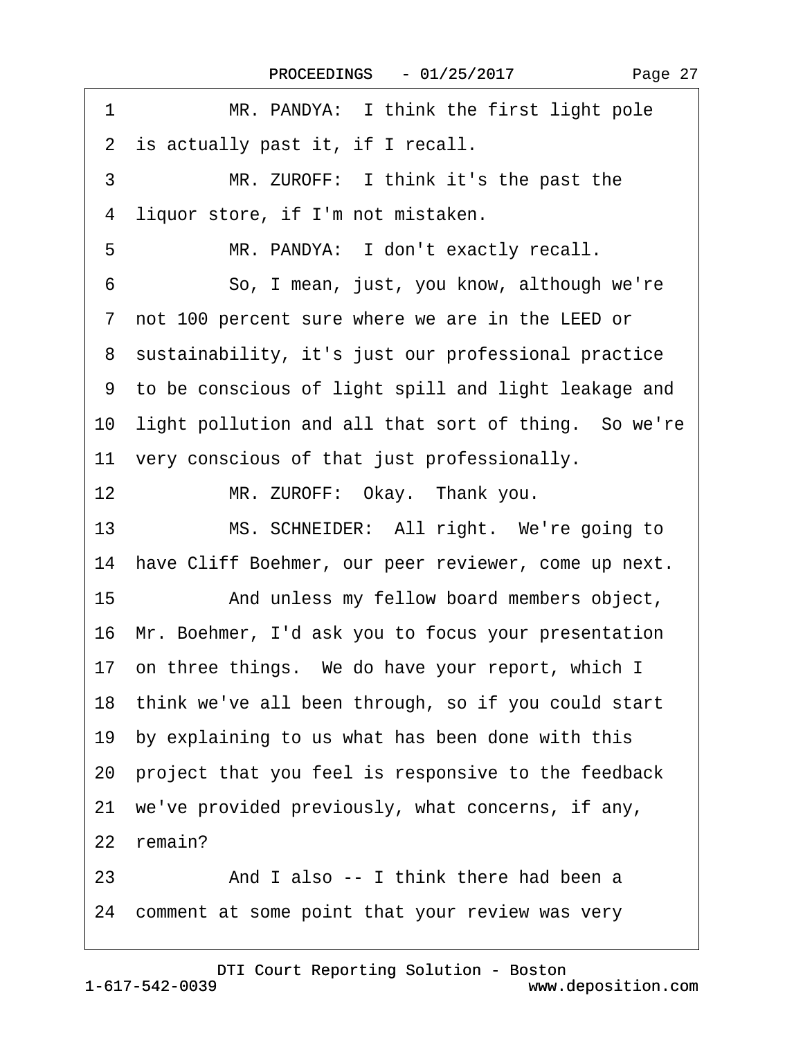1 MR. PANDYA: I think the first light pole
2 is actually past it, if I recall.
3 MR. ZUROFF: I think it's the past the
4 liquor store, if I'm not mistaken.
5 MR. PANDYA: I don't exactly recall.
6 So, I mean, just, you know, although we're
7 not 100 percent sure where we are in the LEED or
8 sustainability, it's just our professional practice
9 to be conscious of light spill and light leakage and
10 light pollution and all that sort of thing. So we're
11 very conscious of that just professionally.
12 MR. ZUROFF: Okay. Thank you.
13 MS. SCHNEIDER: All right. We're going to
14 have Cliff Boehmer, our peer reviewer, come up next.
15 And unless my fellow board members object,
16 Mr. Boehmer, I'd ask you to focus your presentation
17 on three things. We do have your report, which I
18 think we've all been through, so if you could start
19 by explaining to us what has been done with this
20 project that you feel is responsive to the feedback
21 we've provided previously, what concerns, if any,
22 remain?
23 And I also -- I think there had been a
24 comment at some point that your review was very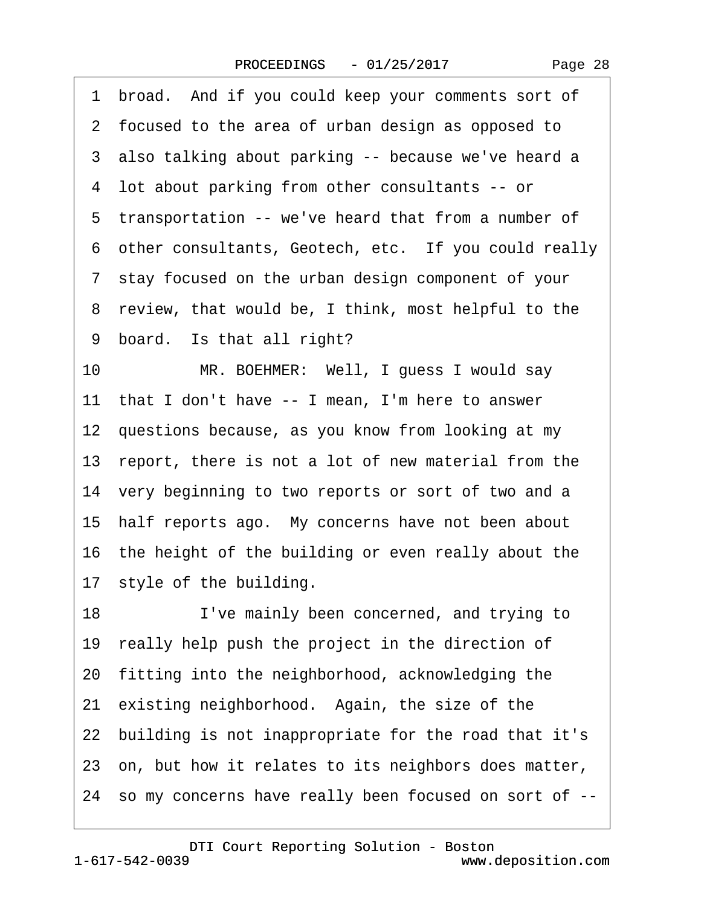1 broad. And if you could keep your comments sort of
2 focused to the area of urban design as opposed to
3 also talking about parking -- because we've heard a
4 lot about parking from other consultants -- or
5 transportation -- we've heard that from a number of
6 other consultants, Geotech, etc. If you could really
7 stay focused on the urban design component of your
8 review, that would be, I think, most helpful to the
9 board. Is that all right?
10 MR. BOEHMER: Well, I guess I would say
11 that I don't have -- I mean, I'm here to answer
12 questions because, as you know from looking at my
13 report, there is not a lot of new material from the
14 very beginning to two reports or sort of two and a
15 half reports ago. My concerns have not been about
16 the height of the building or even really about the
17 style of the building.
18 I've mainly been concerned, and trying to
19 really help push the project in the direction of
20 fitting into the neighborhood, acknowledging the
21 existing neighborhood. Again, the size of the
22 building is not inappropriate for the road that it's
23 on, but how it relates to its neighbors does matter,
24 so my concerns have really been focused on sort of --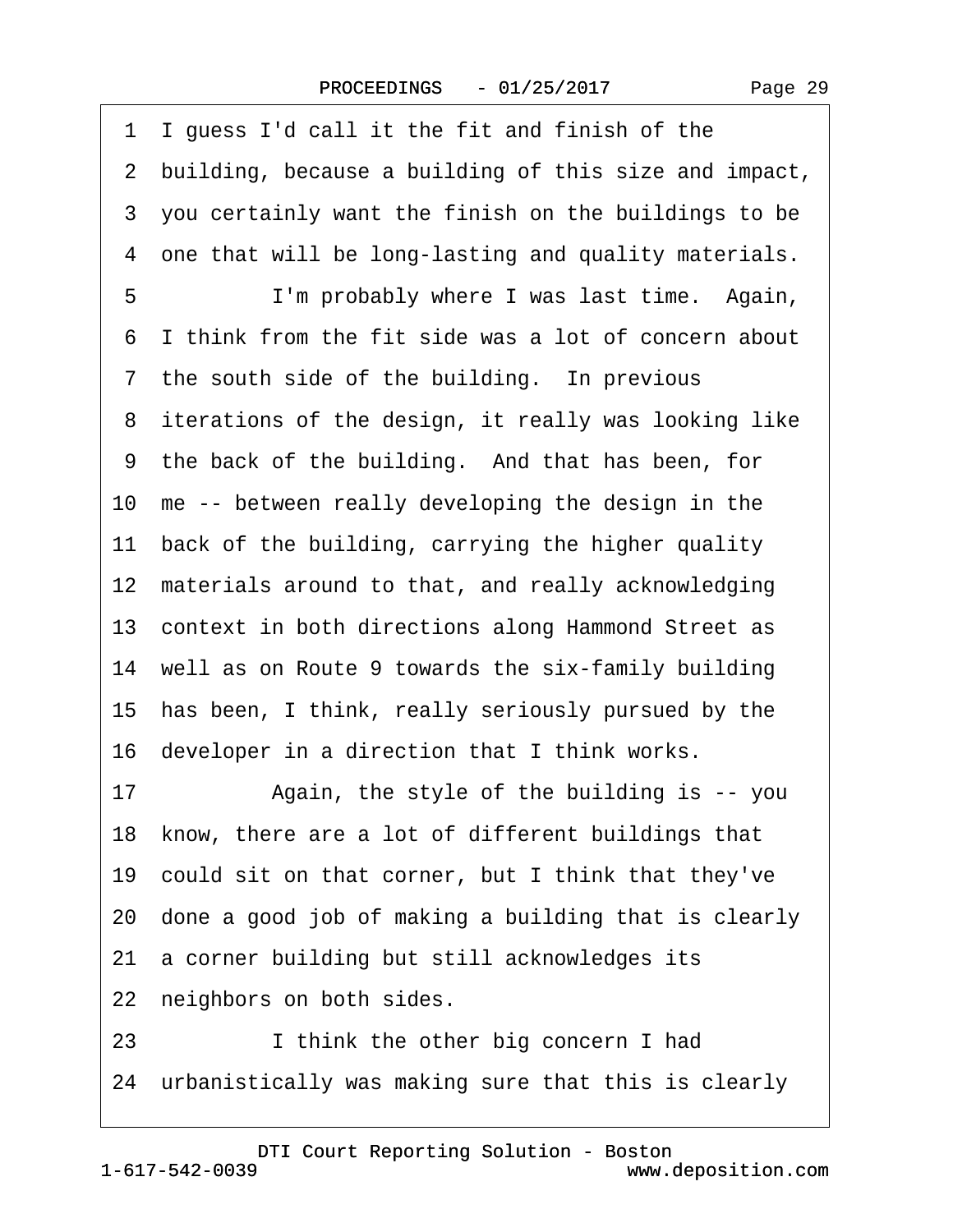1 I guess I'd call it the fit and finish of the
2 building, because a building of this size and impact,
3 you certainly want the finish on the buildings to be
4 one that will be long-lasting and quality materials.
5 I'm probably where I was last time. Again,
6 I think from the fit side was a lot of concern about
7 the south side of the building. In previous
8 iterations of the design, it really was looking like
9 the back of the building. And that has been, for
10 me -- between really developing the design in the
11 back of the building, carrying the higher quality
12 materials around to that, and really acknowledging
13 context in both directions along Hammond Street as
14 well as on Route 9 towards the six-family building
15 has been, I think, really seriously pursued by the
16 developer in a direction that I think works.
17 Again, the style of the building is -- you
18 know, there are a lot of different buildings that
19 could sit on that corner, but I think that they've
20 done a good job of making a building that is clearly
21 a corner building but still acknowledges its
22 neighbors on both sides.
23 I think the other big concern I had
24 urbanistically was making sure that this is clearly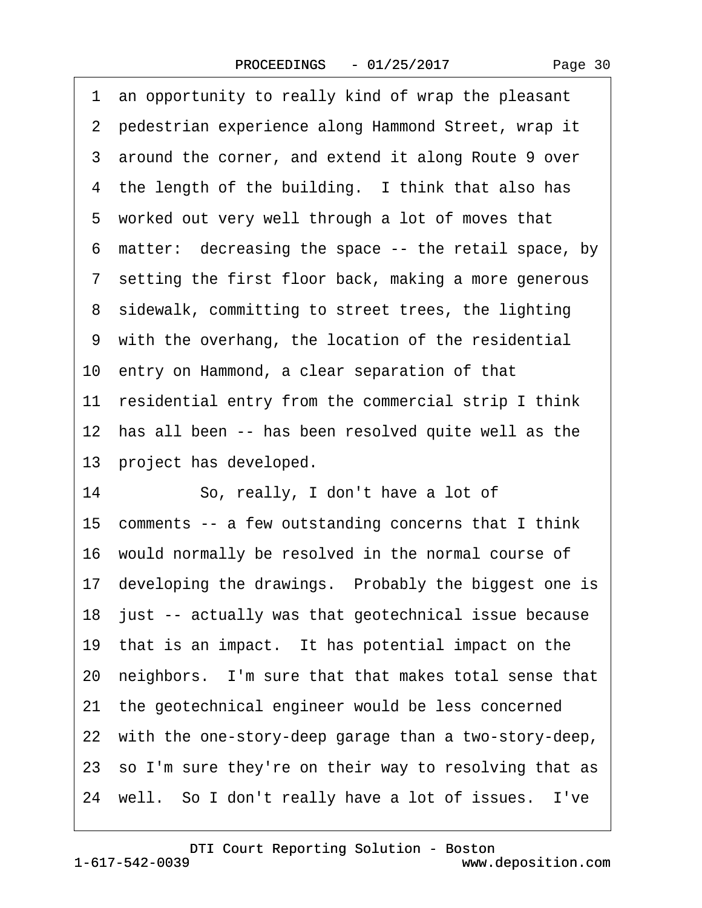1 an opportunity to really kind of wrap the pleasant
2 pedestrian experience along Hammond Street, wrap it
3 around the corner, and extend it along Route 9 over
4 the length of the building. I think that also has
5 worked out very well through a lot of moves that
6 matter: decreasing the space -- the retail space, by
7 setting the first floor back, making a more generous
8 sidewalk, committing to street trees, the lighting
9 with the overhang, the location of the residential
10 entry on Hammond, a clear separation of that
11 residential entry from the commercial strip I think
12 has all been -- has been resolved quite well as the
13 project has developed.
14 So, really, I don't have a lot of
15 comments -- a few outstanding concerns that I think
16 would normally be resolved in the normal course of
17 developing the drawings. Probably the biggest one is
18 just -- actually was that geotechnical issue because
19 that is an impact. It has potential impact on the
20 neighbors. I'm sure that that makes total sense that
21 the geotechnical engineer would be less concerned
22 with the one-story-deep garage than a two-story-deep,
23 so I'm sure they're on their way to resolving that as
24 well. So I don't really have a lot of issues. I've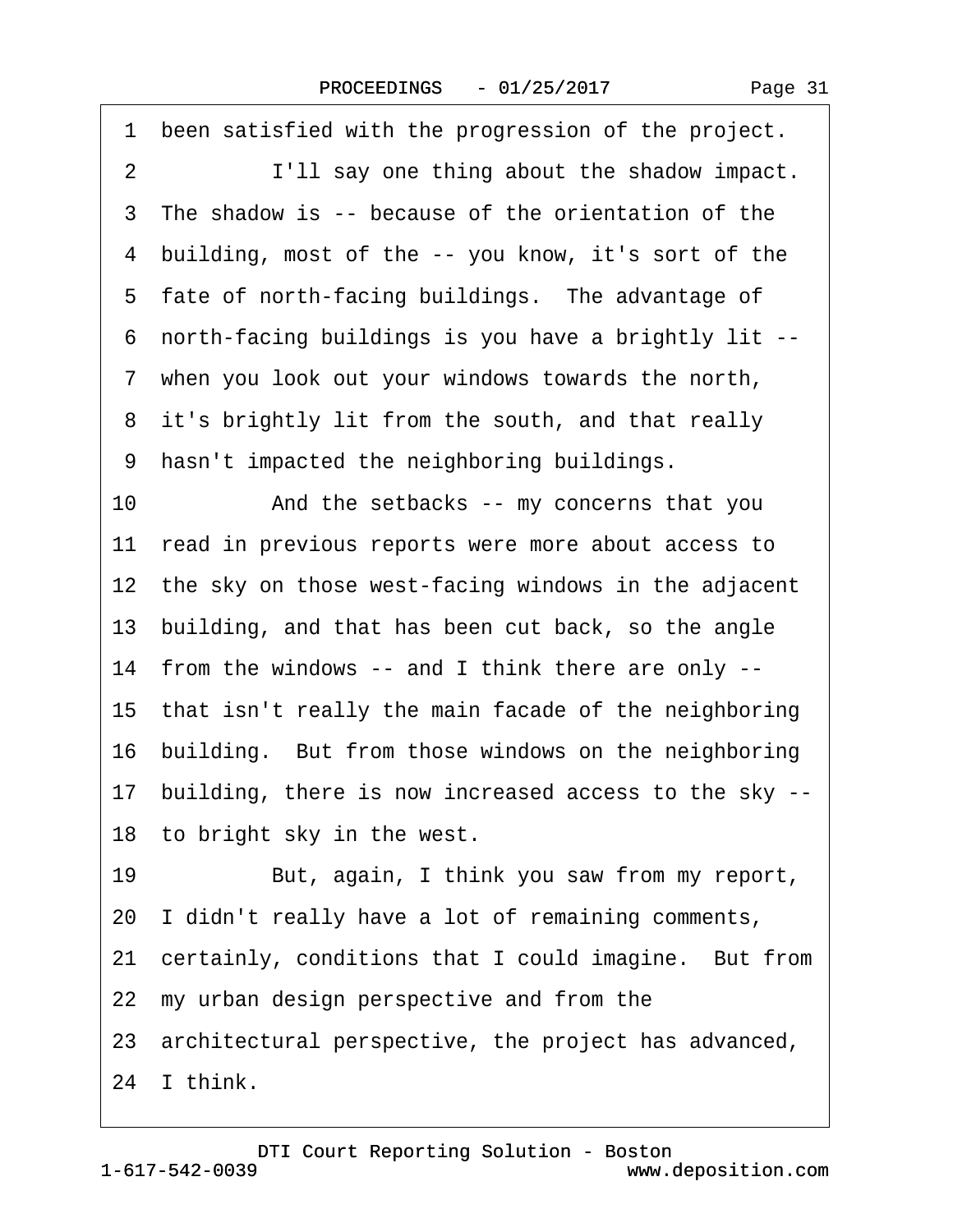1 been satisfied with the progression of the project.

2 I'll say one thing about the shadow impact.

3 The shadow is -- because of the orientation of the

4 building, most of the -- you know, it's sort of the

5 fate of north-facing buildings. The advantage of

6 north-facing buildings is you have a brightly lit --

7 when you look out your windows towards the north,

8 it's brightly lit from the south, and that really

9 hasn't impacted the neighboring buildings.

10 And the setbacks -- my concerns that you

11 read in previous reports were more about access to

12 the sky on those west-facing windows in the adjacent

13 building, and that has been cut back, so the angle

14 from the windows -- and I think there are only --

15 that isn't really the main facade of the neighboring

16 building. But from those windows on the neighboring

17 building, there is now increased access to the sky --

18 to bright sky in the west.

19 But, again, I think you saw from my report,

20 I didn't really have a lot of remaining comments,

21 certainly, conditions that I could imagine. But from

22 my urban design perspective and from the

23 architectural perspective, the project has advanced,

24 I think.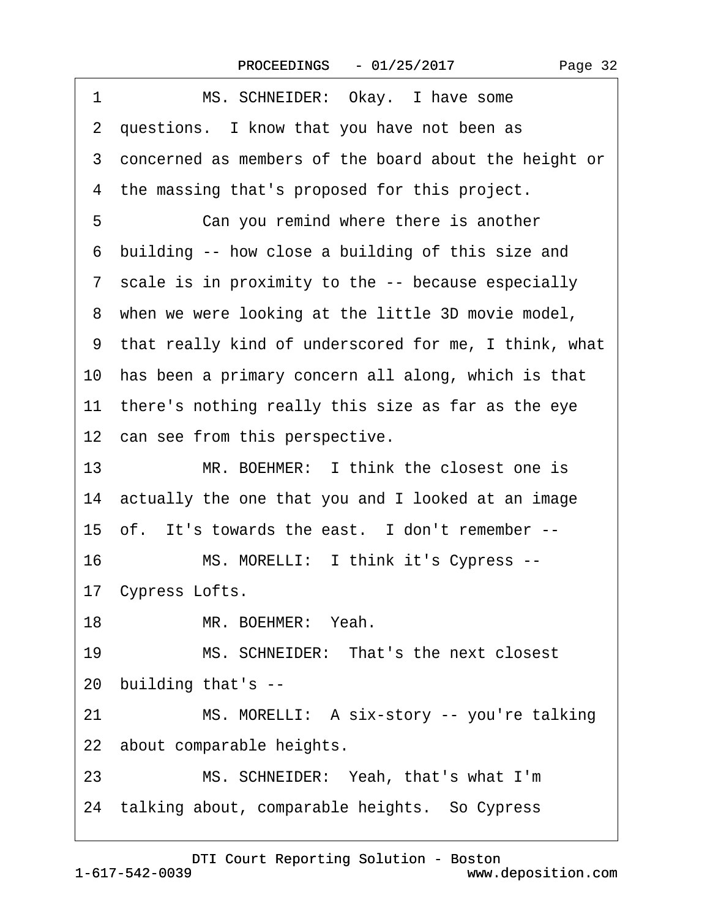1 MS. SCHNEIDER: Okay. I have some
2 questions. I know that you have not been as
3 concerned as members of the board about the height or
4 the massing that's proposed for this project.
5 Can you remind where there is another
6 building -- how close a building of this size and
7 scale is in proximity to the -- because especially
8 when we were looking at the little 3D movie model,
9 that really kind of underscored for me, I think, what
10 has been a primary concern all along, which is that
11 there's nothing really this size as far as the eye
12 can see from this perspective.
13 MR. BOEHMER: I think the closest one is
14 actually the one that you and I looked at an image
15 of. It's towards the east. I don't remember --
16 MS. MORELLI: I think it's Cypress --
17 Cypress Lofts.
18 MR. BOEHMER: Yeah.
19 MS. SCHNEIDER: That's the next closest
20 building that's --
21 MS. MORELLI: A six-story -- you're talking
22 about comparable heights.
23 MS. SCHNEIDER: Yeah, that's what I'm
24 talking about, comparable heights. So Cypress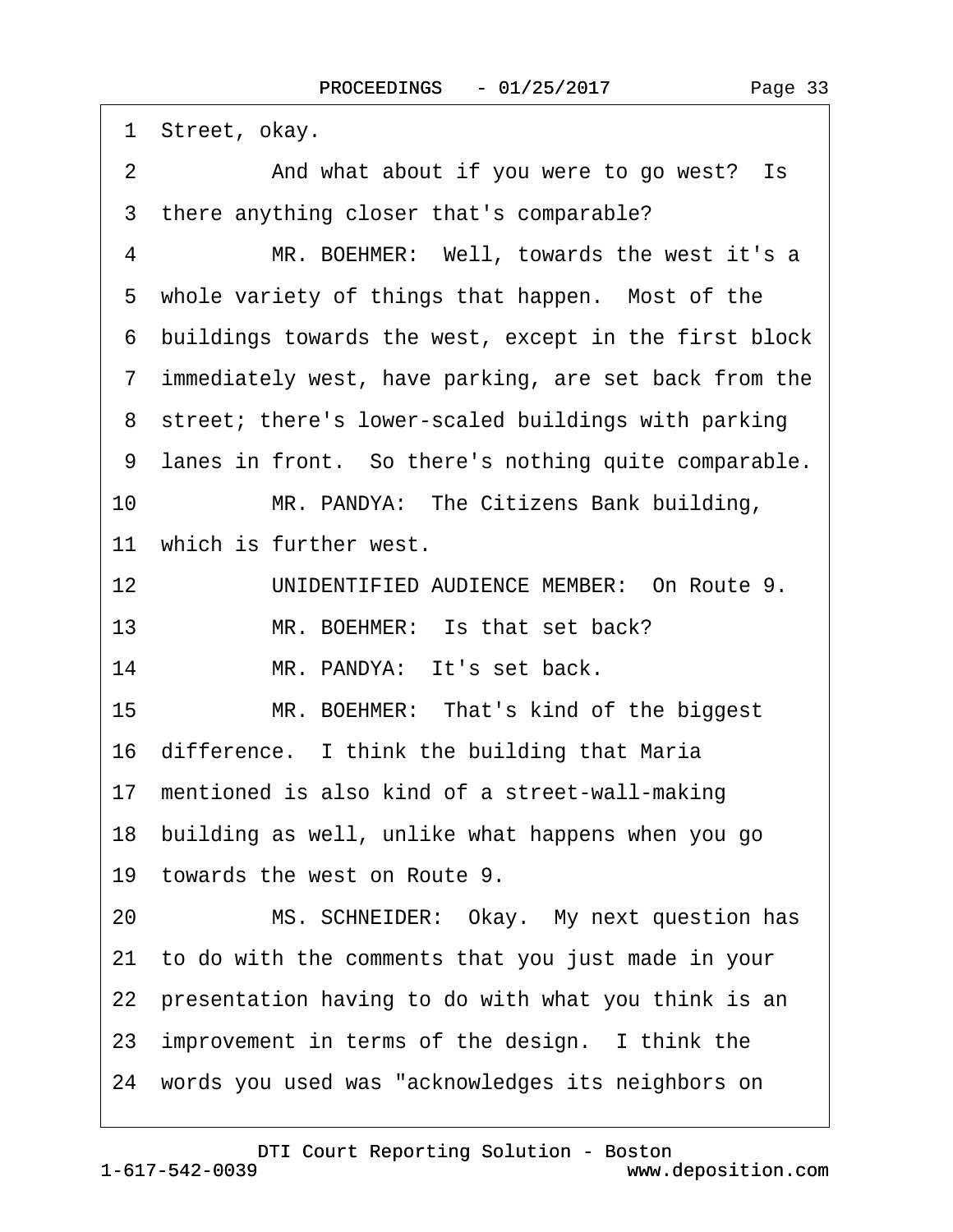1 Street, okay.

2 And what about if you were to go west? Is

3 there anything closer that's comparable?

4 MR. BOEHMER: Well, towards the west it's a

5 whole variety of things that happen. Most of the

6 buildings towards the west, except in the first block

7 immediately west, have parking, are set back from the

8 street; there's lower-scaled buildings with parking

9 lanes in front. So there's nothing quite comparable.

10 MR. PANDYA: The Citizens Bank building,

11 which is further west.

12 UNIDENTIFIED AUDIENCE MEMBER: On Route 9.

13 MR. BOEHMER: Is that set back?

14 MR. PANDYA: It's set back.

15 MR. BOEHMER: That's kind of the biggest

16 difference. I think the building that Maria

17 mentioned is also kind of a street-wall-making

18 building as well, unlike what happens when you go

19 towards the west on Route 9.

20 MS. SCHNEIDER: Okay. My next question has

21 to do with the comments that you just made in your

22 presentation having to do with what you think is an

23 improvement in terms of the design. I think the

24 words you used was "acknowledges its neighbors on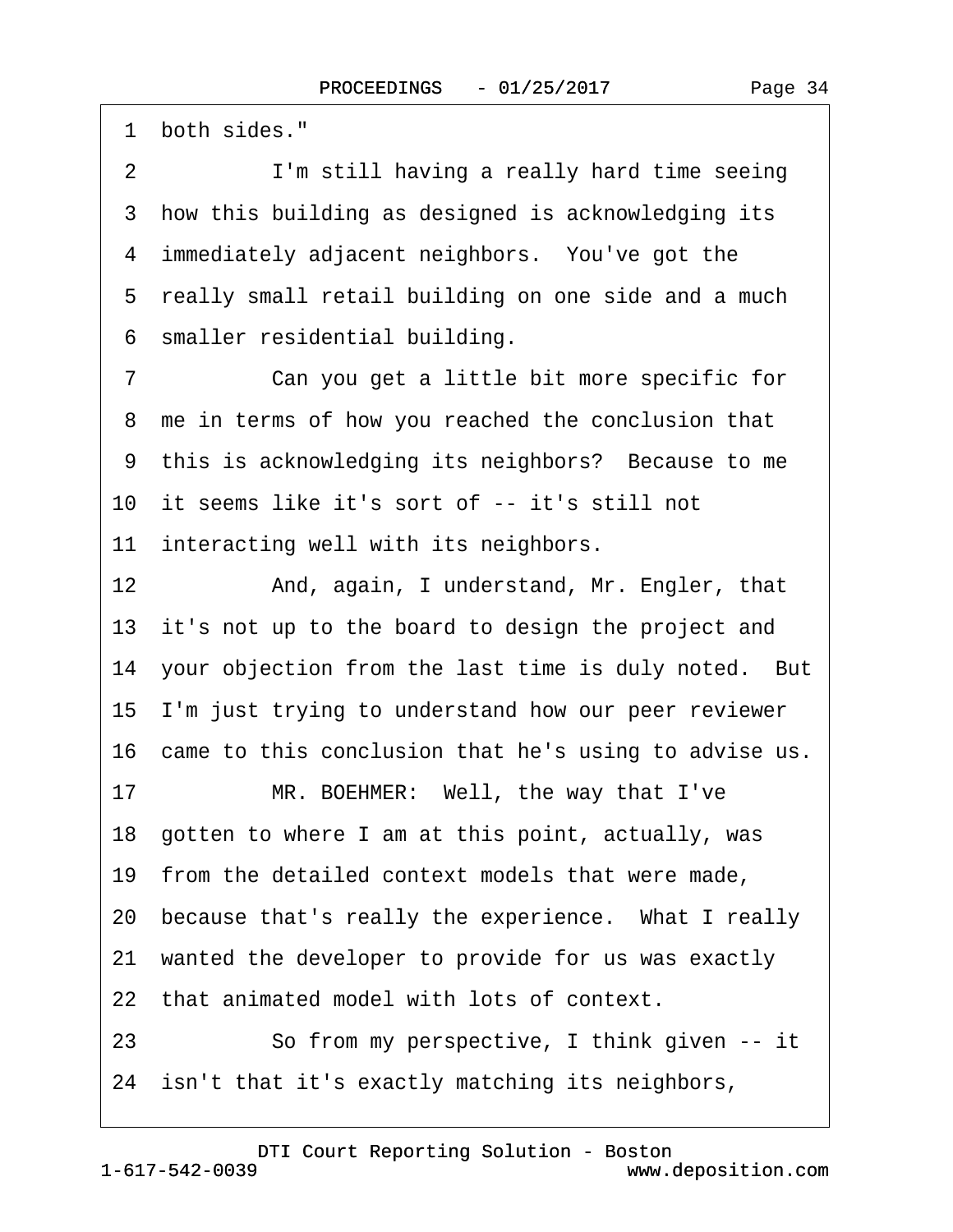1 both sides."

2 I'm still having a really hard time seeing

3 how this building as designed is acknowledging its

4 immediately adjacent neighbors. You've got the

5 really small retail building on one side and a much

6 smaller residential building.

7 Can you get a little bit more specific for

8 me in terms of how you reached the conclusion that

9 this is acknowledging its neighbors? Because to me

10 it seems like it's sort of -- it's still not

11 interacting well with its neighbors.

12 And, again, I understand, Mr. Engler, that

13 it's not up to the board to design the project and

14 your objection from the last time is duly noted. But

15 I'm just trying to understand how our peer reviewer

16 came to this conclusion that he's using to advise us.

17 MR. BOEHMER: Well, the way that I've

18 gotten to where I am at this point, actually, was

19 from the detailed context models that were made,

20 because that's really the experience. What I really

21 wanted the developer to provide for us was exactly

22 that animated model with lots of context.

23 So from my perspective, I think given -- it

24 isn't that it's exactly matching its neighbors,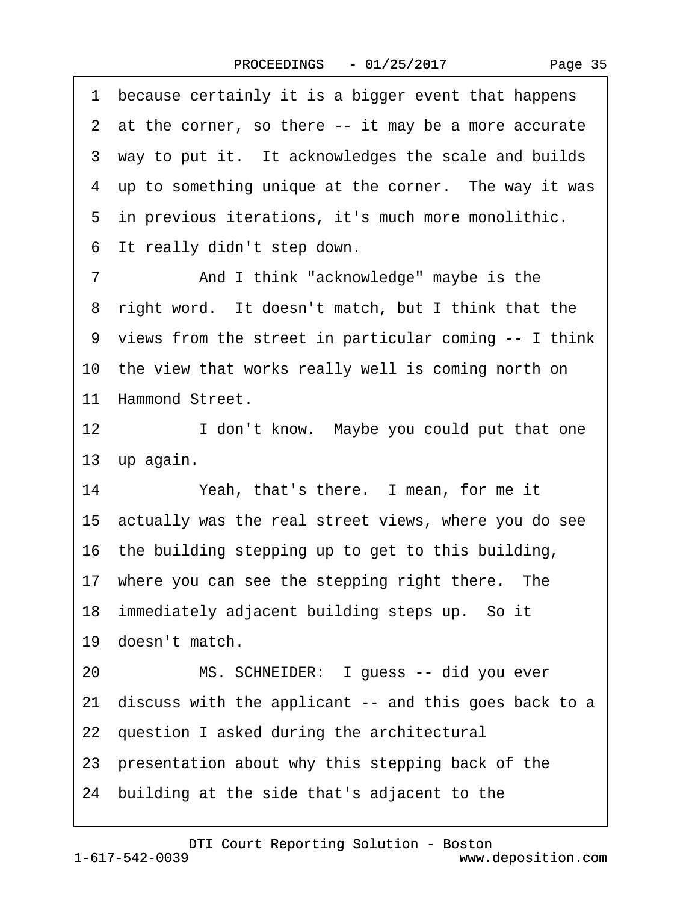1 because certainly it is a bigger event that happens
2 at the corner, so there -- it may be a more accurate
3 way to put it. It acknowledges the scale and builds
4 up to something unique at the corner. The way it was
5 in previous iterations, it's much more monolithic.
6 It really didn't step down.

7 And I think "acknowledge" maybe is the
8 right word. It doesn't match, but I think that the
9 views from the street in particular coming -- I think
10 the view that works really well is coming north on
11 Hammond Street.

12 I don't know. Maybe you could put that one
13 up again.

14 Yeah, that's there. I mean, for me it
15 actually was the real street views, where you do see
16 the building stepping up to get to this building,
17 where you can see the stepping right there. The
18 immediately adjacent building steps up. So it
19 doesn't match.

20 MS. SCHNEIDER: I guess -- did you ever
21 discuss with the applicant -- and this goes back to a
22 question I asked during the architectural
23 presentation about why this stepping back of the
24 building at the side that's adjacent to the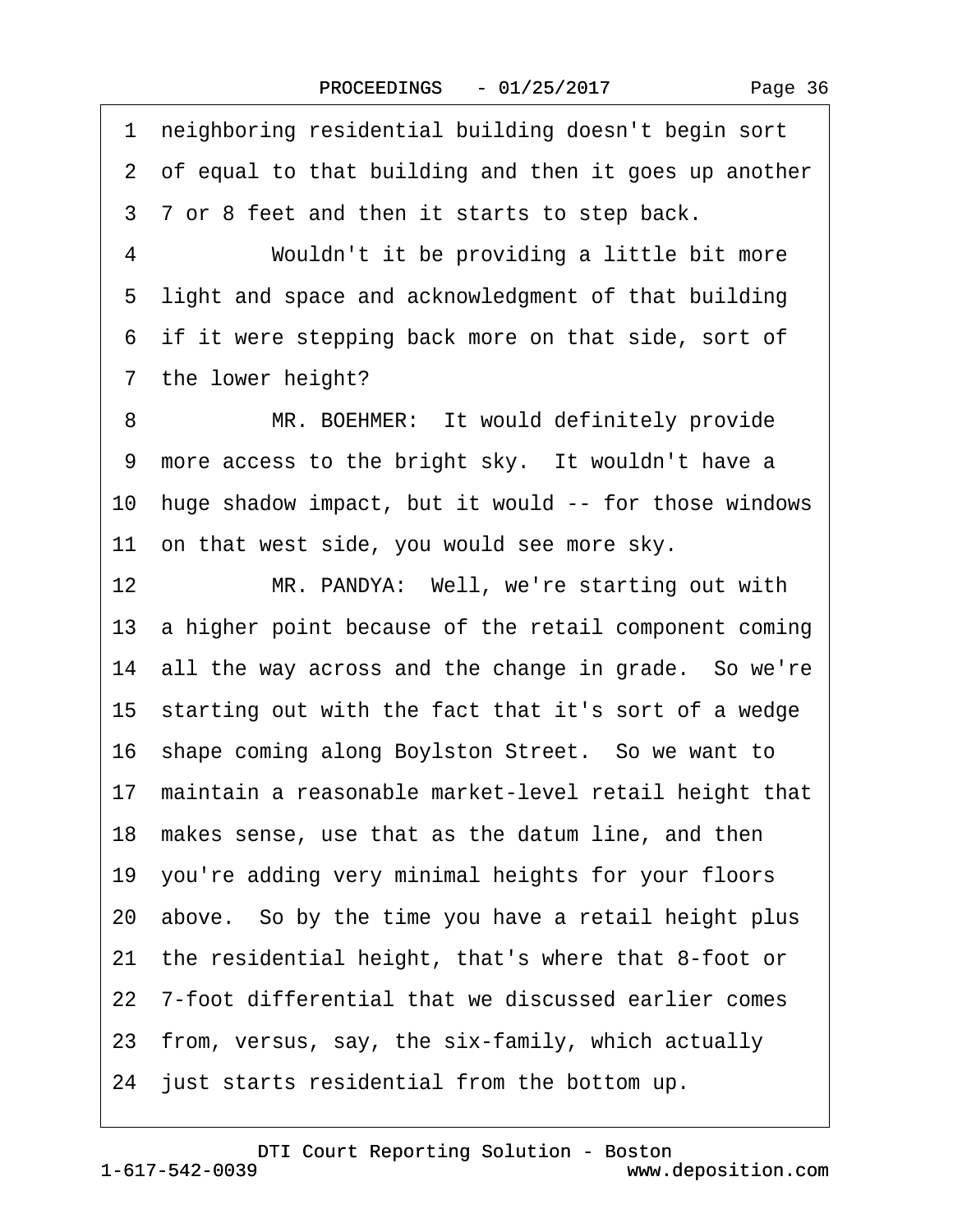1 neighboring residential building doesn't begin sort
2 of equal to that building and then it goes up another
3 7 or 8 feet and then it starts to step back.

4 Wouldn't it be providing a little bit more
5 light and space and acknowledgment of that building
6 if it were stepping back more on that side, sort of
7 the lower height?

8 MR. BOEHMER: It would definitely provide
9 more access to the bright sky. It wouldn't have a
10 huge shadow impact, but it would -- for those windows
11 on that west side, you would see more sky.

12 MR. PANDYA: Well, we're starting out with
13 a higher point because of the retail component coming
14 all the way across and the change in grade. So we're
15 starting out with the fact that it's sort of a wedge
16 shape coming along Boylston Street. So we want to
17 maintain a reasonable market-level retail height that
18 makes sense, use that as the datum line, and then
19 you're adding very minimal heights for your floors
20 above. So by the time you have a retail height plus
21 the residential height, that's where that 8-foot or
22 7-foot differential that we discussed earlier comes
23 from, versus, say, the six-family, which actually
24 just starts residential from the bottom up.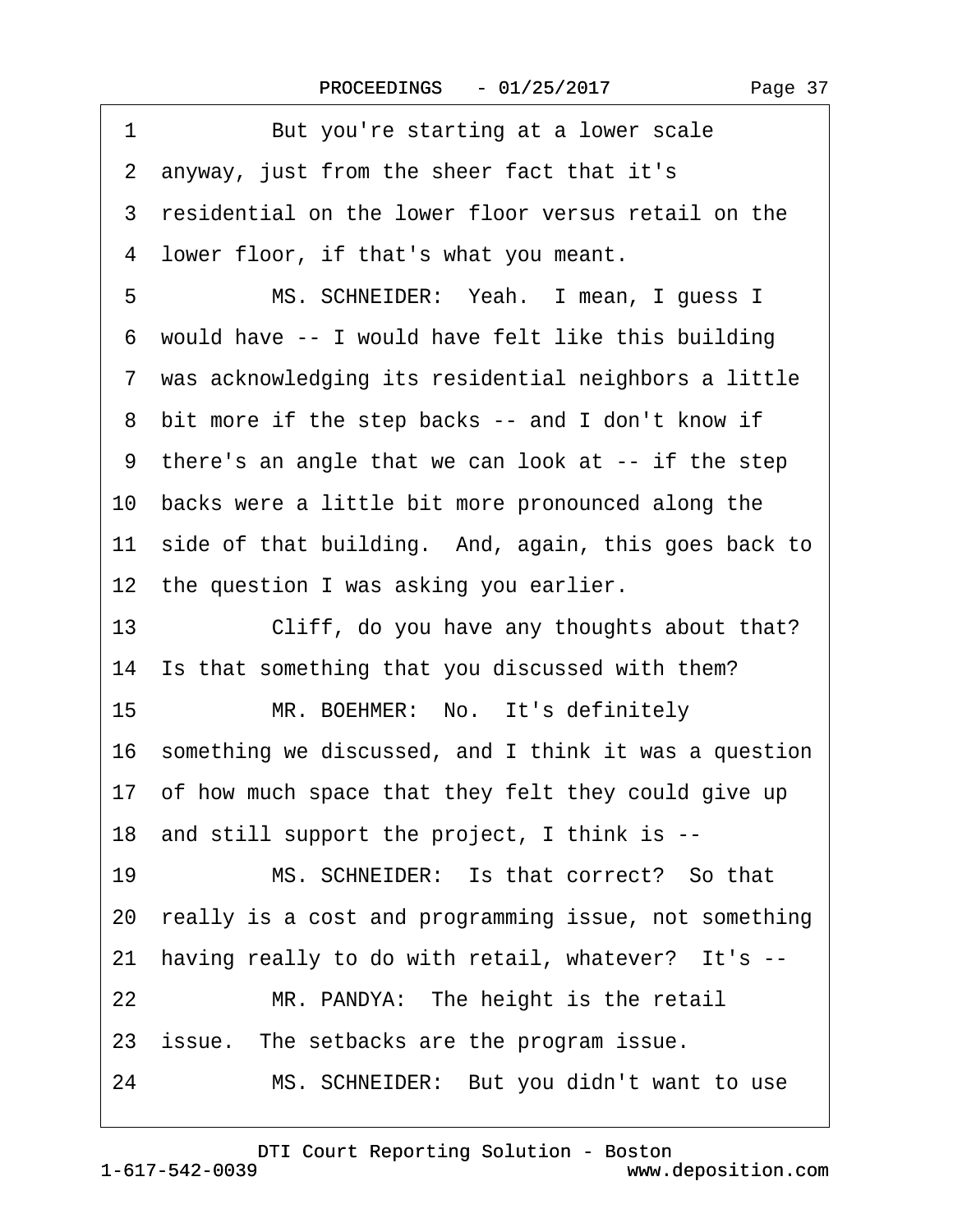1 But you're starting at a lower scale
2 anyway, just from the sheer fact that it's
3 residential on the lower floor versus retail on the
4 lower floor, if that's what you meant.
5 MS. SCHNEIDER: Yeah. I mean, I guess I
6 would have -- I would have felt like this building
7 was acknowledging its residential neighbors a little
8 bit more if the step backs -- and I don't know if
9 there's an angle that we can look at -- if the step
10 backs were a little bit more pronounced along the
11 side of that building. And, again, this goes back to
12 the question I was asking you earlier.
13 Cliff, do you have any thoughts about that?
14 Is that something that you discussed with them?
15 MR. BOEHMER: No. It's definitely
16 something we discussed, and I think it was a question
17 of how much space that they felt they could give up
18 and still support the project, I think is --
19 MS. SCHNEIDER: Is that correct? So that
20 really is a cost and programming issue, not something
21 having really to do with retail, whatever? It's --
22 MR. PANDYA: The height is the retail
23 issue. The setbacks are the program issue.
24 MS. SCHNEIDER: But you didn't want to use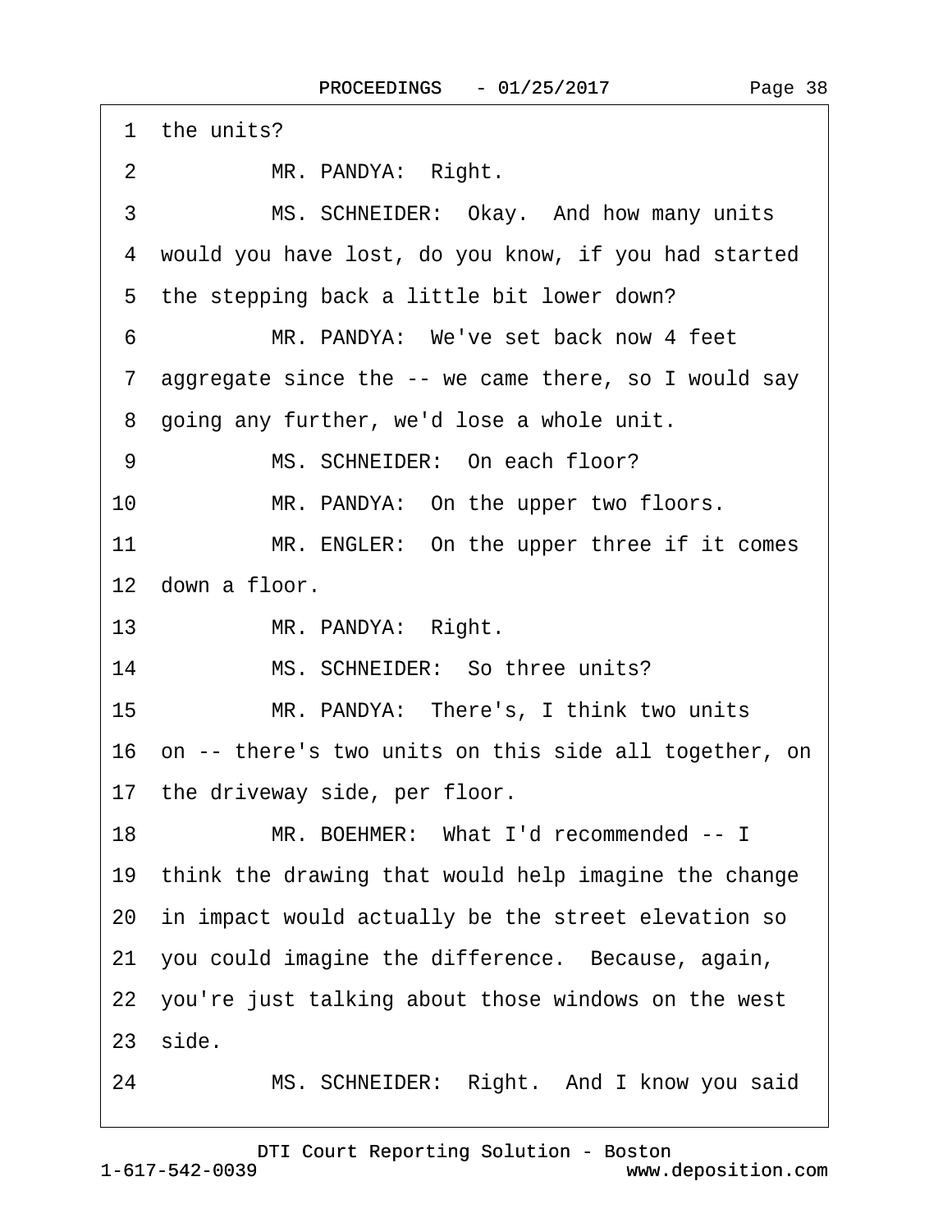1 the units?

2 MR. PANDYA: Right.

3 MS. SCHNEIDER: Okay. And how many units

4 would you have lost, do you know, if you had started

5 the stepping back a little bit lower down?

6 MR. PANDYA: We've set back now 4 feet

7 aggregate since the -- we came there, so I would say

8 going any further, we'd lose a whole unit.

9 MS. SCHNEIDER: On each floor?

10 MR. PANDYA: On the upper two floors.

11 MR. ENGLER: On the upper three if it comes

12 down a floor.

13 MR. PANDYA: Right.

14 MS. SCHNEIDER: So three units?

15 MR. PANDYA: There's, I think two units

16 on -- there's two units on this side all together, on

17 the driveway side, per floor.

18 MR. BOEHMER: What I'd recommended -- I

19 think the drawing that would help imagine the change

20 in impact would actually be the street elevation so

21 you could imagine the difference. Because, again,

22 you're just talking about those windows on the west

23 side.

24 MS. SCHNEIDER: Right. And I know you said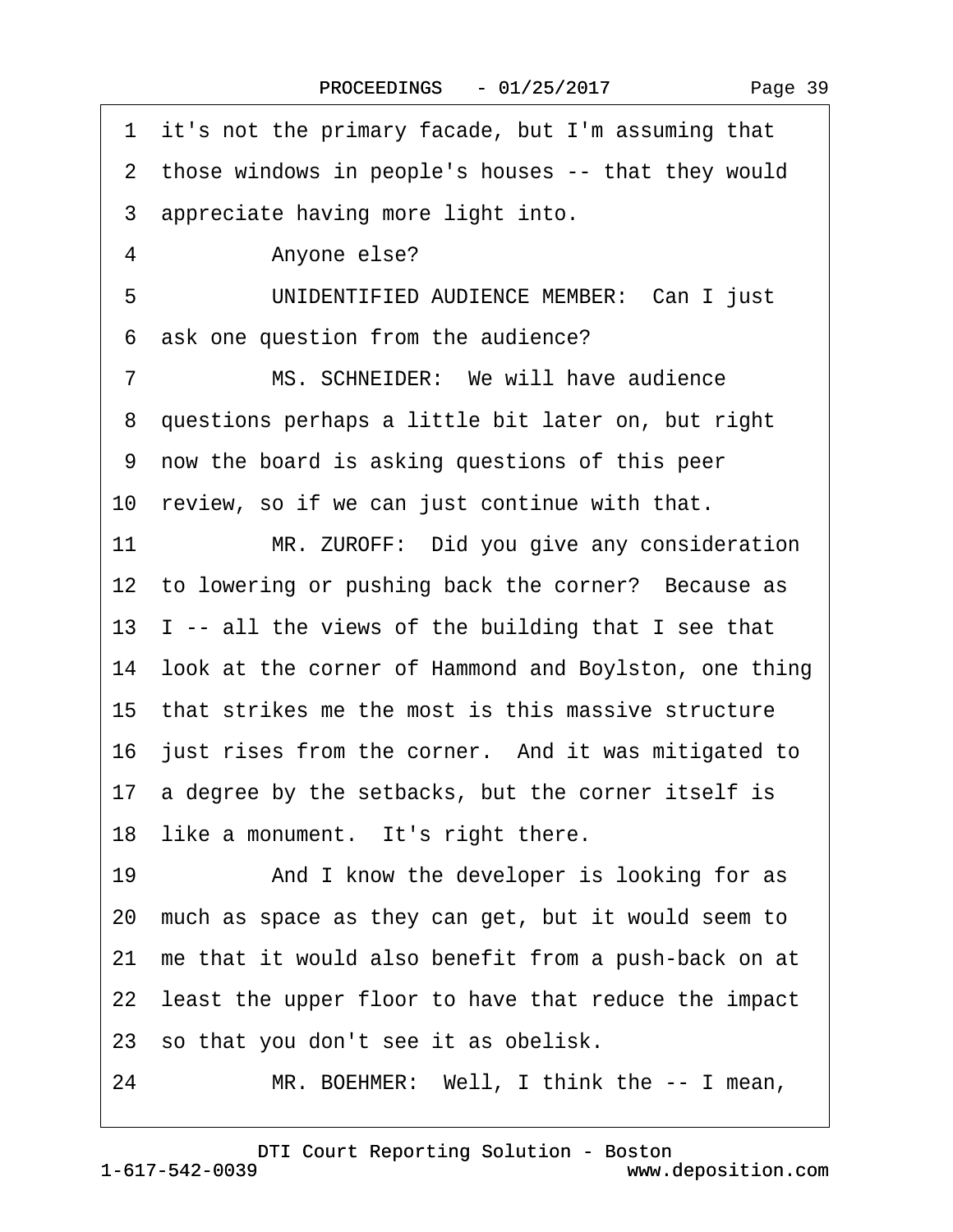1 it's not the primary facade, but I'm assuming that
2 those windows in people's houses -- that they would
3 appreciate having more light into.
4 Anyone else?
5 UNIDENTIFIED AUDIENCE MEMBER: Can I just
6 ask one question from the audience?
7 MS. SCHNEIDER: We will have audience
8 questions perhaps a little bit later on, but right
9 now the board is asking questions of this peer
10 review, so if we can just continue with that.
11 MR. ZUROFF: Did you give any consideration
12 to lowering or pushing back the corner? Because as
13 I -- all the views of the building that I see that
14 look at the corner of Hammond and Boylston, one thing
15 that strikes me the most is this massive structure
16 just rises from the corner. And it was mitigated to
17 a degree by the setbacks, but the corner itself is
18 like a monument. It's right there.
19 And I know the developer is looking for as
20 much as space as they can get, but it would seem to
21 me that it would also benefit from a push-back on at
22 least the upper floor to have that reduce the impact
23 so that you don't see it as obelisk.
24 MR. BOEHMER: Well, I think the -- I mean,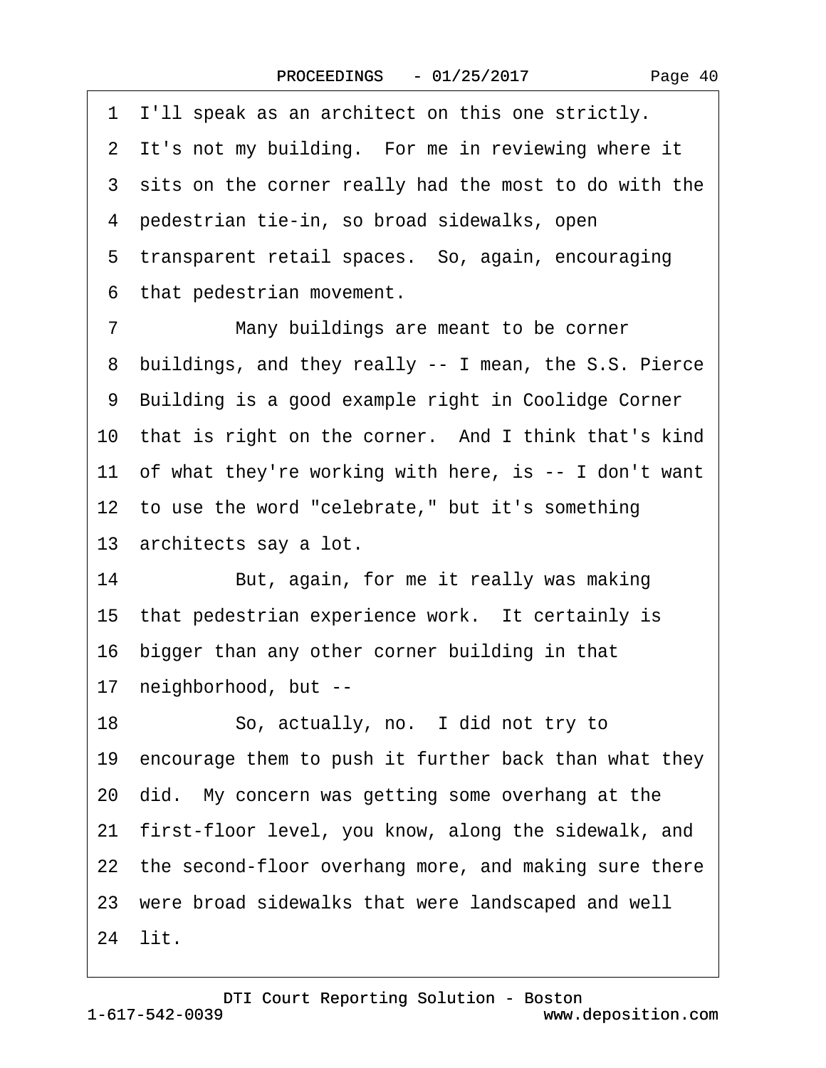1 I'll speak as an architect on this one strictly.
2 It's not my building. For me in reviewing where it
3 sits on the corner really had the most to do with the
4 pedestrian tie-in, so broad sidewalks, open
5 transparent retail spaces. So, again, encouraging
6 that pedestrian movement.
7 Many buildings are meant to be corner
8 buildings, and they really -- I mean, the S.S. Pierce
9 Building is a good example right in Coolidge Corner
10 that is right on the corner. And I think that's kind
11 of what they're working with here, is -- I don't want
12 to use the word "celebrate," but it's something
13 architects say a lot.
14 But, again, for me it really was making
15 that pedestrian experience work. It certainly is
16 bigger than any other corner building in that
17 neighborhood, but --
18 So, actually, no. I did not try to
19 encourage them to push it further back than what they
20 did. My concern was getting some overhang at the
21 first-floor level, you know, along the sidewalk, and
22 the second-floor overhang more, and making sure there
23 were broad sidewalks that were landscaped and well
24 lit.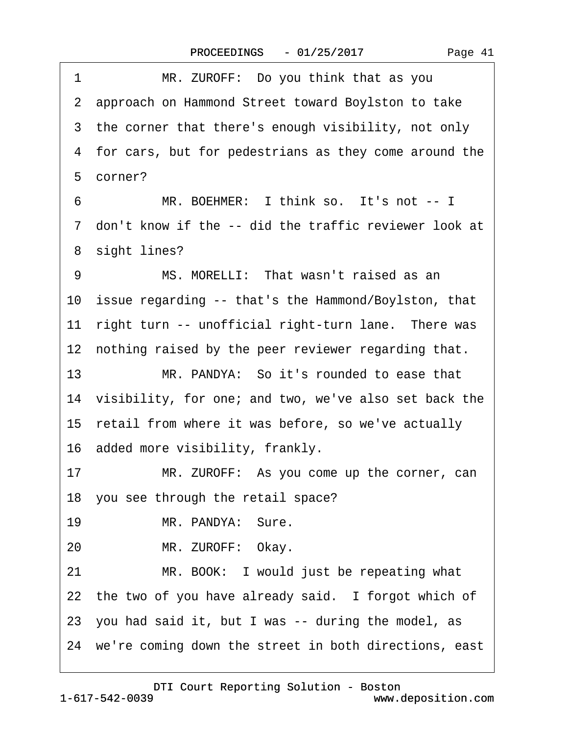1 MR. ZUROFF: Do you think that as you
2 approach on Hammond Street toward Boylston to take
3 the corner that there's enough visibility, not only
4 for cars, but for pedestrians as they come around the
5 corner?
6 MR. BOEHMER: I think so. It's not -- I
7 don't know if the -- did the traffic reviewer look at
8 sight lines?
9 MS. MORELLI: That wasn't raised as an
10 issue regarding -- that's the Hammond/Boylston, that
11 right turn -- unofficial right-turn lane. There was
12 nothing raised by the peer reviewer regarding that.
13 MR. PANDYA: So it's rounded to ease that
14 visibility, for one; and two, we've also set back the
15 retail from where it was before, so we've actually
16 added more visibility, frankly.
17 MR. ZUROFF: As you come up the corner, can
18 you see through the retail space?
19 MR. PANDYA: Sure.
20 MR. ZUROFF: Okay.
21 MR. BOOK: I would just be repeating what
22 the two of you have already said. I forgot which of
23 you had said it, but I was -- during the model, as
24 we're coming down the street in both directions, east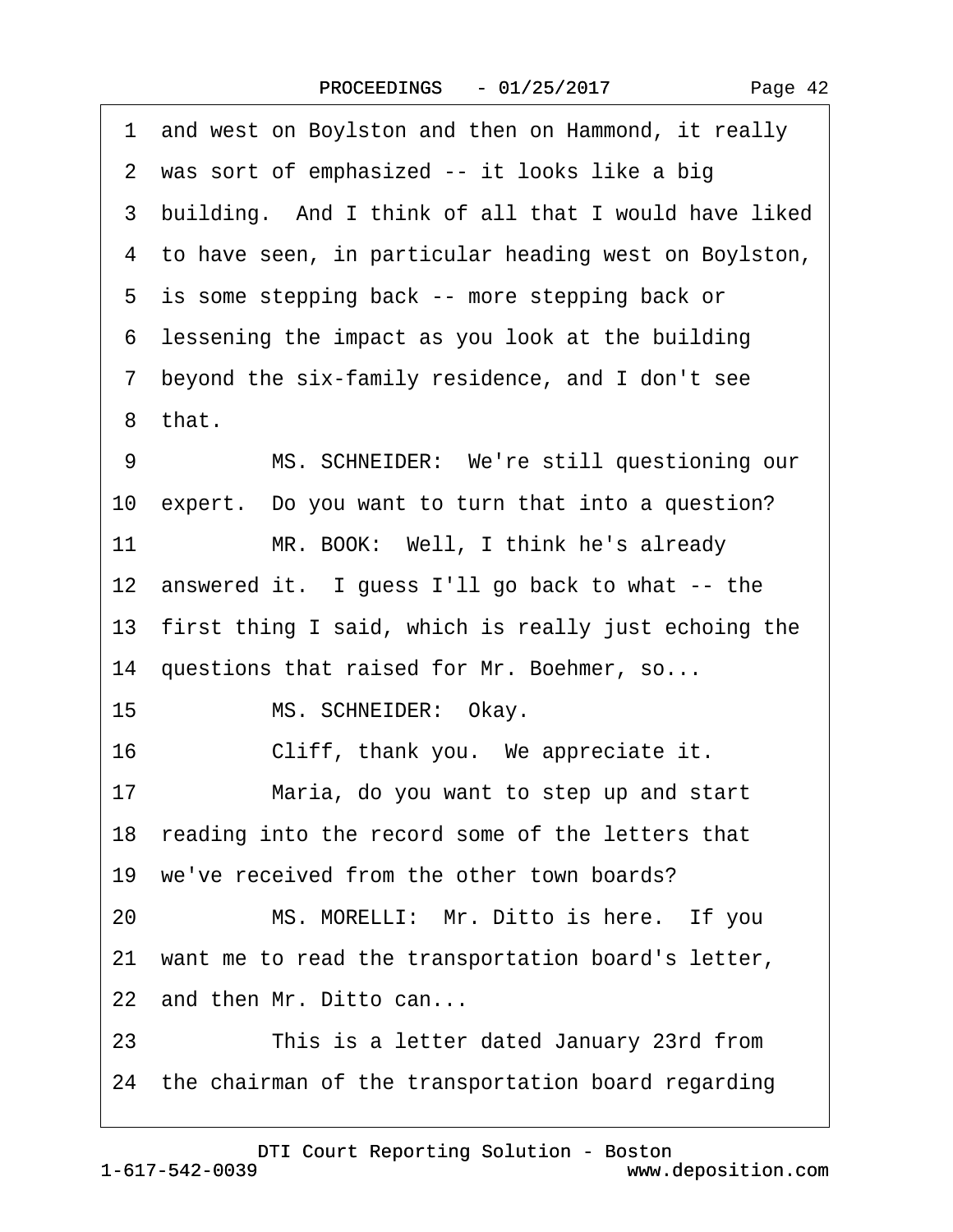1 and west on Boylston and then on Hammond, it really
2 was sort of emphasized -- it looks like a big
3 building. And I think of all that I would have liked
4 to have seen, in particular heading west on Boylston,
5 is some stepping back -- more stepping back or
6 lessening the impact as you look at the building
7 beyond the six-family residence, and I don't see
8 that.
9 MS. SCHNEIDER: We're still questioning our
10 expert. Do you want to turn that into a question?
11 MR. BOOK: Well, I think he's already
12 answered it. I guess I'll go back to what -- the
13 first thing I said, which is really just echoing the
14 questions that raised for Mr. Boehmer, so...
15 MS. SCHNEIDER: Okay.
16 Cliff, thank you. We appreciate it.
17 Maria, do you want to step up and start
18 reading into the record some of the letters that
19 we've received from the other town boards?
20 MS. MORELLI: Mr. Ditto is here. If you
21 want me to read the transportation board's letter,
22 and then Mr. Ditto can...
23 This is a letter dated January 23rd from
24 the chairman of the transportation board regarding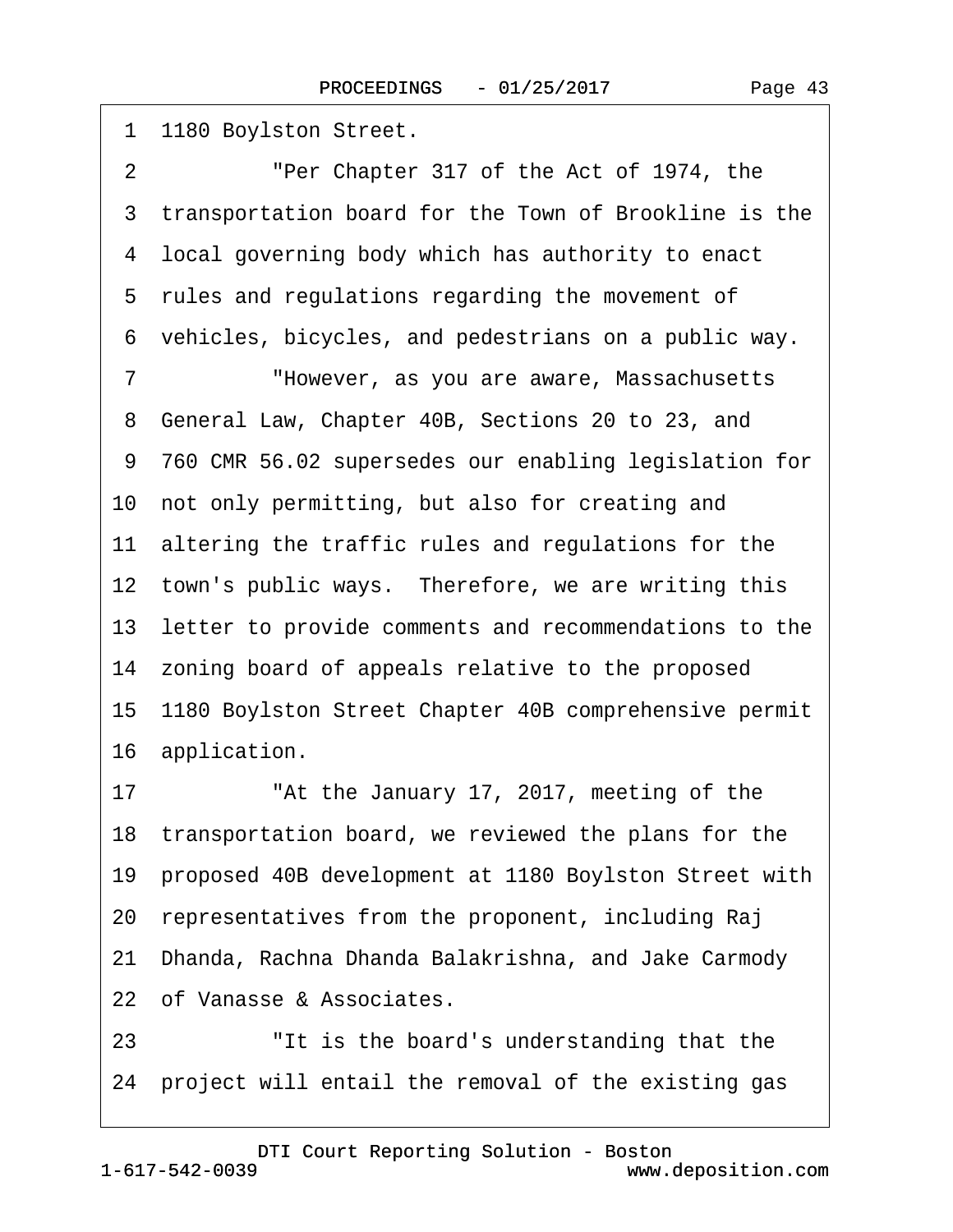1 1180 Boylston Street.

2 "Per Chapter 317 of the Act of 1974, the

3 transportation board for the Town of Brookline is the

4 local governing body which has authority to enact

5 rules and regulations regarding the movement of

6 vehicles, bicycles, and pedestrians on a public way.

7 "However, as you are aware, Massachusetts

8 General Law, Chapter 40B, Sections 20 to 23, and

9 760 CMR 56.02 supersedes our enabling legislation for

10 not only permitting, but also for creating and

11 altering the traffic rules and regulations for the

12 town's public ways. Therefore, we are writing this

13 letter to provide comments and recommendations to the

14 zoning board of appeals relative to the proposed

15 1180 Boylston Street Chapter 40B comprehensive permit

16 application.

17 "At the January 17, 2017, meeting of the

18 transportation board, we reviewed the plans for the

19 proposed 40B development at 1180 Boylston Street with

20 representatives from the proponent, including Raj

21 Dhanda, Rachna Dhanda Balakrishna, and Jake Carmody

22 of Vanasse & Associates.

23 "It is the board's understanding that the

24 project will entail the removal of the existing gas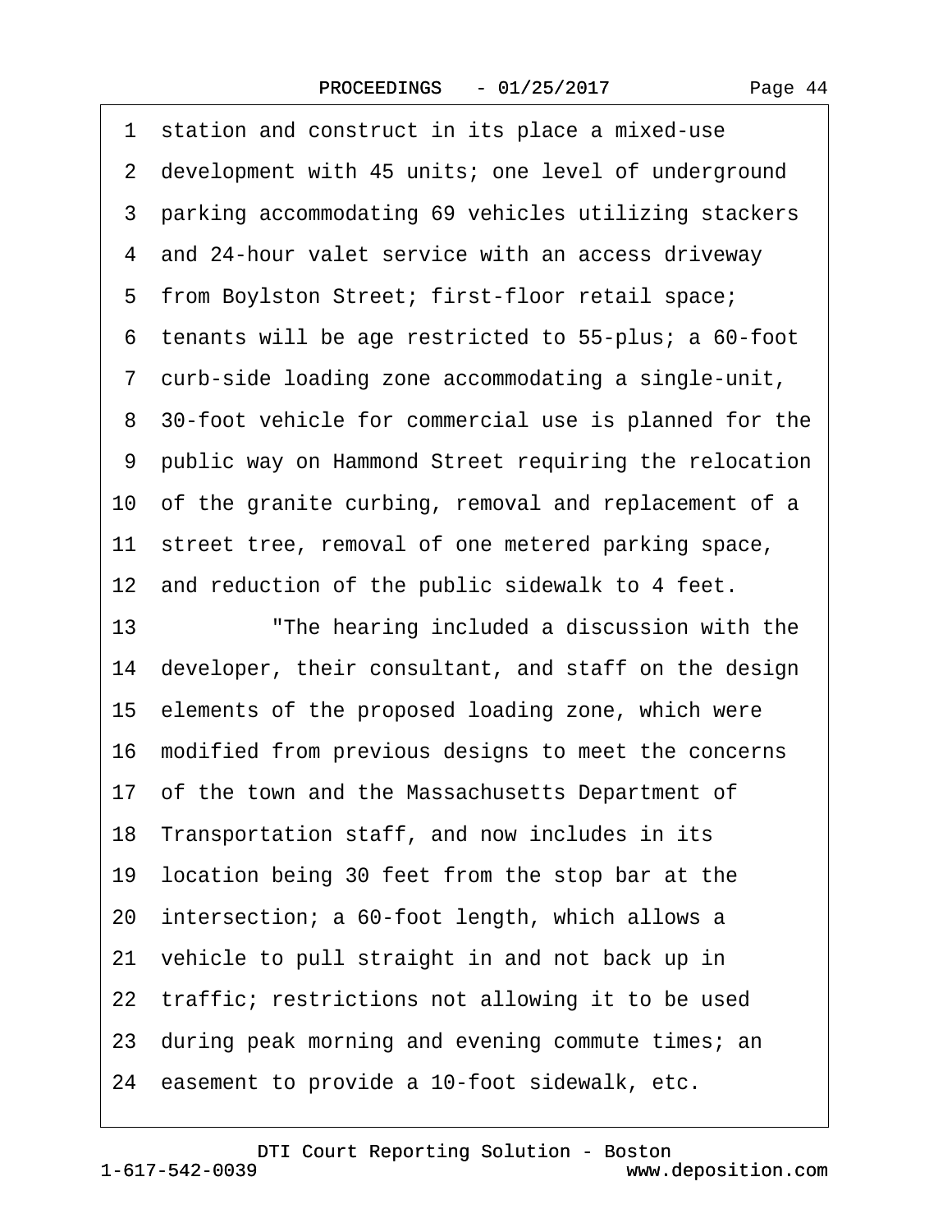1 station and construct in its place a mixed-use
2 development with 45 units; one level of underground
3 parking accommodating 69 vehicles utilizing stackers
4 and 24-hour valet service with an access driveway
5 from Boylston Street; first-floor retail space;
6 tenants will be age restricted to 55-plus; a 60-foot
7 curb-side loading zone accommodating a single-unit,
8 30-foot vehicle for commercial use is planned for the
9 public way on Hammond Street requiring the relocation
10 of the granite curbing, removal and replacement of a
11 street tree, removal of one metered parking space,
12 and reduction of the public sidewalk to 4 feet.
13 "The hearing included a discussion with the
14 developer, their consultant, and staff on the design
15 elements of the proposed loading zone, which were
16 modified from previous designs to meet the concerns
17 of the town and the Massachusetts Department of
18 Transportation staff, and now includes in its
19 location being 30 feet from the stop bar at the
20 intersection; a 60-foot length, which allows a
21 vehicle to pull straight in and not back up in
22 traffic; restrictions not allowing it to be used
23 during peak morning and evening commute times; an
24 easement to provide a 10-foot sidewalk, etc.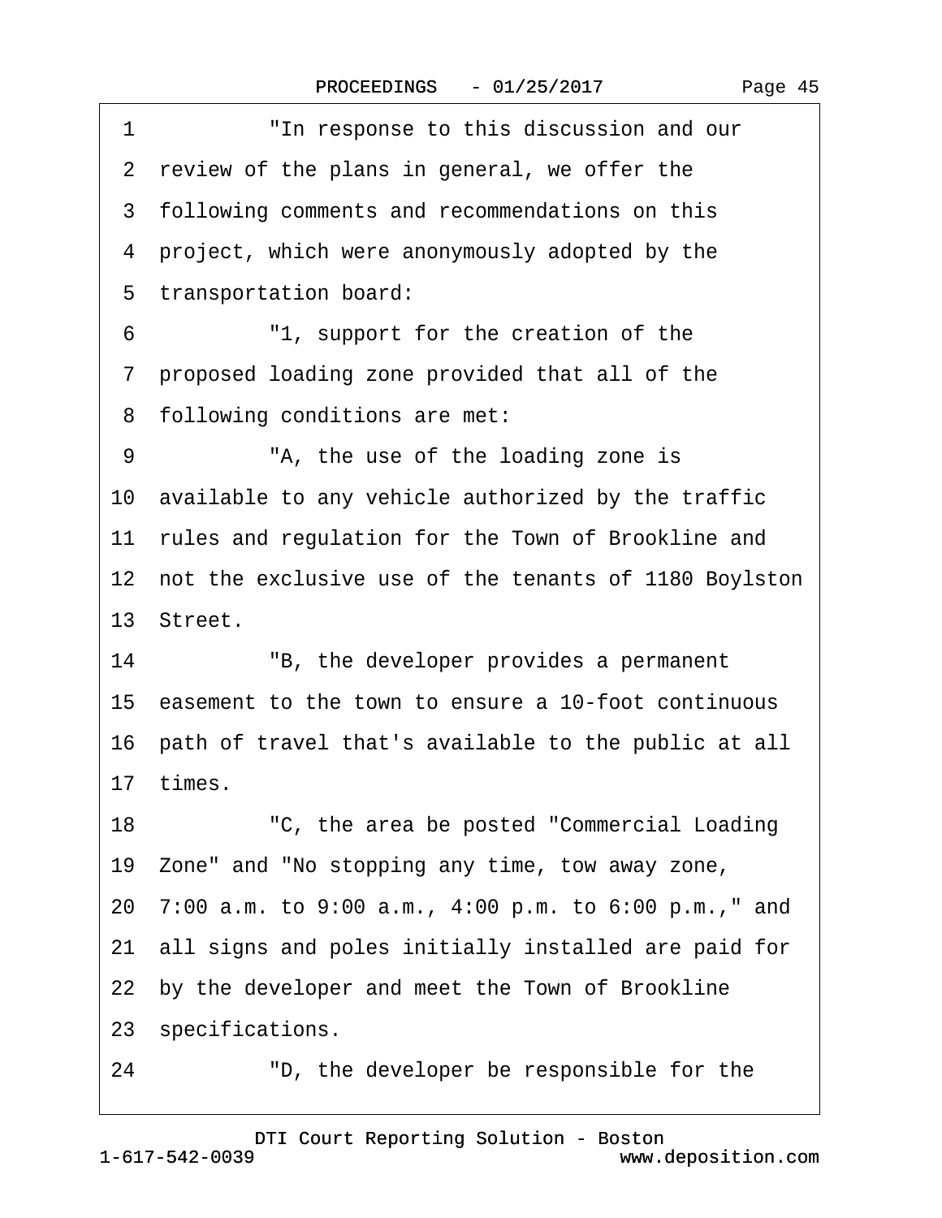1 "In response to this discussion and our
2 review of the plans in general, we offer the
3 following comments and recommendations on this
4 project, which were anonymously adopted by the
5 transportation board:
6 "1, support for the creation of the
7 proposed loading zone provided that all of the
8 following conditions are met:
9 "A, the use of the loading zone is
10 available to any vehicle authorized by the traffic
11 rules and regulation for the Town of Brookline and
12 not the exclusive use of the tenants of 1180 Boylston
13 Street.
14 "B, the developer provides a permanent
15 easement to the town to ensure a 10-foot continuous
16 path of travel that's available to the public at all
17 times.
18 "C, the area be posted "Commercial Loading
19 Zone" and "No stopping any time, tow away zone,
20 7:00 a.m. to 9:00 a.m., 4:00 p.m. to 6:00 p.m.," and
21 all signs and poles initially installed are paid for
22 by the developer and meet the Town of Brookline
23 specifications.
24 "D, the developer be responsible for the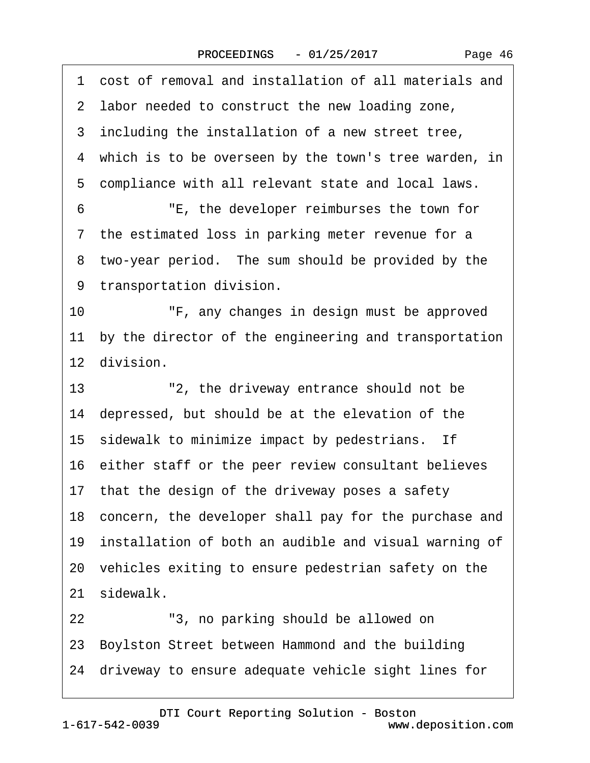1 cost of removal and installation of all materials and
2 labor needed to construct the new loading zone,
3 including the installation of a new street tree,
4 which is to be overseen by the town's tree warden, in
5 compliance with all relevant state and local laws.

6 "E, the developer reimburses the town for
7 the estimated loss in parking meter revenue for a
8 two-year period. The sum should be provided by the
9 transportation division.

10 "F, any changes in design must be approved
11 by the director of the engineering and transportation
12 division.

13 "2, the driveway entrance should not be
14 depressed, but should be at the elevation of the
15 sidewalk to minimize impact by pedestrians. If
16 either staff or the peer review consultant believes
17 that the design of the driveway poses a safety
18 concern, the developer shall pay for the purchase and
19 installation of both an audible and visual warning of
20 vehicles exiting to ensure pedestrian safety on the
21 sidewalk.

22 "3, no parking should be allowed on
23 Boylston Street between Hammond and the building
24 driveway to ensure adequate vehicle sight lines for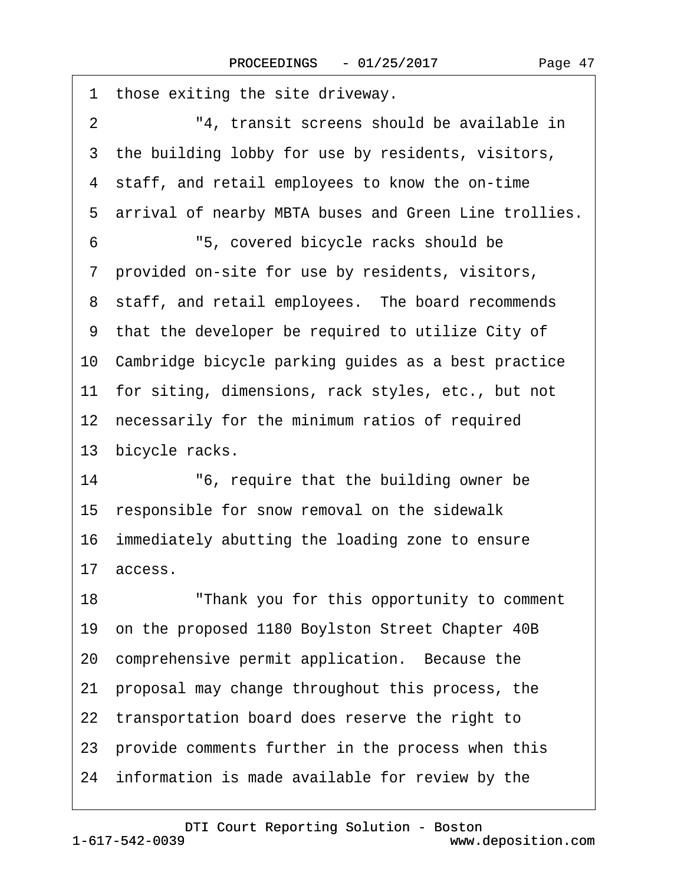1 those exiting the site driveway.

2 "4, transit screens should be available in

3 the building lobby for use by residents, visitors,

4 staff, and retail employees to know the on-time

5 arrival of nearby MBTA buses and Green Line trollies.

6 "5, covered bicycle racks should be

7 provided on-site for use by residents, visitors,

8 staff, and retail employees. The board recommends

9 that the developer be required to utilize City of

10 Cambridge bicycle parking guides as a best practice

11 for siting, dimensions, rack styles, etc., but not

12 necessarily for the minimum ratios of required

13 bicycle racks.

14 "6, require that the building owner be

15 responsible for snow removal on the sidewalk

16 immediately abutting the loading zone to ensure

17 access.

18 "Thank you for this opportunity to comment

19 on the proposed 1180 Boylston Street Chapter 40B

20 comprehensive permit application. Because the

21 proposal may change throughout this process, the

22 transportation board does reserve the right to

23 provide comments further in the process when this

24 information is made available for review by the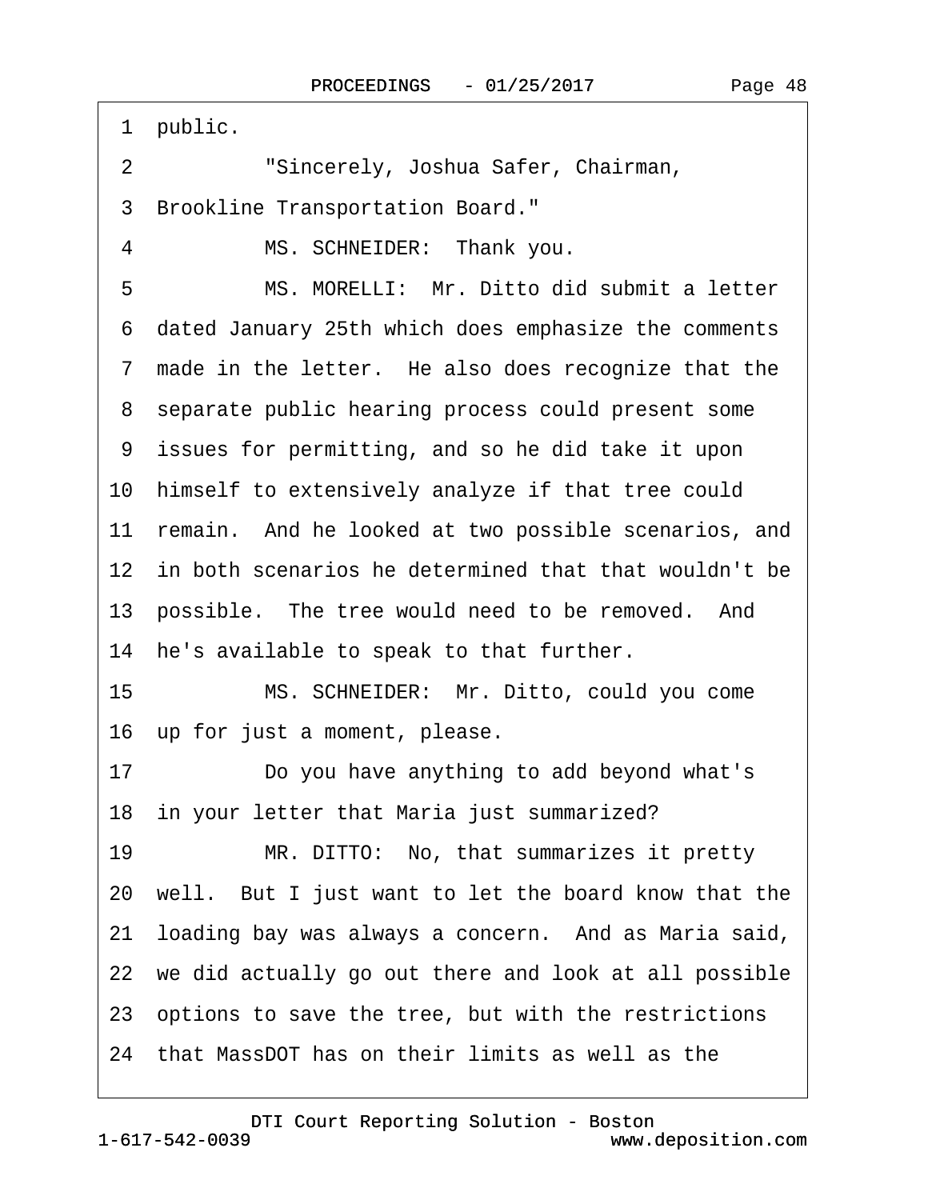public.

"Sincerely, Joshua Safer, Chairman, Brookline Transportation Board."

MS. SCHNEIDER: Thank you.

MS. MORELLI: Mr. Ditto did submit a letter dated January 25th which does emphasize the comments made in the letter. He also does recognize that the separate public hearing process could present some issues for permitting, and so he did take it upon himself to extensively analyze if that tree could remain. And he looked at two possible scenarios, and in both scenarios he determined that that wouldn't be possible. The tree would need to be removed. And he's available to speak to that further.

MS. SCHNEIDER: Mr. Ditto, could you come up for just a moment, please.

Do you have anything to add beyond what's in your letter that Maria just summarized?

MR. DITTO: No, that summarizes it pretty well. But I just want to let the board know that the loading bay was always a concern. And as Maria said, we did actually go out there and look at all possible options to save the tree, but with the restrictions that MassDOT has on their limits as well as the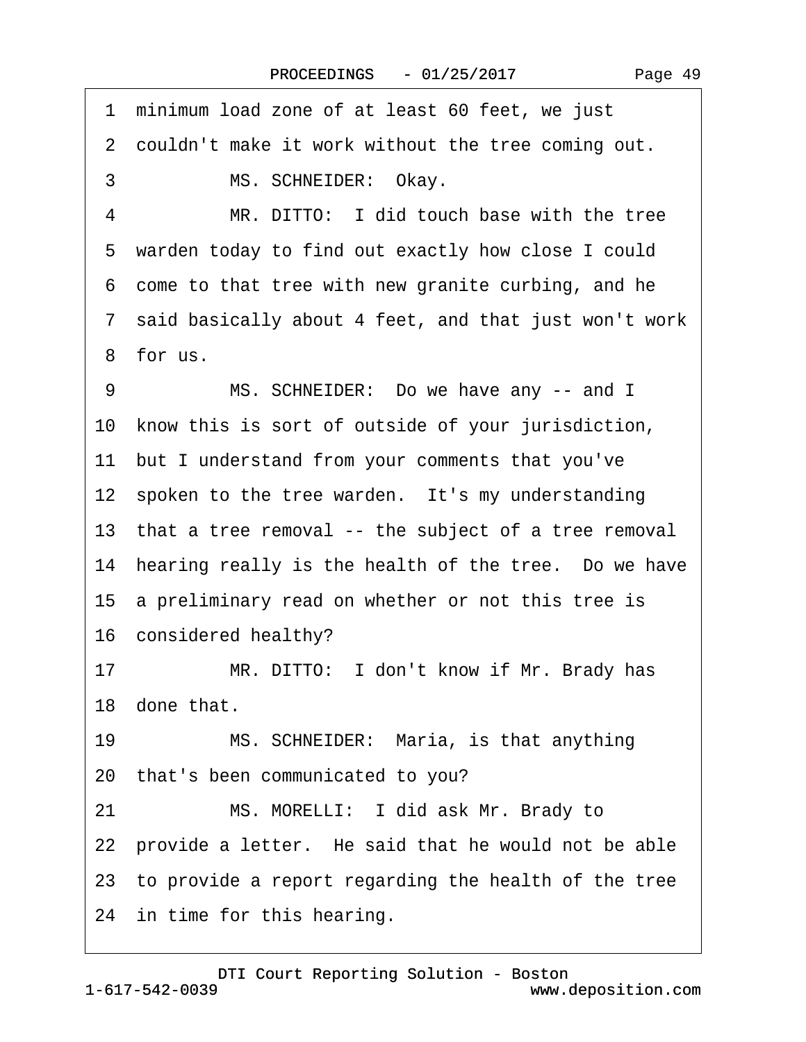1 minimum load zone of at least 60 feet, we just
2 couldn't make it work without the tree coming out.
3 MS. SCHNEIDER: Okay.
4 MR. DITTO: I did touch base with the tree
5 warden today to find out exactly how close I could
6 come to that tree with new granite curbing, and he
7 said basically about 4 feet, and that just won't work
8 for us.
9 MS. SCHNEIDER: Do we have any -- and I
10 know this is sort of outside of your jurisdiction,
11 but I understand from your comments that you've
12 spoken to the tree warden. It's my understanding
13 that a tree removal -- the subject of a tree removal
14 hearing really is the health of the tree. Do we have
15 a preliminary read on whether or not this tree is
16 considered healthy?
17 MR. DITTO: I don't know if Mr. Brady has
18 done that.
19 MS. SCHNEIDER: Maria, is that anything
20 that's been communicated to you?
21 MS. MORELLI: I did ask Mr. Brady to
22 provide a letter. He said that he would not be able
23 to provide a report regarding the health of the tree
24 in time for this hearing.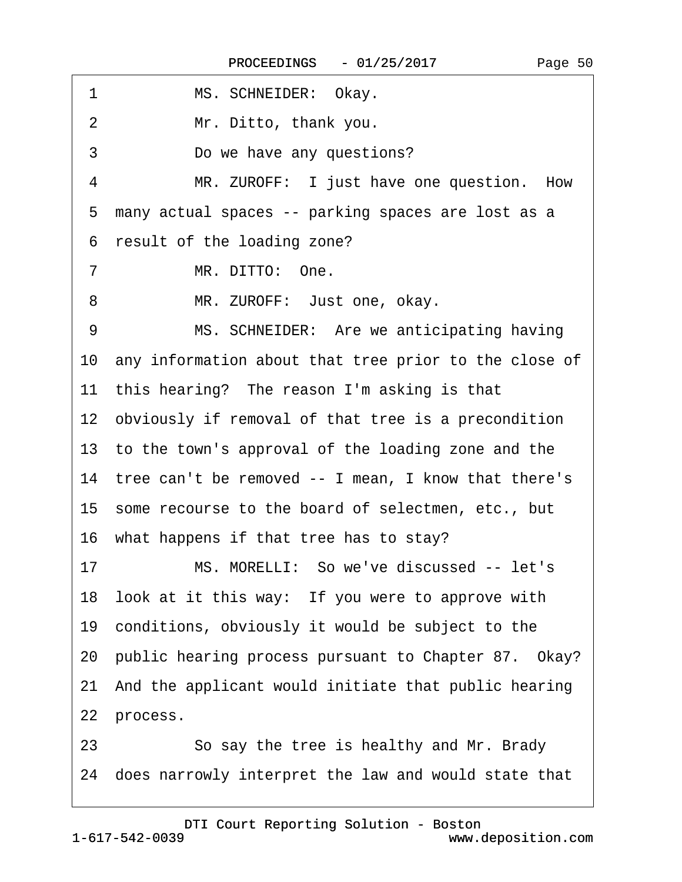1 MS. SCHNEIDER: Okay.

2 Mr. Ditto, thank you.

3 Do we have any questions?

4 MR. ZUROFF: I just have one question. How

5 many actual spaces -- parking spaces are lost as a

6 result of the loading zone?

7 MR. DITTO: One.

8 MR. ZUROFF: Just one, okay.

9 MS. SCHNEIDER: Are we anticipating having

10 any information about that tree prior to the close of

11 this hearing? The reason I'm asking is that

12 obviously if removal of that tree is a precondition

13 to the town's approval of the loading zone and the

14 tree can't be removed -- I mean, I know that there's

15 some recourse to the board of selectmen, etc., but

16 what happens if that tree has to stay?

17 MS. MORELLI: So we've discussed -- let's

18 look at it this way: If you were to approve with

19 conditions, obviously it would be subject to the

20 public hearing process pursuant to Chapter 87. Okay?

21 And the applicant would initiate that public hearing

22 process.

23 So say the tree is healthy and Mr. Brady

24 does narrowly interpret the law and would state that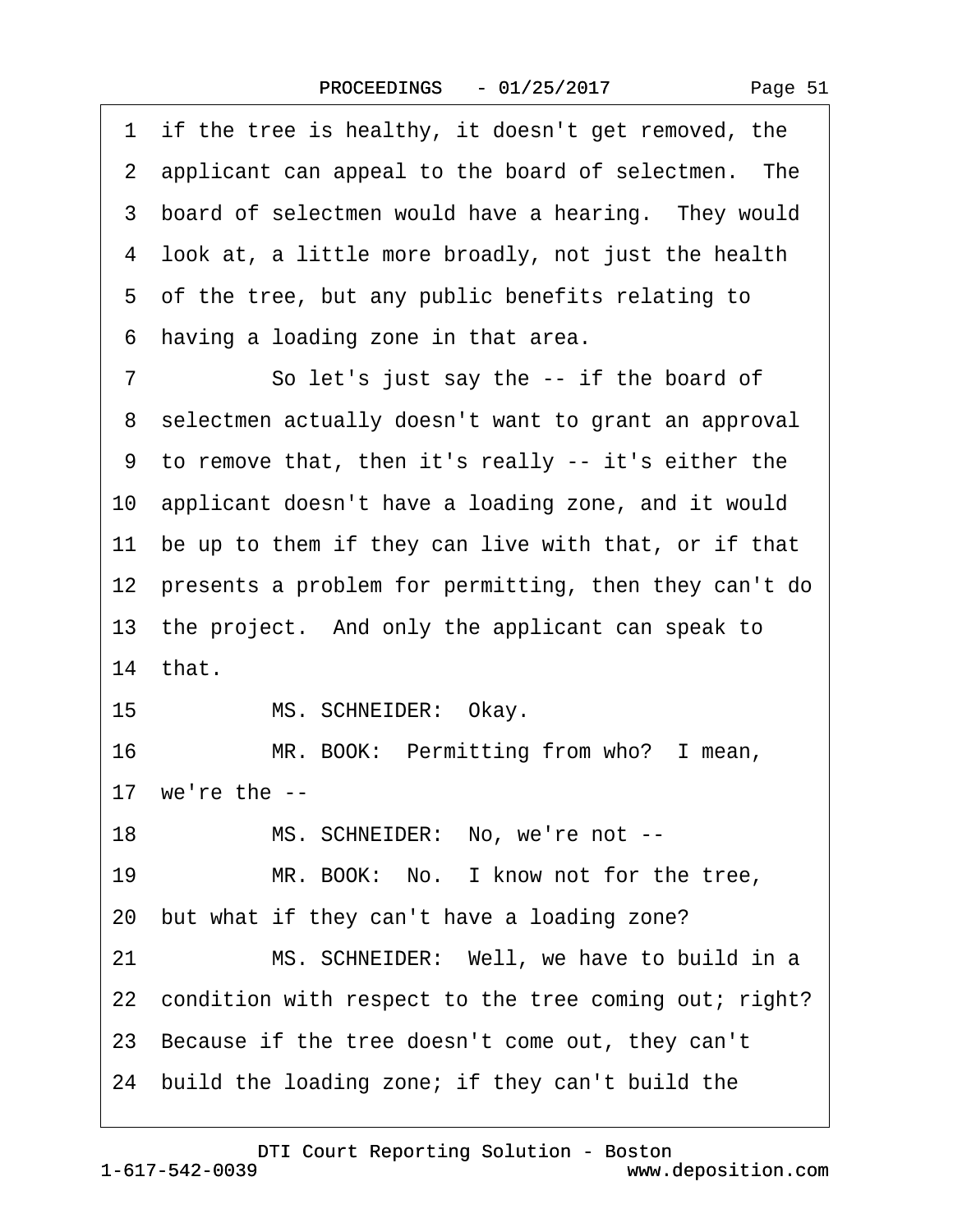1 if the tree is healthy, it doesn't get removed, the
2 applicant can appeal to the board of selectmen. The
3 board of selectmen would have a hearing. They would
4 look at, a little more broadly, not just the health
5 of the tree, but any public benefits relating to
6 having a loading zone in that area.

7 So let's just say the -- if the board of
8 selectmen actually doesn't want to grant an approval
9 to remove that, then it's really -- it's either the
10 applicant doesn't have a loading zone, and it would
11 be up to them if they can live with that, or if that
12 presents a problem for permitting, then they can't do
13 the project. And only the applicant can speak to
14 that.

15 MS. SCHNEIDER: Okay.

16 MR. BOOK: Permitting from who? I mean,
17 we're the --

18 MS. SCHNEIDER: No, we're not --

19 MR. BOOK: No. I know not for the tree,
20 but what if they can't have a loading zone?

21 MS. SCHNEIDER: Well, we have to build in a
22 condition with respect to the tree coming out; right?
23 Because if the tree doesn't come out, they can't
24 build the loading zone; if they can't build the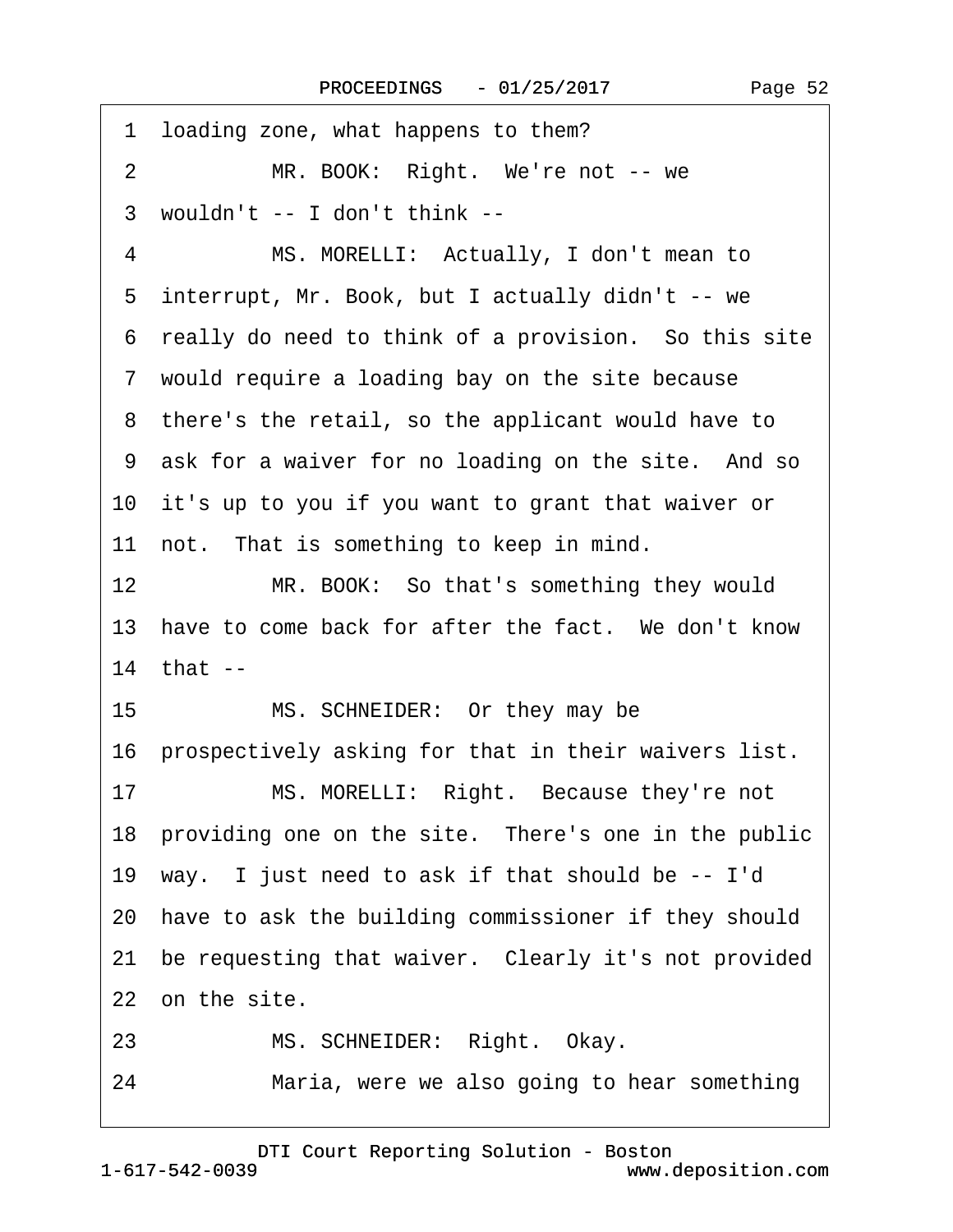1 loading zone, what happens to them?

2 MR. BOOK: Right. We're not -- we

3 wouldn't -- I don't think --

4 MS. MORELLI: Actually, I don't mean to

5 interrupt, Mr. Book, but I actually didn't -- we

6 really do need to think of a provision. So this site

7 would require a loading bay on the site because

8 there's the retail, so the applicant would have to

9 ask for a waiver for no loading on the site. And so

10 it's up to you if you want to grant that waiver or

11 not. That is something to keep in mind.

12 MR. BOOK: So that's something they would

13 have to come back for after the fact. We don't know

14 that --

15 MS. SCHNEIDER: Or they may be

16 prospectively asking for that in their waivers list.

17 MS. MORELLI: Right. Because they're not

18 providing one on the site. There's one in the public

19 way. I just need to ask if that should be -- I'd

20 have to ask the building commissioner if they should

21 be requesting that waiver. Clearly it's not provided

22 on the site.

23 MS. SCHNEIDER: Right. Okay.

24 Maria, were we also going to hear something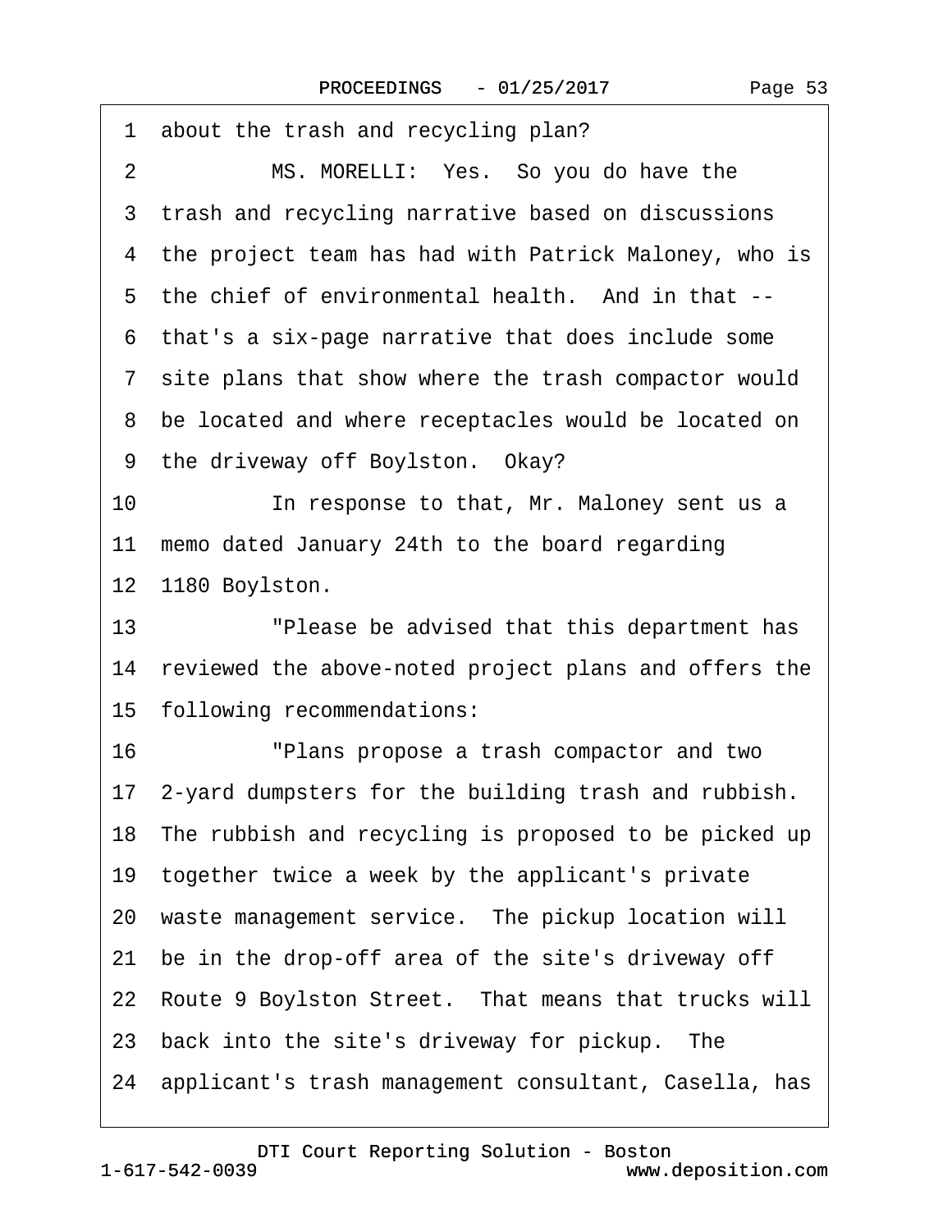1 about the trash and recycling plan?

2 MS. MORELLI: Yes. So you do have the

3 trash and recycling narrative based on discussions

4 the project team has had with Patrick Maloney, who is

5 the chief of environmental health. And in that --

6 that's a six-page narrative that does include some

7 site plans that show where the trash compactor would

8 be located and where receptacles would be located on

9 the driveway off Boylston. Okay?

10 In response to that, Mr. Maloney sent us a

11 memo dated January 24th to the board regarding

12 1180 Boylston.

13 "Please be advised that this department has

14 reviewed the above-noted project plans and offers the

15 following recommendations:

16 "Plans propose a trash compactor and two

17 2-yard dumpsters for the building trash and rubbish.

18 The rubbish and recycling is proposed to be picked up

19 together twice a week by the applicant's private

20 waste management service. The pickup location will

21 be in the drop-off area of the site's driveway off

22 Route 9 Boylston Street. That means that trucks will

23 back into the site's driveway for pickup. The

24 applicant's trash management consultant, Casella, has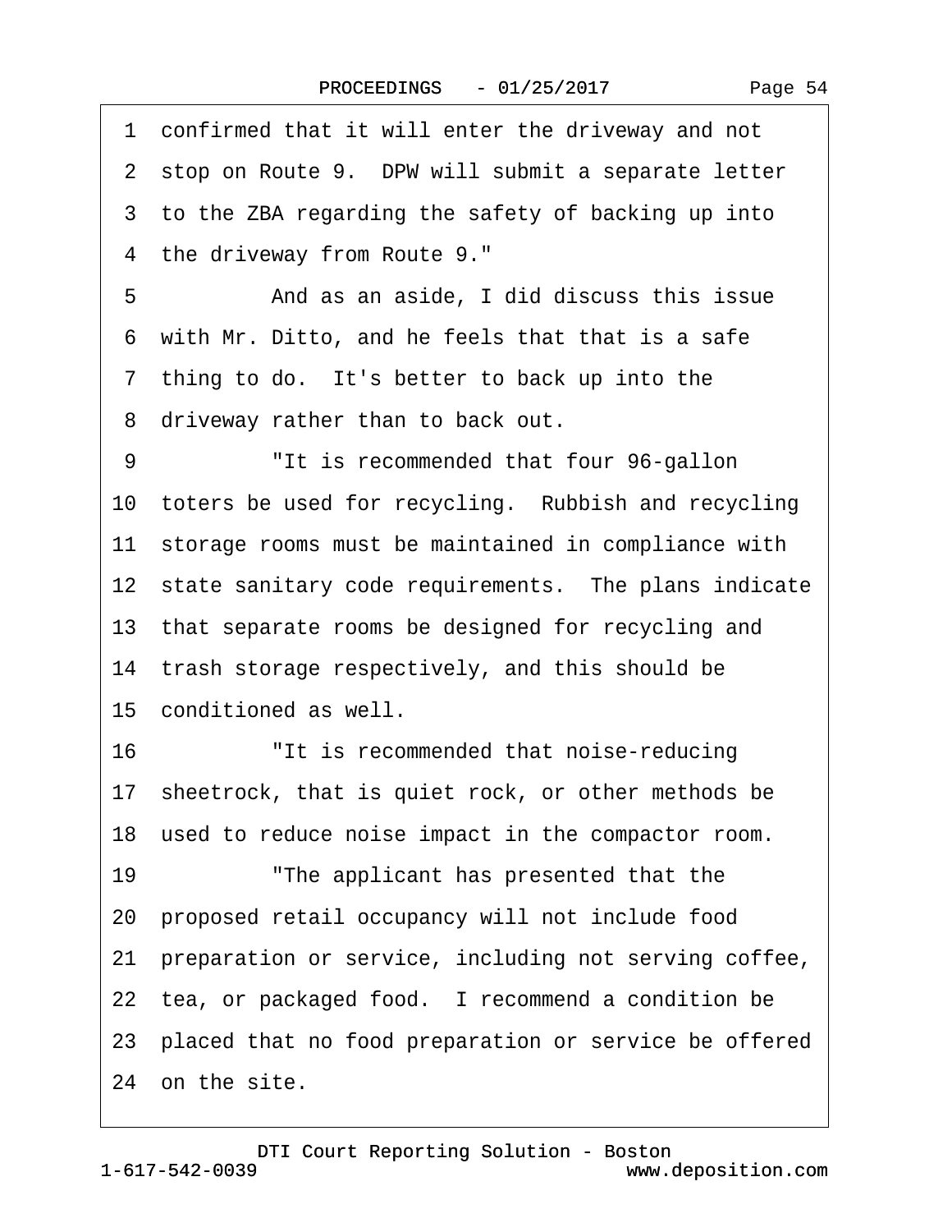1 confirmed that it will enter the driveway and not
2 stop on Route 9. DPW will submit a separate letter
3 to the ZBA regarding the safety of backing up into
4 the driveway from Route 9."
5 And as an aside, I did discuss this issue
6 with Mr. Ditto, and he feels that that is a safe
7 thing to do. It's better to back up into the
8 driveway rather than to back out.
9 "It is recommended that four 96-gallon
10 toters be used for recycling. Rubbish and recycling
11 storage rooms must be maintained in compliance with
12 state sanitary code requirements. The plans indicate
13 that separate rooms be designed for recycling and
14 trash storage respectively, and this should be
15 conditioned as well.
16 "It is recommended that noise-reducing
17 sheetrock, that is quiet rock, or other methods be
18 used to reduce noise impact in the compactor room.
19 "The applicant has presented that the
20 proposed retail occupancy will not include food
21 preparation or service, including not serving coffee,
22 tea, or packaged food. I recommend a condition be
23 placed that no food preparation or service be offered
24 on the site.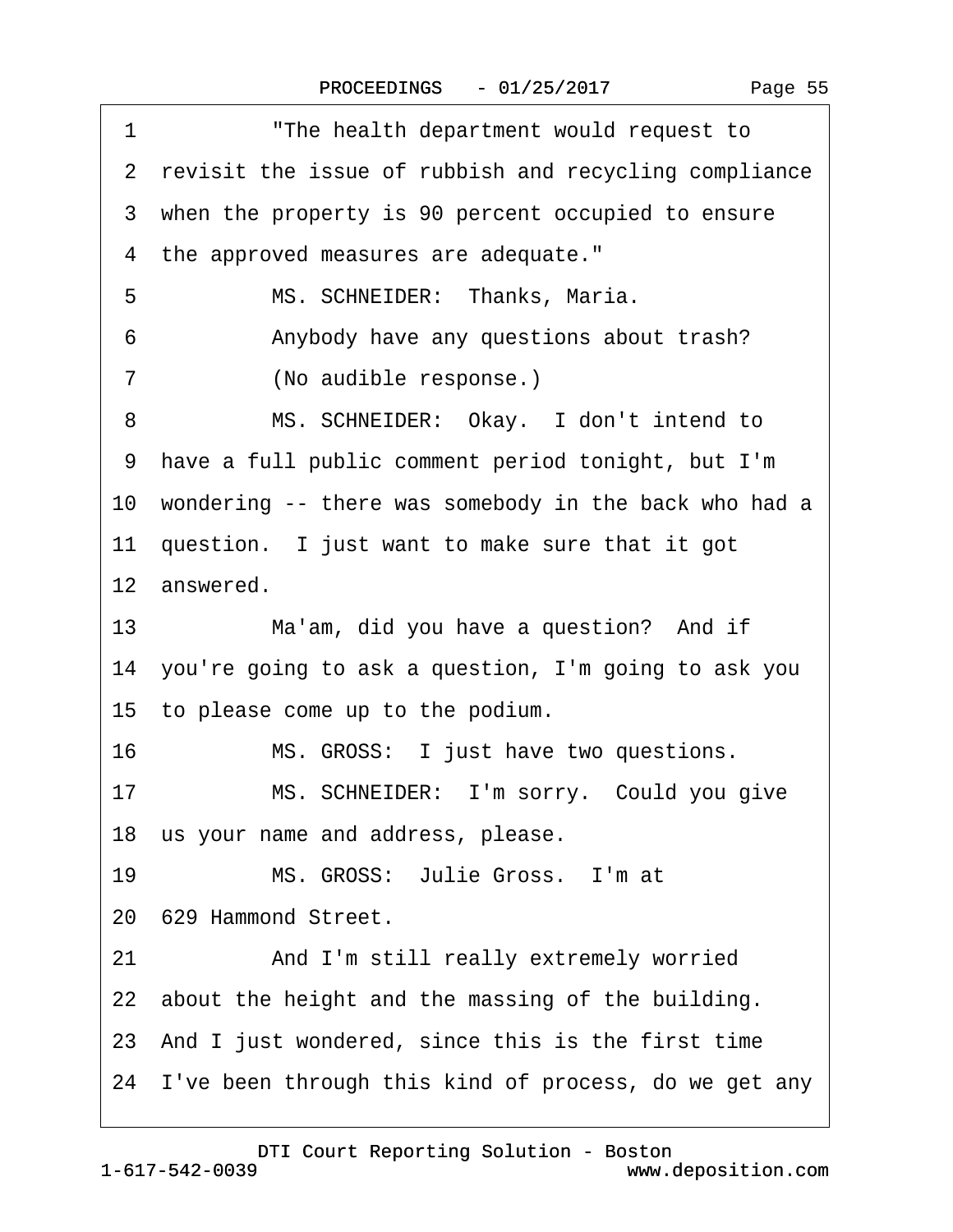1 "The health department would request to

2 revisit the issue of rubbish and recycling compliance

3 when the property is 90 percent occupied to ensure

4 the approved measures are adequate."

5 MS. SCHNEIDER: Thanks, Maria.

6 Anybody have any questions about trash?

7 (No audible response.)

8 MS. SCHNEIDER: Okay. I don't intend to

9 have a full public comment period tonight, but I'm

10 wondering -- there was somebody in the back who had a

11 question. I just want to make sure that it got

12 answered.

13 Ma'am, did you have a question? And if

14 you're going to ask a question, I'm going to ask you

15 to please come up to the podium.

16 MS. GROSS: I just have two questions.

17 MS. SCHNEIDER: I'm sorry. Could you give

18 us your name and address, please.

19 MS. GROSS: Julie Gross. I'm at

20 629 Hammond Street.

21 And I'm still really extremely worried

22 about the height and the massing of the building.

23 And I just wondered, since this is the first time

24 I've been through this kind of process, do we get any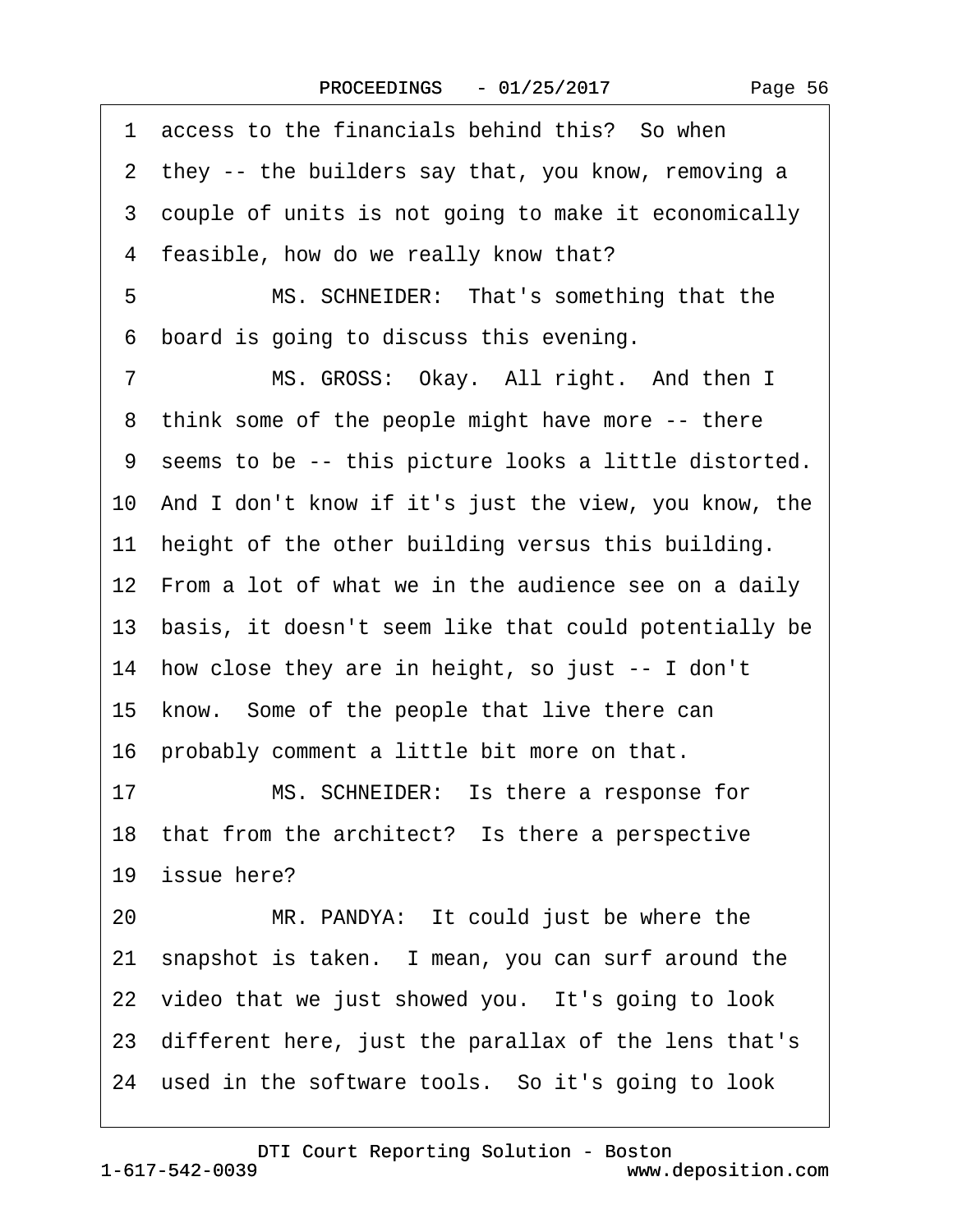1 access to the financials behind this? So when
2 they -- the builders say that, you know, removing a
3 couple of units is not going to make it economically
4 feasible, how do we really know that?
5 MS. SCHNEIDER: That's something that the
6 board is going to discuss this evening.
7 MS. GROSS: Okay. All right. And then I
8 think some of the people might have more -- there
9 seems to be -- this picture looks a little distorted.
10 And I don't know if it's just the view, you know, the
11 height of the other building versus this building.
12 From a lot of what we in the audience see on a daily
13 basis, it doesn't seem like that could potentially be
14 how close they are in height, so just -- I don't
15 know. Some of the people that live there can
16 probably comment a little bit more on that.
17 MS. SCHNEIDER: Is there a response for
18 that from the architect? Is there a perspective
19 issue here?
20 MR. PANDYA: It could just be where the
21 snapshot is taken. I mean, you can surf around the
22 video that we just showed you. It's going to look
23 different here, just the parallax of the lens that's
24 used in the software tools. So it's going to look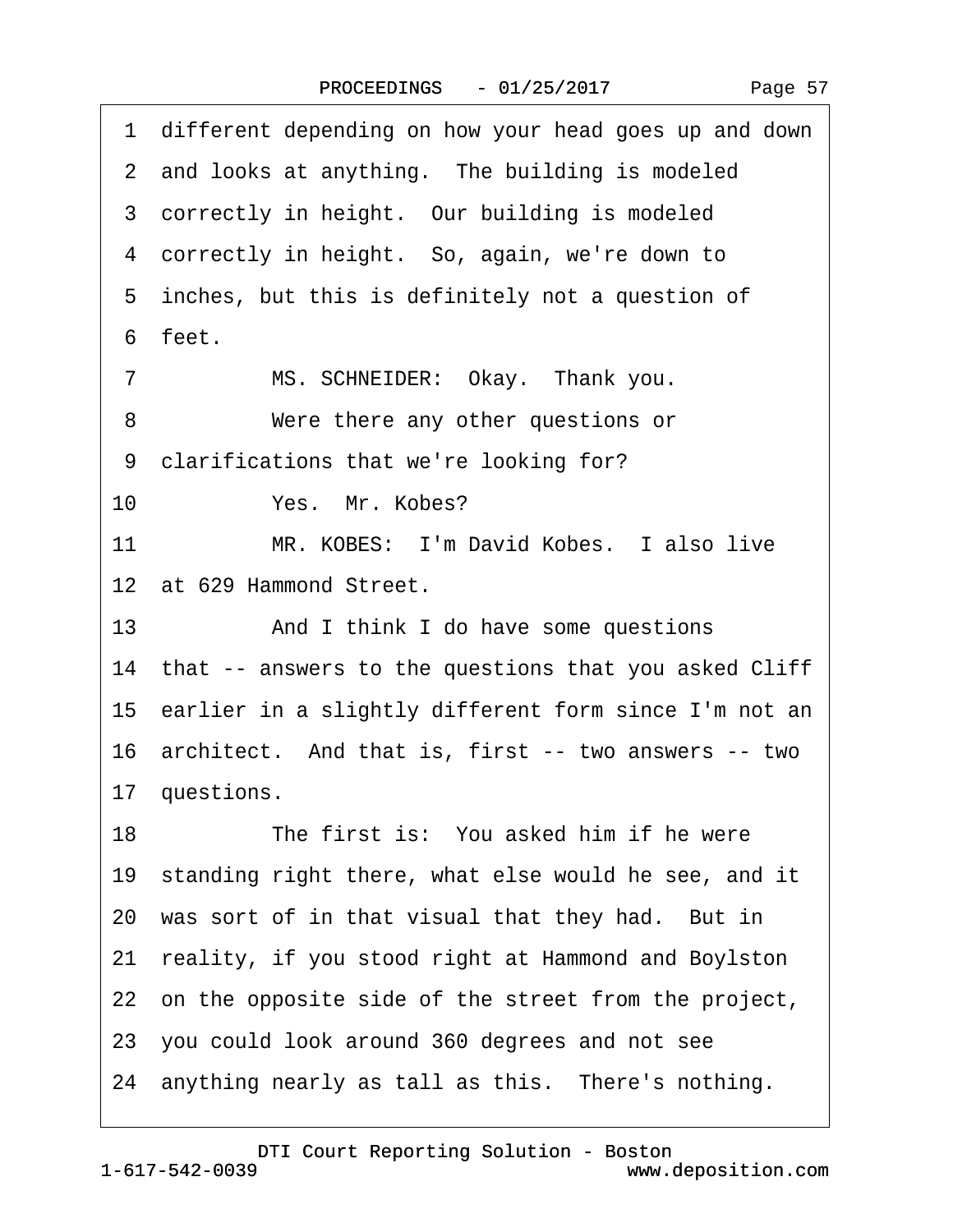1 different depending on how your head goes up and down
2 and looks at anything. The building is modeled
3 correctly in height. Our building is modeled
4 correctly in height. So, again, we're down to
5 inches, but this is definitely not a question of
6 feet.
7 MS. SCHNEIDER: Okay. Thank you.
8 Were there any other questions or
9 clarifications that we're looking for?
10 Yes. Mr. Kobes?
11 MR. KOBES: I'm David Kobes. I also live
12 at 629 Hammond Street.
13 And I think I do have some questions
14 that -- answers to the questions that you asked Cliff
15 earlier in a slightly different form since I'm not an
16 architect. And that is, first -- two answers -- two
17 questions.
18 The first is: You asked him if he were
19 standing right there, what else would he see, and it
20 was sort of in that visual that they had. But in
21 reality, if you stood right at Hammond and Boylston
22 on the opposite side of the street from the project,
23 you could look around 360 degrees and not see
24 anything nearly as tall as this. There's nothing.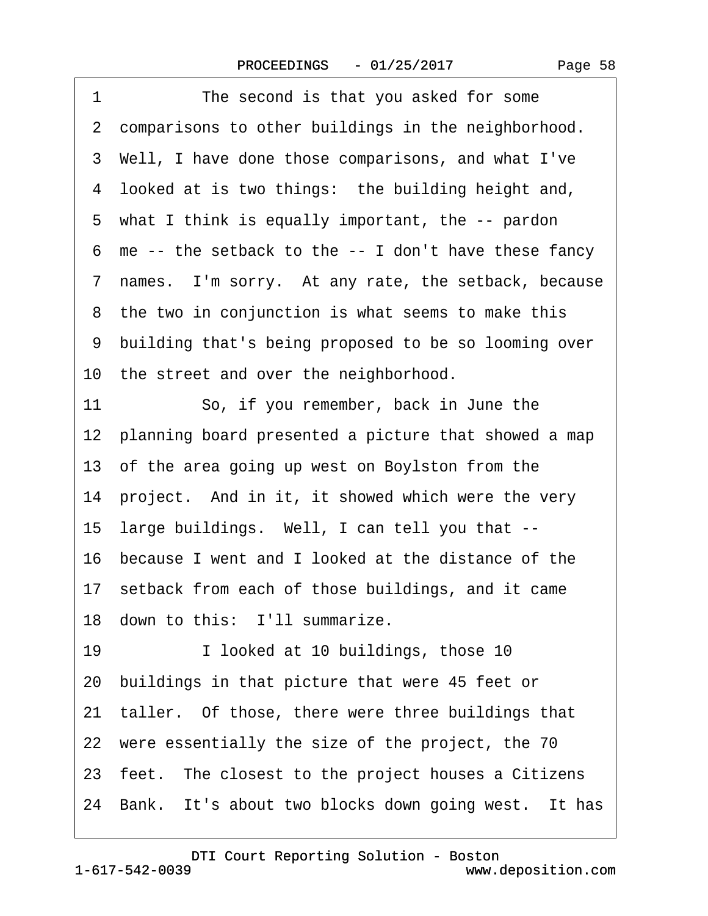1 The second is that you asked for some
2 comparisons to other buildings in the neighborhood.
3 Well, I have done those comparisons, and what I've
4 looked at is two things: the building height and,
5 what I think is equally important, the -- pardon
6 me -- the setback to the -- I don't have these fancy
7 names. I'm sorry. At any rate, the setback, because
8 the two in conjunction is what seems to make this
9 building that's being proposed to be so looming over
10 the street and over the neighborhood.
11 So, if you remember, back in June the
12 planning board presented a picture that showed a map
13 of the area going up west on Boylston from the
14 project. And in it, it showed which were the very
15 large buildings. Well, I can tell you that --
16 because I went and I looked at the distance of the
17 setback from each of those buildings, and it came
18 down to this: I'll summarize.
19 I looked at 10 buildings, those 10
20 buildings in that picture that were 45 feet or
21 taller. Of those, there were three buildings that
22 were essentially the size of the project, the 70
23 feet. The closest to the project houses a Citizens
24 Bank. It's about two blocks down going west. It has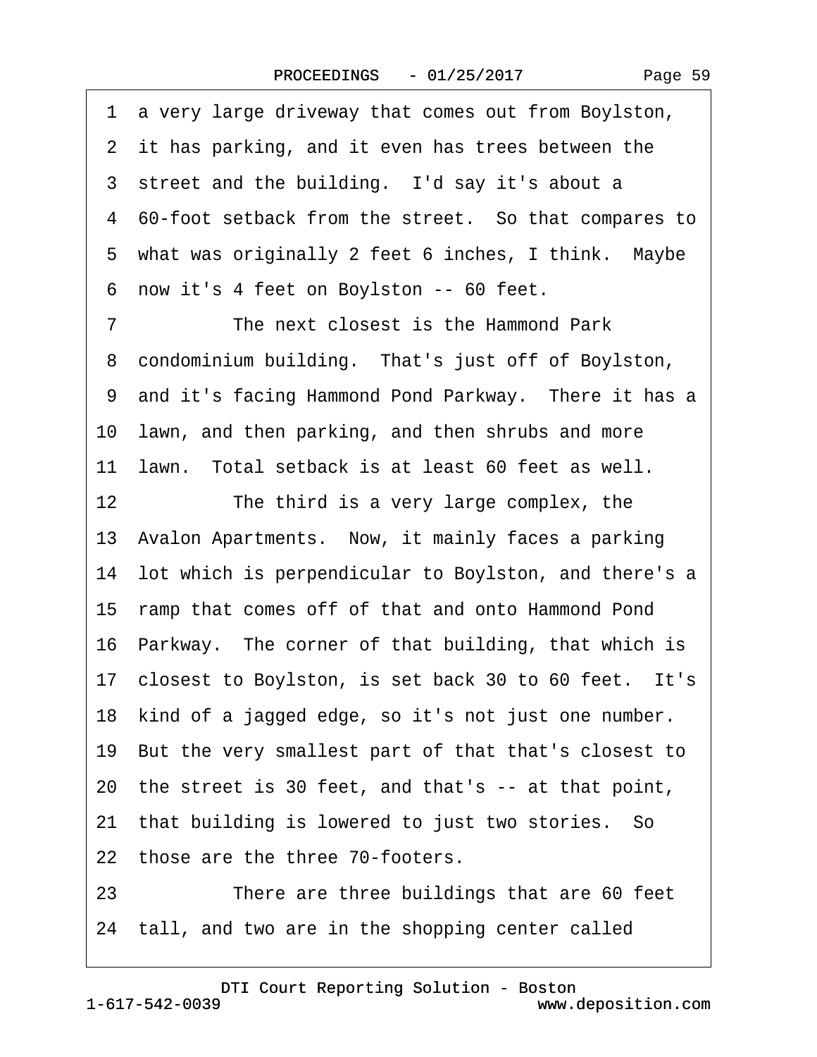1 a very large driveway that comes out from Boylston,
2 it has parking, and it even has trees between the
3 street and the building. I'd say it's about a
4 60-foot setback from the street. So that compares to
5 what was originally 2 feet 6 inches, I think. Maybe
6 now it's 4 feet on Boylston -- 60 feet.
7 The next closest is the Hammond Park
8 condominium building. That's just off of Boylston,
9 and it's facing Hammond Pond Parkway. There it has a
10 lawn, and then parking, and then shrubs and more
11 lawn. Total setback is at least 60 feet as well.
12 The third is a very large complex, the
13 Avalon Apartments. Now, it mainly faces a parking
14 lot which is perpendicular to Boylston, and there's a
15 ramp that comes off of that and onto Hammond Pond
16 Parkway. The corner of that building, that which is
17 closest to Boylston, is set back 30 to 60 feet. It's
18 kind of a jagged edge, so it's not just one number.
19 But the very smallest part of that that's closest to
20 the street is 30 feet, and that's -- at that point,
21 that building is lowered to just two stories. So
22 those are the three 70-footers.
23 There are three buildings that are 60 feet
24 tall, and two are in the shopping center called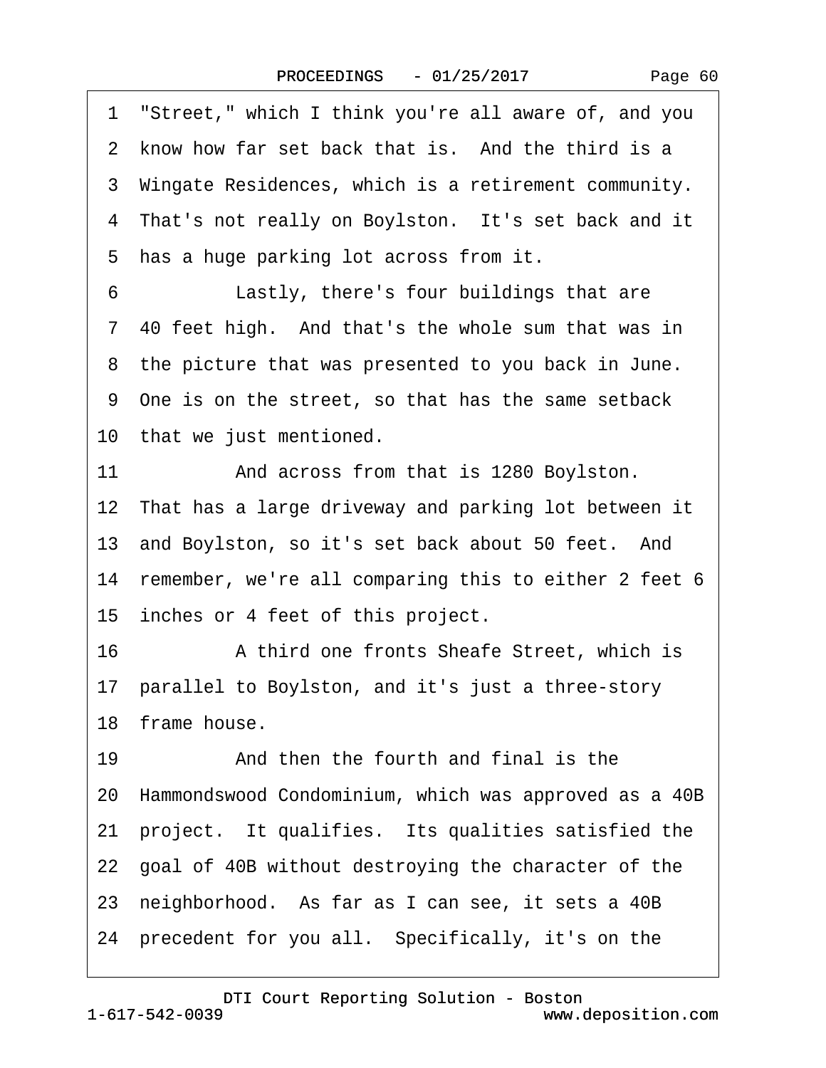1 "Street," which I think you're all aware of, and you
2 know how far set back that is. And the third is a
3 Wingate Residences, which is a retirement community.
4 That's not really on Boylston. It's set back and it
5 has a huge parking lot across from it.
6 Lastly, there's four buildings that are
7 40 feet high. And that's the whole sum that was in
8 the picture that was presented to you back in June.
9 One is on the street, so that has the same setback
10 that we just mentioned.
11 And across from that is 1280 Boylston.
12 That has a large driveway and parking lot between it
13 and Boylston, so it's set back about 50 feet. And
14 remember, we're all comparing this to either 2 feet 6
15 inches or 4 feet of this project.
16 A third one fronts Sheafe Street, which is
17 parallel to Boylston, and it's just a three-story
18 frame house.
19 And then the fourth and final is the
20 Hammondswood Condominium, which was approved as a 40B
21 project. It qualifies. Its qualities satisfied the
22 goal of 40B without destroying the character of the
23 neighborhood. As far as I can see, it sets a 40B
24 precedent for you all. Specifically, it's on the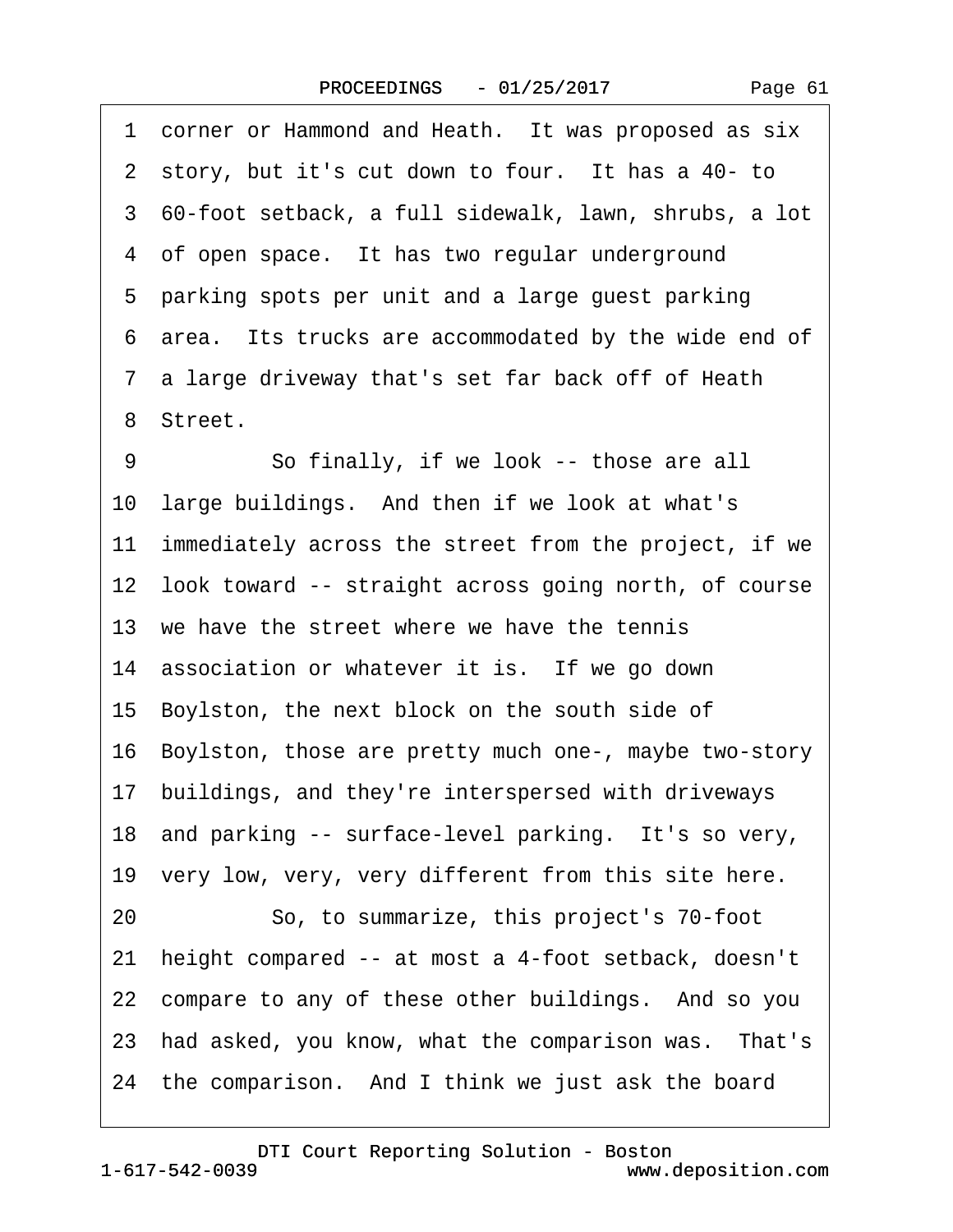1 corner or Hammond and Heath. It was proposed as six
2 story, but it's cut down to four. It has a 40- to
3 60-foot setback, a full sidewalk, lawn, shrubs, a lot
4 of open space. It has two regular underground
5 parking spots per unit and a large guest parking
6 area. Its trucks are accommodated by the wide end of
7 a large driveway that's set far back off of Heath
8 Street.
9 So finally, if we look -- those are all
10 large buildings. And then if we look at what's
11 immediately across the street from the project, if we
12 look toward -- straight across going north, of course
13 we have the street where we have the tennis
14 association or whatever it is. If we go down
15 Boylston, the next block on the south side of
16 Boylston, those are pretty much one-, maybe two-story
17 buildings, and they're interspersed with driveways
18 and parking -- surface-level parking. It's so very,
19 very low, very, very different from this site here.
20 So, to summarize, this project's 70-foot
21 height compared -- at most a 4-foot setback, doesn't
22 compare to any of these other buildings. And so you
23 had asked, you know, what the comparison was. That's
24 the comparison. And I think we just ask the board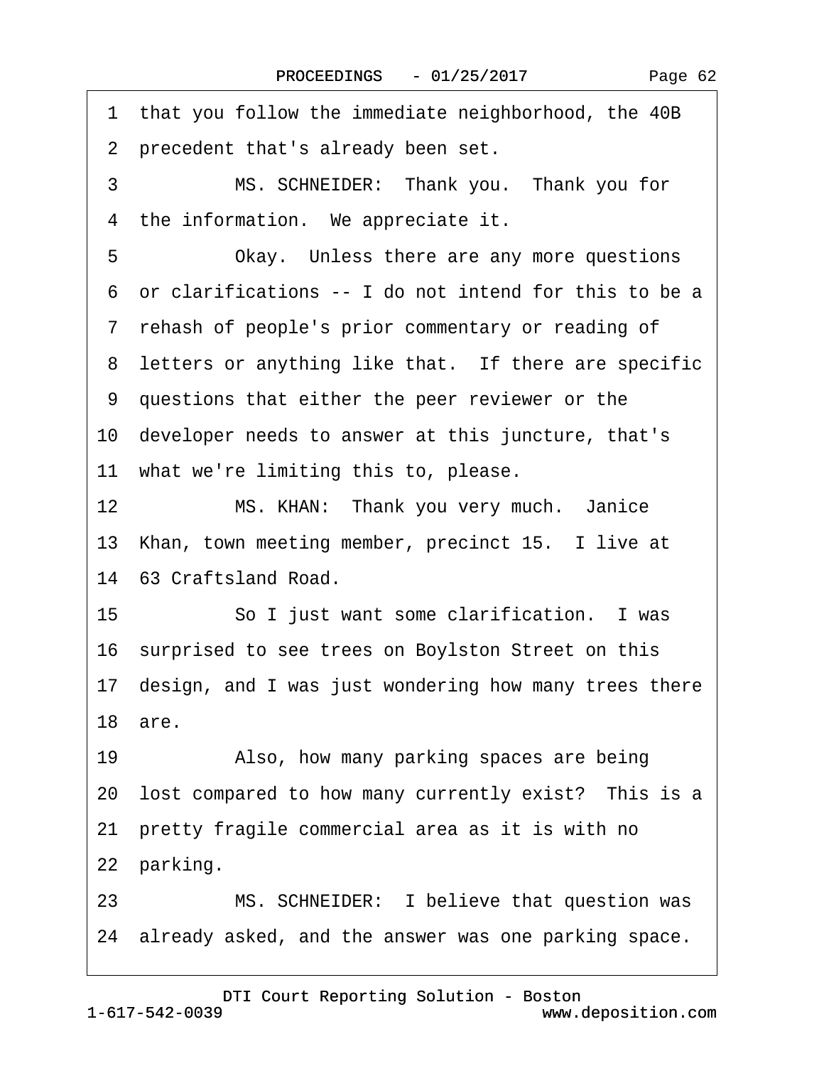1 that you follow the immediate neighborhood, the 40B
2 precedent that's already been set.
3 MS. SCHNEIDER: Thank you. Thank you for
4 the information. We appreciate it.
5 Okay. Unless there are any more questions
6 or clarifications -- I do not intend for this to be a
7 rehash of people's prior commentary or reading of
8 letters or anything like that. If there are specific
9 questions that either the peer reviewer or the
10 developer needs to answer at this juncture, that's
11 what we're limiting this to, please.
12 MS. KHAN: Thank you very much. Janice
13 Khan, town meeting member, precinct 15. I live at
14 63 Craftsland Road.
15 So I just want some clarification. I was
16 surprised to see trees on Boylston Street on this
17 design, and I was just wondering how many trees there
18 are.
19 Also, how many parking spaces are being
20 lost compared to how many currently exist? This is a
21 pretty fragile commercial area as it is with no
22 parking.
23 MS. SCHNEIDER: I believe that question was
24 already asked, and the answer was one parking space.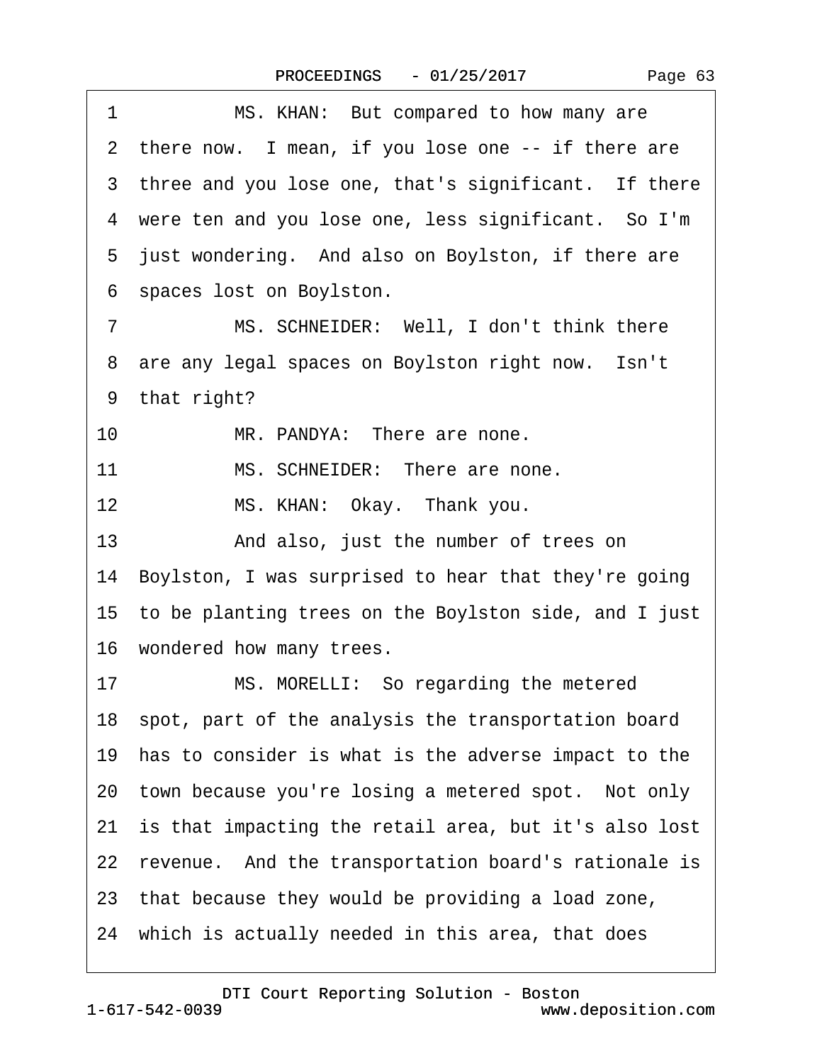1 MS. KHAN: But compared to how many are
2 there now. I mean, if you lose one -- if there are
3 three and you lose one, that's significant. If there
4 were ten and you lose one, less significant. So I'm
5 just wondering. And also on Boylston, if there are
6 spaces lost on Boylston.
7 MS. SCHNEIDER: Well, I don't think there
8 are any legal spaces on Boylston right now. Isn't
9 that right?
10 MR. PANDYA: There are none.
11 MS. SCHNEIDER: There are none.
12 MS. KHAN: Okay. Thank you.
13 And also, just the number of trees on
14 Boylston, I was surprised to hear that they're going
15 to be planting trees on the Boylston side, and I just
16 wondered how many trees.
17 MS. MORELLI: So regarding the metered
18 spot, part of the analysis the transportation board
19 has to consider is what is the adverse impact to the
20 town because you're losing a metered spot. Not only
21 is that impacting the retail area, but it's also lost
22 revenue. And the transportation board's rationale is
23 that because they would be providing a load zone,
24 which is actually needed in this area, that does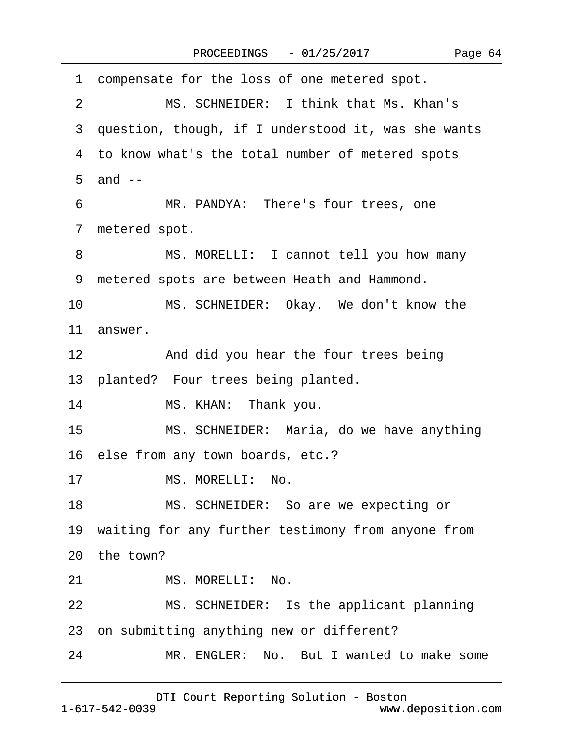1 compensate for the loss of one metered spot.

2 MS. SCHNEIDER: I think that Ms. Khan's

3 question, though, if I understood it, was she wants

4 to know what's the total number of metered spots

5 and --

6 MR. PANDYA: There's four trees, one

7 metered spot.

8 MS. MORELLI: I cannot tell you how many

9 metered spots are between Heath and Hammond.

10 MS. SCHNEIDER: Okay. We don't know the

11 answer.

12 And did you hear the four trees being

13 planted? Four trees being planted.

14 MS. KHAN: Thank you.

15 MS. SCHNEIDER: Maria, do we have anything

16 else from any town boards, etc.?

17 MS. MORELLI: No.

18 MS. SCHNEIDER: So are we expecting or

19 waiting for any further testimony from anyone from

20 the town?

21 MS. MORELLI: No.

22 MS. SCHNEIDER: Is the applicant planning

23 on submitting anything new or different?

24 MR. ENGLER: No. But I wanted to make some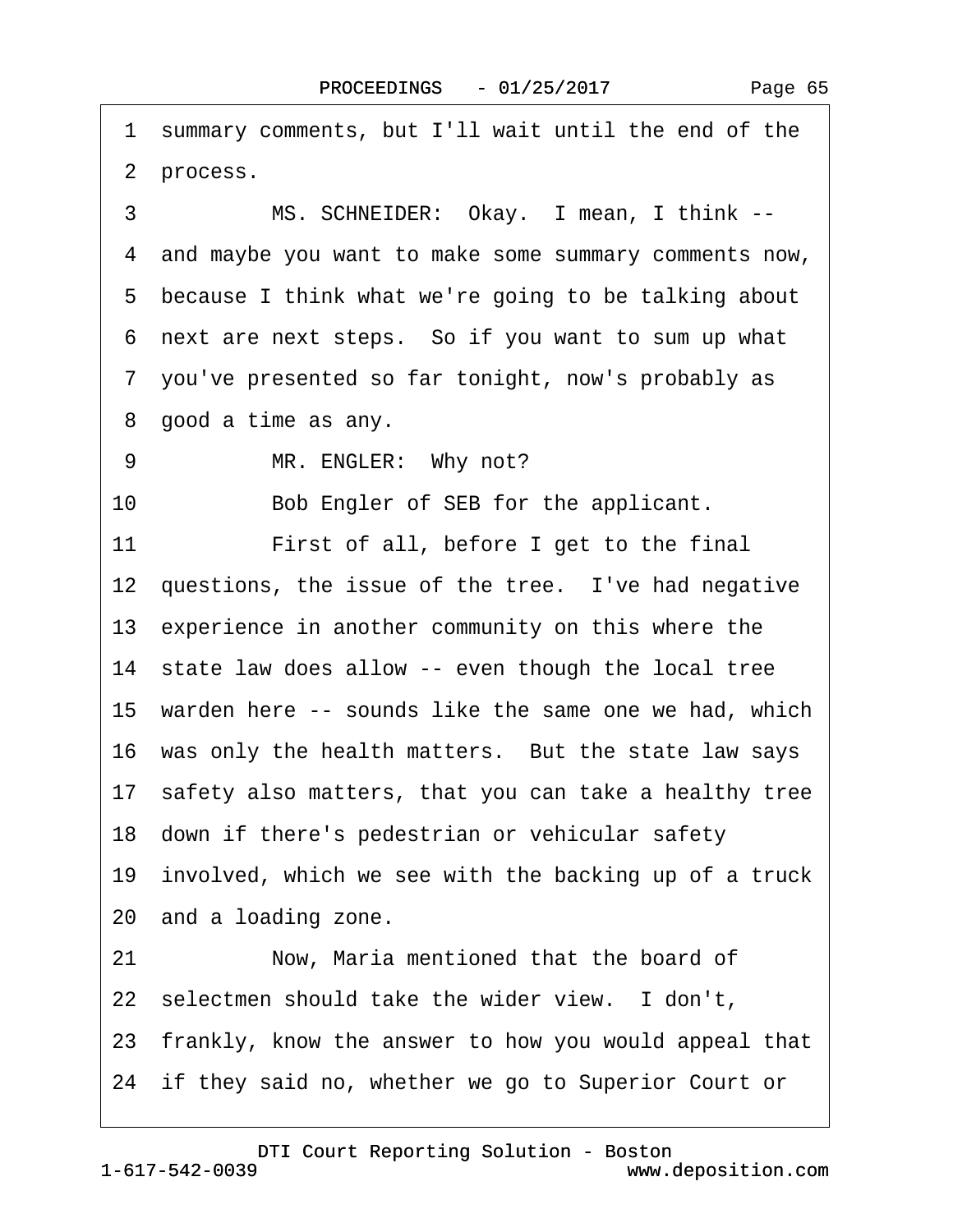1 summary comments, but I'll wait until the end of the
2 process.
3 MS. SCHNEIDER: Okay. I mean, I think --
4 and maybe you want to make some summary comments now,
5 because I think what we're going to be talking about
6 next are next steps. So if you want to sum up what
7 you've presented so far tonight, now's probably as
8 good a time as any.
9 MR. ENGLER: Why not?
10 Bob Engler of SEB for the applicant.
11 First of all, before I get to the final
12 questions, the issue of the tree. I've had negative
13 experience in another community on this where the
14 state law does allow -- even though the local tree
15 warden here -- sounds like the same one we had, which
16 was only the health matters. But the state law says
17 safety also matters, that you can take a healthy tree
18 down if there's pedestrian or vehicular safety
19 involved, which we see with the backing up of a truck
20 and a loading zone.
21 Now, Maria mentioned that the board of
22 selectmen should take the wider view. I don't,
23 frankly, know the answer to how you would appeal that
24 if they said no, whether we go to Superior Court or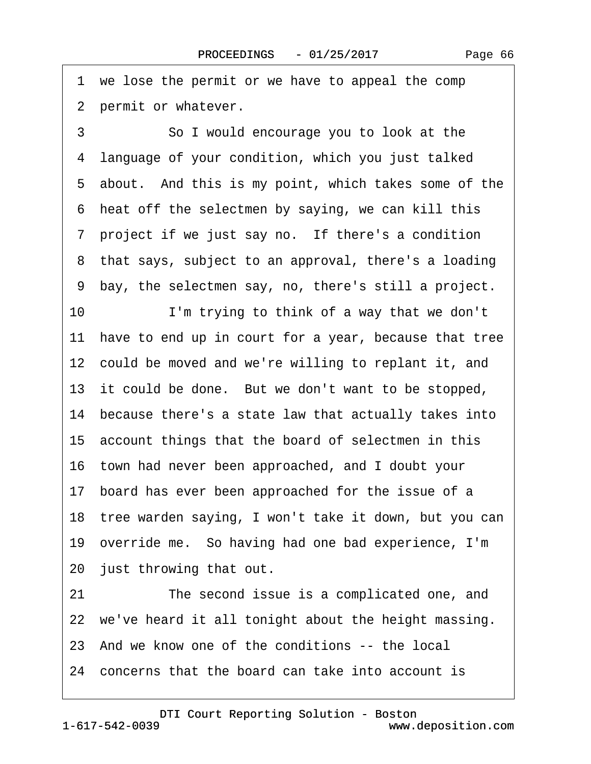1 we lose the permit or we have to appeal the comp
2 permit or whatever.
3 So I would encourage you to look at the
4 language of your condition, which you just talked
5 about. And this is my point, which takes some of the
6 heat off the selectmen by saying, we can kill this
7 project if we just say no. If there's a condition
8 that says, subject to an approval, there's a loading
9 bay, the selectmen say, no, there's still a project.
10 I'm trying to think of a way that we don't
11 have to end up in court for a year, because that tree
12 could be moved and we're willing to replant it, and
13 it could be done. But we don't want to be stopped,
14 because there's a state law that actually takes into
15 account things that the board of selectmen in this
16 town had never been approached, and I doubt your
17 board has ever been approached for the issue of a
18 tree warden saying, I won't take it down, but you can
19 override me. So having had one bad experience, I'm
20 just throwing that out.
21 The second issue is a complicated one, and
22 we've heard it all tonight about the height massing.
23 And we know one of the conditions -- the local
24 concerns that the board can take into account is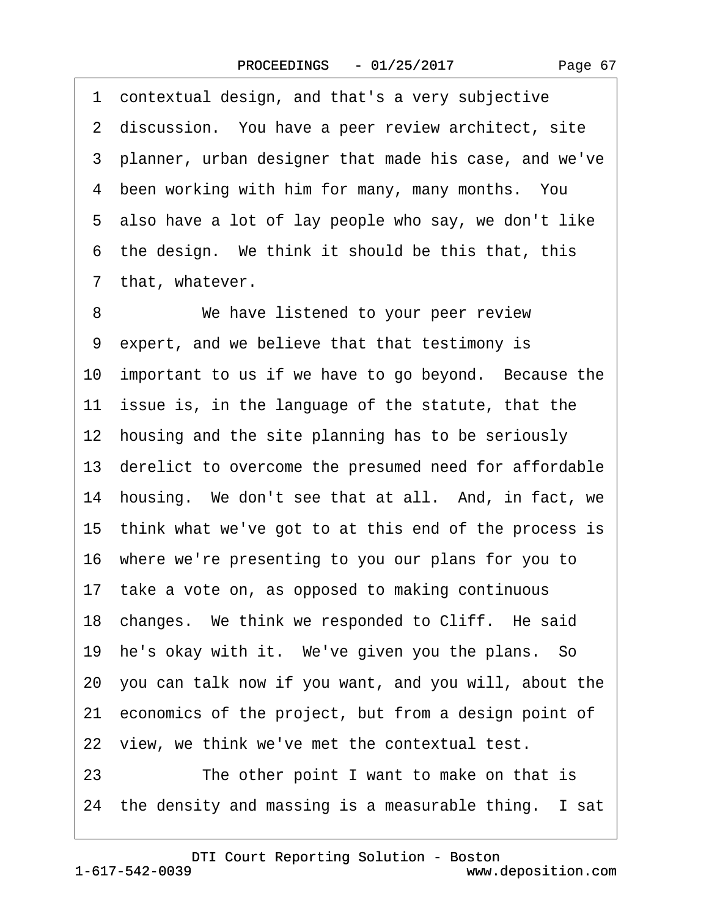1 contextual design, and that's a very subjective
2 discussion. You have a peer review architect, site
3 planner, urban designer that made his case, and we've
4 been working with him for many, many months. You
5 also have a lot of lay people who say, we don't like
6 the design. We think it should be this that, this
7 that, whatever.

8 We have listened to your peer review
9 expert, and we believe that that testimony is
10 important to us if we have to go beyond. Because the
11 issue is, in the language of the statute, that the
12 housing and the site planning has to be seriously
13 derelict to overcome the presumed need for affordable
14 housing. We don't see that at all. And, in fact, we
15 think what we've got to at this end of the process is
16 where we're presenting to you our plans for you to
17 take a vote on, as opposed to making continuous
18 changes. We think we responded to Cliff. He said
19 he's okay with it. We've given you the plans. So
20 you can talk now if you want, and you will, about the
21 economics of the project, but from a design point of
22 view, we think we've met the contextual test.

23 The other point I want to make on that is
24 the density and massing is a measurable thing. I sat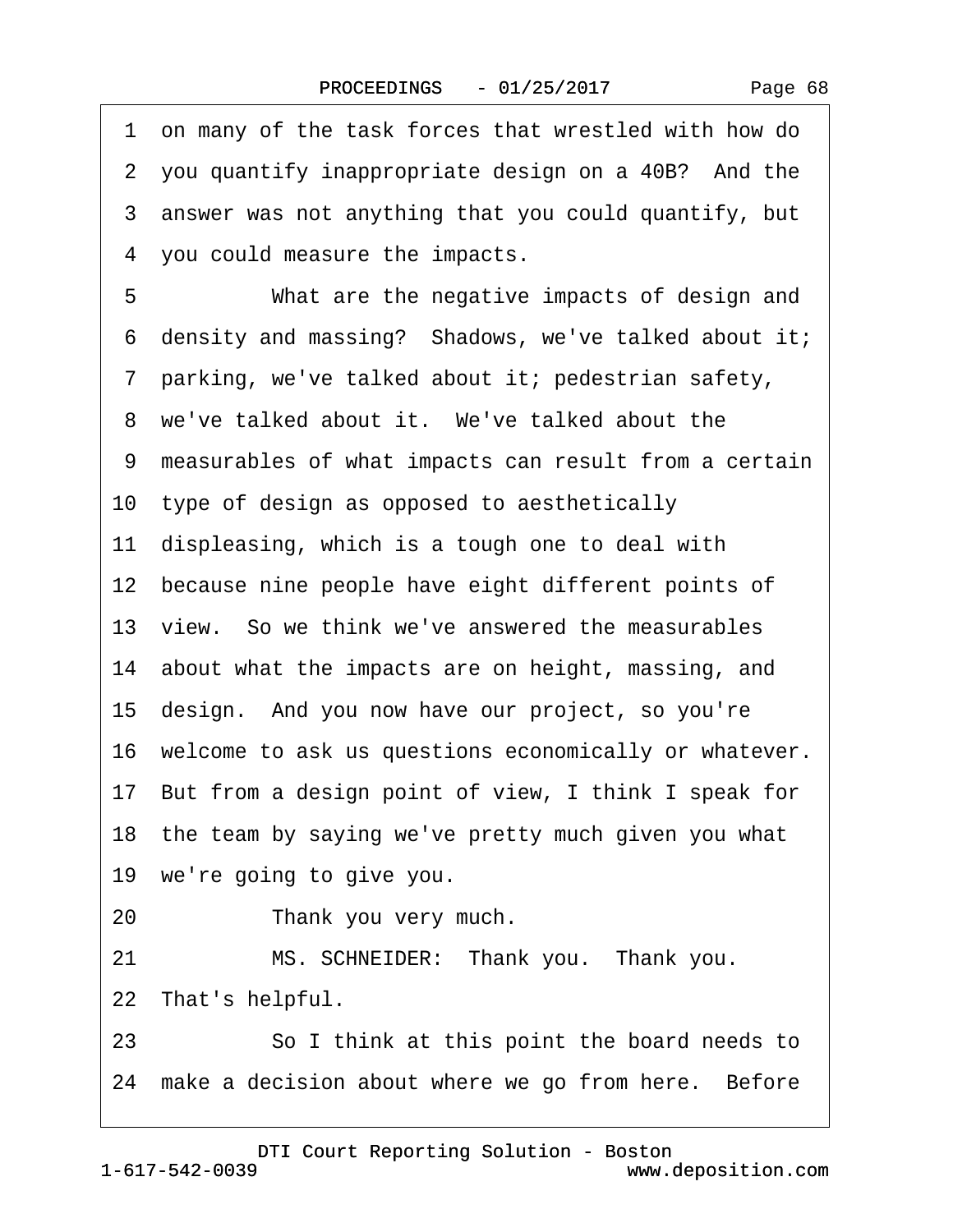on many of the task forces that wrestled with how do you quantify inappropriate design on a 40B? And the answer was not anything that you could quantify, but you could measure the impacts.

What are the negative impacts of design and density and massing? Shadows, we've talked about it; parking, we've talked about it; pedestrian safety, we've talked about it. We've talked about the measurables of what impacts can result from a certain type of design as opposed to aesthetically displeasing, which is a tough one to deal with because nine people have eight different points of view. So we think we've answered the measurables about what the impacts are on height, massing, and design. And you now have our project, so you're welcome to ask us questions economically or whatever. But from a design point of view, I think I speak for the team by saying we've pretty much given you what we're going to give you.

Thank you very much.

MS. SCHNEIDER: Thank you. Thank you. That's helpful.

So I think at this point the board needs to make a decision about where we go from here. Before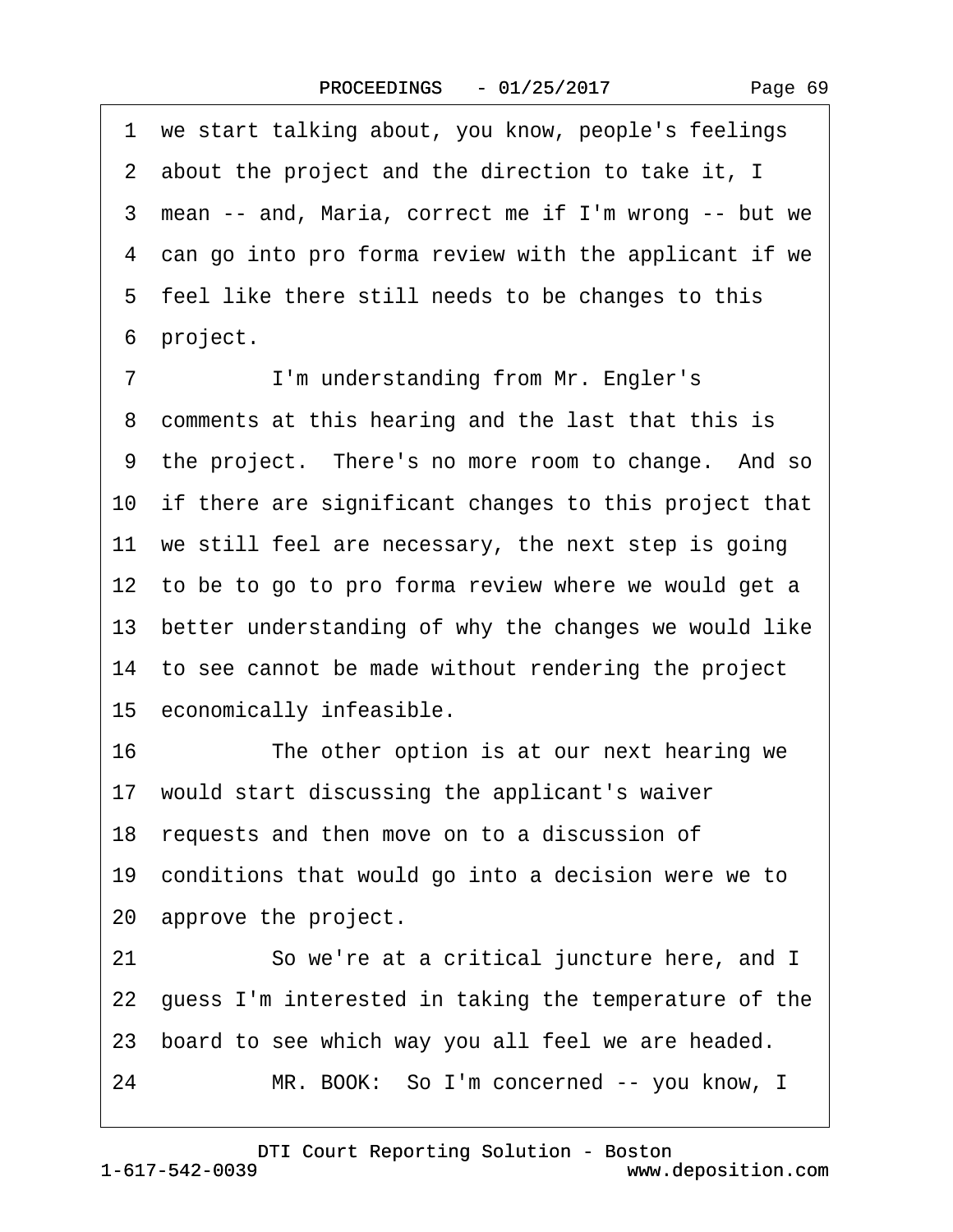1 we start talking about, you know, people's feelings
2 about the project and the direction to take it, I
3 mean -- and, Maria, correct me if I'm wrong -- but we
4 can go into pro forma review with the applicant if we
5 feel like there still needs to be changes to this
6 project.

7 I'm understanding from Mr. Engler's
8 comments at this hearing and the last that this is
9 the project. There's no more room to change. And so
10 if there are significant changes to this project that
11 we still feel are necessary, the next step is going
12 to be to go to pro forma review where we would get a
13 better understanding of why the changes we would like
14 to see cannot be made without rendering the project
15 economically infeasible.

16 The other option is at our next hearing we
17 would start discussing the applicant's waiver
18 requests and then move on to a discussion of
19 conditions that would go into a decision were we to
20 approve the project.

21 So we're at a critical juncture here, and I
22 guess I'm interested in taking the temperature of the
23 board to see which way you all feel we are headed.

24 MR. BOOK: So I'm concerned -- you know, I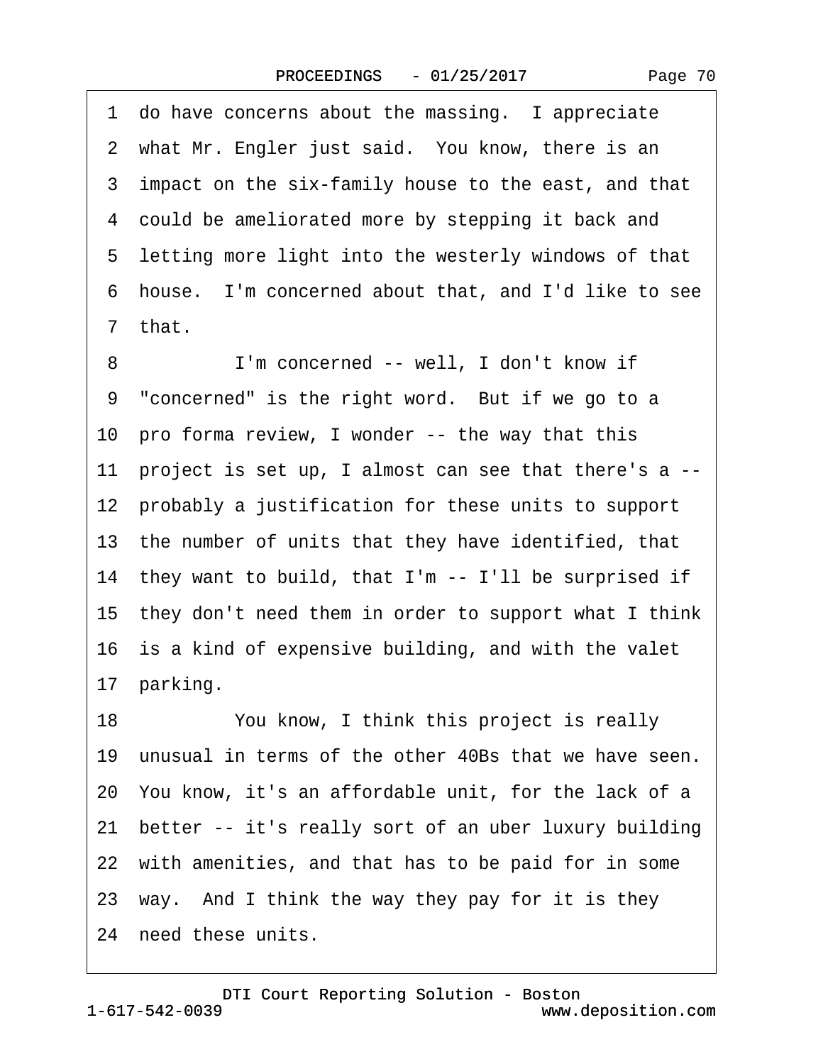1 do have concerns about the massing. I appreciate
2 what Mr. Engler just said. You know, there is an
3 impact on the six-family house to the east, and that
4 could be ameliorated more by stepping it back and
5 letting more light into the westerly windows of that
6 house. I'm concerned about that, and I'd like to see
7 that.

8 I'm concerned -- well, I don't know if
9 "concerned" is the right word. But if we go to a
10 pro forma review, I wonder -- the way that this
11 project is set up, I almost can see that there's a --
12 probably a justification for these units to support
13 the number of units that they have identified, that
14 they want to build, that I'm -- I'll be surprised if
15 they don't need them in order to support what I think
16 is a kind of expensive building, and with the valet
17 parking.

18 You know, I think this project is really
19 unusual in terms of the other 40Bs that we have seen.
20 You know, it's an affordable unit, for the lack of a
21 better -- it's really sort of an uber luxury building
22 with amenities, and that has to be paid for in some
23 way. And I think the way they pay for it is they
24 need these units.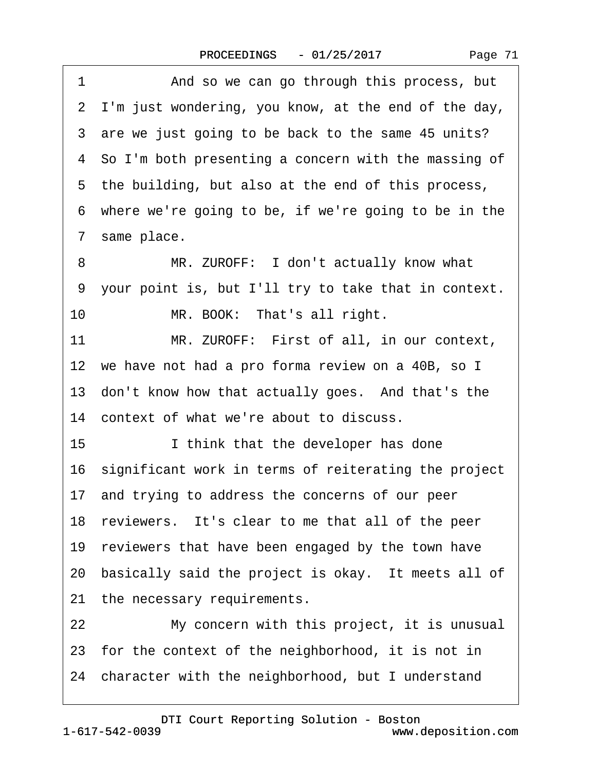1 And so we can go through this process, but
2 I'm just wondering, you know, at the end of the day,
3 are we just going to be back to the same 45 units?
4 So I'm both presenting a concern with the massing of
5 the building, but also at the end of this process,
6 where we're going to be, if we're going to be in the
7 same place.
8 MR. ZUROFF: I don't actually know what
9 your point is, but I'll try to take that in context.
10 MR. BOOK: That's all right.
11 MR. ZUROFF: First of all, in our context,
12 we have not had a pro forma review on a 40B, so I
13 don't know how that actually goes. And that's the
14 context of what we're about to discuss.
15 I think that the developer has done
16 significant work in terms of reiterating the project
17 and trying to address the concerns of our peer
18 reviewers. It's clear to me that all of the peer
19 reviewers that have been engaged by the town have
20 basically said the project is okay. It meets all of
21 the necessary requirements.
22 My concern with this project, it is unusual
23 for the context of the neighborhood, it is not in
24 character with the neighborhood, but I understand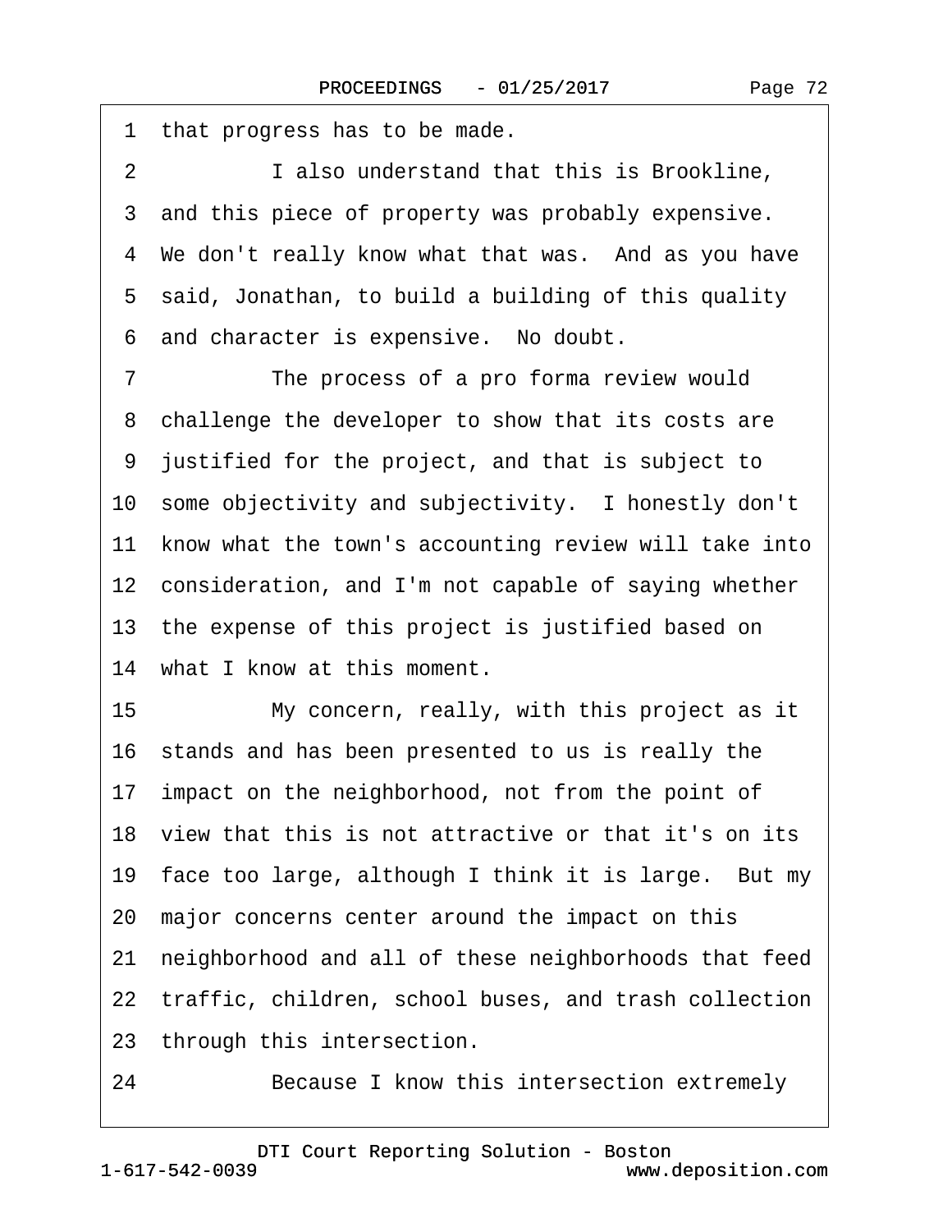1 that progress has to be made.

2 I also understand that this is Brookline,

3 and this piece of property was probably expensive.

4 We don't really know what that was. And as you have

5 said, Jonathan, to build a building of this quality

6 and character is expensive. No doubt.

7 The process of a pro forma review would

8 challenge the developer to show that its costs are

9 justified for the project, and that is subject to

10 some objectivity and subjectivity. I honestly don't

11 know what the town's accounting review will take into

12 consideration, and I'm not capable of saying whether

13 the expense of this project is justified based on

14 what I know at this moment.

15 My concern, really, with this project as it

16 stands and has been presented to us is really the

17 impact on the neighborhood, not from the point of

18 view that this is not attractive or that it's on its

19 face too large, although I think it is large. But my

20 major concerns center around the impact on this

21 neighborhood and all of these neighborhoods that feed

22 traffic, children, school buses, and trash collection

23 through this intersection.

24 Because I know this intersection extremely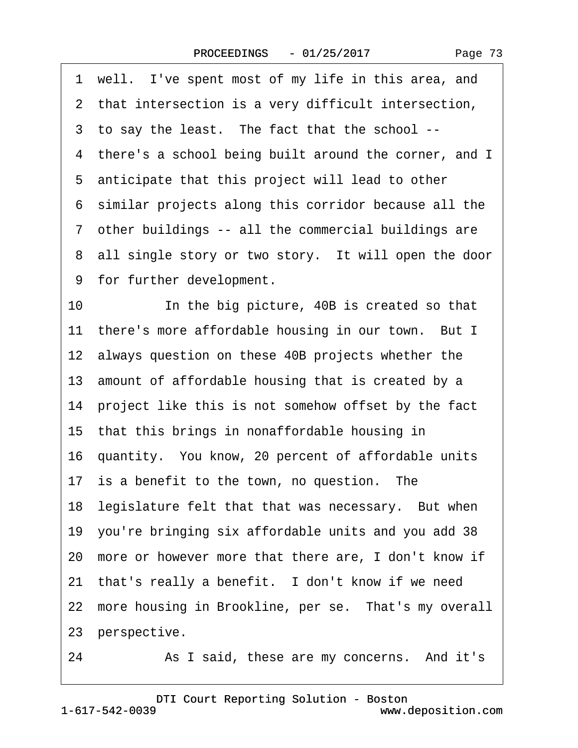1 well. I've spent most of my life in this area, and
2 that intersection is a very difficult intersection,
3 to say the least. The fact that the school --
4 there's a school being built around the corner, and I
5 anticipate that this project will lead to other
6 similar projects along this corridor because all the
7 other buildings -- all the commercial buildings are
8 all single story or two story. It will open the door
9 for further development.

10 In the big picture, 40B is created so that
11 there's more affordable housing in our town. But I
12 always question on these 40B projects whether the
13 amount of affordable housing that is created by a
14 project like this is not somehow offset by the fact
15 that this brings in nonaffordable housing in
16 quantity. You know, 20 percent of affordable units
17 is a benefit to the town, no question. The
18 legislature felt that that was necessary. But when
19 you're bringing six affordable units and you add 38
20 more or however more that there are, I don't know if
21 that's really a benefit. I don't know if we need
22 more housing in Brookline, per se. That's my overall
23 perspective.

24 As I said, these are my concerns. And it's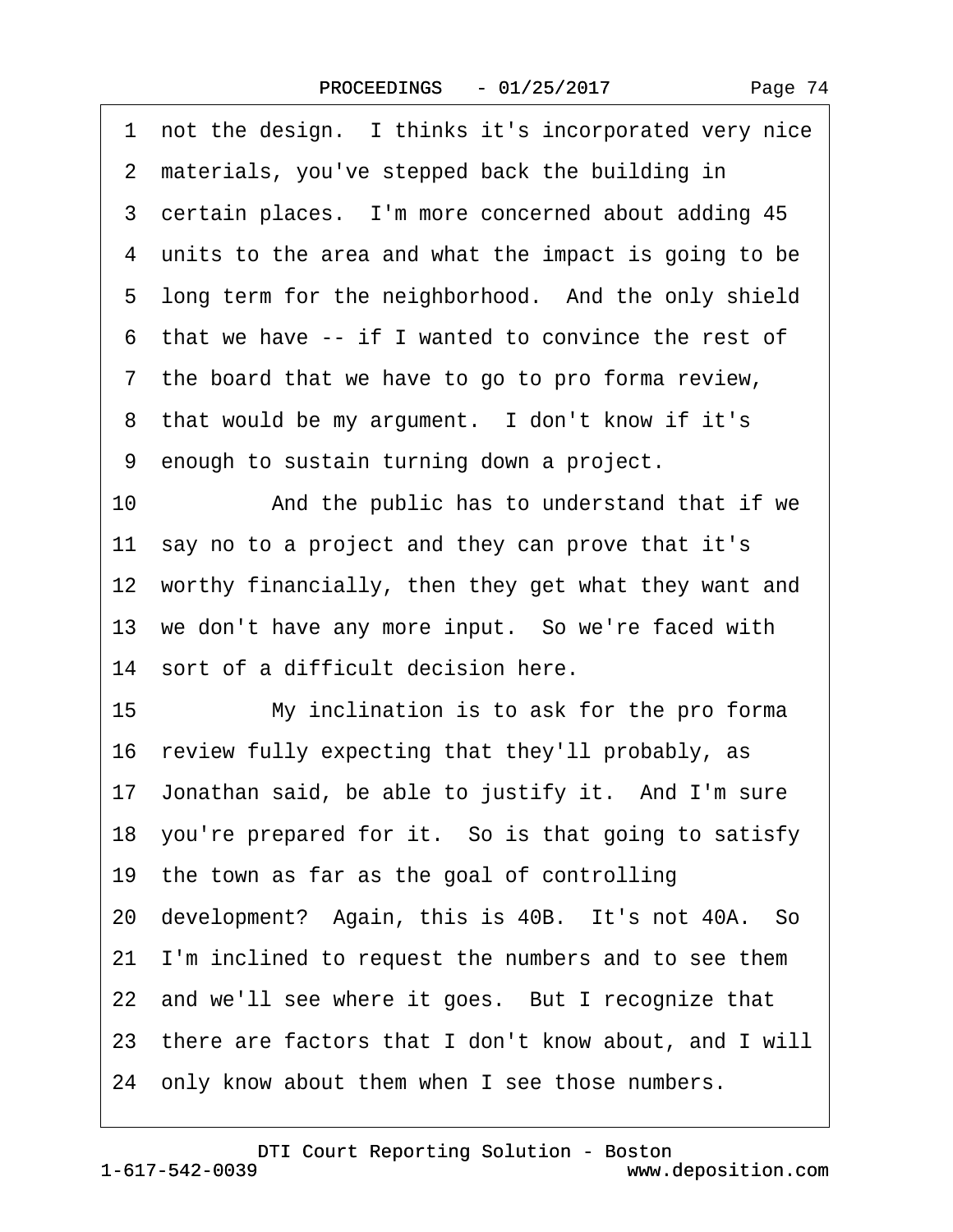1 not the design. I thinks it's incorporated very nice
2 materials, you've stepped back the building in
3 certain places. I'm more concerned about adding 45
4 units to the area and what the impact is going to be
5 long term for the neighborhood. And the only shield
6 that we have -- if I wanted to convince the rest of
7 the board that we have to go to pro forma review,
8 that would be my argument. I don't know if it's
9 enough to sustain turning down a project.
10 And the public has to understand that if we
11 say no to a project and they can prove that it's
12 worthy financially, then they get what they want and
13 we don't have any more input. So we're faced with
14 sort of a difficult decision here.
15 My inclination is to ask for the pro forma
16 review fully expecting that they'll probably, as
17 Jonathan said, be able to justify it. And I'm sure
18 you're prepared for it. So is that going to satisfy
19 the town as far as the goal of controlling
20 development? Again, this is 40B. It's not 40A. So
21 I'm inclined to request the numbers and to see them
22 and we'll see where it goes. But I recognize that
23 there are factors that I don't know about, and I will
24 only know about them when I see those numbers.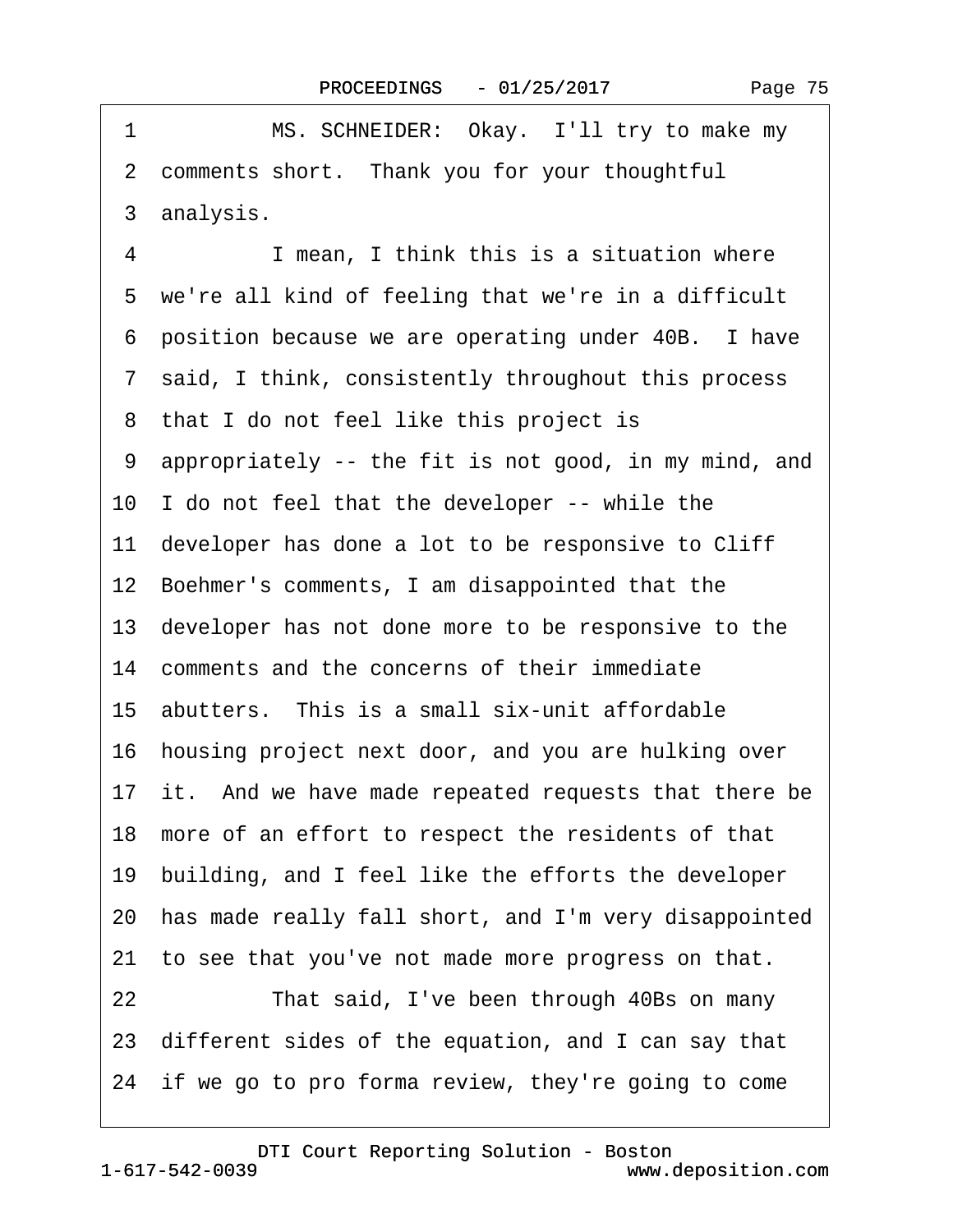1 MS. SCHNEIDER: Okay. I'll try to make my
2 comments short. Thank you for your thoughtful
3 analysis.
4 I mean, I think this is a situation where
5 we're all kind of feeling that we're in a difficult
6 position because we are operating under 40B. I have
7 said, I think, consistently throughout this process
8 that I do not feel like this project is
9 appropriately -- the fit is not good, in my mind, and
10 I do not feel that the developer -- while the
11 developer has done a lot to be responsive to Cliff
12 Boehmer's comments, I am disappointed that the
13 developer has not done more to be responsive to the
14 comments and the concerns of their immediate
15 abutters. This is a small six-unit affordable
16 housing project next door, and you are hulking over
17 it. And we have made repeated requests that there be
18 more of an effort to respect the residents of that
19 building, and I feel like the efforts the developer
20 has made really fall short, and I'm very disappointed
21 to see that you've not made more progress on that.
22 That said, I've been through 40Bs on many
23 different sides of the equation, and I can say that
24 if we go to pro forma review, they're going to come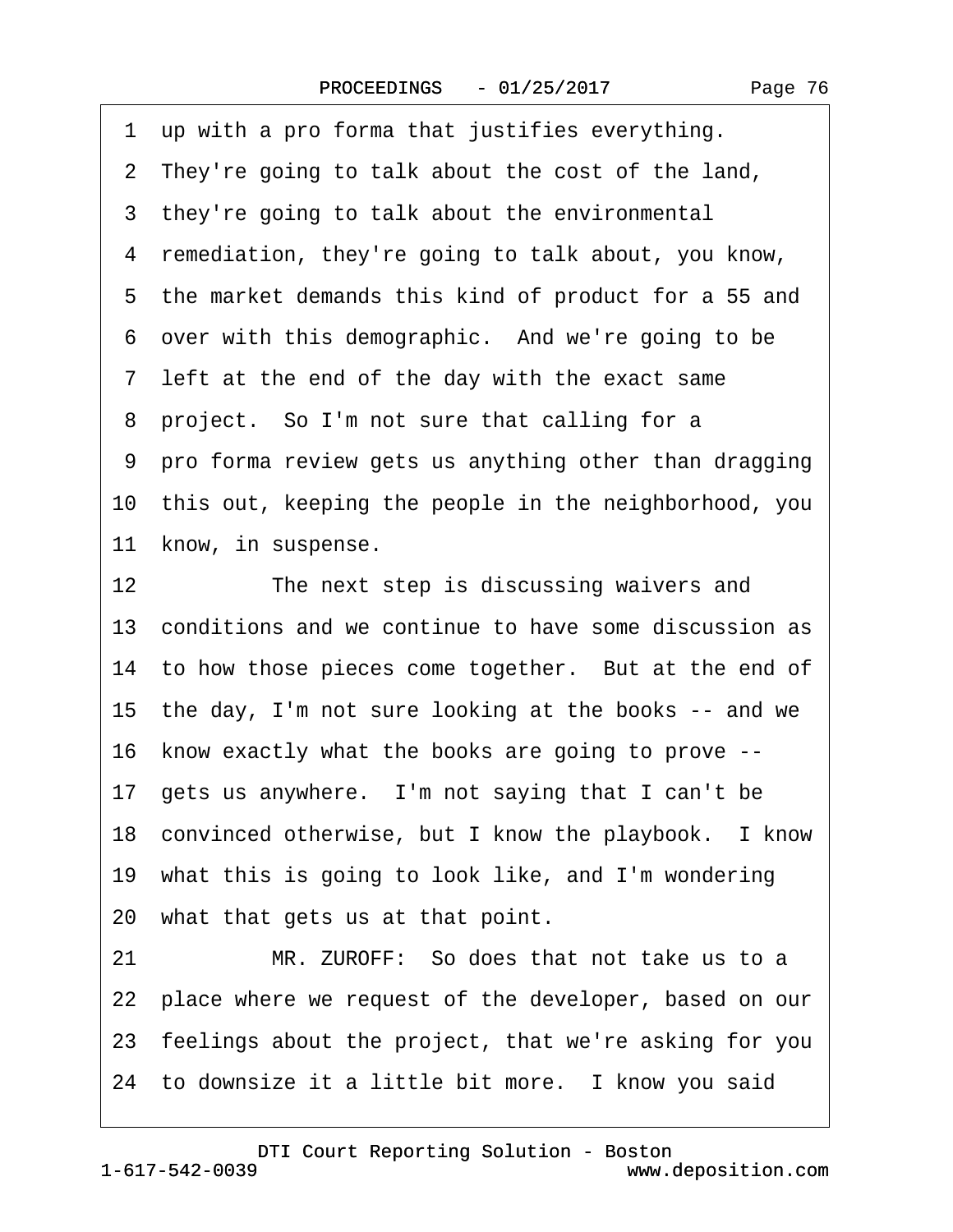1 up with a pro forma that justifies everything.
2 They're going to talk about the cost of the land,
3 they're going to talk about the environmental
4 remediation, they're going to talk about, you know,
5 the market demands this kind of product for a 55 and
6 over with this demographic. And we're going to be
7 left at the end of the day with the exact same
8 project. So I'm not sure that calling for a
9 pro forma review gets us anything other than dragging
10 this out, keeping the people in the neighborhood, you
11 know, in suspense.
12 The next step is discussing waivers and
13 conditions and we continue to have some discussion as
14 to how those pieces come together. But at the end of
15 the day, I'm not sure looking at the books -- and we
16 know exactly what the books are going to prove --
17 gets us anywhere. I'm not saying that I can't be
18 convinced otherwise, but I know the playbook. I know
19 what this is going to look like, and I'm wondering
20 what that gets us at that point.
21 MR. ZUROFF: So does that not take us to a
22 place where we request of the developer, based on our
23 feelings about the project, that we're asking for you
24 to downsize it a little bit more. I know you said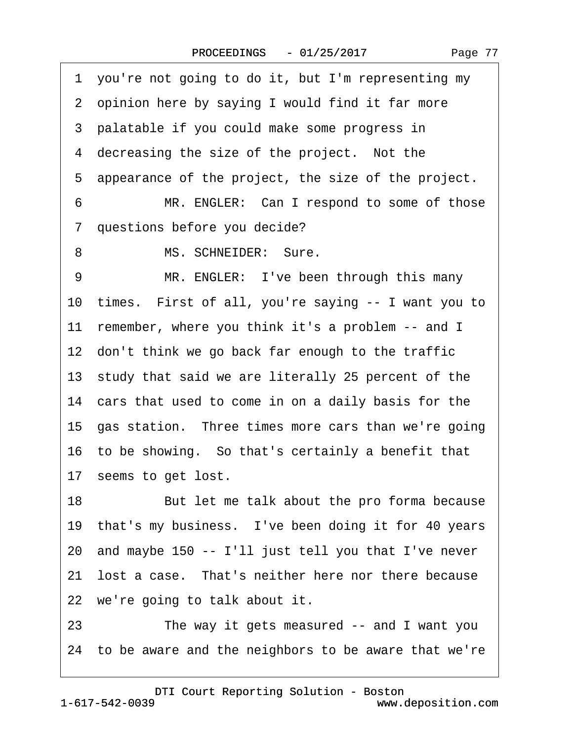1 you're not going to do it, but I'm representing my
2 opinion here by saying I would find it far more
3 palatable if you could make some progress in
4 decreasing the size of the project. Not the
5 appearance of the project, the size of the project.
6 MR. ENGLER: Can I respond to some of those
7 questions before you decide?
8 MS. SCHNEIDER: Sure.
9 MR. ENGLER: I've been through this many
10 times. First of all, you're saying -- I want you to
11 remember, where you think it's a problem -- and I
12 don't think we go back far enough to the traffic
13 study that said we are literally 25 percent of the
14 cars that used to come in on a daily basis for the
15 gas station. Three times more cars than we're going
16 to be showing. So that's certainly a benefit that
17 seems to get lost.
18 But let me talk about the pro forma because
19 that's my business. I've been doing it for 40 years
20 and maybe 150 -- I'll just tell you that I've never
21 lost a case. That's neither here nor there because
22 we're going to talk about it.
23 The way it gets measured -- and I want you
24 to be aware and the neighbors to be aware that we're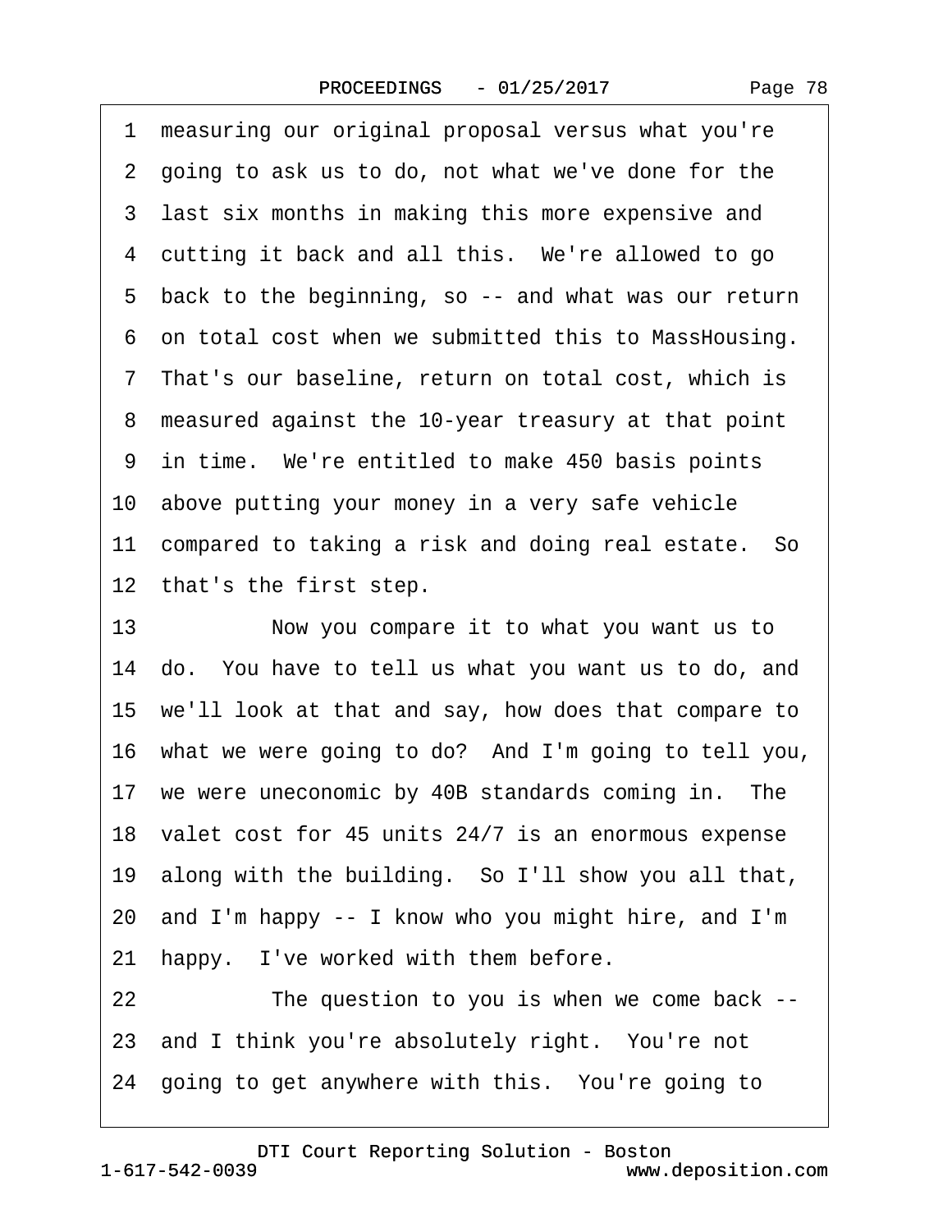1 measuring our original proposal versus what you're
2 going to ask us to do, not what we've done for the
3 last six months in making this more expensive and
4 cutting it back and all this. We're allowed to go
5 back to the beginning, so -- and what was our return
6 on total cost when we submitted this to MassHousing.
7 That's our baseline, return on total cost, which is
8 measured against the 10-year treasury at that point
9 in time. We're entitled to make 450 basis points
10 above putting your money in a very safe vehicle
11 compared to taking a risk and doing real estate. So
12 that's the first step.
13 Now you compare it to what you want us to
14 do. You have to tell us what you want us to do, and
15 we'll look at that and say, how does that compare to
16 what we were going to do? And I'm going to tell you,
17 we were uneconomic by 40B standards coming in. The
18 valet cost for 45 units 24/7 is an enormous expense
19 along with the building. So I'll show you all that,
20 and I'm happy -- I know who you might hire, and I'm
21 happy. I've worked with them before.
22 The question to you is when we come back --
23 and I think you're absolutely right. You're not
24 going to get anywhere with this. You're going to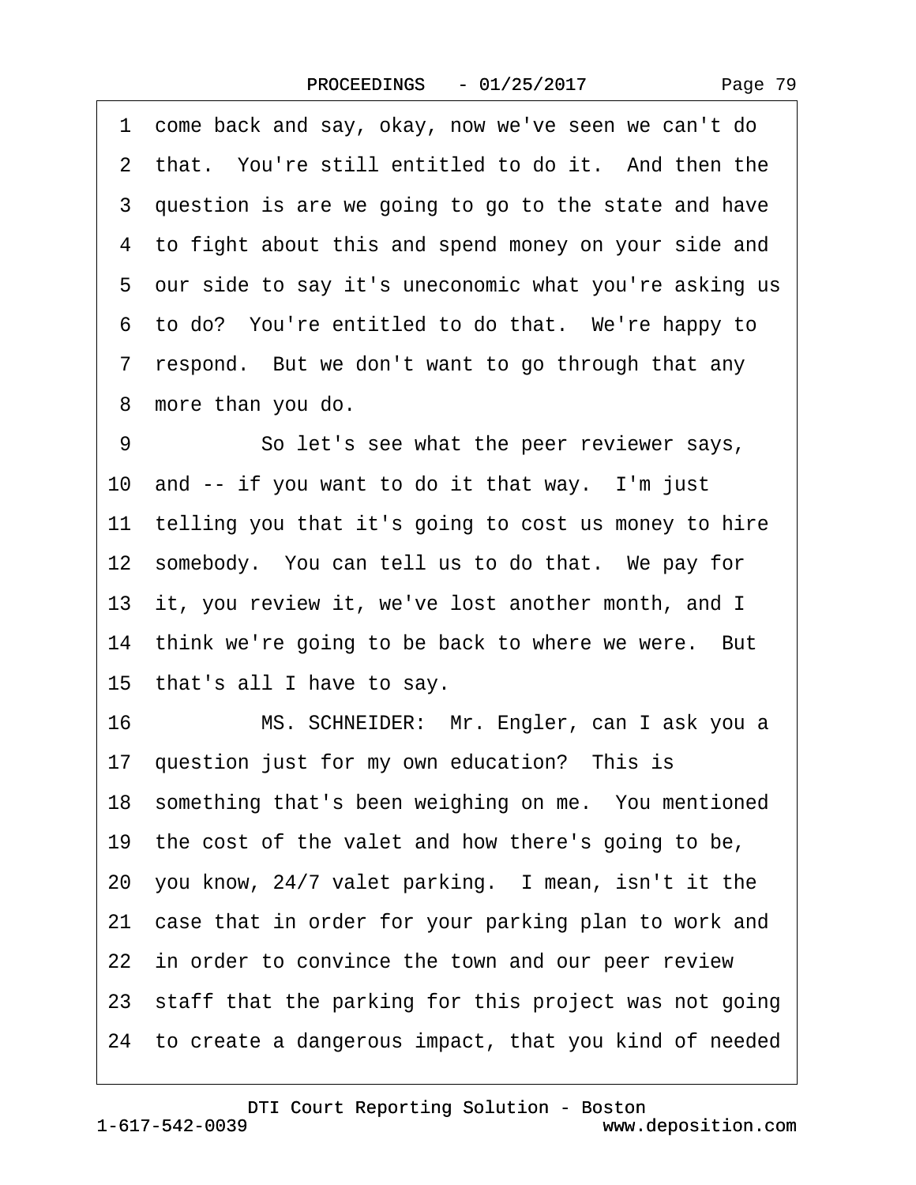1 come back and say, okay, now we've seen we can't do
2 that. You're still entitled to do it. And then the
3 question is are we going to go to the state and have
4 to fight about this and spend money on your side and
5 our side to say it's uneconomic what you're asking us
6 to do? You're entitled to do that. We're happy to
7 respond. But we don't want to go through that any
8 more than you do.
9 So let's see what the peer reviewer says,
10 and -- if you want to do it that way. I'm just
11 telling you that it's going to cost us money to hire
12 somebody. You can tell us to do that. We pay for
13 it, you review it, we've lost another month, and I
14 think we're going to be back to where we were. But
15 that's all I have to say.
16 MS. SCHNEIDER: Mr. Engler, can I ask you a
17 question just for my own education? This is
18 something that's been weighing on me. You mentioned
19 the cost of the valet and how there's going to be,
20 you know, 24/7 valet parking. I mean, isn't it the
21 case that in order for your parking plan to work and
22 in order to convince the town and our peer review
23 staff that the parking for this project was not going
24 to create a dangerous impact, that you kind of needed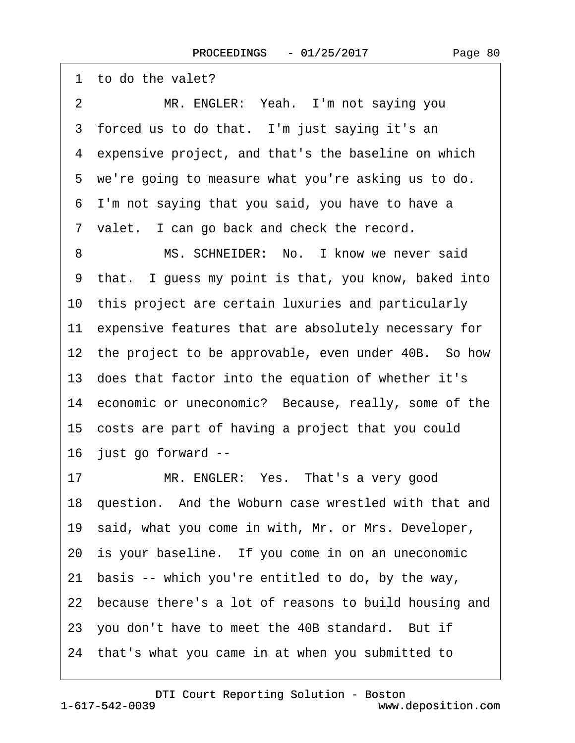1 to do the valet?

2 MR. ENGLER: Yeah. I'm not saying you

3 forced us to do that. I'm just saying it's an

4 expensive project, and that's the baseline on which

5 we're going to measure what you're asking us to do.

6 I'm not saying that you said, you have to have a

7 valet. I can go back and check the record.

8 MS. SCHNEIDER: No. I know we never said

9 that. I guess my point is that, you know, baked into

10 this project are certain luxuries and particularly

11 expensive features that are absolutely necessary for

12 the project to be approvable, even under 40B. So how

13 does that factor into the equation of whether it's

14 economic or uneconomic? Because, really, some of the

15 costs are part of having a project that you could

16 just go forward --

17 MR. ENGLER: Yes. That's a very good

18 question. And the Woburn case wrestled with that and

19 said, what you come in with, Mr. or Mrs. Developer,

20 is your baseline. If you come in on an uneconomic

21 basis -- which you're entitled to do, by the way,

22 because there's a lot of reasons to build housing and

23 you don't have to meet the 40B standard. But if

24 that's what you came in at when you submitted to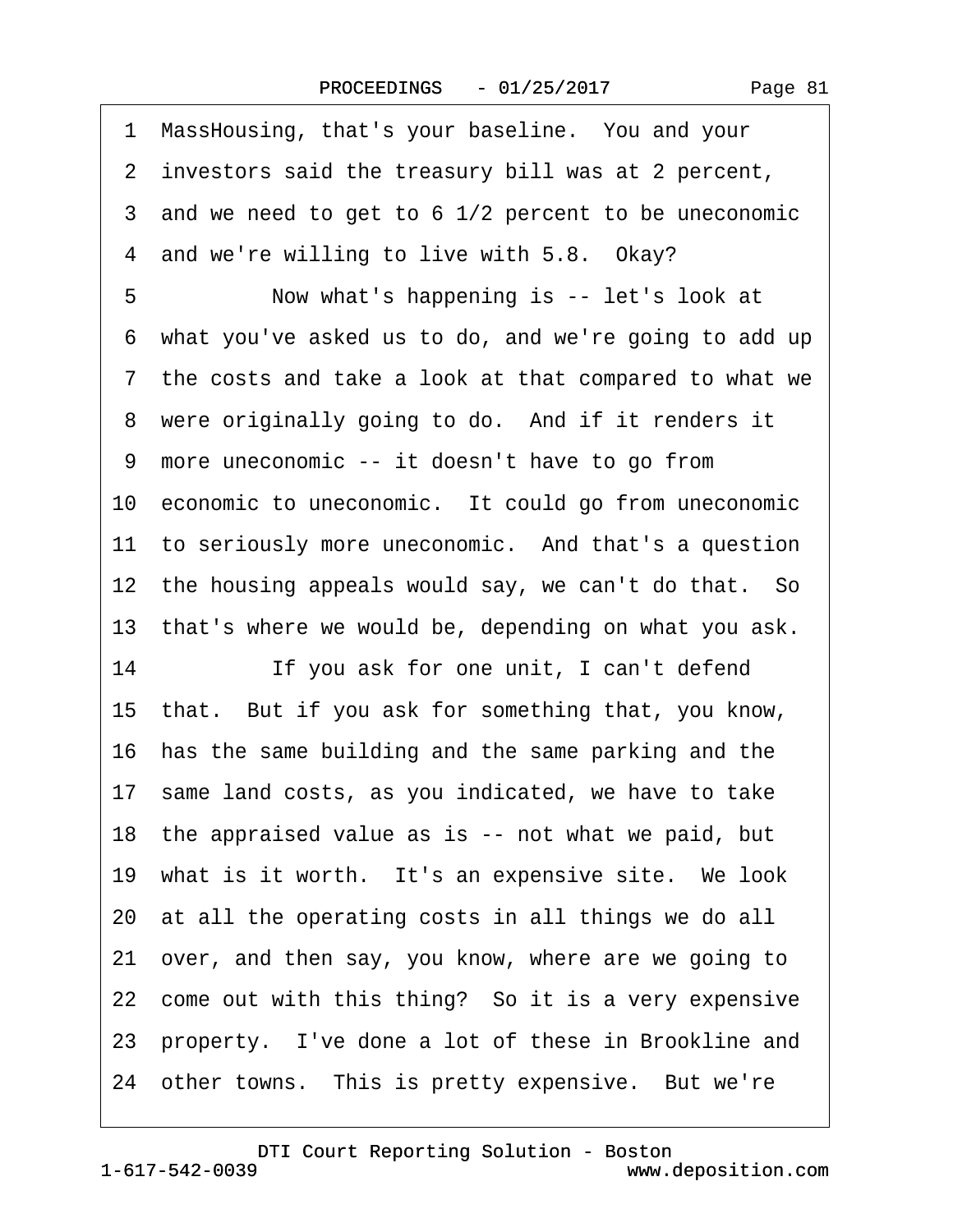1 MassHousing, that's your baseline. You and your
2 investors said the treasury bill was at 2 percent,
3 and we need to get to 6 1/2 percent to be uneconomic
4 and we're willing to live with 5.8. Okay?
5 Now what's happening is -- let's look at
6 what you've asked us to do, and we're going to add up
7 the costs and take a look at that compared to what we
8 were originally going to do. And if it renders it
9 more uneconomic -- it doesn't have to go from
10 economic to uneconomic. It could go from uneconomic
11 to seriously more uneconomic. And that's a question
12 the housing appeals would say, we can't do that. So
13 that's where we would be, depending on what you ask.
14 If you ask for one unit, I can't defend
15 that. But if you ask for something that, you know,
16 has the same building and the same parking and the
17 same land costs, as you indicated, we have to take
18 the appraised value as is -- not what we paid, but
19 what is it worth. It's an expensive site. We look
20 at all the operating costs in all things we do all
21 over, and then say, you know, where are we going to
22 come out with this thing? So it is a very expensive
23 property. I've done a lot of these in Brookline and
24 other towns. This is pretty expensive. But we're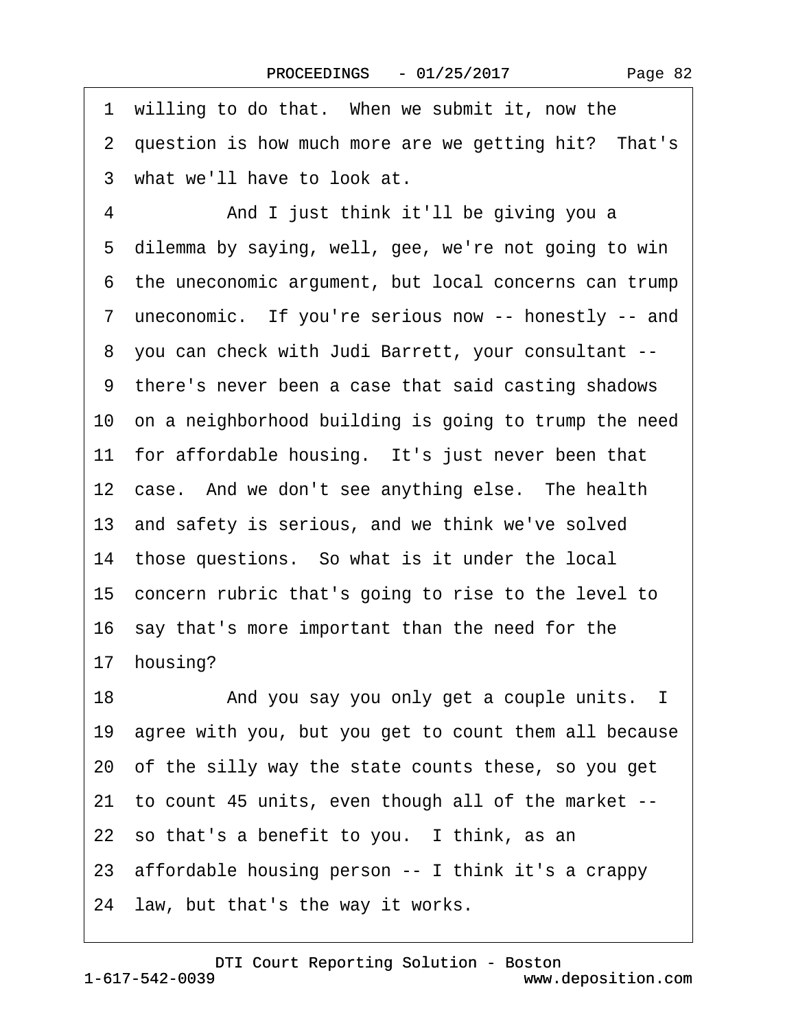1 willing to do that. When we submit it, now the
2 question is how much more are we getting hit? That's
3 what we'll have to look at.

4 And I just think it'll be giving you a
5 dilemma by saying, well, gee, we're not going to win
6 the uneconomic argument, but local concerns can trump
7 uneconomic. If you're serious now -- honestly -- and
8 you can check with Judi Barrett, your consultant --
9 there's never been a case that said casting shadows
10 on a neighborhood building is going to trump the need
11 for affordable housing. It's just never been that
12 case. And we don't see anything else. The health
13 and safety is serious, and we think we've solved
14 those questions. So what is it under the local
15 concern rubric that's going to rise to the level to
16 say that's more important than the need for the
17 housing?

18 And you say you only get a couple units. I
19 agree with you, but you get to count them all because
20 of the silly way the state counts these, so you get
21 to count 45 units, even though all of the market --
22 so that's a benefit to you. I think, as an
23 affordable housing person -- I think it's a crappy
24 law, but that's the way it works.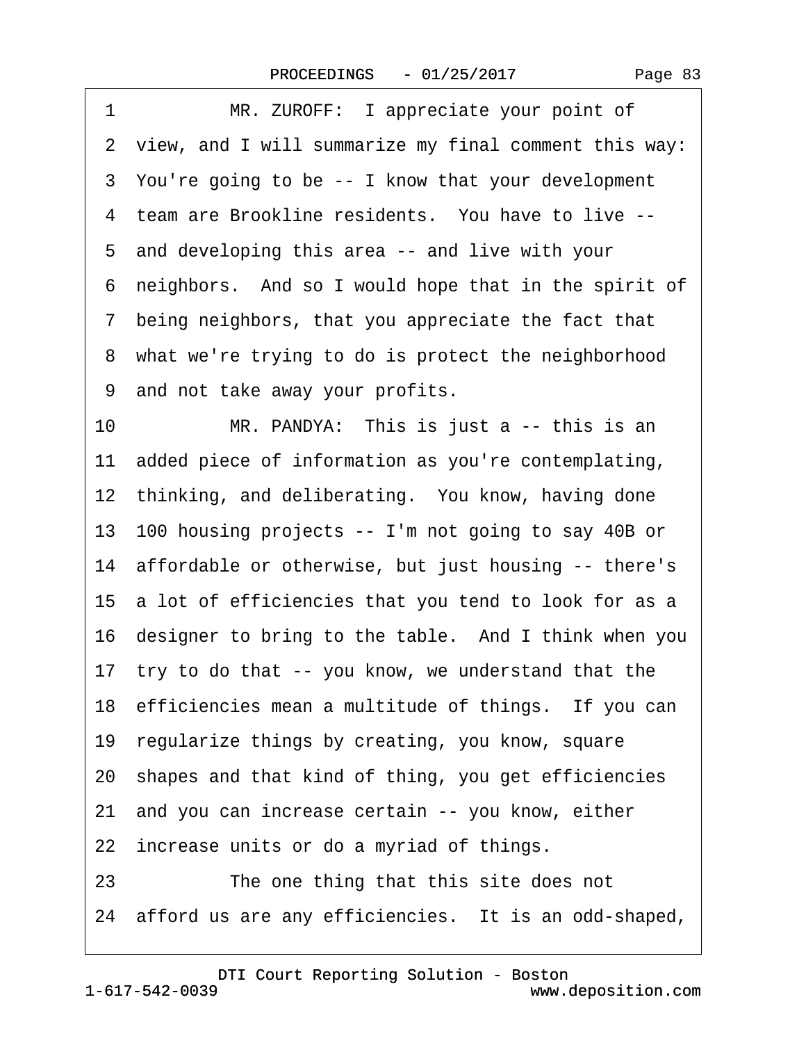1 MR. ZUROFF: I appreciate your point of
2 view, and I will summarize my final comment this way:
3 You're going to be -- I know that your development
4 team are Brookline residents. You have to live --
5 and developing this area -- and live with your
6 neighbors. And so I would hope that in the spirit of
7 being neighbors, that you appreciate the fact that
8 what we're trying to do is protect the neighborhood
9 and not take away your profits.
10 MR. PANDYA: This is just a -- this is an
11 added piece of information as you're contemplating,
12 thinking, and deliberating. You know, having done
13 100 housing projects -- I'm not going to say 40B or
14 affordable or otherwise, but just housing -- there's
15 a lot of efficiencies that you tend to look for as a
16 designer to bring to the table. And I think when you
17 try to do that -- you know, we understand that the
18 efficiencies mean a multitude of things. If you can
19 regularize things by creating, you know, square
20 shapes and that kind of thing, you get efficiencies
21 and you can increase certain -- you know, either
22 increase units or do a myriad of things.
23 The one thing that this site does not
24 afford us are any efficiencies. It is an odd-shaped,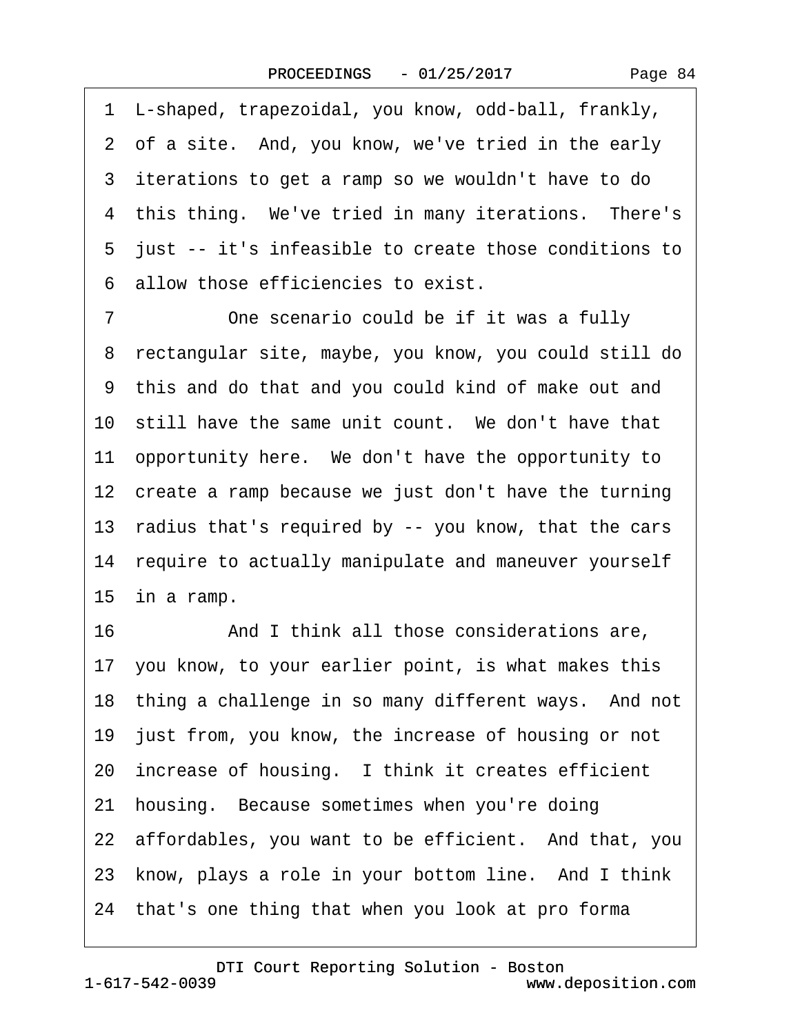1 L-shaped, trapezoidal, you know, odd-ball, frankly,
2 of a site. And, you know, we've tried in the early
3 iterations to get a ramp so we wouldn't have to do
4 this thing. We've tried in many iterations. There's
5 just -- it's infeasible to create those conditions to
6 allow those efficiencies to exist.

7 One scenario could be if it was a fully
8 rectangular site, maybe, you know, you could still do
9 this and do that and you could kind of make out and
10 still have the same unit count. We don't have that
11 opportunity here. We don't have the opportunity to
12 create a ramp because we just don't have the turning
13 radius that's required by -- you know, that the cars
14 require to actually manipulate and maneuver yourself
15 in a ramp.

16 And I think all those considerations are,
17 you know, to your earlier point, is what makes this
18 thing a challenge in so many different ways. And not
19 just from, you know, the increase of housing or not
20 increase of housing. I think it creates efficient
21 housing. Because sometimes when you're doing
22 affordables, you want to be efficient. And that, you
23 know, plays a role in your bottom line. And I think
24 that's one thing that when you look at pro forma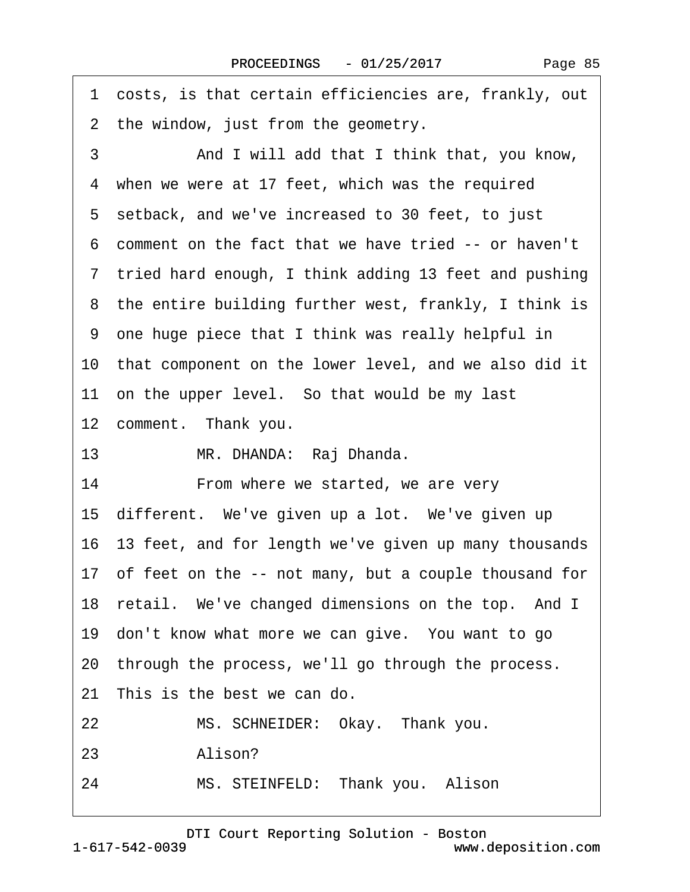1 costs, is that certain efficiencies are, frankly, out
2 the window, just from the geometry.
3 And I will add that I think that, you know,
4 when we were at 17 feet, which was the required
5 setback, and we've increased to 30 feet, to just
6 comment on the fact that we have tried -- or haven't
7 tried hard enough, I think adding 13 feet and pushing
8 the entire building further west, frankly, I think is
9 one huge piece that I think was really helpful in
10 that component on the lower level, and we also did it
11 on the upper level. So that would be my last
12 comment. Thank you.
13 MR. DHANDA: Raj Dhanda.
14 From where we started, we are very
15 different. We've given up a lot. We've given up
16 13 feet, and for length we've given up many thousands
17 of feet on the -- not many, but a couple thousand for
18 retail. We've changed dimensions on the top. And I
19 don't know what more we can give. You want to go
20 through the process, we'll go through the process.
21 This is the best we can do.
22 MS. SCHNEIDER: Okay. Thank you.
23 Alison?
24 MS. STEINFELD: Thank you. Alison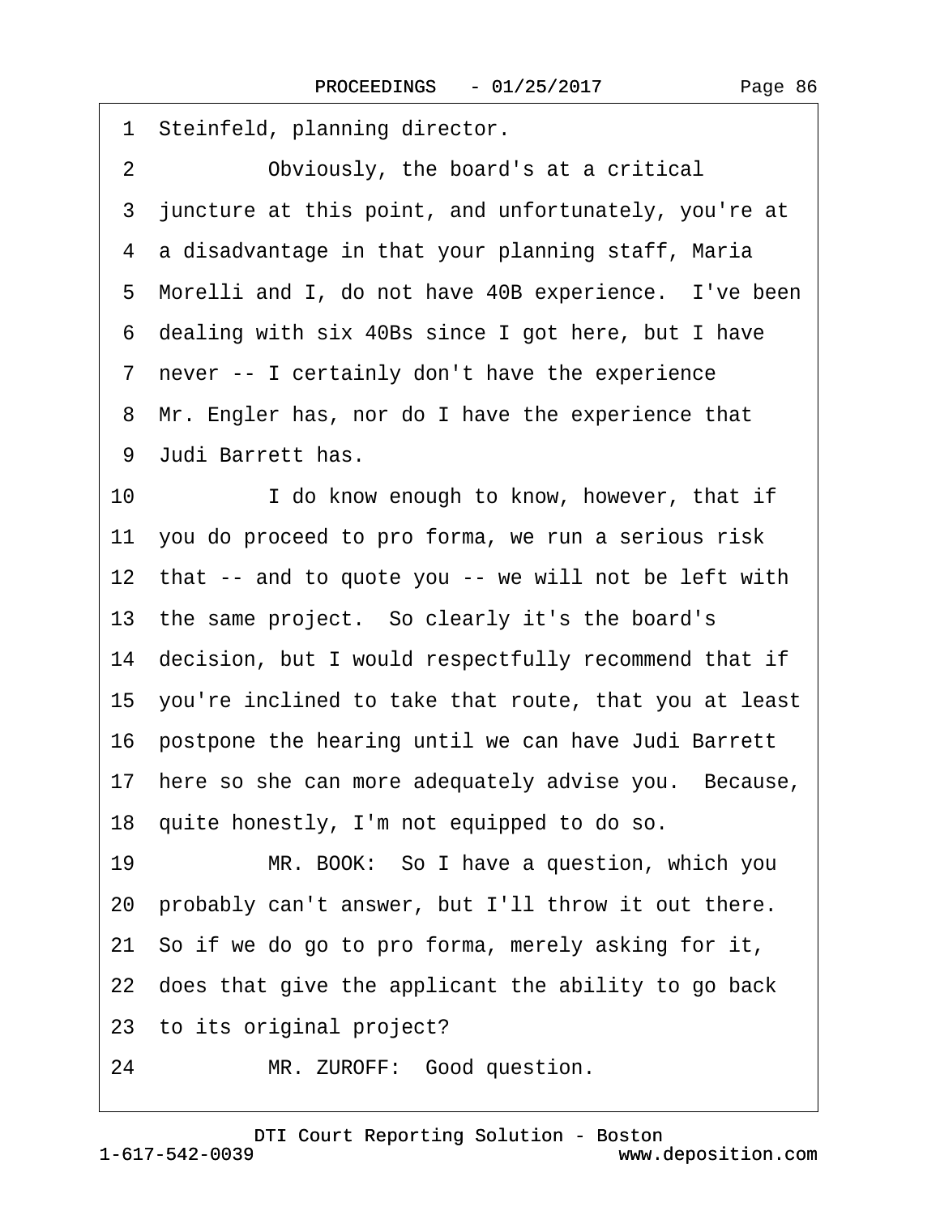1 Steinfeld, planning director.

2 Obviously, the board's at a critical

3 juncture at this point, and unfortunately, you're at

4 a disadvantage in that your planning staff, Maria

5 Morelli and I, do not have 40B experience. I've been

6 dealing with six 40Bs since I got here, but I have

7 never -- I certainly don't have the experience

8 Mr. Engler has, nor do I have the experience that

9 Judi Barrett has.

10 I do know enough to know, however, that if

11 you do proceed to pro forma, we run a serious risk

12 that -- and to quote you -- we will not be left with

13 the same project. So clearly it's the board's

14 decision, but I would respectfully recommend that if

15 you're inclined to take that route, that you at least

16 postpone the hearing until we can have Judi Barrett

17 here so she can more adequately advise you. Because,

18 quite honestly, I'm not equipped to do so.

19 MR. BOOK: So I have a question, which you

20 probably can't answer, but I'll throw it out there.

21 So if we do go to pro forma, merely asking for it,

22 does that give the applicant the ability to go back

23 to its original project?

24 MR. ZUROFF: Good question.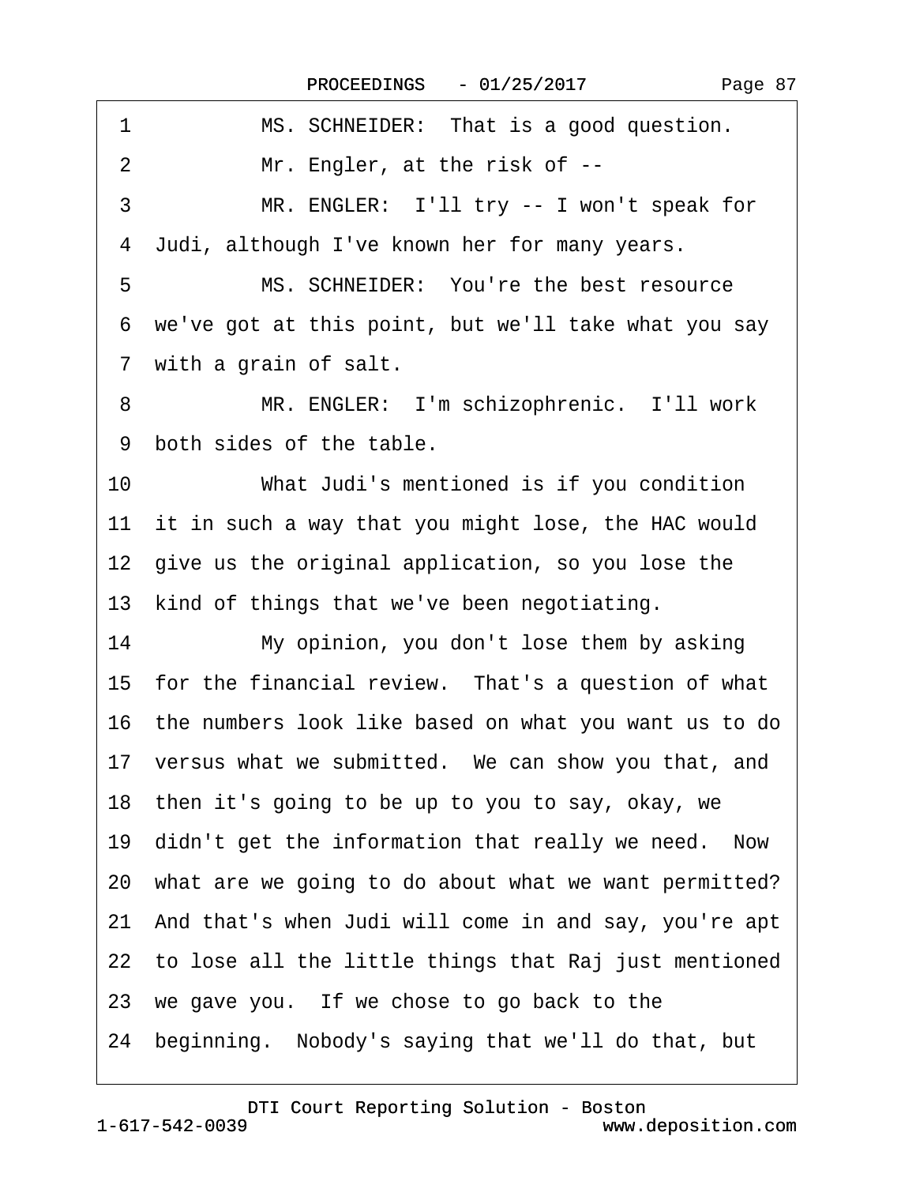1 MS. SCHNEIDER: That is a good question.

2 Mr. Engler, at the risk of --

3 MR. ENGLER: I'll try -- I won't speak for

4 Judi, although I've known her for many years.

5 MS. SCHNEIDER: You're the best resource

6 we've got at this point, but we'll take what you say

7 with a grain of salt.

8 MR. ENGLER: I'm schizophrenic. I'll work

9 both sides of the table.

10 What Judi's mentioned is if you condition

11 it in such a way that you might lose, the HAC would

12 give us the original application, so you lose the

13 kind of things that we've been negotiating.

14 My opinion, you don't lose them by asking

15 for the financial review. That's a question of what

16 the numbers look like based on what you want us to do

17 versus what we submitted. We can show you that, and

18 then it's going to be up to you to say, okay, we

19 didn't get the information that really we need. Now

20 what are we going to do about what we want permitted?

21 And that's when Judi will come in and say, you're apt

22 to lose all the little things that Raj just mentioned

23 we gave you. If we chose to go back to the

24 beginning. Nobody's saying that we'll do that, but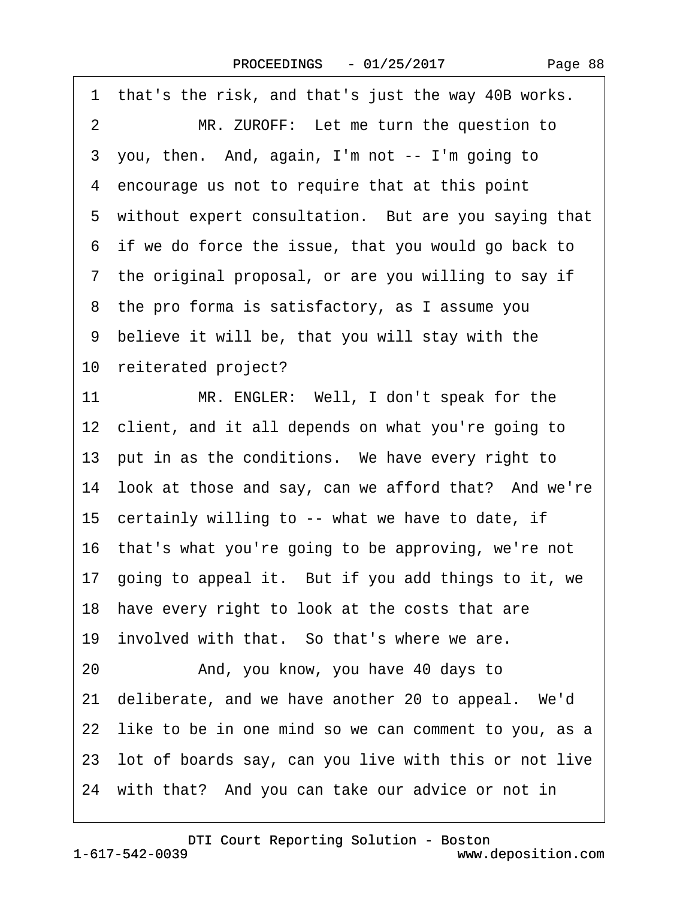1 that's the risk, and that's just the way 40B works.

2 MR. ZUROFF: Let me turn the question to

3 you, then. And, again, I'm not -- I'm going to

4 encourage us not to require that at this point

5 without expert consultation. But are you saying that

6 if we do force the issue, that you would go back to

7 the original proposal, or are you willing to say if

8 the pro forma is satisfactory, as I assume you

9 believe it will be, that you will stay with the

10 reiterated project?

11 MR. ENGLER: Well, I don't speak for the

12 client, and it all depends on what you're going to

13 put in as the conditions. We have every right to

14 look at those and say, can we afford that? And we're

15 certainly willing to -- what we have to date, if

16 that's what you're going to be approving, we're not

17 going to appeal it. But if you add things to it, we

18 have every right to look at the costs that are

19 involved with that. So that's where we are.

20 And, you know, you have 40 days to

21 deliberate, and we have another 20 to appeal. We'd

22 like to be in one mind so we can comment to you, as a

23 lot of boards say, can you live with this or not live

24 with that? And you can take our advice or not in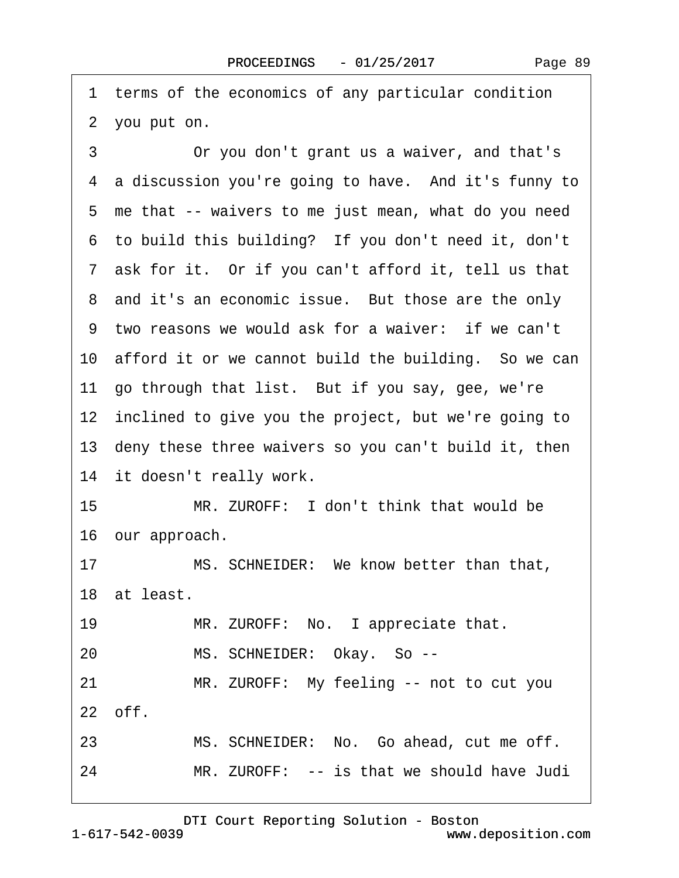1 terms of the economics of any particular condition
2 you put on.
3 Or you don't grant us a waiver, and that's
4 a discussion you're going to have. And it's funny to
5 me that -- waivers to me just mean, what do you need
6 to build this building? If you don't need it, don't
7 ask for it. Or if you can't afford it, tell us that
8 and it's an economic issue. But those are the only
9 two reasons we would ask for a waiver: if we can't
10 afford it or we cannot build the building. So we can
11 go through that list. But if you say, gee, we're
12 inclined to give you the project, but we're going to
13 deny these three waivers so you can't build it, then
14 it doesn't really work.
15 MR. ZUROFF: I don't think that would be
16 our approach.
17 MS. SCHNEIDER: We know better than that,
18 at least.
19 MR. ZUROFF: No. I appreciate that.
20 MS. SCHNEIDER: Okay. So --
21 MR. ZUROFF: My feeling -- not to cut you
22 off.
23 MS. SCHNEIDER: No. Go ahead, cut me off.
24 MR. ZUROFF: -- is that we should have Judi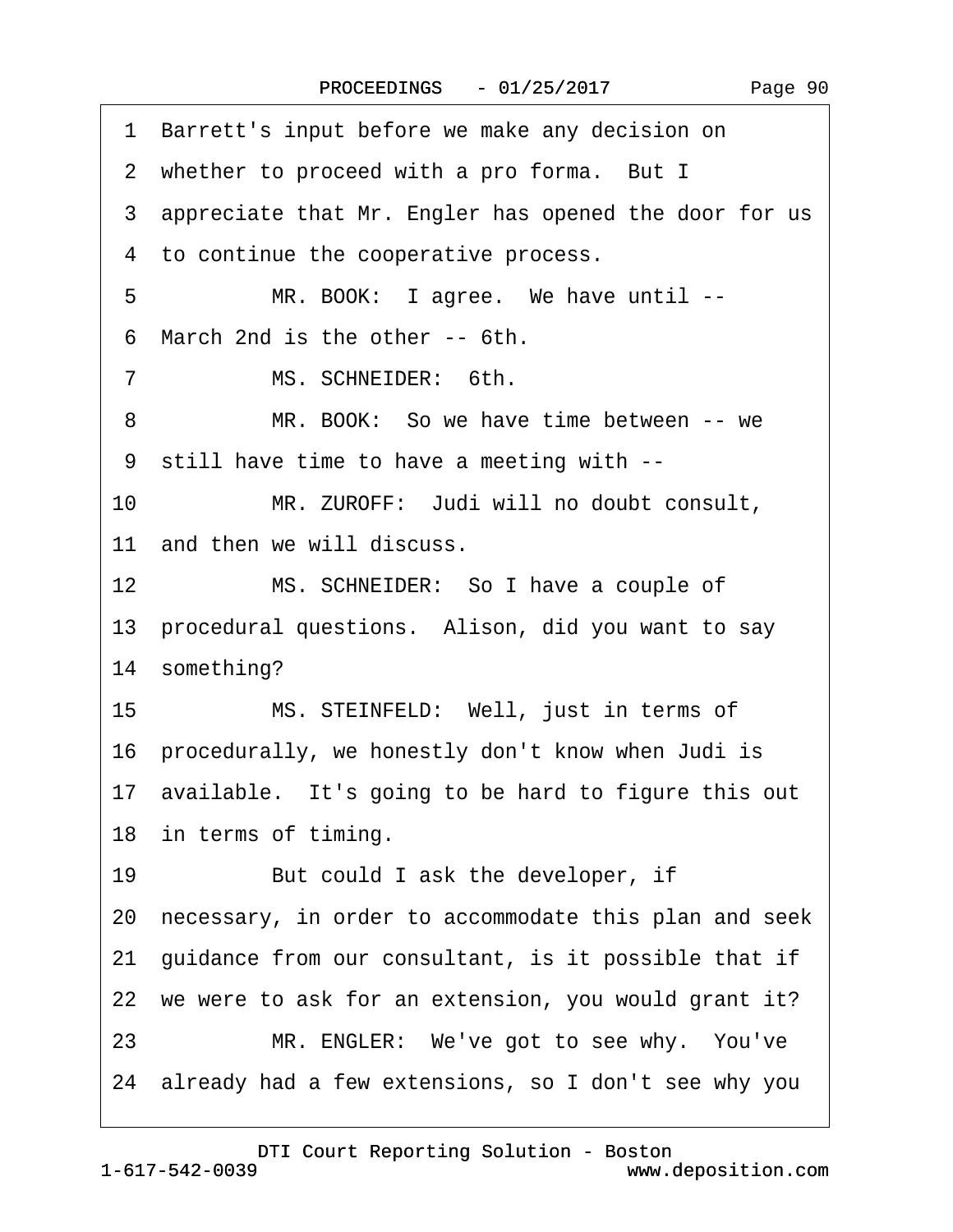1 Barrett's input before we make any decision on
2 whether to proceed with a pro forma. But I
3 appreciate that Mr. Engler has opened the door for us
4 to continue the cooperative process.
5 MR. BOOK: I agree. We have until --
6 March 2nd is the other -- 6th.
7 MS. SCHNEIDER: 6th.
8 MR. BOOK: So we have time between -- we
9 still have time to have a meeting with --
10 MR. ZUROFF: Judi will no doubt consult,
11 and then we will discuss.
12 MS. SCHNEIDER: So I have a couple of
13 procedural questions. Alison, did you want to say
14 something?
15 MS. STEINFELD: Well, just in terms of
16 procedurally, we honestly don't know when Judi is
17 available. It's going to be hard to figure this out
18 in terms of timing.
19 But could I ask the developer, if
20 necessary, in order to accommodate this plan and seek
21 guidance from our consultant, is it possible that if
22 we were to ask for an extension, you would grant it?
23 MR. ENGLER: We've got to see why. You've
24 already had a few extensions, so I don't see why you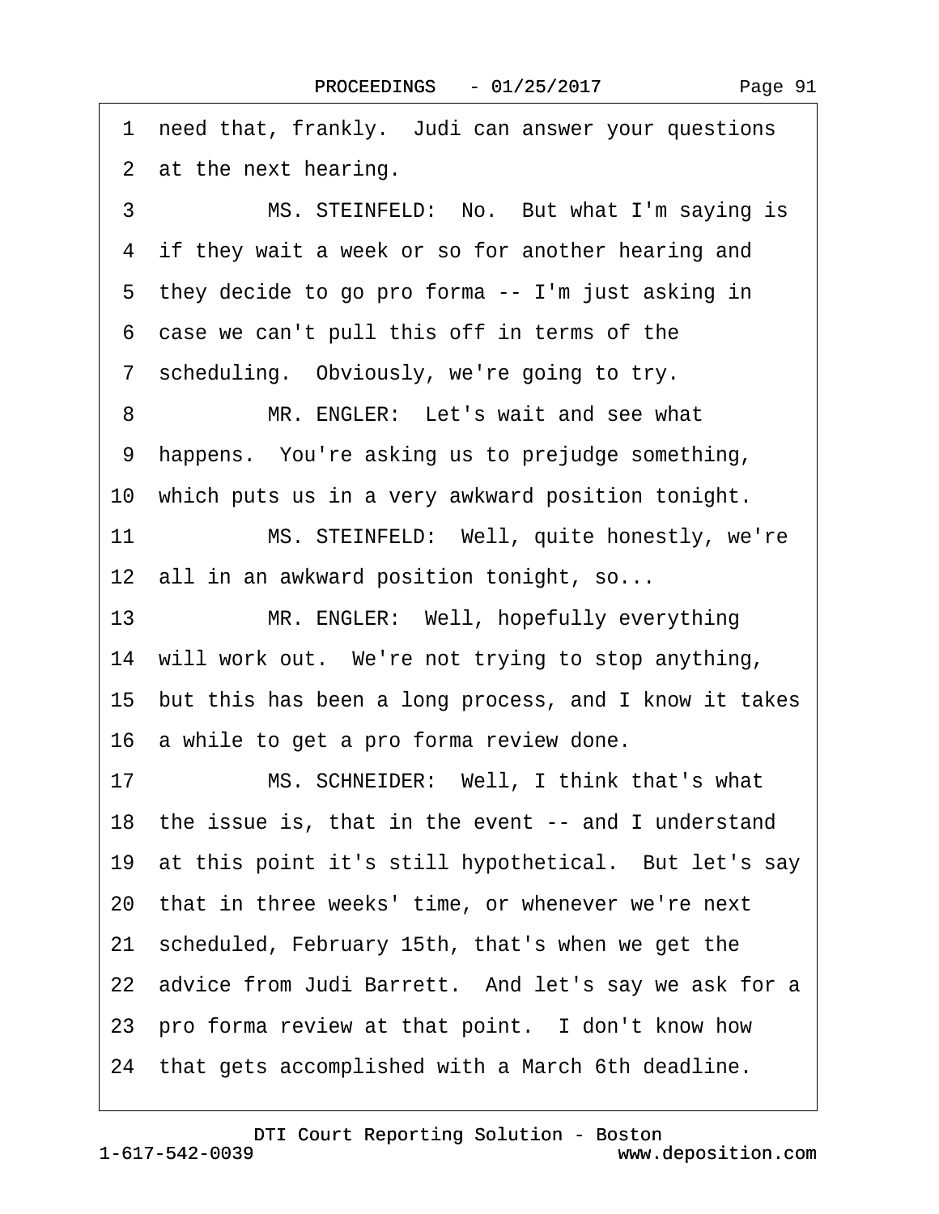1 need that, frankly. Judi can answer your questions
2 at the next hearing.
3 MS. STEINFELD: No. But what I'm saying is
4 if they wait a week or so for another hearing and
5 they decide to go pro forma -- I'm just asking in
6 case we can't pull this off in terms of the
7 scheduling. Obviously, we're going to try.
8 MR. ENGLER: Let's wait and see what
9 happens. You're asking us to prejudge something,
10 which puts us in a very awkward position tonight.
11 MS. STEINFELD: Well, quite honestly, we're
12 all in an awkward position tonight, so...
13 MR. ENGLER: Well, hopefully everything
14 will work out. We're not trying to stop anything,
15 but this has been a long process, and I know it takes
16 a while to get a pro forma review done.
17 MS. SCHNEIDER: Well, I think that's what
18 the issue is, that in the event -- and I understand
19 at this point it's still hypothetical. But let's say
20 that in three weeks' time, or whenever we're next
21 scheduled, February 15th, that's when we get the
22 advice from Judi Barrett. And let's say we ask for a
23 pro forma review at that point. I don't know how
24 that gets accomplished with a March 6th deadline.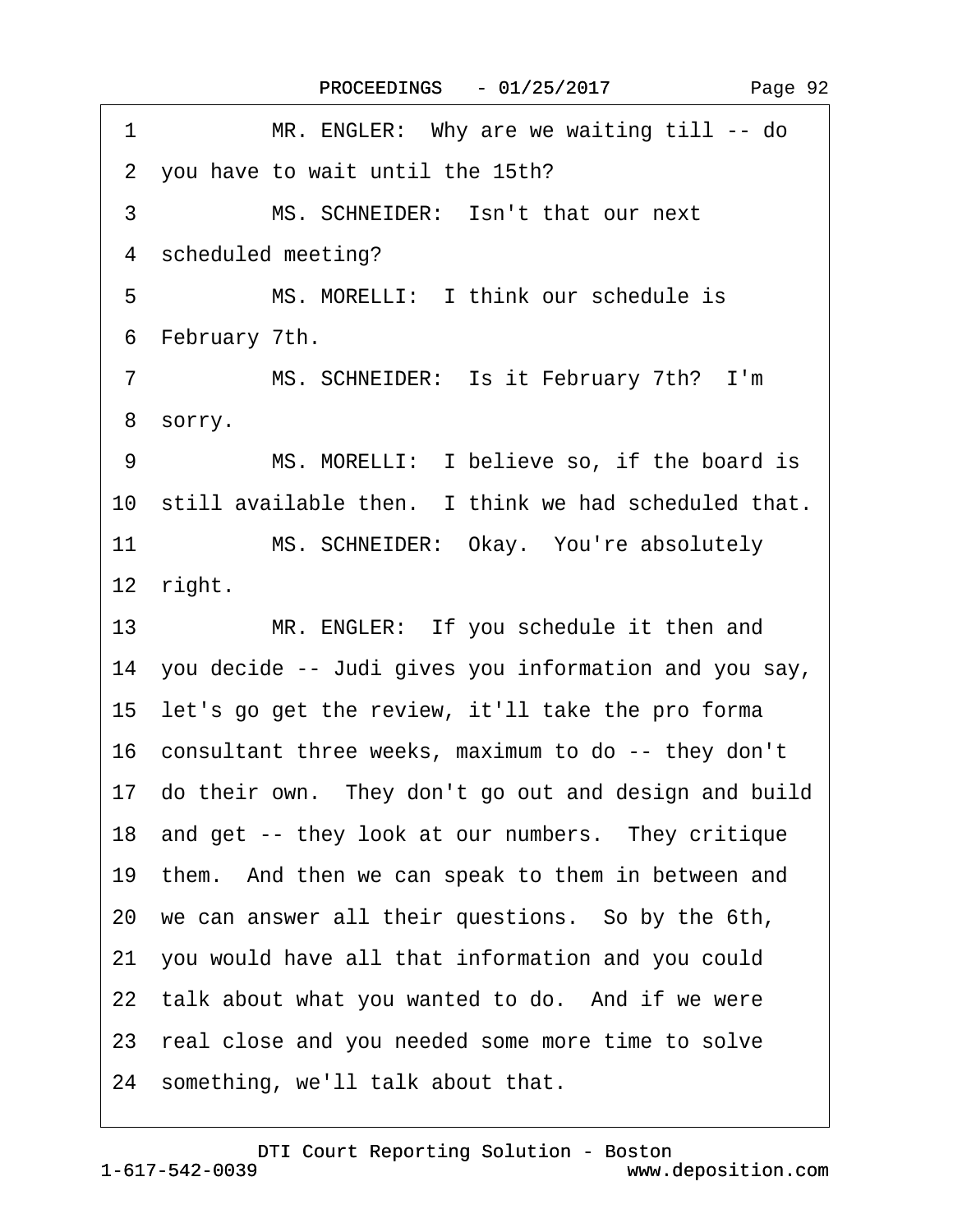1 MR. ENGLER: Why are we waiting till -- do
2 you have to wait until the 15th?
3 MS. SCHNEIDER: Isn't that our next
4 scheduled meeting?
5 MS. MORELLI: I think our schedule is
6 February 7th.
7 MS. SCHNEIDER: Is it February 7th? I'm
8 sorry.
9 MS. MORELLI: I believe so, if the board is
10 still available then. I think we had scheduled that.
11 MS. SCHNEIDER: Okay. You're absolutely
12 right.
13 MR. ENGLER: If you schedule it then and
14 you decide -- Judi gives you information and you say,
15 let's go get the review, it'll take the pro forma
16 consultant three weeks, maximum to do -- they don't
17 do their own. They don't go out and design and build
18 and get -- they look at our numbers. They critique
19 them. And then we can speak to them in between and
20 we can answer all their questions. So by the 6th,
21 you would have all that information and you could
22 talk about what you wanted to do. And if we were
23 real close and you needed some more time to solve
24 something, we'll talk about that.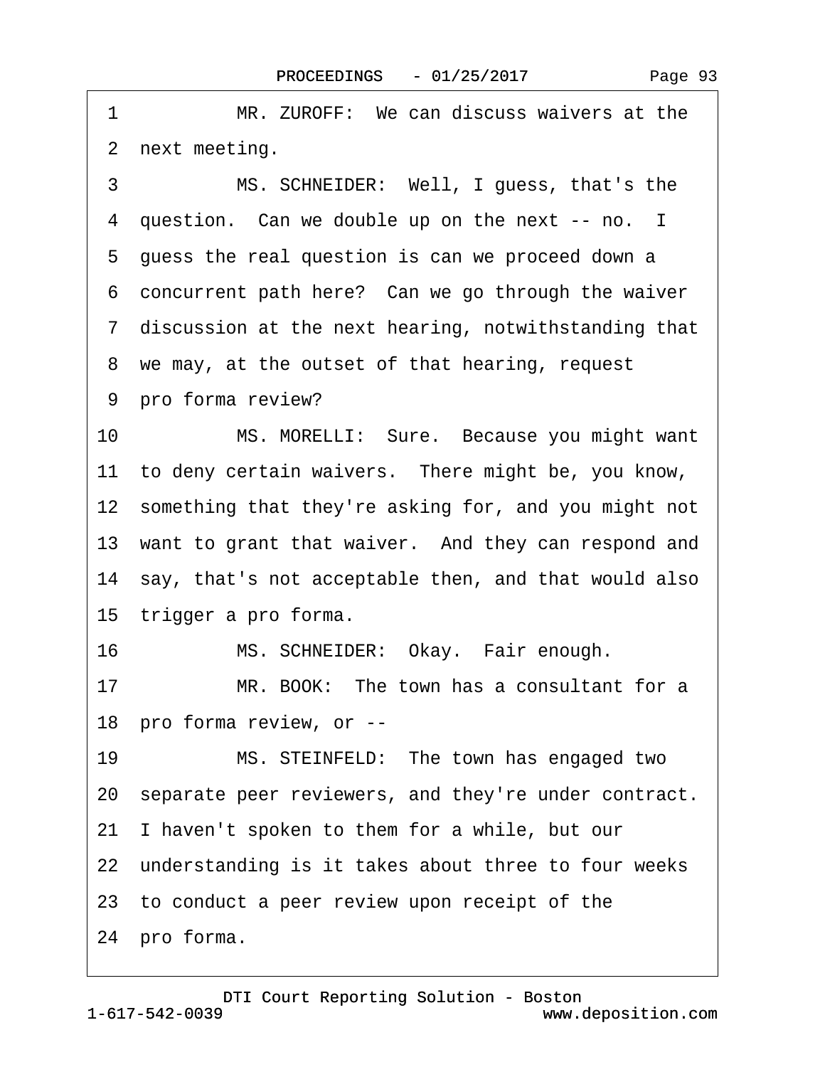1 MR. ZUROFF: We can discuss waivers at the
2 next meeting.
3 MS. SCHNEIDER: Well, I guess, that's the
4 question. Can we double up on the next -- no. I
5 guess the real question is can we proceed down a
6 concurrent path here? Can we go through the waiver
7 discussion at the next hearing, notwithstanding that
8 we may, at the outset of that hearing, request
9 pro forma review?
10 MS. MORELLI: Sure. Because you might want
11 to deny certain waivers. There might be, you know,
12 something that they're asking for, and you might not
13 want to grant that waiver. And they can respond and
14 say, that's not acceptable then, and that would also
15 trigger a pro forma.
16 MS. SCHNEIDER: Okay. Fair enough.
17 MR. BOOK: The town has a consultant for a
18 pro forma review, or --
19 MS. STEINFELD: The town has engaged two
20 separate peer reviewers, and they're under contract.
21 I haven't spoken to them for a while, but our
22 understanding is it takes about three to four weeks
23 to conduct a peer review upon receipt of the
24 pro forma.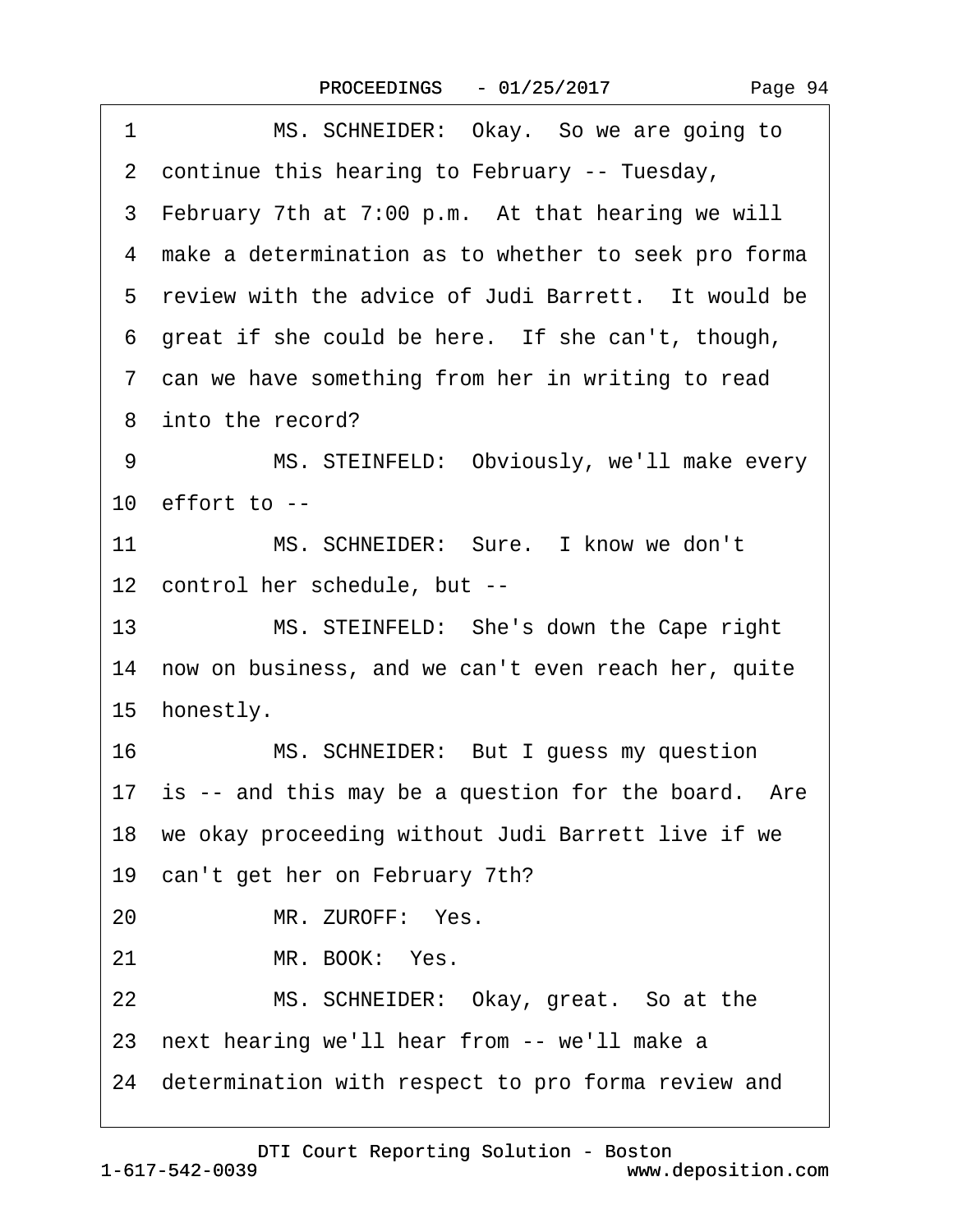1 MS. SCHNEIDER: Okay. So we are going to
2 continue this hearing to February -- Tuesday,
3 February 7th at 7:00 p.m. At that hearing we will
4 make a determination as to whether to seek pro forma
5 review with the advice of Judi Barrett. It would be
6 great if she could be here. If she can't, though,
7 can we have something from her in writing to read
8 into the record?
9 MS. STEINFELD: Obviously, we'll make every
10 effort to --
11 MS. SCHNEIDER: Sure. I know we don't
12 control her schedule, but --
13 MS. STEINFELD: She's down the Cape right
14 now on business, and we can't even reach her, quite
15 honestly.
16 MS. SCHNEIDER: But I guess my question
17 is -- and this may be a question for the board. Are
18 we okay proceeding without Judi Barrett live if we
19 can't get her on February 7th?
20 MR. ZUROFF: Yes.
21 MR. BOOK: Yes.
22 MS. SCHNEIDER: Okay, great. So at the
23 next hearing we'll hear from -- we'll make a
24 determination with respect to pro forma review and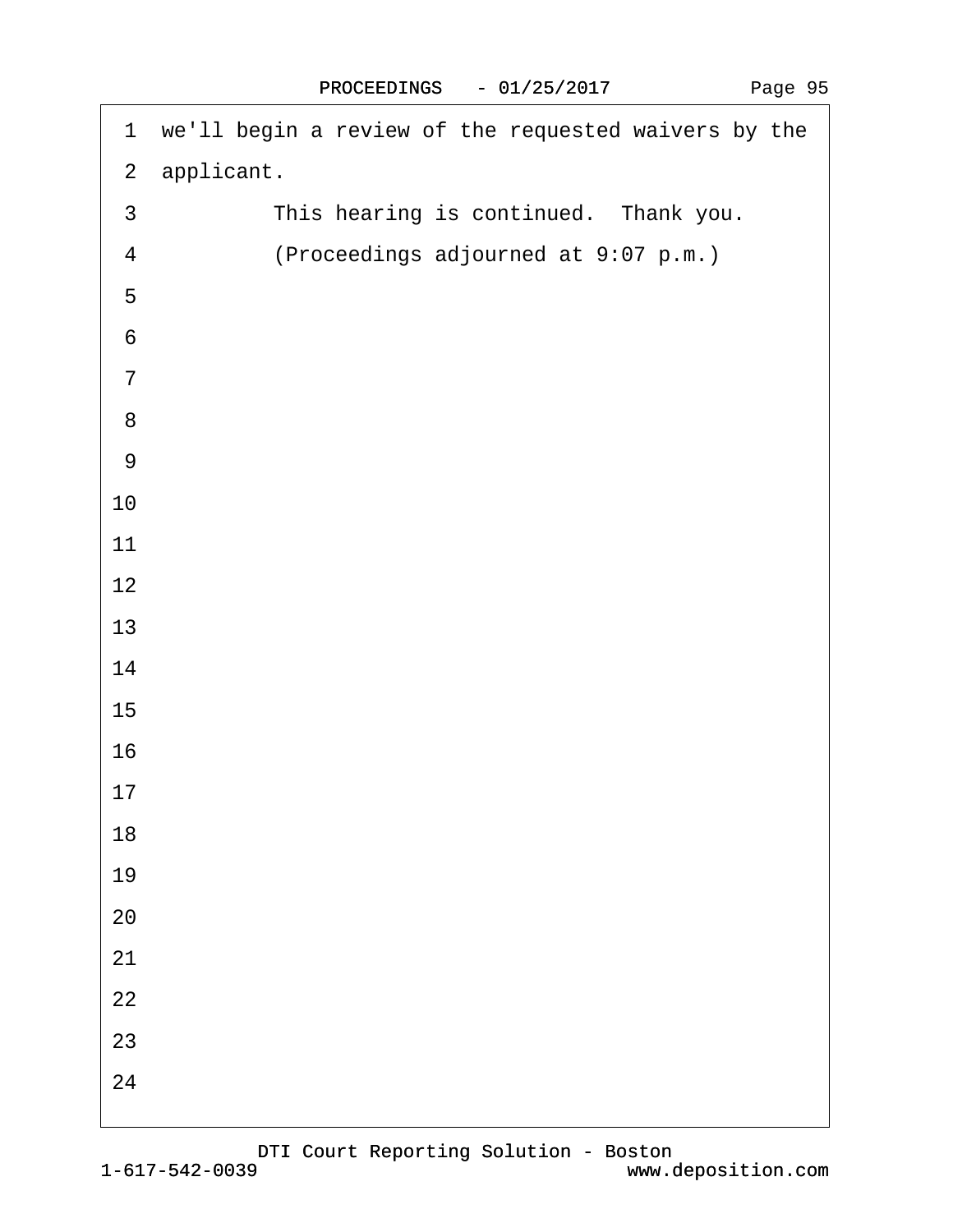we'll begin a review of the requested waivers by the applicant.

This hearing is continued.  Thank you.

(Proceedings adjourned at 9:07 p.m.)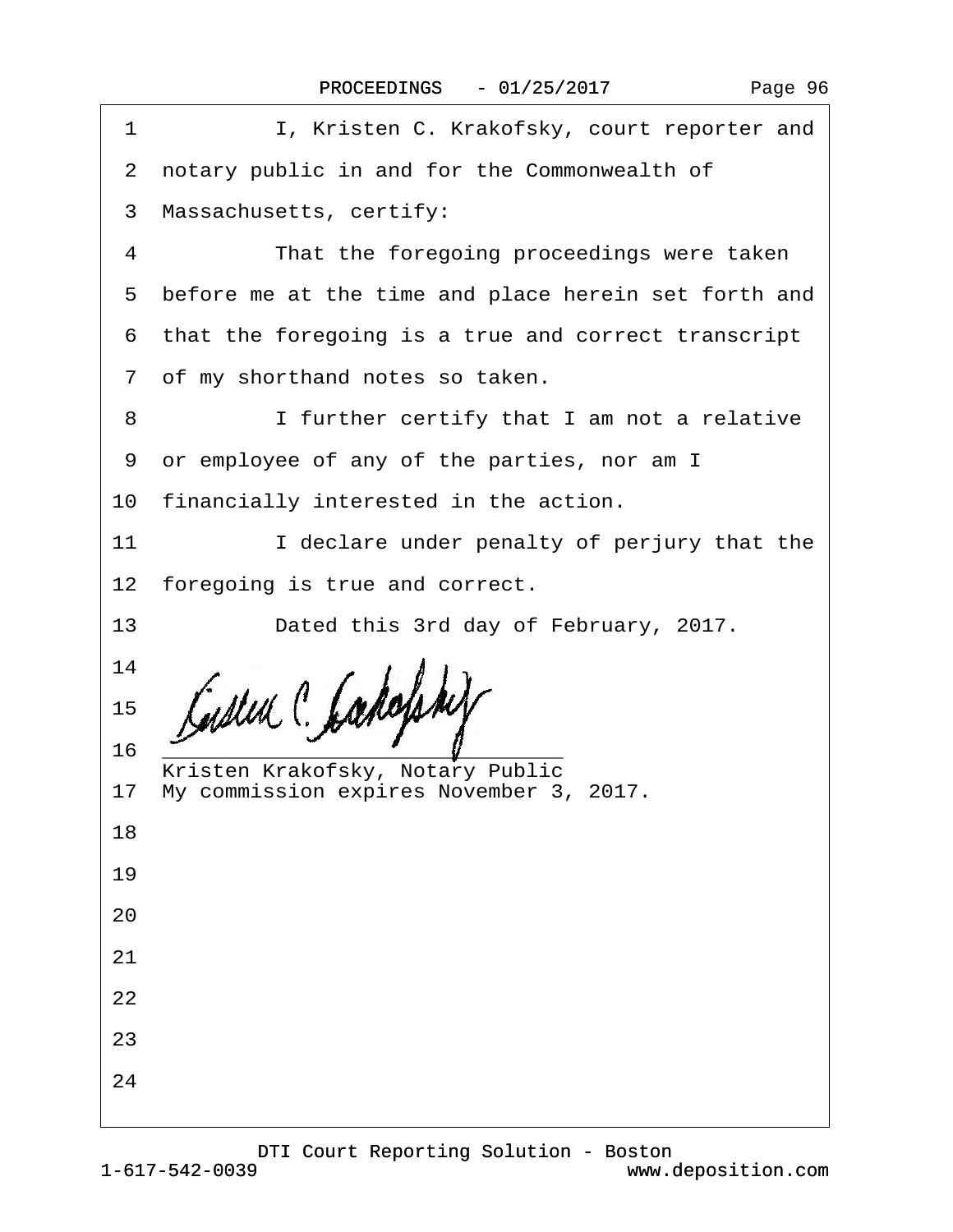1 I, Kristen C. Krakofsky, court reporter and

2 notary public in and for the Commonwealth of

3 Massachusetts, certify:

4 That the foregoing proceedings were taken

5 before me at the time and place herein set forth and

6 that the foregoing is a true and correct transcript

7 of my shorthand notes so taken.

8 I further certify that I am not a relative

9 or employee of any of the parties, nor am I

10 financially interested in the action.

11 I declare under penalty of perjury that the

12 foregoing is true and correct.

13 Dated this 3rd day of February, 2017.

14

15

16 ______________________________
Kristen Krakofsky, Notary Public

17 My commission expires November 3, 2017.

18

19

20

21

22

23

24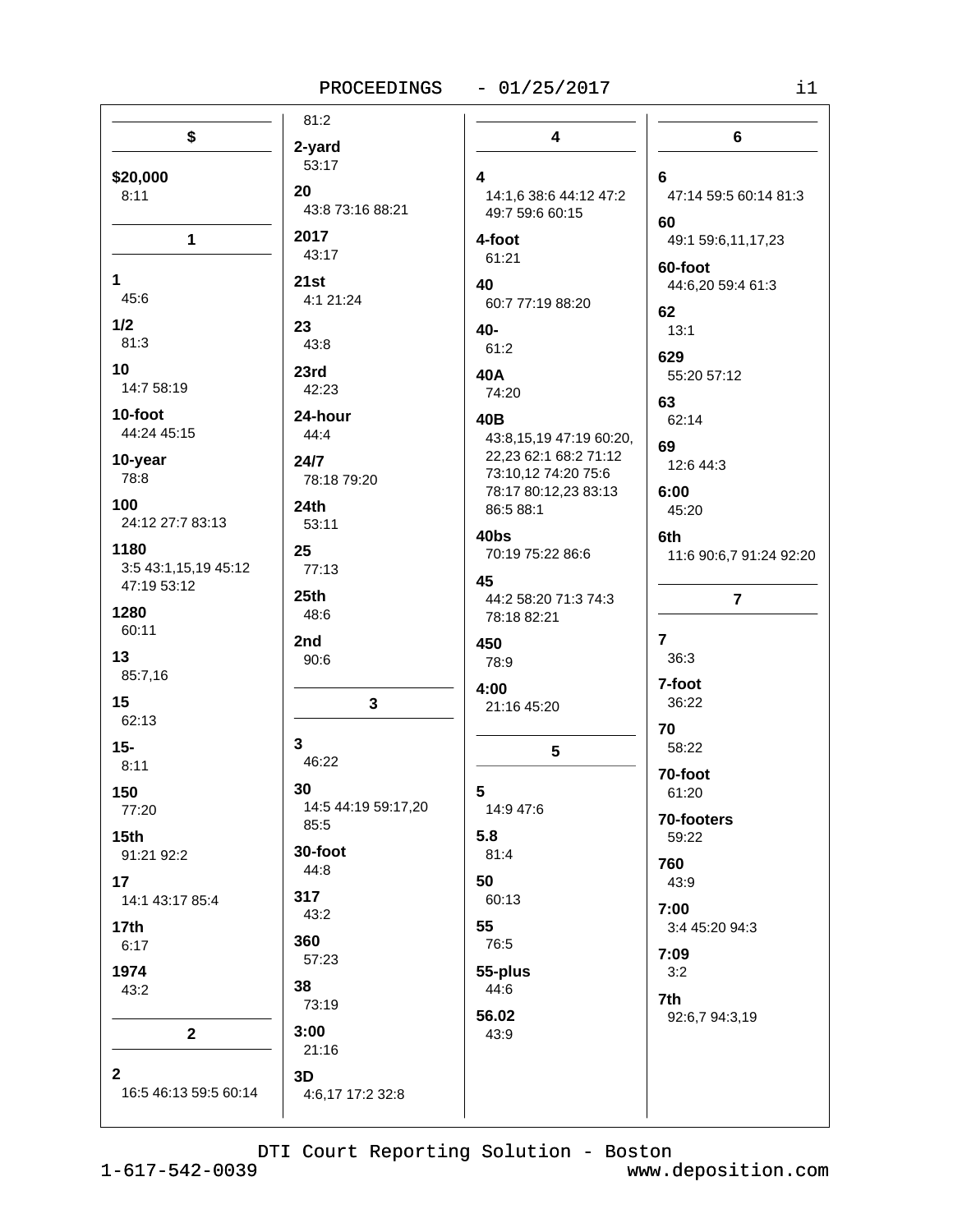## $

**$20,000**
8:11

## 1

**1**
45:6

**1/2**
81:3

**10**
14:7 58:19

**10-foot**
44:24 45:15

**10-year**
78:8

**100**
24:12 27:7 83:13

**1180**
3:5 43:1,15,19 45:12 47:19 53:12

**1280**
60:11

**13**
85:7,16

**15**
62:13

**15-**
8:11

**150**
77:20

**15th**
91:21 92:2

**17**
14:1 43:17 85:4

**17th**
6:17

**1974**
43:2

## 2

**2**
16:5 46:13 59:5 60:14 81:2

**2-yard**
53:17

**20**
43:8 73:16 88:21

**2017**
43:17

**21st**
4:1 21:24

**23**
43:8

**23rd**
42:23

**24-hour**
44:4

**24/7**
78:18 79:20

**24th**
53:11

**25**
77:13

**25th**
48:6

**2nd**
90:6

## 3

**3**
46:22

**30**
14:5 44:19 59:17,20 85:5

**30-foot**
44:8

**317**
43:2

**360**
57:23

**38**
73:19

**3:00**
21:16

**3D**
4:6,17 17:2 32:8

## 4

**4**
14:1,6 38:6 44:12 47:2 49:7 59:6 60:15

**4-foot**
61:21

**40**
60:7 77:19 88:20

**40-**
61:2

**40A**
74:20

**40B**
43:8,15,19 47:19 60:20,22,23 62:1 68:2 71:12 73:10,12 74:20 75:6 78:17 80:12,23 83:13 86:5 88:1

**40bs**
70:19 75:22 86:6

**45**
44:2 58:20 71:3 74:3 78:18 82:21

**450**
78:9

**4:00**
21:16 45:20

## 5

**5**
14:9 47:6

**5.8**
81:4

**50**
60:13

**55**
76:5

**55-plus**
44:6

**56.02**
43:9

## 6

**6**
47:14 59:5 60:14 81:3

**60**
49:1 59:6,11,17,23

**60-foot**
44:6,20 59:4 61:3

**62**
13:1

**629**
55:20 57:12

**63**
62:14

**69**
12:6 44:3

**6:00**
45:20

**6th**
11:6 90:6,7 91:24 92:20

## 7

**7**
36:3

**7-foot**
36:22

**70**
58:22

**70-foot**
61:20

**70-footers**
59:22

**760**
43:9

**7:00**
3:4 45:20 94:3

**7:09**
3:2

**7th**
92:6,7 94:3,19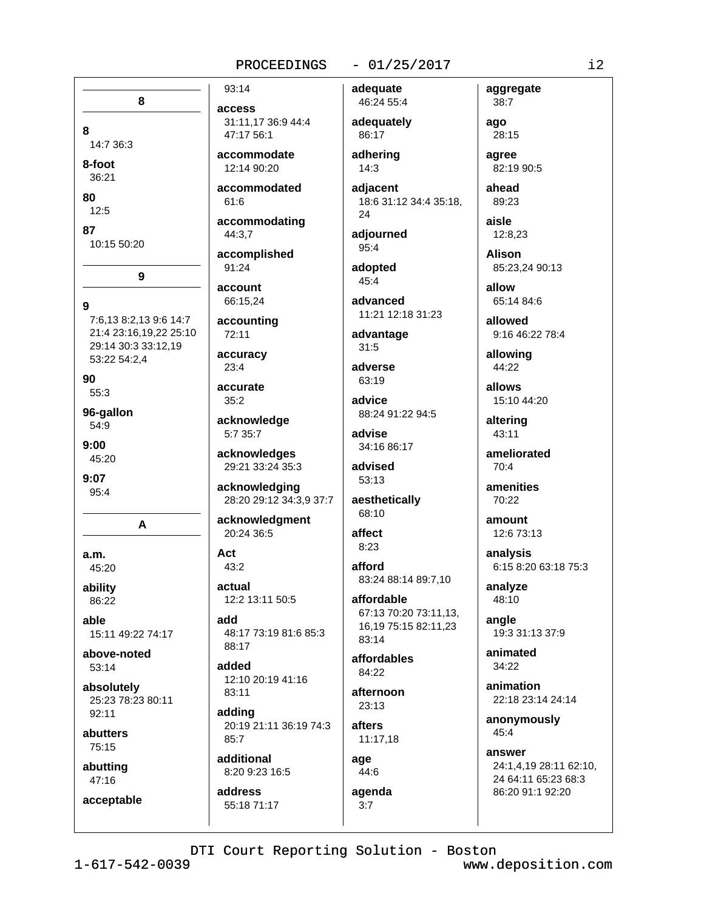## 8

**8**
14:7 36:3

**8-foot**
36:21

**80**
12:5

**87**
10:15 50:20

## 9

**9**
7:6,13 8:2,13 9:6 14:7 21:4 23:16,19,22 25:10 29:14 30:3 33:12,19 53:22 54:2,4

**90**
55:3

**96-gallon**
54:9

**9:00**
45:20

**9:07**
95:4

## A

**a.m.**
45:20

**ability**
86:22

**able**
15:11 49:22 74:17

**above-noted**
53:14

**absolutely**
25:23 78:23 80:11 92:11

**abutters**
75:15

**abutting**
47:16

**acceptable**
93:14

**access**
31:11,17 36:9 44:4 47:17 56:1

**accommodate**
12:14 90:20

**accommodated**
61:6

**accommodating**
44:3,7

**accomplished**
91:24

**account**
66:15,24

**accounting**
72:11

**accuracy**
23:4

**accurate**
35:2

**acknowledge**
5:7 35:7

**acknowledges**
29:21 33:24 35:3

**acknowledging**
28:20 29:12 34:3,9 37:7

**acknowledgment**
20:24 36:5

**Act**
43:2

**actual**
12:2 13:11 50:5

**add**
48:17 73:19 81:6 85:3 88:17

**added**
12:10 20:19 41:16 83:11

**adding**
20:19 21:11 36:19 74:3 85:7

**additional**
8:20 9:23 16:5

**address**
55:18 71:17

**adequate**
46:24 55:4

**adequately**
86:17

**adhering**
14:3

**adjacent**
18:6 31:12 34:4 35:18, 24

**adjourned**
95:4

**adopted**
45:4

**advanced**
11:21 12:18 31:23

**advantage**
31:5

**adverse**
63:19

**advice**
88:24 91:22 94:5

**advise**
34:16 86:17

**advised**
53:13

**aesthetically**
68:10

**affect**
8:23

**afford**
83:24 88:14 89:7,10

**affordable**
67:13 70:20 73:11,13, 16,19 75:15 82:11,23 83:14

**affordables**
84:22

**afternoon**
23:13

**afters**
11:17,18

**age**
44:6

**agenda**
3:7

**aggregate**
38:7

**ago**
28:15

**agree**
82:19 90:5

**ahead**
89:23

**aisle**
12:8,23

**Alison**
85:23,24 90:13

**allow**
65:14 84:6

**allowed**
9:16 46:22 78:4

**allowing**
44:22

**allows**
15:10 44:20

**altering**
43:11

**ameliorated**
70:4

**amenities**
70:22

**amount**
12:6 73:13

**analysis**
6:15 8:20 63:18 75:3

**analyze**
48:10

**angle**
19:3 31:13 37:9

**animated**
34:22

**animation**
22:18 23:14 24:14

**anonymously**
45:4

**answer**
24:1,4,19 28:11 62:10, 24 64:11 65:23 68:3 86:20 91:1 92:20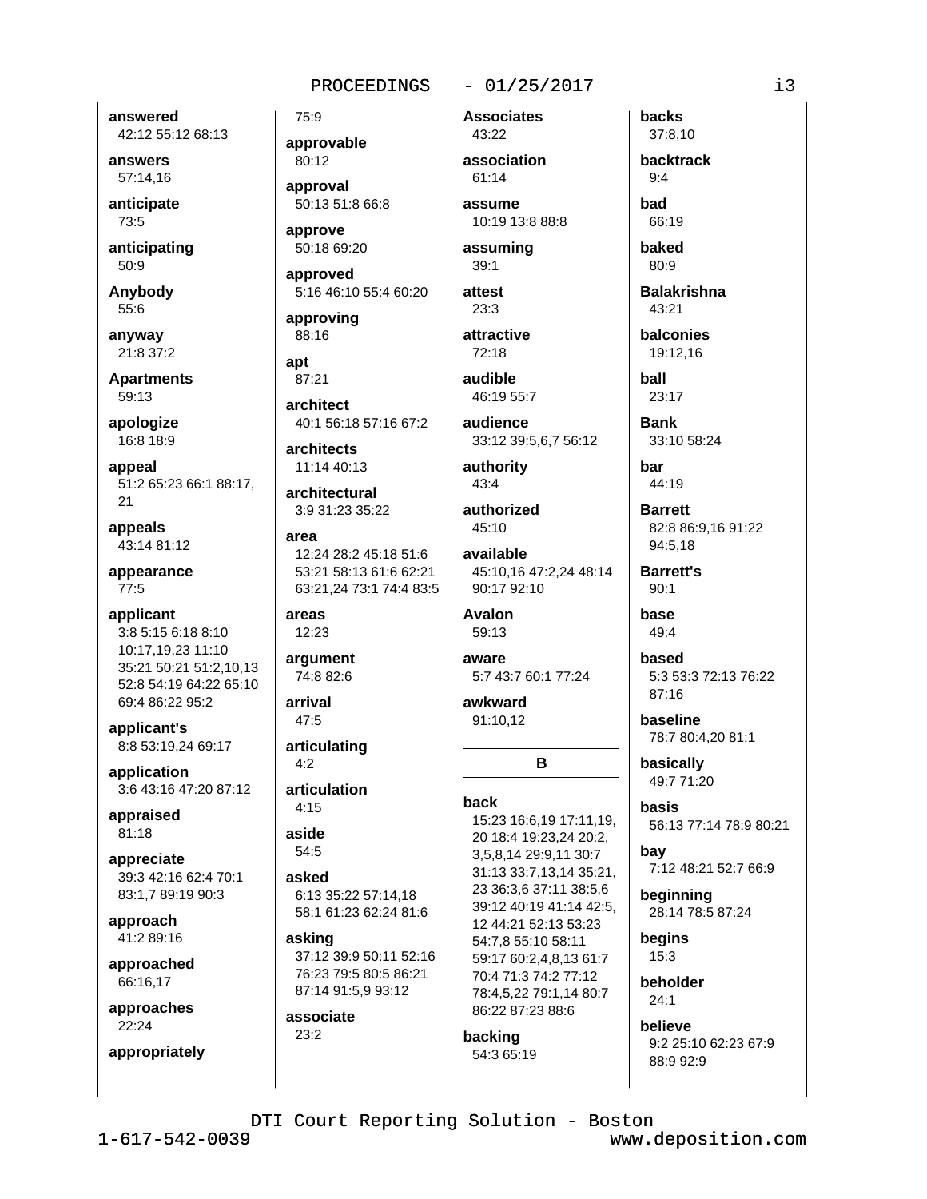**answered**
42:12 55:12 68:13

**answers**
57:14,16

**anticipate**
73:5

**anticipating**
50:9

**Anybody**
55:6

**anyway**
21:8 37:2

**Apartments**
59:13

**apologize**
16:8 18:9

**appeal**
51:2 65:23 66:1 88:17, 21

**appeals**
43:14 81:12

**appearance**
77:5

**applicant**
3:8 5:15 6:18 8:10 10:17,19,23 11:10 35:21 50:21 51:2,10,13 52:8 54:19 64:22 65:10 69:4 86:22 95:2

**applicant's**
8:8 53:19,24 69:17

**application**
3:6 43:16 47:20 87:12

**appraised**
81:18

**appreciate**
39:3 42:16 62:4 70:1 83:1,7 89:19 90:3

**approach**
41:2 89:16

**approached**
66:16,17

**approaches**
22:24

**appropriately**
75:9

**approvable**
80:12

**approval**
50:13 51:8 66:8

**approve**
50:18 69:20

**approved**
5:16 46:10 55:4 60:20

**approving**
88:16

**apt**
87:21

**architect**
40:1 56:18 57:16 67:2

**architects**
11:14 40:13

**architectural**
3:9 31:23 35:22

**area**
12:24 28:2 45:18 51:6 53:21 58:13 61:6 62:21 63:21,24 73:1 74:4 83:5

**areas**
12:23

**argument**
74:8 82:6

**arrival**
47:5

**articulating**
4:2

**articulation**
4:15

**aside**
54:5

**asked**
6:13 35:22 57:14,18 58:1 61:23 62:24 81:6

**asking**
37:12 39:9 50:11 52:16 76:23 79:5 80:5 86:21 87:14 91:5,9 93:12

**associate**
23:2

**Associates**
43:22

**association**
61:14

**assume**
10:19 13:8 88:8

**assuming**
39:1

**attest**
23:3

**attractive**
72:18

**audible**
46:19 55:7

**audience**
33:12 39:5,6,7 56:12

**authority**
43:4

**authorized**
45:10

**available**
45:10,16 47:2,24 48:14 90:17 92:10

**Avalon**
59:13

**aware**
5:7 43:7 60:1 77:24

**awkward**
91:10,12

## B

**back**
15:23 16:6,19 17:11,19, 20 18:4 19:23,24 20:2, 3,5,8,14 29:9,11 30:7 31:13 33:7,13,14 35:21, 23 36:3,6 37:11 38:5,6 39:12 40:19 41:14 42:5, 12 44:21 52:13 53:23 54:7,8 55:10 58:11 59:17 60:2,4,8,13 61:7 70:4 71:3 74:2 77:12 78:4,5,22 79:1,14 80:7 86:22 87:23 88:6

**backing**
54:3 65:19

**backs**
37:8,10

**backtrack**
9:4

**bad**
66:19

**baked**
80:9

**Balakrishna**
43:21

**balconies**
19:12,16

**ball**
23:17

**Bank**
33:10 58:24

**bar**
44:19

**Barrett**
82:8 86:9,16 91:22 94:5,18

**Barrett's**
90:1

**base**
49:4

**based**
5:3 53:3 72:13 76:22 87:16

**baseline**
78:7 80:4,20 81:1

**basically**
49:7 71:20

**basis**
56:13 77:14 78:9 80:21

**bay**
7:12 48:21 52:7 66:9

**beginning**
28:14 78:5 87:24

**begins**
15:3

**beholder**
24:1

**believe**
9:2 25:10 62:23 67:9 88:9 92:9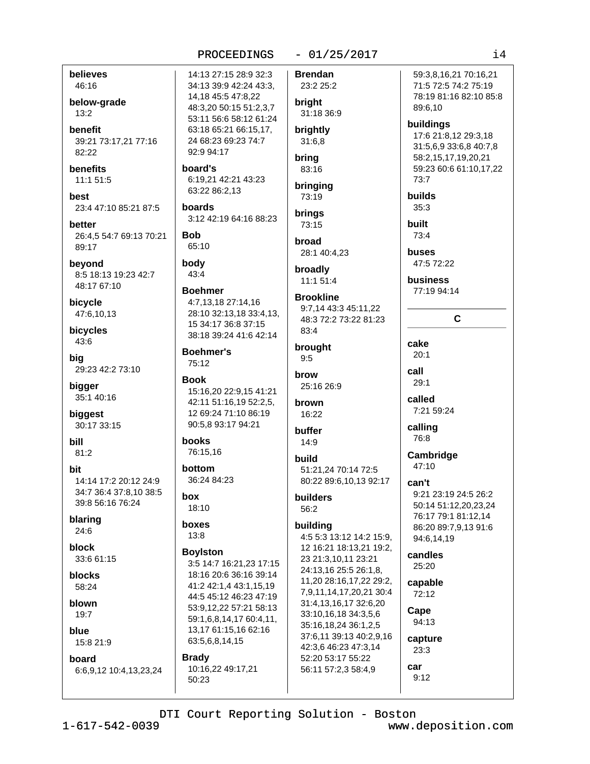**believes**
46:16

**below-grade**
13:2

**benefit**
39:21 73:17,21 77:16 82:22

**benefits**
11:1 51:5

**best**
23:4 47:10 85:21 87:5

**better**
26:4,5 54:7 69:13 70:21 89:17

**beyond**
8:5 18:13 19:23 42:7 48:17 67:10

**bicycle**
47:6,10,13

**bicycles**
43:6

**big**
29:23 42:2 73:10

**bigger**
35:1 40:16

**biggest**
30:17 33:15

**bill**
81:2

**bit**
14:14 17:2 20:12 24:9 34:7 36:4 37:8,10 38:5 39:8 56:16 76:24

**blaring**
24:6

**block**
33:6 61:15

**blocks**
58:24

**blown**
19:7

**blue**
15:8 21:9

**board**
6:6,9,12 10:4,13,23,24 14:13 27:15 28:9 32:3 34:13 39:9 42:24 43:3, 14,18 45:5 47:8,22 48:3,20 50:15 51:2,3,7 53:11 56:6 58:12 61:24 63:18 65:21 66:15,17, 24 68:23 69:23 74:7 92:9 94:17

**board's**
6:19,21 42:21 43:23 63:22 86:2,13

**boards**
3:12 42:19 64:16 88:23

**Bob**
65:10

**body**
43:4

**Boehmer**
4:7,13,18 27:14,16 28:10 32:13,18 33:4,13, 15 34:17 36:8 37:15 38:18 39:24 41:6 42:14

**Boehmer's**
75:12

**Book**
15:16,20 22:9,15 41:21 42:11 51:16,19 52:2,5, 12 69:24 71:10 86:19 90:5,8 93:17 94:21

**books**
76:15,16

**bottom**
36:24 84:23

**box**
18:10

**boxes**
13:8

**Boylston**
3:5 14:7 16:21,23 17:15 18:16 20:6 36:16 39:14 41:2 42:1,4 43:1,15,19 44:5 45:12 46:23 47:19 53:9,12,22 57:21 58:13 59:1,6,8,14,17 60:4,11, 13,17 61:15,16 62:16 63:5,6,8,14,15

**Brady**
10:16,22 49:17,21 50:23

**Brendan**
23:2 25:2

**bright**
31:18 36:9

**brightly**
31:6,8

**bring**
83:16

**bringing**
73:19

**brings**
73:15

**broad**
28:1 40:4,23

**broadly**
11:1 51:4

**Brookline**
9:7,14 43:3 45:11,22 48:3 72:2 73:22 81:23 83:4

**brought**
9:5

**brow**
25:16 26:9

**brown**
16:22

**buffer**
14:9

**build**
51:21,24 70:14 72:5 80:22 89:6,10,13 92:17

**builders**
56:2

**building**
4:5 5:3 13:12 14:2 15:9, 12 16:21 18:13,21 19:2, 23 21:3,10,11 23:21 24:13,16 25:5 26:1,8, 11,20 28:16,17,22 29:2, 7,9,11,14,17,20,21 30:4 31:4,13,16,17 32:6,20 33:10,16,18 34:3,5,6 35:16,18,24 36:1,2,5 37:6,11 39:13 40:2,9,16 42:3,6 46:23 47:3,14 52:20 53:17 55:22 56:11 57:2,3 58:4,9 59:3,8,16,21 70:16,21 71:5 72:5 74:2 75:19 78:19 81:16 82:10 85:8 89:6,10

**buildings**
17:6 21:8,12 29:3,18 31:5,6,9 33:6,8 40:7,8 58:2,15,17,19,20,21 59:23 60:6 61:10,17,22 73:7

**builds**
35:3

**built**
73:4

**buses**
47:5 72:22

**business**
77:19 94:14

## C

**cake**
20:1

**call**
29:1

**called**
7:21 59:24

**calling**
76:8

**Cambridge**
47:10

**can't**
9:21 23:19 24:5 26:2 50:14 51:12,20,23,24 76:17 79:1 81:12,14 86:20 89:7,9,13 91:6 94:6,14,19

**candles**
25:20

**capable**
72:12

**Cape**
94:13

**capture**
23:3

**car**
9:12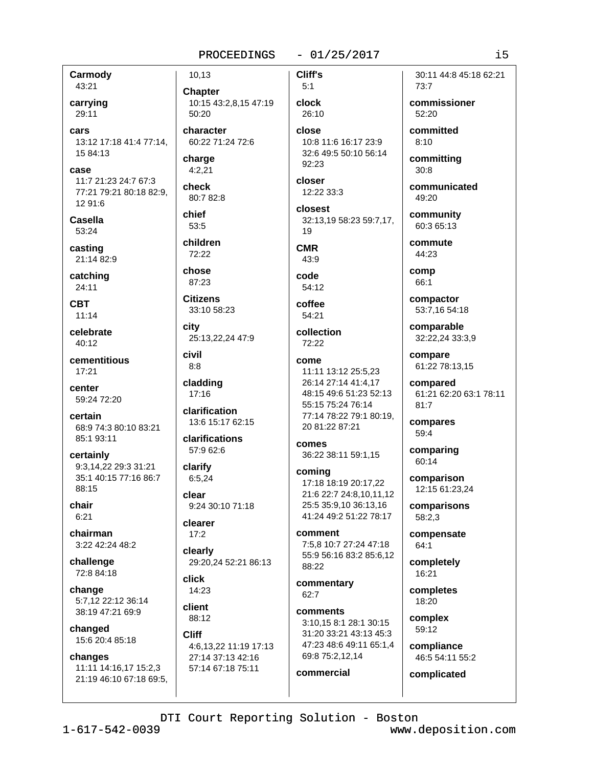**Carmody**
43:21

**carrying**
29:11

**cars**
13:12 17:18 41:4 77:14, 15 84:13

**case**
11:7 21:23 24:7 67:3 77:21 79:21 80:18 82:9, 12 91:6

**Casella**
53:24

**casting**
21:14 82:9

**catching**
24:11

**CBT**
11:14

**celebrate**
40:12

**cementitious**
17:21

**center**
59:24 72:20

**certain**
68:9 74:3 80:10 83:21 85:1 93:11

**certainly**
9:3,14,22 29:3 31:21 35:1 40:15 77:16 86:7 88:15

**chair**
6:21

**chairman**
3:22 42:24 48:2

**challenge**
72:8 84:18

**change**
5:7,12 22:12 36:14 38:19 47:21 69:9

**changed**
15:6 20:4 85:18

**changes**
11:11 14:16,17 15:2,3 21:19 46:10 67:18 69:5, 10,13

**Chapter**
10:15 43:2,8,15 47:19 50:20

**character**
60:22 71:24 72:6

**charge**
4:2,21

**check**
80:7 82:8

**chief**
53:5

**children**
72:22

**chose**
87:23

**Citizens**
33:10 58:23

**city**
25:13,22,24 47:9

**civil**
8:8

**cladding**
17:16

**clarification**
13:6 15:17 62:15

**clarifications**
57:9 62:6

**clarify**
6:5,24

**clear**
9:24 30:10 71:18

**clearer**
17:2

**clearly**
29:20,24 52:21 86:13

**click**
14:23

**client**
88:12

**Cliff**
4:6,13,22 11:19 17:13 27:14 37:13 42:16 57:14 67:18 75:11

**Cliff's**
5:1

**clock**
26:10

**close**
10:8 11:6 16:17 23:9 32:6 49:5 50:10 56:14 92:23

**closer**
12:22 33:3

**closest**
32:13,19 58:23 59:7,17, 19

**CMR**
43:9

**code**
54:12

**coffee**
54:21

**collection**
72:22

**come**
11:11 13:12 25:5,23 26:14 27:14 41:4,17 48:15 49:6 51:23 52:13 55:15 75:24 76:14 77:14 78:22 79:1 80:19, 20 81:22 87:21

**comes**
36:22 38:11 59:1,15

**coming**
17:18 18:19 20:17,22 21:6 22:7 24:8,10,11,12 25:5 35:9,10 36:13,16 41:24 49:2 51:22 78:17

**comment**
7:5,8 10:7 27:24 47:18 55:9 56:16 83:2 85:6,12 88:22

**commentary**
62:7

**comments**
3:10,15 8:1 28:1 30:15 31:20 33:21 43:13 45:3 47:23 48:6 49:11 65:1,4 69:8 75:2,12,14

**commercial**
30:11 44:8 45:18 62:21 73:7

**commissioner**
52:20

**committed**
8:10

**committing**
30:8

**communicated**
49:20

**community**
60:3 65:13

**commute**
44:23

**comp**
66:1

**compactor**
53:7,16 54:18

**comparable**
32:22,24 33:3,9

**compare**
61:22 78:13,15

**compared**
61:21 62:20 63:1 78:11 81:7

**compares**
59:4

**comparing**
60:14

**comparison**
12:15 61:23,24

**comparisons**
58:2,3

**compensate**
64:1

**completely**
16:21

**completes**
18:20

**complex**
59:12

**compliance**
46:5 54:11 55:2

**complicated**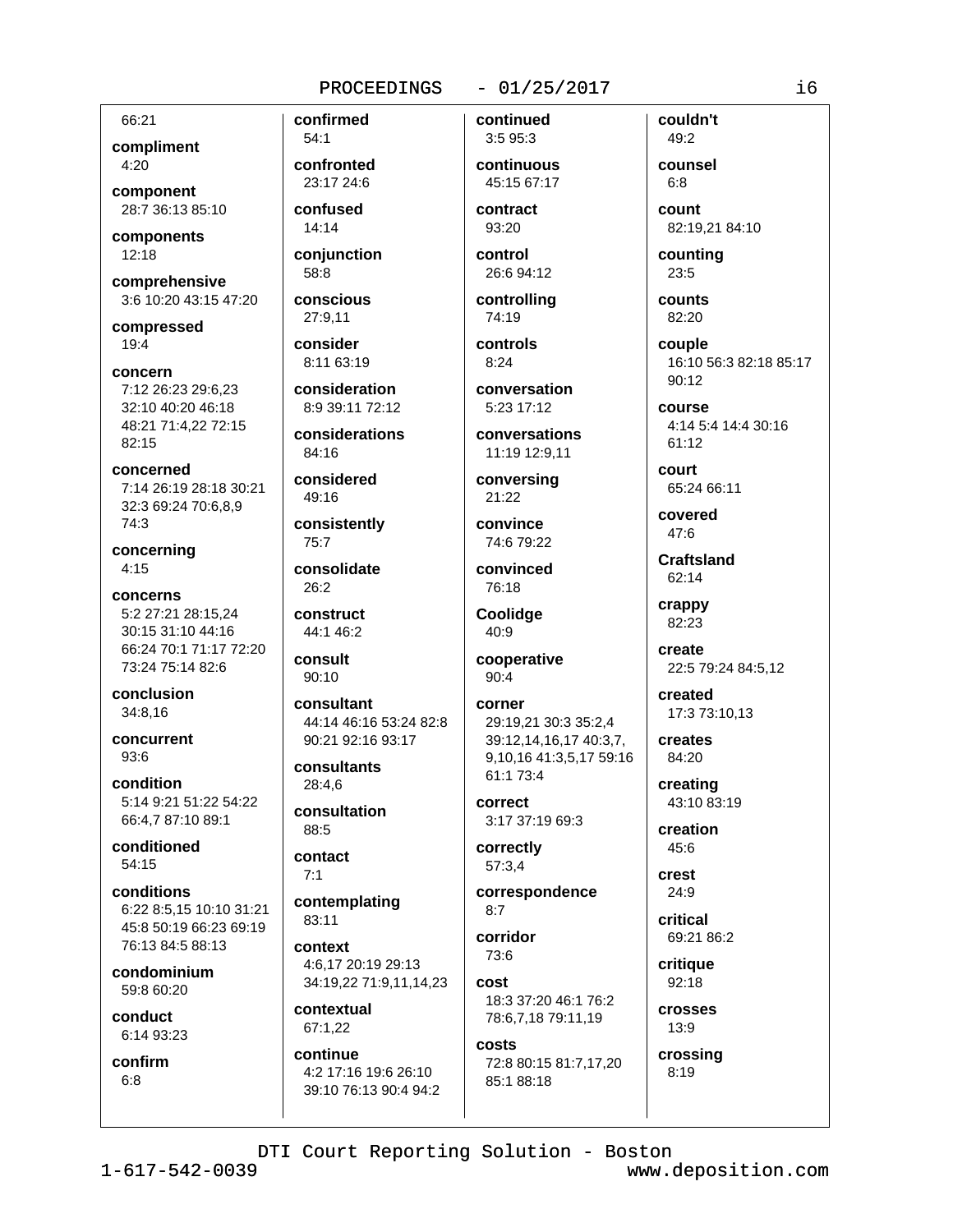66:21

**compliment**
4:20

**component**
28:7 36:13 85:10

**components**
12:18

**comprehensive**
3:6 10:20 43:15 47:20

**compressed**
19:4

**concern**
7:12 26:23 29:6,23 32:10 40:20 46:18 48:21 71:4,22 72:15 82:15

**concerned**
7:14 26:19 28:18 30:21 32:3 69:24 70:6,8,9 74:3

**concerning**
4:15

**concerns**
5:2 27:21 28:15,24 30:15 31:10 44:16 66:24 70:1 71:17 72:20 73:24 75:14 82:6

**conclusion**
34:8,16

**concurrent**
93:6

**condition**
5:14 9:21 51:22 54:22 66:4,7 87:10 89:1

**conditioned**
54:15

**conditions**
6:22 8:5,15 10:10 31:21 45:8 50:19 66:23 69:19 76:13 84:5 88:13

**condominium**
59:8 60:20

**conduct**
6:14 93:23

**confirm**
6:8

**confirmed**
54:1

**confronted**
23:17 24:6

**confused**
14:14

**conjunction**
58:8

**conscious**
27:9,11

**consider**
8:11 63:19

**consideration**
8:9 39:11 72:12

**considerations**
84:16

**considered**
49:16

**consistently**
75:7

**consolidate**
26:2

**construct**
44:1 46:2

**consult**
90:10

**consultant**
44:14 46:16 53:24 82:8 90:21 92:16 93:17

**consultants**
28:4,6

**consultation**
88:5

**contact**
7:1

**contemplating**
83:11

**context**
4:6,17 20:19 29:13 34:19,22 71:9,11,14,23

**contextual**
67:1,22

**continue**
4:2 17:16 19:6 26:10 39:10 76:13 90:4 94:2

**continued**
3:5 95:3

**continuous**
45:15 67:17

**contract**
93:20

**control**
26:6 94:12

**controlling**
74:19

**controls**
8:24

**conversation**
5:23 17:12

**conversations**
11:19 12:9,11

**conversing**
21:22

**convince**
74:6 79:22

**convinced**
76:18

**Coolidge**
40:9

**cooperative**
90:4

**corner**
29:19,21 30:3 35:2,4 39:12,14,16,17 40:3,7, 9,10,16 41:3,5,17 59:16 61:1 73:4

**correct**
3:17 37:19 69:3

**correctly**
57:3,4

**correspondence**
8:7

**corridor**
73:6

**cost**
18:3 37:20 46:1 76:2 78:6,7,18 79:11,19

**costs**
72:8 80:15 81:7,17,20 85:1 88:18

**couldn't**
49:2

**counsel**
6:8

**count**
82:19,21 84:10

**counting**
23:5

**counts**
82:20

**couple**
16:10 56:3 82:18 85:17 90:12

**course**
4:14 5:4 14:4 30:16 61:12

**court**
65:24 66:11

**covered**
47:6

**Craftsland**
62:14

**crappy**
82:23

**create**
22:5 79:24 84:5,12

**created**
17:3 73:10,13

**creates**
84:20

**creating**
43:10 83:19

**creation**
45:6

**crest**
24:9

**critical**
69:21 86:2

**critique**
92:18

**crosses**
13:9

**crossing**
8:19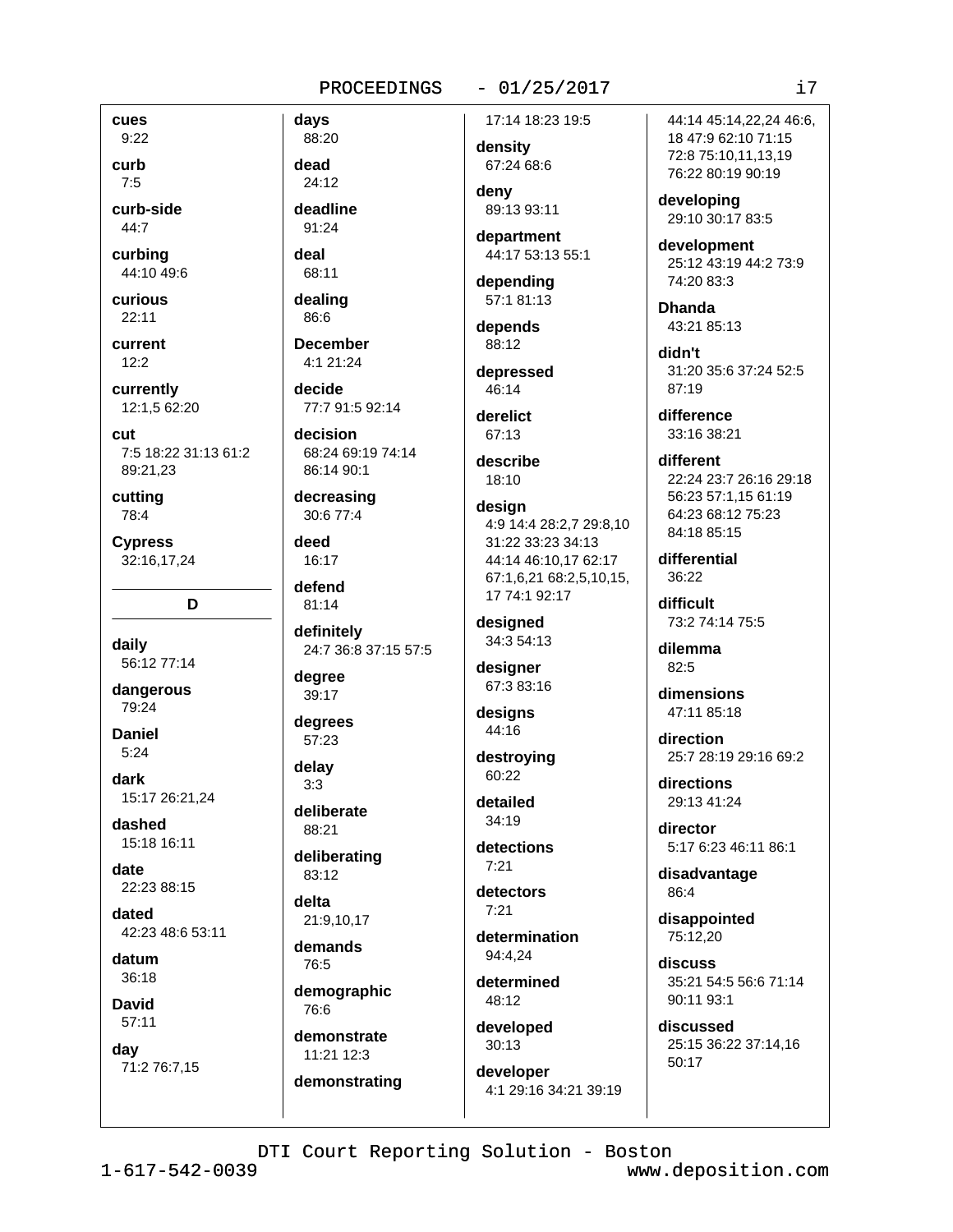**cues**
9:22

**curb**
7:5

**curb-side**
44:7

**curbing**
44:10 49:6

**curious**
22:11

**current**
12:2

**currently**
12:1,5 62:20

**cut**
7:5 18:22 31:13 61:2 89:21,23

**cutting**
78:4

**Cypress**
32:16,17,24

## D

**daily**
56:12 77:14

**dangerous**
79:24

**Daniel**
5:24

**dark**
15:17 26:21,24

**dashed**
15:18 16:11

**date**
22:23 88:15

**dated**
42:23 48:6 53:11

**datum**
36:18

**David**
57:11

**day**
71:2 76:7,15

**days**
88:20

**dead**
24:12

**deadline**
91:24

**deal**
68:11

**dealing**
86:6

**December**
4:1 21:24

**decide**
77:7 91:5 92:14

**decision**
68:24 69:19 74:14 86:14 90:1

**decreasing**
30:6 77:4

**deed**
16:17

**defend**
81:14

**definitely**
24:7 36:8 37:15 57:5

**degree**
39:17

**degrees**
57:23

**delay**
3:3

**deliberate**
88:21

**deliberating**
83:12

**delta**
21:9,10,17

**demands**
76:5

**demographic**
76:6

**demonstrate**
11:21 12:3

**demonstrating**
17:14 18:23 19:5

**density**
67:24 68:6

**deny**
89:13 93:11

**department**
44:17 53:13 55:1

**depending**
57:1 81:13

**depends**
88:12

**depressed**
46:14

**derelict**
67:13

**describe**
18:10

**design**
4:9 14:4 28:2,7 29:8,10 31:22 33:23 34:13 44:14 46:10,17 62:17 67:1,6,21 68:2,5,10,15, 17 74:1 92:17

**designed**
34:3 54:13

**designer**
67:3 83:16

**designs**
44:16

**destroying**
60:22

**detailed**
34:19

**detections**
7:21

**detectors**
7:21

**determination**
94:4,24

**determined**
48:12

**developed**
30:13

**developer**
4:1 29:16 34:21 39:19 44:14 45:14,22,24 46:6, 18 47:9 62:10 71:15 72:8 75:10,11,13,19 76:22 80:19 90:19

**developing**
29:10 30:17 83:5

**development**
25:12 43:19 44:2 73:9 74:20 83:3

**Dhanda**
43:21 85:13

**didn't**
31:20 35:6 37:24 52:5 87:19

**difference**
33:16 38:21

**different**
22:24 23:7 26:16 29:18 56:23 57:1,15 61:19 64:23 68:12 75:23 84:18 85:15

**differential**
36:22

**difficult**
73:2 74:14 75:5

**dilemma**
82:5

**dimensions**
47:11 85:18

**direction**
25:7 28:19 29:16 69:2

**directions**
29:13 41:24

**director**
5:17 6:23 46:11 86:1

**disadvantage**
86:4

**disappointed**
75:12,20

**discuss**
35:21 54:5 56:6 71:14 90:11 93:1

**discussed**
25:15 36:22 37:14,16 50:17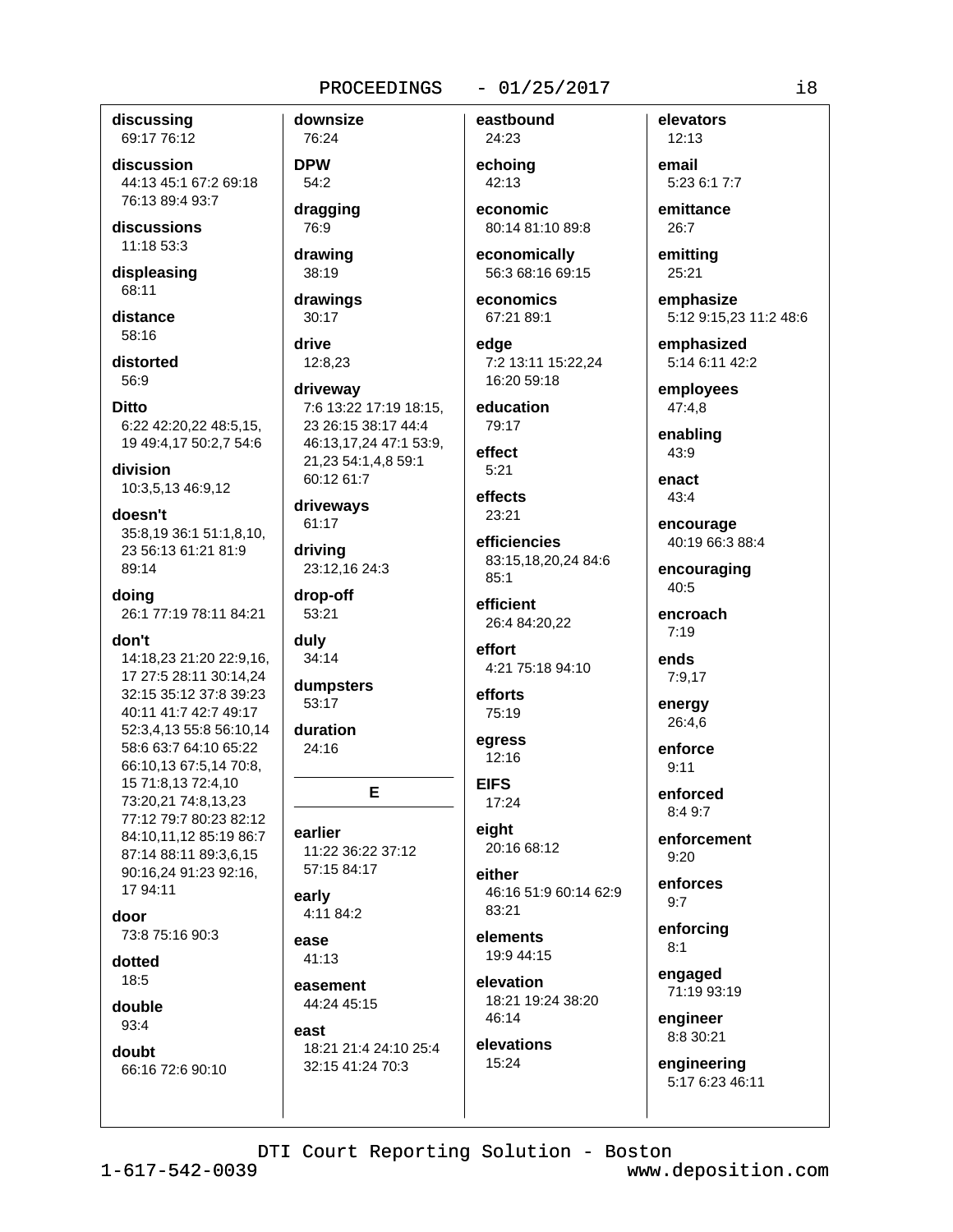**discussing**
69:17 76:12

**discussion**
44:13 45:1 67:2 69:18 76:13 89:4 93:7

**discussions**
11:18 53:3

**displeasing**
68:11

**distance**
58:16

**distorted**
56:9

**Ditto**
6:22 42:20,22 48:5,15, 19 49:4,17 50:2,7 54:6

**division**
10:3,5,13 46:9,12

**doesn't**
35:8,19 36:1 51:1,8,10, 23 56:13 61:21 81:9 89:14

**doing**
26:1 77:19 78:11 84:21

**don't**
14:18,23 21:20 22:9,16, 17 27:5 28:11 30:14,24 32:15 35:12 37:8 39:23 40:11 41:7 42:7 49:17 52:3,4,13 55:8 56:10,14 58:6 63:7 64:10 65:22 66:10,13 67:5,14 70:8, 15 71:8,13 72:4,10 73:20,21 74:8,13,23 77:12 79:7 80:23 82:12 84:10,11,12 85:19 86:7 87:14 88:11 89:3,6,15 90:16,24 91:23 92:16, 17 94:11

**door**
73:8 75:16 90:3

**dotted**
18:5

**double**
93:4

**doubt**
66:16 72:6 90:10

**downsize**
76:24

**DPW**
54:2

**dragging**
76:9

**drawing**
38:19

**drawings**
30:17

**drive**
12:8,23

**driveway**
7:6 13:22 17:19 18:15, 23 26:15 38:17 44:4 46:13,17,24 47:1 53:9, 21,23 54:1,4,8 59:1 60:12 61:7

**driveways**
61:17

**driving**
23:12,16 24:3

**drop-off**
53:21

**duly**
34:14

**dumpsters**
53:17

**duration**
24:16

## E

**earlier**
11:22 36:22 37:12 57:15 84:17

**early**
4:11 84:2

**ease**
41:13

**easement**
44:24 45:15

**east**
18:21 21:4 24:10 25:4 32:15 41:24 70:3

**eastbound**
24:23

**echoing**
42:13

**economic**
80:14 81:10 89:8

**economically**
56:3 68:16 69:15

**economics**
67:21 89:1

**edge**
7:2 13:11 15:22,24 16:20 59:18

**education**
79:17

**effect**
5:21

**effects**
23:21

**efficiencies**
83:15,18,20,24 84:6 85:1

**efficient**
26:4 84:20,22

**effort**
4:21 75:18 94:10

**efforts**
75:19

**egress**
12:16

**EIFS**
17:24

**eight**
20:16 68:12

**either**
46:16 51:9 60:14 62:9 83:21

**elements**
19:9 44:15

**elevation**
18:21 19:24 38:20 46:14

**elevations**
15:24

**elevators**
12:13

**email**
5:23 6:1 7:7

**emittance**
26:7

**emitting**
25:21

**emphasize**
5:12 9:15,23 11:2 48:6

**emphasized**
5:14 6:11 42:2

**employees**
47:4,8

**enabling**
43:9

**enact**
43:4

**encourage**
40:19 66:3 88:4

**encouraging**
40:5

**encroach**
7:19

**ends**
7:9,17

**energy**
26:4,6

**enforce**
9:11

**enforced**
8:4 9:7

**enforcement**
9:20

**enforces**
9:7

**enforcing**
8:1

**engaged**
71:19 93:19

**engineer**
8:8 30:21

**engineering**
5:17 6:23 46:11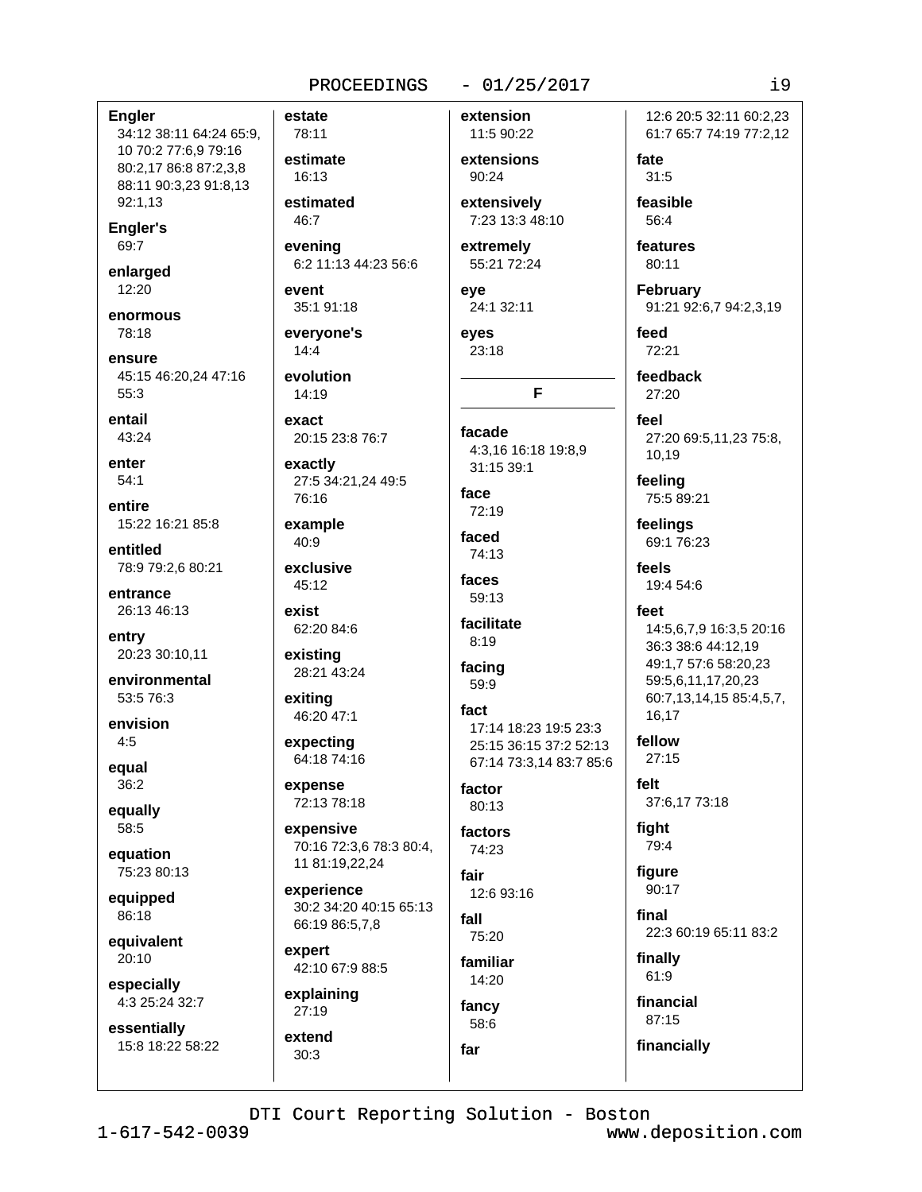**Engler**
34:12 38:11 64:24 65:9, 10 70:2 77:6,9 79:16 80:2,17 86:8 87:2,3,8 88:11 90:3,23 91:8,13 92:1,13

**Engler's**
69:7

**enlarged**
12:20

**enormous**
78:18

**ensure**
45:15 46:20,24 47:16 55:3

**entail**
43:24

**enter**
54:1

**entire**
15:22 16:21 85:8

**entitled**
78:9 79:2,6 80:21

**entrance**
26:13 46:13

**entry**
20:23 30:10,11

**environmental**
53:5 76:3

**envision**
4:5

**equal**
36:2

**equally**
58:5

**equation**
75:23 80:13

**equipped**
86:18

**equivalent**
20:10

**especially**
4:3 25:24 32:7

**essentially**
15:8 18:22 58:22

**estate**
78:11

**estimate**
16:13

**estimated**
46:7

**evening**
6:2 11:13 44:23 56:6

**event**
35:1 91:18

**everyone's**
14:4

**evolution**
14:19

**exact**
20:15 23:8 76:7

**exactly**
27:5 34:21,24 49:5 76:16

**example**
40:9

**exclusive**
45:12

**exist**
62:20 84:6

**existing**
28:21 43:24

**exiting**
46:20 47:1

**expecting**
64:18 74:16

**expense**
72:13 78:18

**expensive**
70:16 72:3,6 78:3 80:4, 11 81:19,22,24

**experience**
30:2 34:20 40:15 65:13 66:19 86:5,7,8

**expert**
42:10 67:9 88:5

**explaining**
27:19

**extend**
30:3

**extension**
11:5 90:22

**extensions**
90:24

**extensively**
7:23 13:3 48:10

**extremely**
55:21 72:24

**eye**
24:1 32:11

**eyes**
23:18

## F

**facade**
4:3,16 16:18 19:8,9 31:15 39:1

**face**
72:19

**faced**
74:13

**faces**
59:13

**facilitate**
8:19

**facing**
59:9

**fact**
17:14 18:23 19:5 23:3 25:15 36:15 37:2 52:13 67:14 73:3,14 83:7 85:6

**factor**
80:13

**factors**
74:23

**fair**
12:6 93:16

**fall**
75:20

**familiar**
14:20

**fancy**
58:6

**far**
12:6 20:5 32:11 60:2,23 61:7 65:7 74:19 77:2,12

**fate**
31:5

**feasible**
56:4

**features**
80:11

**February**
91:21 92:6,7 94:2,3,19

**feed**
72:21

**feedback**
27:20

**feel**
27:20 69:5,11,23 75:8, 10,19

**feeling**
75:5 89:21

**feelings**
69:1 76:23

**feels**
19:4 54:6

**feet**
14:5,6,7,9 16:3,5 20:16 36:3 38:6 44:12,19 49:1,7 57:6 58:20,23 59:5,6,11,17,20,23 60:7,13,14,15 85:4,5,7, 16,17

**fellow**
27:15

**felt**
37:6,17 73:18

**fight**
79:4

**figure**
90:17

**final**
22:3 60:19 65:11 83:2

**finally**
61:9

**financial**
87:15

**financially**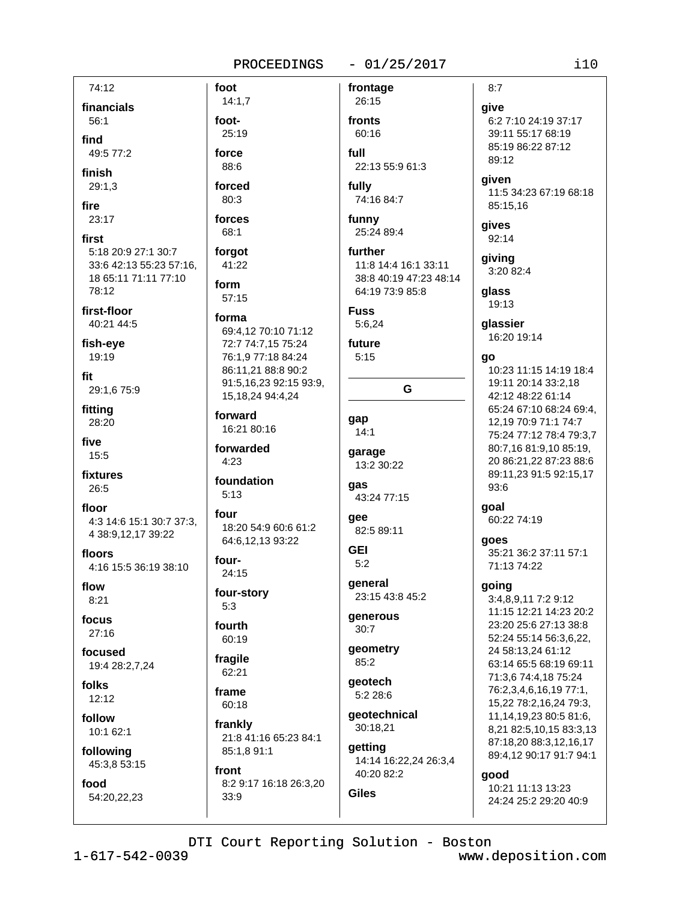74:12

**financials**
56:1

**find**
49:5 77:2

**finish**
29:1,3

**fire**
23:17

**first**
5:18 20:9 27:1 30:7 33:6 42:13 55:23 57:16, 18 65:11 71:11 77:10 78:12

**first-floor**
40:21 44:5

**fish-eye**
19:19

**fit**
29:1,6 75:9

**fitting**
28:20

**five**
15:5

**fixtures**
26:5

**floor**
4:3 14:6 15:1 30:7 37:3, 4 38:9,12,17 39:22

**floors**
4:16 15:5 36:19 38:10

**flow**
8:21

**focus**
27:16

**focused**
19:4 28:2,7,24

**folks**
12:12

**follow**
10:1 62:1

**following**
45:3,8 53:15

**food**
54:20,22,23

**foot**
14:1,7

**foot-**
25:19

**force**
88:6

**forced**
80:3

**forces**
68:1

**forgot**
41:22

**form**
57:15

**forma**
69:4,12 70:10 71:12 72:7 74:7,15 75:24 76:1,9 77:18 84:24 86:11,21 88:8 90:2 91:5,16,23 92:15 93:9, 15,18,24 94:4,24

**forward**
16:21 80:16

**forwarded**
4:23

**foundation**
5:13

**four**
18:20 54:9 60:6 61:2 64:6,12,13 93:22

**four-**
24:15

**four-story**
5:3

**fourth**
60:19

**fragile**
62:21

**frame**
60:18

**frankly**
21:8 41:16 65:23 84:1 85:1,8 91:1

**front**
8:2 9:17 16:18 26:3,20 33:9

**frontage**
26:15

**fronts**
60:16

**full**
22:13 55:9 61:3

**fully**
74:16 84:7

**funny**
25:24 89:4

**further**
11:8 14:4 16:1 33:11 38:8 40:19 47:23 48:14 64:19 73:9 85:8

**Fuss**
5:6,24

**future**
5:15

## G

**gap**
14:1

**garage**
13:2 30:22

**gas**
43:24 77:15

**gee**
82:5 89:11

**GEI**
5:2

**general**
23:15 43:8 45:2

**generous**
30:7

**geometry**
85:2

**geotech**
5:2 28:6

**geotechnical**
30:18,21

**getting**
14:14 16:22,24 26:3,4 40:20 82:2

**Giles**
8:7

**give**
6:2 7:10 24:19 37:17 39:11 55:17 68:19 85:19 86:22 87:12 89:12

**given**
11:5 34:23 67:19 68:18 85:15,16

**gives**
92:14

**giving**
3:20 82:4

**glass**
19:13

**glassier**
16:20 19:14

**go**
10:23 11:15 14:19 18:4 19:11 20:14 33:2,18 42:12 48:22 61:14 65:24 67:10 68:24 69:4, 12,19 70:9 71:1 74:7 75:24 77:12 78:4 79:3,7 80:7,16 81:9,10 85:19, 20 86:21,22 87:23 88:6 89:11,23 91:5 92:15,17 93:6

**goal**
60:22 74:19

**goes**
35:21 36:2 37:11 57:1 71:13 74:22

**going**
3:4,8,9,11 7:2 9:12 11:15 12:21 14:23 20:2 23:20 25:6 27:13 38:8 52:24 55:14 56:3,6,22, 24 58:13,24 61:12 63:14 65:5 68:19 69:11 71:3,6 74:4,18 75:24 76:2,3,4,6,16,19 77:1, 15,22 78:2,16,24 79:3, 11,14,19,23 80:5 81:6, 8,21 82:5,10,15 83:3,13 87:18,20 88:3,12,16,17 89:4,12 90:17 91:7 94:1

**good**
10:21 11:13 13:23 24:24 25:2 29:20 40:9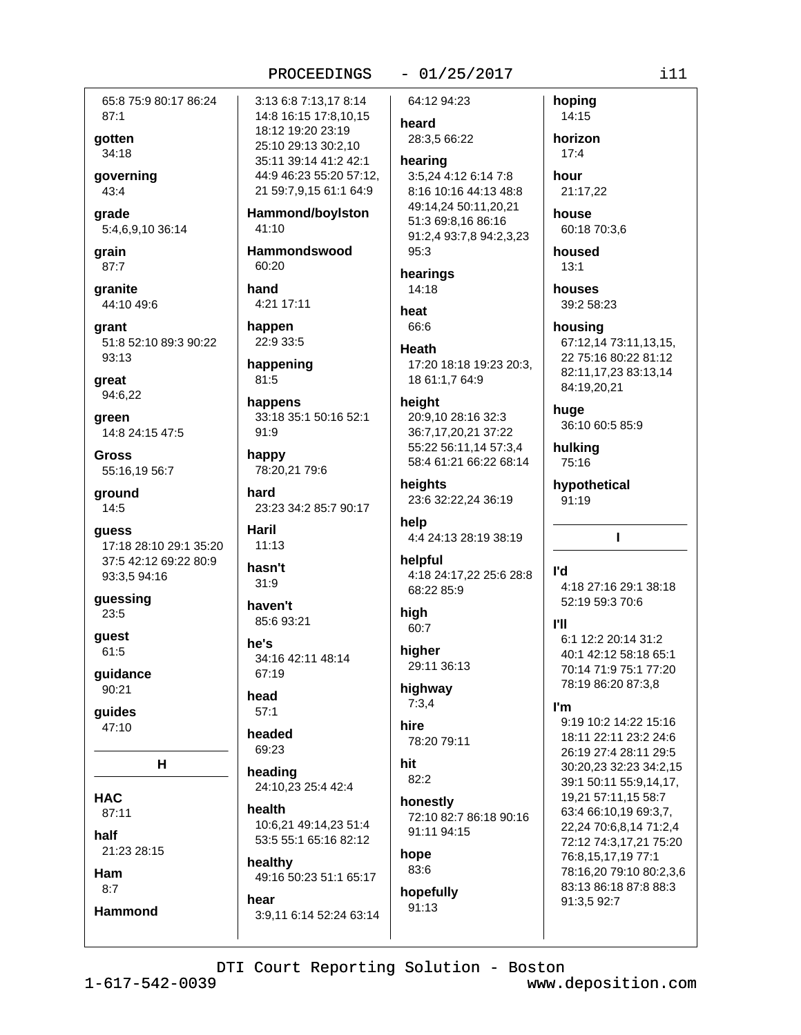65:8 75:9 80:17 86:24 87:1

**gotten**
34:18

**governing**
43:4

**grade**
5:4,6,9,10 36:14

**grain**
87:7

**granite**
44:10 49:6

**grant**
51:8 52:10 89:3 90:22 93:13

**great**
94:6,22

**green**
14:8 24:15 47:5

**Gross**
55:16,19 56:7

**ground**
14:5

**guess**
17:18 28:10 29:1 35:20 37:5 42:12 69:22 80:9 93:3,5 94:16

**guessing**
23:5

**guest**
61:5

**guidance**
90:21

**guides**
47:10

## H

**HAC**
87:11

**half**
21:23 28:15

**Ham**
8:7

**Hammond**
3:13 6:8 7:13,17 8:14 14:8 16:15 17:8,10,15 18:12 19:20 23:19 25:10 29:13 30:2,10 35:11 39:14 41:2 42:1 44:9 46:23 55:20 57:12, 21 59:7,9,15 61:1 64:9

**Hammond/boylston**
41:10

**Hammondswood**
60:20

**hand**
4:21 17:11

**happen**
22:9 33:5

**happening**
81:5

**happens**
33:18 35:1 50:16 52:1 91:9

**happy**
78:20,21 79:6

**hard**
23:23 34:2 85:7 90:17

**Haril**
11:13

**hasn't**
31:9

**haven't**
85:6 93:21

**he's**
34:16 42:11 48:14 67:19

**head**
57:1

**headed**
69:23

**heading**
24:10,23 25:4 42:4

**health**
10:6,21 49:14,23 51:4 53:5 55:1 65:16 82:12

**healthy**
49:16 50:23 51:1 65:17

**hear**
3:9,11 6:14 52:24 63:14 64:12 94:23

**heard**
28:3,5 66:22

**hearing**
3:5,24 4:12 6:14 7:8 8:16 10:16 44:13 48:8 49:14,24 50:11,20,21 51:3 69:8,16 86:16 91:2,4 93:7,8 94:2,3,23 95:3

**hearings**
14:18

**heat**
66:6

**Heath**
17:20 18:18 19:23 20:3, 18 61:1,7 64:9

**height**
20:9,10 28:16 32:3 36:7,17,20,21 37:22 55:22 56:11,14 57:3,4 58:4 61:21 66:22 68:14

**heights**
23:6 32:22,24 36:19

**help**
4:4 24:13 28:19 38:19

**helpful**
4:18 24:17,22 25:6 28:8 68:22 85:9

**high**
60:7

**higher**
29:11 36:13

**highway**
7:3,4

**hire**
78:20 79:11

**hit**
82:2

**honestly**
72:10 82:7 86:18 90:16 91:11 94:15

**hope**
83:6

**hopefully**
91:13

**hoping**
14:15

**horizon**
17:4

**hour**
21:17,22

**house**
60:18 70:3,6

**housed**
13:1

**houses**
39:2 58:23

**housing**
67:12,14 73:11,13,15, 22 75:16 80:22 81:12 82:11,17,23 83:13,14 84:19,20,21

**huge**
36:10 60:5 85:9

**hulking**
75:16

**hypothetical**
91:19

## I

**I'd**
4:18 27:16 29:1 38:18 52:19 59:3 70:6

**I'll**
6:1 12:2 20:14 31:2 40:1 42:12 58:18 65:1 70:14 71:9 75:1 77:20 78:19 86:20 87:3,8

**I'm**
9:19 10:2 14:22 15:16 18:11 22:11 23:2 24:6 26:19 27:4 28:11 29:5 30:20,23 32:23 34:2,15 39:1 50:11 55:9,14,17, 19,21 57:11,15 58:7 63:4 66:10,19 69:3,7, 22,24 70:6,8,14 71:2,4 72:12 74:3,17,21 75:20 76:8,15,17,19 77:1 78:16,20 79:10 80:2,3,6 83:13 86:18 87:8 88:3 91:3,5 92:7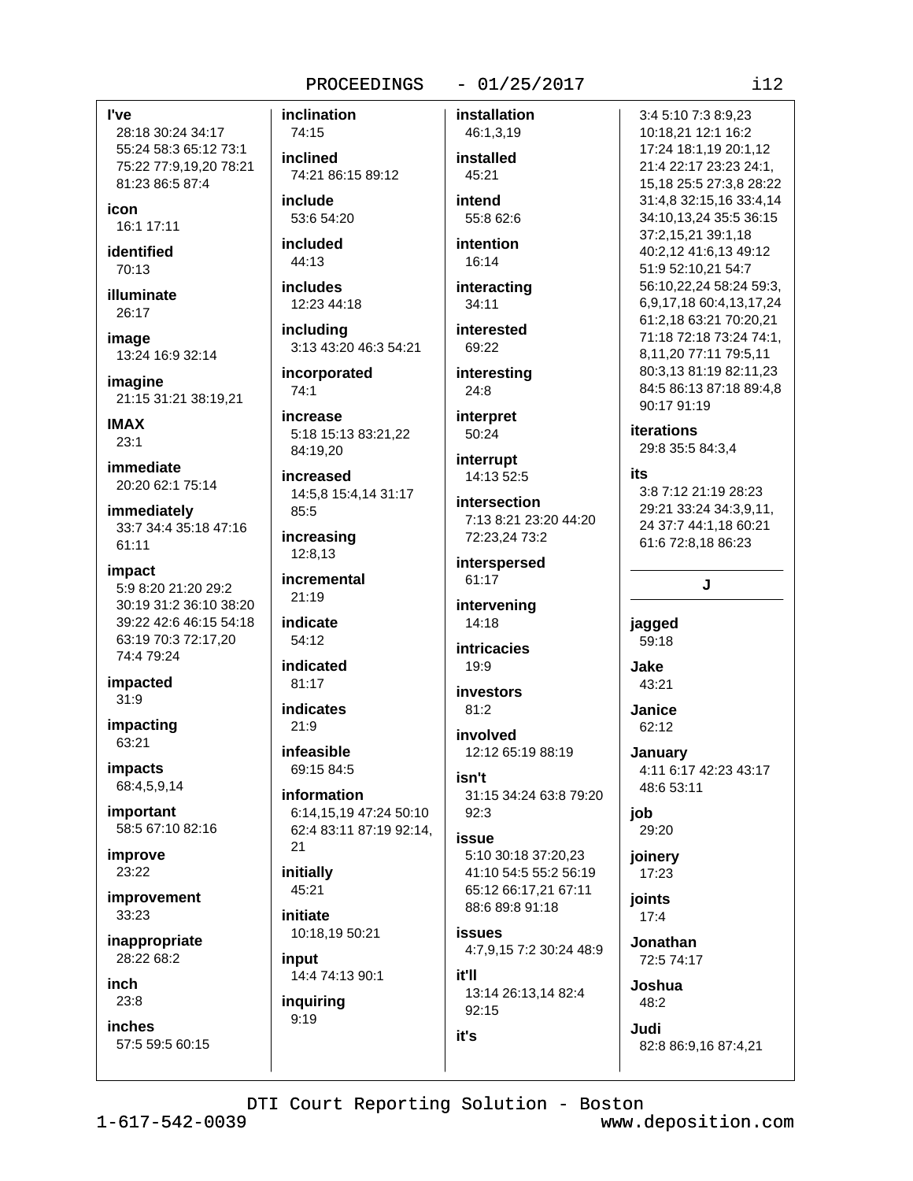**I've**
28:18 30:24 34:17 55:24 58:3 65:12 73:1 75:22 77:9,19,20 78:21 81:23 86:5 87:4

**icon**
16:1 17:11

**identified**
70:13

**illuminate**
26:17

**image**
13:24 16:9 32:14

**imagine**
21:15 31:21 38:19,21

**IMAX**
23:1

**immediate**
20:20 62:1 75:14

**immediately**
33:7 34:4 35:18 47:16 61:11

**impact**
5:9 8:20 21:20 29:2 30:19 31:2 36:10 38:20 39:22 42:6 46:15 54:18 63:19 70:3 72:17,20 74:4 79:24

**impacted**
31:9

**impacting**
63:21

**impacts**
68:4,5,9,14

**important**
58:5 67:10 82:16

**improve**
23:22

**improvement**
33:23

**inappropriate**
28:22 68:2

**inch**
23:8

**inches**
57:5 59:5 60:15

**inclination**
74:15

**inclined**
74:21 86:15 89:12

**include**
53:6 54:20

**included**
44:13

**includes**
12:23 44:18

**including**
3:13 43:20 46:3 54:21

**incorporated**
74:1

**increase**
5:18 15:13 83:21,22 84:19,20

**increased**
14:5,8 15:4,14 31:17 85:5

**increasing**
12:8,13

**incremental**
21:19

**indicate**
54:12

**indicated**
81:17

**indicates**
21:9

**infeasible**
69:15 84:5

**information**
6:14,15,19 47:24 50:10 62:4 83:11 87:19 92:14, 21

**initially**
45:21

**initiate**
10:18,19 50:21

**input**
14:4 74:13 90:1

**inquiring**
9:19

**installation**
46:1,3,19

**installed**
45:21

**intend**
55:8 62:6

**intention**
16:14

**interacting**
34:11

**interested**
69:22

**interesting**
24:8

**interpret**
50:24

**interrupt**
14:13 52:5

**intersection**
7:13 8:21 23:20 44:20 72:23,24 73:2

**interspersed**
61:17

**intervening**
14:18

**intricacies**
19:9

**investors**
81:2

**involved**
12:12 65:19 88:19

**isn't**
31:15 34:24 63:8 79:20 92:3

**issue**
5:10 30:18 37:20,23 41:10 54:5 55:2 56:19 65:12 66:17,21 67:11 88:6 89:8 91:18

**issues**
4:7,9,15 7:2 30:24 48:9

**it'll**
13:14 26:13,14 82:4 92:15

**it's**
3:4 5:10 7:3 8:9,23 10:18,21 12:1 16:2 17:24 18:1,19 20:1,12 21:4 22:17 23:23 24:1, 15,18 25:5 27:3,8 28:22 31:4,8 32:15,16 33:4,14 34:10,13,24 35:5 36:15 37:2,15,21 39:1,18 40:2,12 41:6,13 49:12 51:9 52:10,21 54:7 56:10,22,24 58:24 59:3, 6,9,17,18 60:4,13,17,24 61:2,18 63:21 70:20,21 71:18 72:18 73:24 74:1, 8,11,20 77:11 79:5,11 80:3,13 81:19 82:11,23 84:5 86:13 87:18 89:4,8 90:17 91:19

**iterations**
29:8 35:5 84:3,4

**its**
3:8 7:12 21:19 28:23 29:21 33:24 34:3,9,11, 24 37:7 44:1,18 60:21 61:6 72:8,18 86:23

## J

**jagged**
59:18

**Jake**
43:21

**Janice**
62:12

**January**
4:11 6:17 42:23 43:17 48:6 53:11

**job**
29:20

**joinery**
17:23

**joints**
17:4

**Jonathan**
72:5 74:17

**Joshua**
48:2

**Judi**
82:8 86:9,16 87:4,21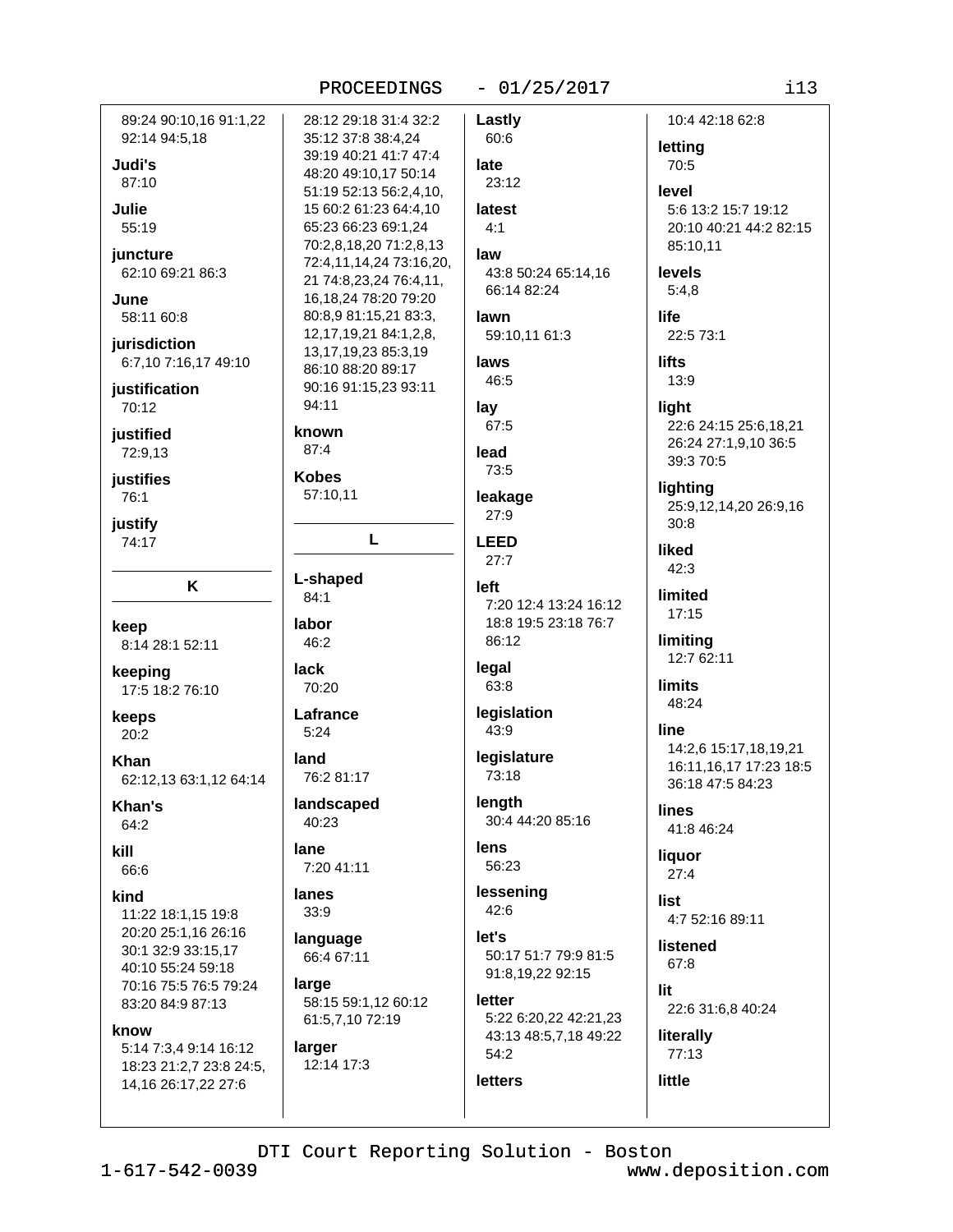89:24 90:10,16 91:1,22 92:14 94:5,18

**Judi's**
87:10

**Julie**
55:19

**juncture**
62:10 69:21 86:3

**June**
58:11 60:8

**jurisdiction**
6:7,10 7:16,17 49:10

**justification**
70:12

**justified**
72:9,13

**justifies**
76:1

**justify**
74:17

## K

**keep**
8:14 28:1 52:11

**keeping**
17:5 18:2 76:10

**keeps**
20:2

**Khan**
62:12,13 63:1,12 64:14

**Khan's**
64:2

**kill**
66:6

**kind**
11:22 18:1,15 19:8 20:20 25:1,16 26:16 30:1 32:9 33:15,17 40:10 55:24 59:18 70:16 75:5 76:5 79:24 83:20 84:9 87:13

**know**
5:14 7:3,4 9:14 16:12 18:23 21:2,7 23:8 24:5, 14,16 26:17,22 27:6 28:12 29:18 31:4 32:2 35:12 37:8 38:4,24 39:19 40:21 41:7 47:4 48:20 49:10,17 50:14 51:19 52:13 56:2,4,10, 15 60:2 61:23 64:4,10 65:23 66:23 69:1,24 70:2,8,18,20 71:2,8,13 72:4,11,14,24 73:16,20, 21 74:8,23,24 76:4,11, 16,18,24 78:20 79:20 80:8,9 81:15,21 83:3, 12,17,19,21 84:1,2,8, 13,17,19,23 85:3,19 86:10 88:20 89:17 90:16 91:15,23 93:11 94:11

**known**
87:4

**Kobes**
57:10,11

## L

**L-shaped**
84:1

**labor**
46:2

**lack**
70:20

**Lafrance**
5:24

**land**
76:2 81:17

**landscaped**
40:23

**lane**
7:20 41:11

**lanes**
33:9

**language**
66:4 67:11

**large**
58:15 59:1,12 60:12 61:5,7,10 72:19

**larger**
12:14 17:3

**Lastly**
60:6

**late**
23:12

**latest**
4:1

**law**
43:8 50:24 65:14,16 66:14 82:24

**lawn**
59:10,11 61:3

**laws**
46:5

**lay**
67:5

**lead**
73:5

**leakage**
27:9

**LEED**
27:7

**left**
7:20 12:4 13:24 16:12 18:8 19:5 23:18 76:7 86:12

**legal**
63:8

**legislation**
43:9

**legislature**
73:18

**length**
30:4 44:20 85:16

**lens**
56:23

**lessening**
42:6

**let's**
50:17 51:7 79:9 81:5 91:8,19,22 92:15

**letter**
5:22 6:20,22 42:21,23 43:13 48:5,7,18 49:22 54:2

**letters**
10:4 42:18 62:8

**letting**
70:5

**level**
5:6 13:2 15:7 19:12 20:10 40:21 44:2 82:15 85:10,11

**levels**
5:4,8

**life**
22:5 73:1

**lifts**
13:9

**light**
22:6 24:15 25:6,18,21 26:24 27:1,9,10 36:5 39:3 70:5

**lighting**
25:9,12,14,20 26:9,16 30:8

**liked**
42:3

**limited**
17:15

**limiting**
12:7 62:11

**limits**
48:24

**line**
14:2,6 15:17,18,19,21 16:11,16,17 17:23 18:5 36:18 47:5 84:23

**lines**
41:8 46:24

**liquor**
27:4

**list**
4:7 52:16 89:11

**listened**
67:8

**lit**
22:6 31:6,8 40:24

**literally**
77:13

**little**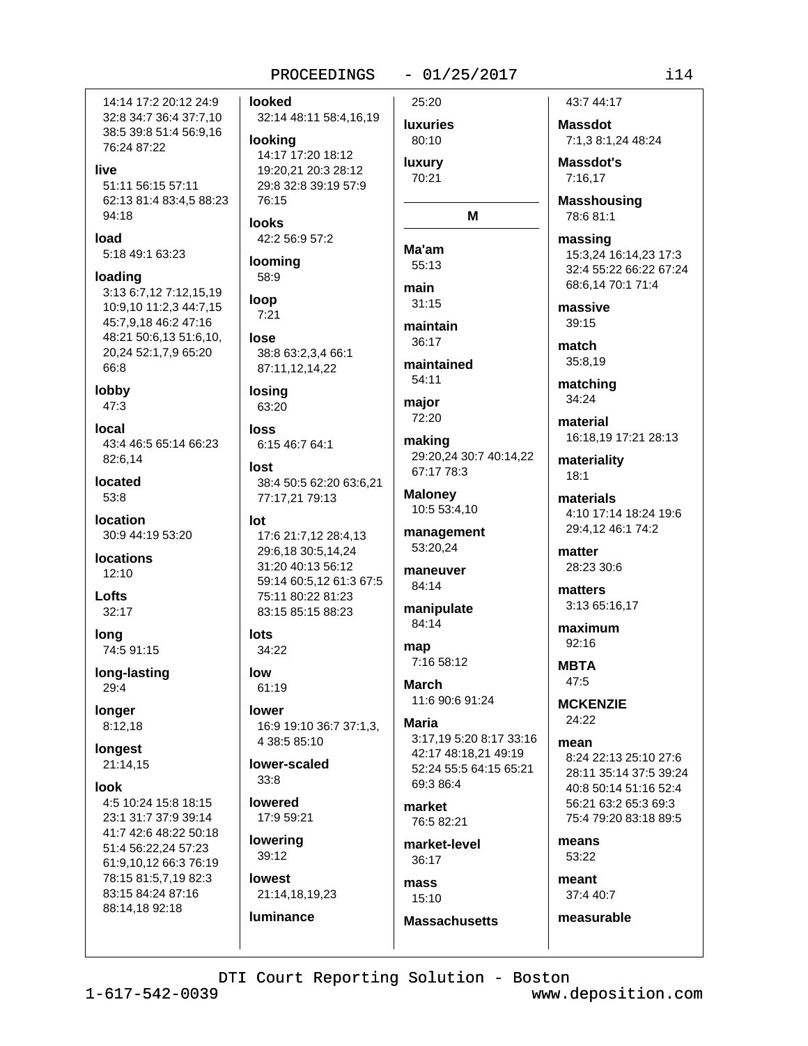14:14 17:2 20:12 24:9 32:8 34:7 36:4 37:7,10 38:5 39:8 51:4 56:9,16 76:24 87:22

**live**
51:11 56:15 57:11 62:13 81:4 83:4,5 88:23 94:18

**load**
5:18 49:1 63:23

**loading**
3:13 6:7,12 7:12,15,19 10:9,10 11:2,3 44:7,15 45:7,9,18 46:2 47:16 48:21 50:6,13 51:6,10, 20,24 52:1,7,9 65:20 66:8

**lobby**
47:3

**local**
43:4 46:5 65:14 66:23 82:6,14

**located**
53:8

**location**
30:9 44:19 53:20

**locations**
12:10

**Lofts**
32:17

**long**
74:5 91:15

**long-lasting**
29:4

**longer**
8:12,18

**longest**
21:14,15

**look**
4:5 10:24 15:8 18:15 23:1 31:7 37:9 39:14 41:7 42:6 48:22 50:18 51:4 56:22,24 57:23 61:9,10,12 66:3 76:19 78:15 81:5,7,19 82:3 83:15 84:24 87:16 88:14,18 92:18

**looked**
32:14 48:11 58:4,16,19

**looking**
14:17 17:20 18:12 19:20,21 20:3 28:12 29:8 32:8 39:19 57:9 76:15

**looks**
42:2 56:9 57:2

**looming**
58:9

**loop**
7:21

**lose**
38:8 63:2,3,4 66:1 87:11,12,14,22

**losing**
63:20

**loss**
6:15 46:7 64:1

**lost**
38:4 50:5 62:20 63:6,21 77:17,21 79:13

**lot**
17:6 21:7,12 28:4,13 29:6,18 30:5,14,24 31:20 40:13 56:12 59:14 60:5,12 61:3 67:5 75:11 80:22 81:23 83:15 85:15 88:23

**lots**
34:22

**low**
61:19

**lower**
16:9 19:10 36:7 37:1,3, 4 38:5 85:10

**lower-scaled**
33:8

**lowered**
17:9 59:21

**lowering**
39:12

**lowest**
21:14,18,19,23

**luminance**
25:20

**luxuries**
80:10

**luxury**
70:21

## M

**Ma'am**
55:13

**main**
31:15

**maintain**
36:17

**maintained**
54:11

**major**
72:20

**making**
29:20,24 30:7 40:14,22 67:17 78:3

**Maloney**
10:5 53:4,10

**management**
53:20,24

**maneuver**
84:14

**manipulate**
84:14

**map**
7:16 58:12

**March**
11:6 90:6 91:24

**Maria**
3:17,19 5:20 8:17 33:16 42:17 48:18,21 49:19 52:24 55:5 64:15 65:21 69:3 86:4

**market**
76:5 82:21

**market-level**
36:17

**mass**
15:10

**Massachusetts**
43:7 44:17

**Massdot**
7:1,3 8:1,24 48:24

**Massdot's**
7:16,17

**Masshousing**
78:6 81:1

**massing**
15:3,24 16:14,23 17:3 32:4 55:22 66:22 67:24 68:6,14 70:1 71:4

**massive**
39:15

**match**
35:8,19

**matching**
34:24

**material**
16:18,19 17:21 28:13

**materiality**
18:1

**materials**
4:10 17:14 18:24 19:6 29:4,12 46:1 74:2

**matter**
28:23 30:6

**matters**
3:13 65:16,17

**maximum**
92:16

**MBTA**
47:5

**MCKENZIE**
24:22

**mean**
8:24 22:13 25:10 27:6 28:11 35:14 37:5 39:24 40:8 50:14 51:16 52:4 56:21 63:2 65:3 69:3 75:4 79:20 83:18 89:5

**means**
53:22

**meant**
37:4 40:7

**measurable**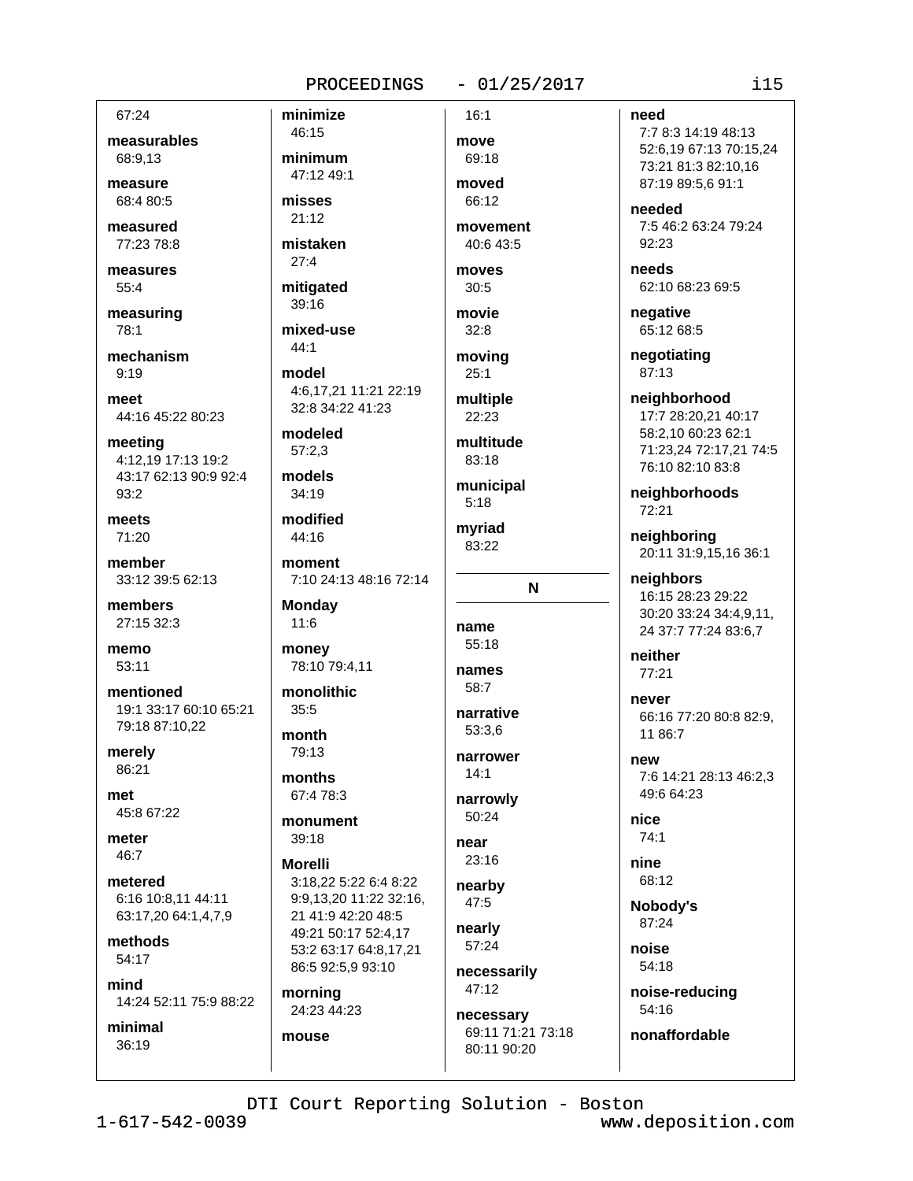67:24

**measurables**
68:9,13

**measure**
68:4 80:5

**measured**
77:23 78:8

**measures**
55:4

**measuring**
78:1

**mechanism**
9:19

**meet**
44:16 45:22 80:23

**meeting**
4:12,19 17:13 19:2 43:17 62:13 90:9 92:4 93:2

**meets**
71:20

**member**
33:12 39:5 62:13

**members**
27:15 32:3

**memo**
53:11

**mentioned**
19:1 33:17 60:10 65:21 79:18 87:10,22

**merely**
86:21

**met**
45:8 67:22

**meter**
46:7

**metered**
6:16 10:8,11 44:11 63:17,20 64:1,4,7,9

**methods**
54:17

**mind**
14:24 52:11 75:9 88:22

**minimal**
36:19

**minimize**
46:15

**minimum**
47:12 49:1

**misses**
21:12

**mistaken**
27:4

**mitigated**
39:16

**mixed-use**
44:1

**model**
4:6,17,21 11:21 22:19 32:8 34:22 41:23

**modeled**
57:2,3

**models**
34:19

**modified**
44:16

**moment**
7:10 24:13 48:16 72:14

**Monday**
11:6

**money**
78:10 79:4,11

**monolithic**
35:5

**month**
79:13

**months**
67:4 78:3

**monument**
39:18

**Morelli**
3:18,22 5:22 6:4 8:22 9:9,13,20 11:22 32:16, 21 41:9 42:20 48:5 49:21 50:17 52:4,17 53:2 63:17 64:8,17,21 86:5 92:5,9 93:10

**morning**
24:23 44:23

**mouse**
16:1

**move**
69:18

**moved**
66:12

**movement**
40:6 43:5

**moves**
30:5

**movie**
32:8

**moving**
25:1

**multiple**
22:23

**multitude**
83:18

**municipal**
5:18

**myriad**
83:22

## N

**name**
55:18

**names**
58:7

**narrative**
53:3,6

**narrower**
14:1

**narrowly**
50:24

**near**
23:16

**nearby**
47:5

**nearly**
57:24

**necessarily**
47:12

**necessary**
69:11 71:21 73:18 80:11 90:20

**need**
7:7 8:3 14:19 48:13 52:6,19 67:13 70:15,24 73:21 81:3 82:10,16 87:19 89:5,6 91:1

**needed**
7:5 46:2 63:24 79:24 92:23

**needs**
62:10 68:23 69:5

**negative**
65:12 68:5

**negotiating**
87:13

**neighborhood**
17:7 28:20,21 40:17 58:2,10 60:23 62:1 71:23,24 72:17,21 74:5 76:10 82:10 83:8

**neighborhoods**
72:21

**neighboring**
20:11 31:9,15,16 36:1

**neighbors**
16:15 28:23 29:22 30:20 33:24 34:4,9,11, 24 37:7 77:24 83:6,7

**neither**
77:21

**never**
66:16 77:20 80:8 82:9, 11 86:7

**new**
7:6 14:21 28:13 46:2,3 49:6 64:23

**nice**
74:1

**nine**
68:12

**Nobody's**
87:24

**noise**
54:18

**noise-reducing**
54:16

**nonaffordable**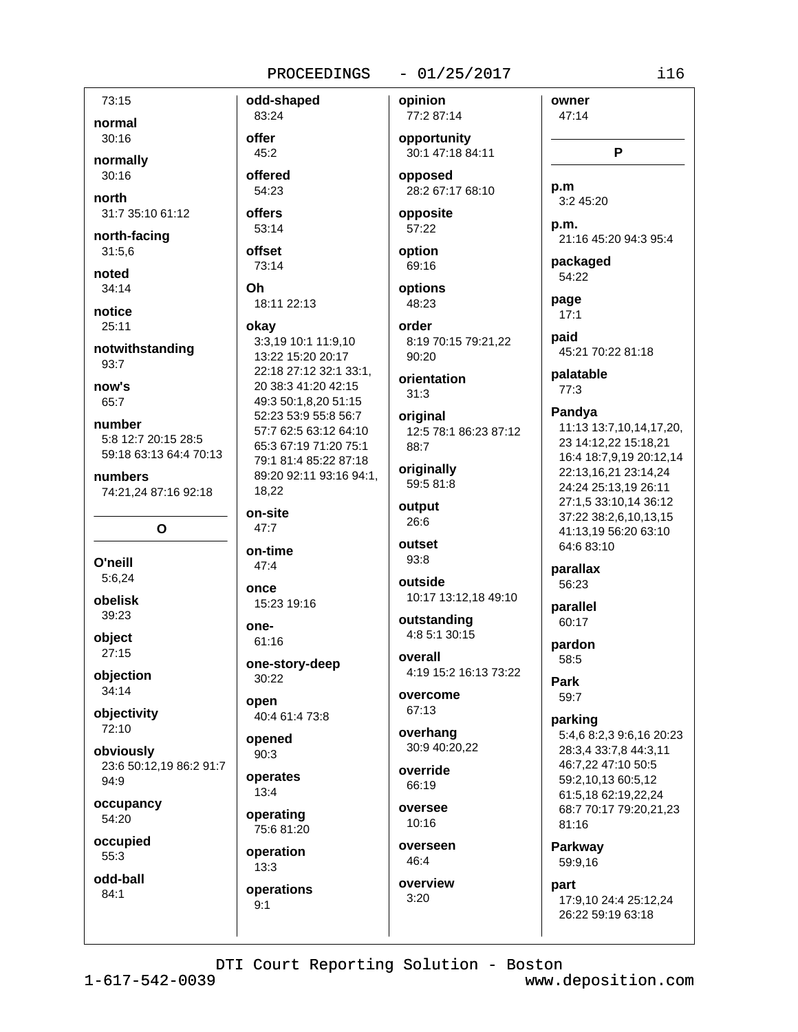73:15

**normal**
30:16

**normally**
30:16

**north**
31:7 35:10 61:12

**north-facing**
31:5,6

**noted**
34:14

**notice**
25:11

**notwithstanding**
93:7

**now's**
65:7

**number**
5:8 12:7 20:15 28:5 59:18 63:13 64:4 70:13

**numbers**
74:21,24 87:16 92:18

## O

**O'neill**
5:6,24

**obelisk**
39:23

**object**
27:15

**objection**
34:14

**objectivity**
72:10

**obviously**
23:6 50:12,19 86:2 91:7 94:9

**occupancy**
54:20

**occupied**
55:3

**odd-ball**
84:1

**odd-shaped**
83:24

**offer**
45:2

**offered**
54:23

**offers**
53:14

**offset**
73:14

**Oh**
18:11 22:13

**okay**
3:3,19 10:1 11:9,10 13:22 15:20 20:17 22:18 27:12 32:1 33:1, 20 38:3 41:20 42:15 49:3 50:1,8,20 51:15 52:23 53:9 55:8 56:7 57:7 62:5 63:12 64:10 65:3 67:19 71:20 75:1 79:1 81:4 85:22 87:18 89:20 92:11 93:16 94:1, 18,22

**on-site**
47:7

**on-time**
47:4

**once**
15:23 19:16

**one-**
61:16

**one-story-deep**
30:22

**open**
40:4 61:4 73:8

**opened**
90:3

**operates**
13:4

**operating**
75:6 81:20

**operation**
13:3

**operations**
9:1

**opinion**
77:2 87:14

**opportunity**
30:1 47:18 84:11

**opposed**
28:2 67:17 68:10

**opposite**
57:22

**option**
69:16

**options**
48:23

**order**
8:19 70:15 79:21,22 90:20

**orientation**
31:3

**original**
12:5 78:1 86:23 87:12 88:7

**originally**
59:5 81:8

**output**
26:6

**outset**
93:8

**outside**
10:17 13:12,18 49:10

**outstanding**
4:8 5:1 30:15

**overall**
4:19 15:2 16:13 73:22

**overcome**
67:13

**overhang**
30:9 40:20,22

**override**
66:19

**oversee**
10:16

**overseen**
46:4

**overview**
3:20

**owner**
47:14

## P

**p.m**
3:2 45:20

**p.m.**
21:16 45:20 94:3 95:4

**packaged**
54:22

**page**
17:1

**paid**
45:21 70:22 81:18

**palatable**
77:3

**Pandya**
11:13 13:7,10,14,17,20, 23 14:12,22 15:18,21 16:4 18:7,9,19 20:12,14 22:13,16,21 23:14,24 24:24 25:13,19 26:11 27:1,5 33:10,14 36:12 37:22 38:2,6,10,13,15 41:13,19 56:20 63:10 64:6 83:10

**parallax**
56:23

**parallel**
60:17

**pardon**
58:5

**Park**
59:7

**parking**
5:4,6 8:2,3 9:6,16 20:23 28:3,4 33:7,8 44:3,11 46:7,22 47:10 50:5 59:2,10,13 60:5,12 61:5,18 62:19,22,24 68:7 70:17 79:20,21,23 81:16

**Parkway**
59:9,16

**part**
17:9,10 24:4 25:12,24 26:22 59:19 63:18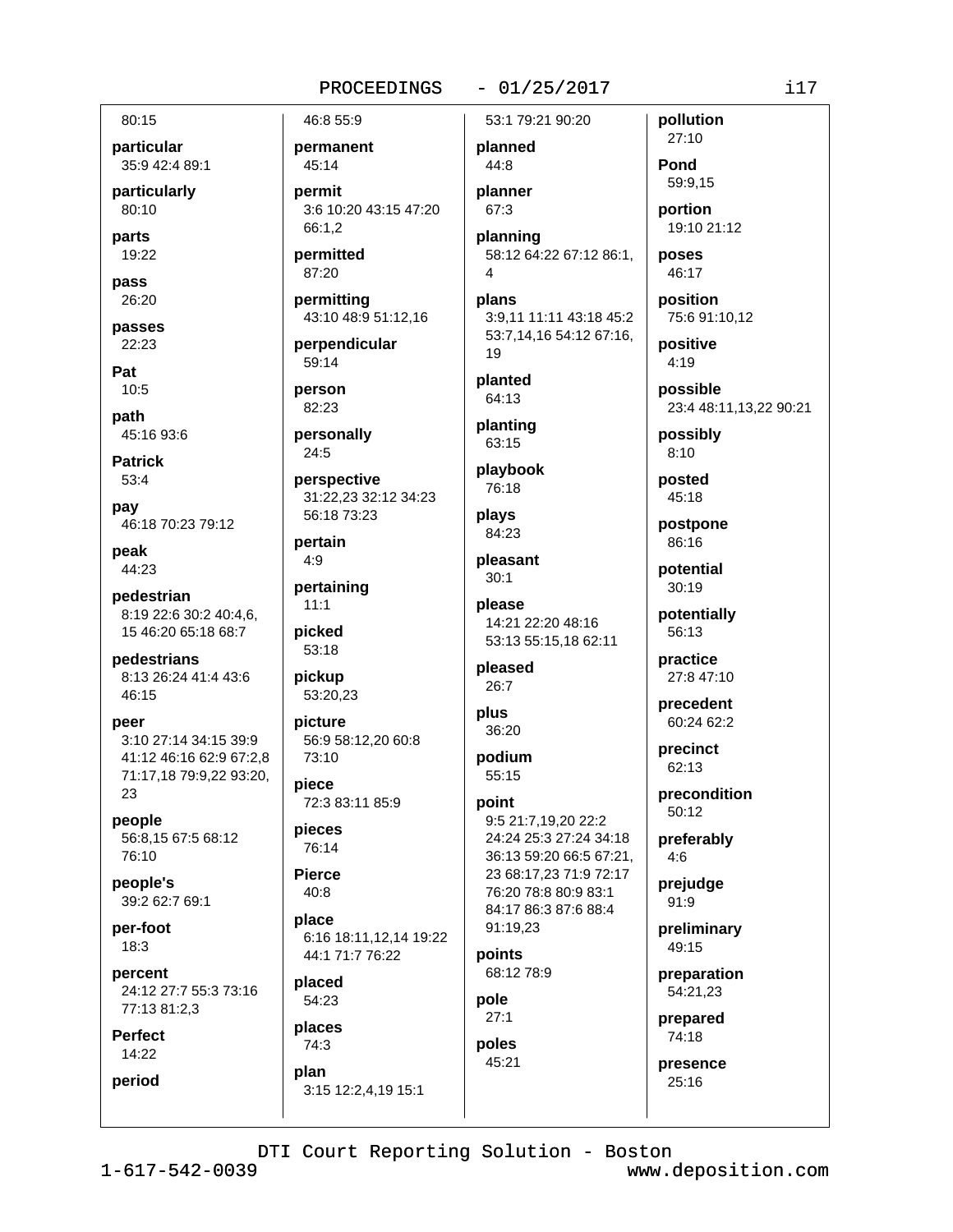80:15

**particular**
35:9 42:4 89:1

**particularly**
80:10

**parts**
19:22

**pass**
26:20

**passes**
22:23

**Pat**
10:5

**path**
45:16 93:6

**Patrick**
53:4

**pay**
46:18 70:23 79:12

**peak**
44:23

**pedestrian**
8:19 22:6 30:2 40:4,6, 15 46:20 65:18 68:7

**pedestrians**
8:13 26:24 41:4 43:6 46:15

**peer**
3:10 27:14 34:15 39:9 41:12 46:16 62:9 67:2,8 71:17,18 79:9,22 93:20, 23

**people**
56:8,15 67:5 68:12 76:10

**people's**
39:2 62:7 69:1

**per-foot**
18:3

**percent**
24:12 27:7 55:3 73:16 77:13 81:2,3

**Perfect**
14:22

**period**
46:8 55:9

**permanent**
45:14

**permit**
3:6 10:20 43:15 47:20 66:1,2

**permitted**
87:20

**permitting**
43:10 48:9 51:12,16

**perpendicular**
59:14

**person**
82:23

**personally**
24:5

**perspective**
31:22,23 32:12 34:23 56:18 73:23

**pertain**
4:9

**pertaining**
11:1

**picked**
53:18

**pickup**
53:20,23

**picture**
56:9 58:12,20 60:8 73:10

**piece**
72:3 83:11 85:9

**pieces**
76:14

**Pierce**
40:8

**place**
6:16 18:11,12,14 19:22 44:1 71:7 76:22

**placed**
54:23

**places**
74:3

**plan**
3:15 12:2,4,19 15:1 53:1 79:21 90:20

**planned**
44:8

**planner**
67:3

**planning**
58:12 64:22 67:12 86:1, 4

**plans**
3:9,11 11:11 43:18 45:2 53:7,14,16 54:12 67:16, 19

**planted**
64:13

**planting**
63:15

**playbook**
76:18

**plays**
84:23

**pleasant**
30:1

**please**
14:21 22:20 48:16 53:13 55:15,18 62:11

**pleased**
26:7

**plus**
36:20

**podium**
55:15

**point**
9:5 21:7,19,20 22:2 24:24 25:3 27:24 34:18 36:13 59:20 66:5 67:21, 23 68:17,23 71:9 72:17 76:20 78:8 80:9 83:1 84:17 86:3 87:6 88:4 91:19,23

**points**
68:12 78:9

**pole**
27:1

**poles**
45:21

**pollution**
27:10

**Pond**
59:9,15

**portion**
19:10 21:12

**poses**
46:17

**position**
75:6 91:10,12

**positive**
4:19

**possible**
23:4 48:11,13,22 90:21

**possibly**
8:10

**posted**
45:18

**postpone**
86:16

**potential**
30:19

**potentially**
56:13

**practice**
27:8 47:10

**precedent**
60:24 62:2

**precinct**
62:13

**precondition**
50:12

**preferably**
4:6

**prejudge**
91:9

**preliminary**
49:15

**preparation**
54:21,23

**prepared**
74:18

**presence**
25:16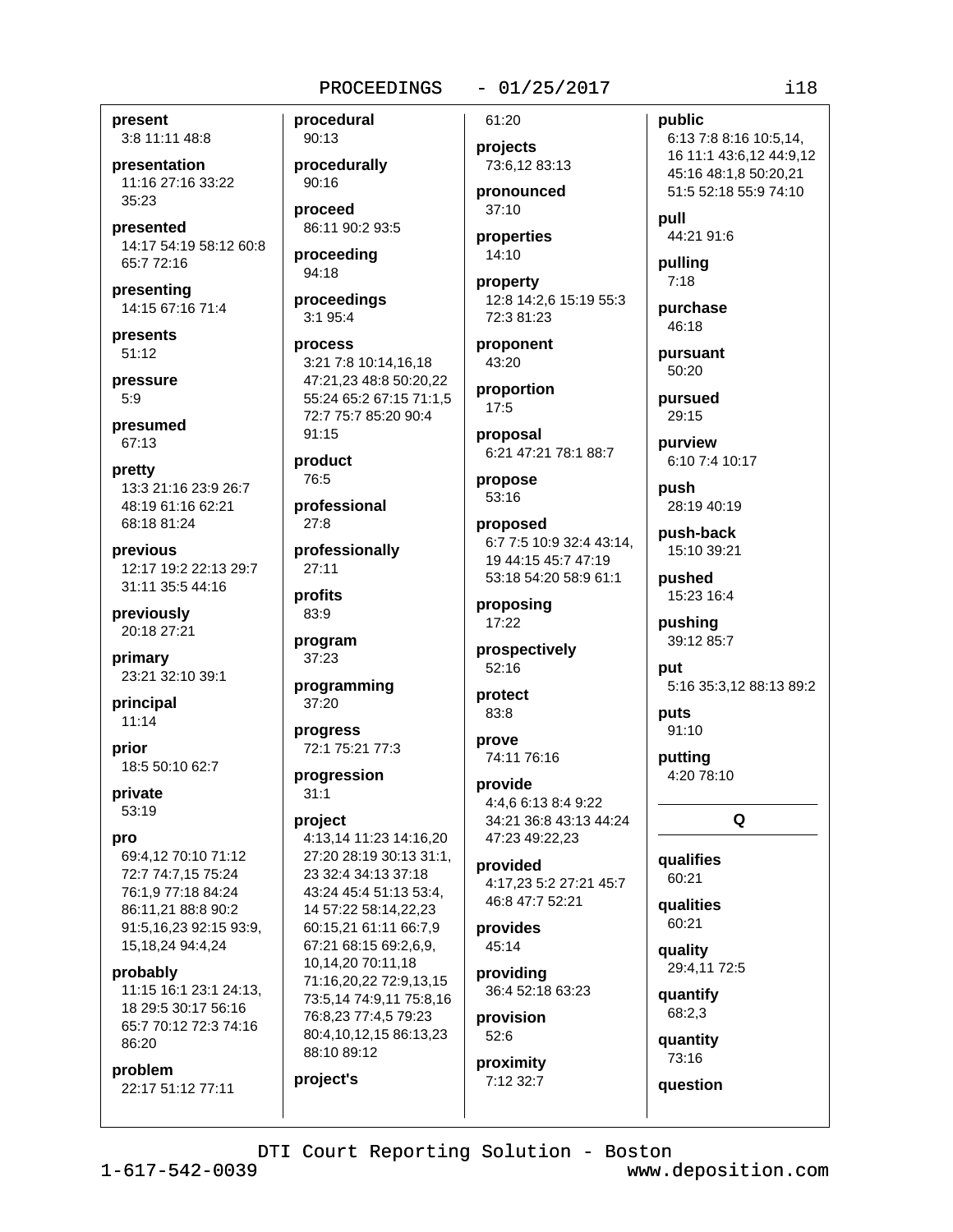**present**
3:8 11:11 48:8

**presentation**
11:16 27:16 33:22 35:23

**presented**
14:17 54:19 58:12 60:8 65:7 72:16

**presenting**
14:15 67:16 71:4

**presents**
51:12

**pressure**
5:9

**presumed**
67:13

**pretty**
13:3 21:16 23:9 26:7 48:19 61:16 62:21 68:18 81:24

**previous**
12:17 19:2 22:13 29:7 31:11 35:5 44:16

**previously**
20:18 27:21

**primary**
23:21 32:10 39:1

**principal**
11:14

**prior**
18:5 50:10 62:7

**private**
53:19

**pro**
69:4,12 70:10 71:12 72:7 74:7,15 75:24 76:1,9 77:18 84:24 86:11,21 88:8 90:2 91:5,16,23 92:15 93:9, 15,18,24 94:4,24

**probably**
11:15 16:1 23:1 24:13, 18 29:5 30:17 56:16 65:7 70:12 72:3 74:16 86:20

**problem**
22:17 51:12 77:11

**procedural**
90:13

**procedurally**
90:16

**proceed**
86:11 90:2 93:5

**proceeding**
94:18

**proceedings**
3:1 95:4

**process**
3:21 7:8 10:14,16,18 47:21,23 48:8 50:20,22 55:24 65:2 67:15 71:1,5 72:7 75:7 85:20 90:4 91:15

**product**
76:5

**professional**
27:8

**professionally**
27:11

**profits**
83:9

**program**
37:23

**programming**
37:20

**progress**
72:1 75:21 77:3

**progression**
31:1

**project**
4:13,14 11:23 14:16,20 27:20 28:19 30:13 31:1, 23 32:4 34:13 37:18 43:24 45:4 51:13 53:4, 14 57:22 58:14,22,23 60:15,21 61:11 66:7,9 67:21 68:15 69:2,6,9, 10,14,20 70:11,18 71:16,20,22 72:9,13,15 73:5,14 74:9,11 75:8,16 76:8,23 77:4,5 79:23 80:4,10,12,15 86:13,23 88:10 89:12

**project's**
61:20

**projects**
73:6,12 83:13

**pronounced**
37:10

**properties**
14:10

**property**
12:8 14:2,6 15:19 55:3 72:3 81:23

**proponent**
43:20

**proportion**
17:5

**proposal**
6:21 47:21 78:1 88:7

**propose**
53:16

**proposed**
6:7 7:5 10:9 32:4 43:14, 19 44:15 45:7 47:19 53:18 54:20 58:9 61:1

**proposing**
17:22

**prospectively**
52:16

**protect**
83:8

**prove**
74:11 76:16

**provide**
4:4,6 6:13 8:4 9:22 34:21 36:8 43:13 44:24 47:23 49:22,23

**provided**
4:17,23 5:2 27:21 45:7 46:8 47:7 52:21

**provides**
45:14

**providing**
36:4 52:18 63:23

**provision**
52:6

**proximity**
7:12 32:7

**public**
6:13 7:8 8:16 10:5,14, 16 11:1 43:6,12 44:9,12 45:16 48:1,8 50:20,21 51:5 52:18 55:9 74:10

**pull**
44:21 91:6

**pulling**
7:18

**purchase**
46:18

**pursuant**
50:20

**pursued**
29:15

**purview**
6:10 7:4 10:17

**push**
28:19 40:19

**push-back**
15:10 39:21

**pushed**
15:23 16:4

**pushing**
39:12 85:7

**put**
5:16 35:3,12 88:13 89:2

**puts**
91:10

**putting**
4:20 78:10

## Q

**qualifies**
60:21

**qualities**
60:21

**quality**
29:4,11 72:5

**quantify**
68:2,3

**quantity**
73:16

**question**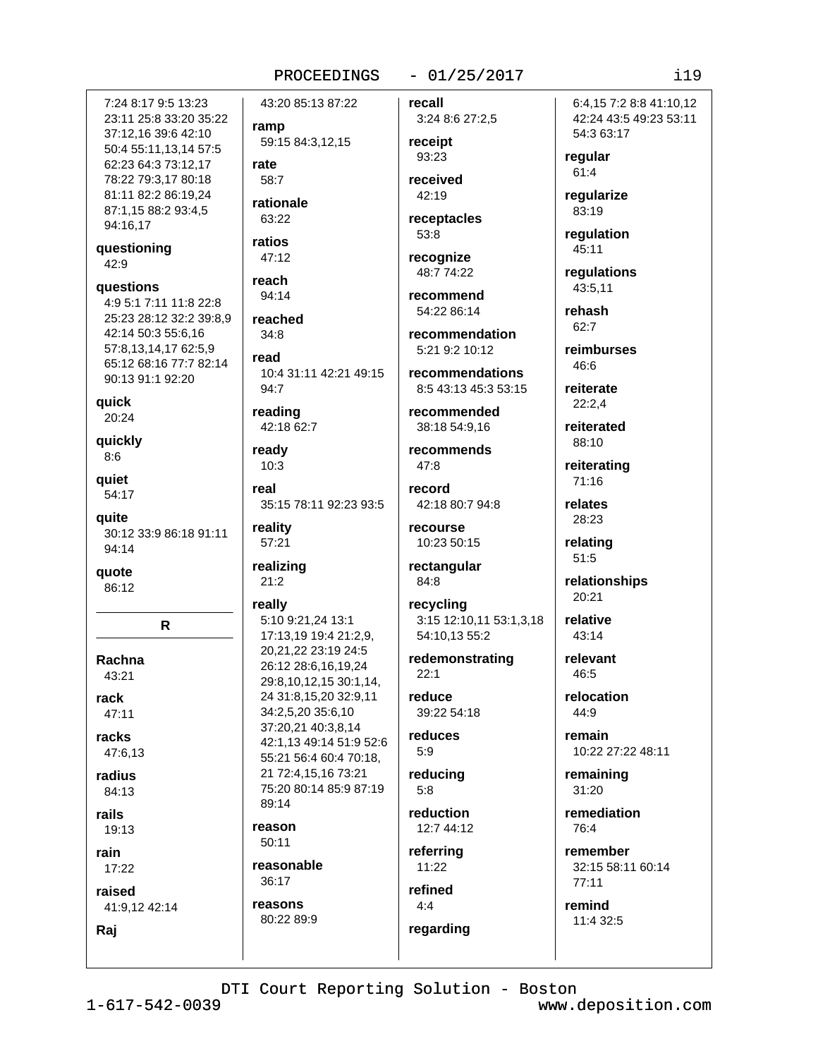7:24 8:17 9:5 13:23 23:11 25:8 33:20 35:22 37:12,16 39:6 42:10 50:4 55:11,13,14 57:5 62:23 64:3 73:12,17 78:22 79:3,17 80:18 81:11 82:2 86:19,24 87:1,15 88:2 93:4,5 94:16,17

**questioning**
42:9

**questions**
4:9 5:1 7:11 11:8 22:8 25:23 28:12 32:2 39:8,9 42:14 50:3 55:6,16 57:8,13,14,17 62:5,9 65:12 68:16 77:7 82:14 90:13 91:1 92:20

**quick**
20:24

**quickly**
8:6

**quiet**
54:17

**quite**
30:12 33:9 86:18 91:11 94:14

**quote**
86:12

## R

**Rachna**
43:21

**rack**
47:11

**racks**
47:6,13

**radius**
84:13

**rails**
19:13

**rain**
17:22

**raised**
41:9,12 42:14

**Raj**
43:20 85:13 87:22

**ramp**
59:15 84:3,12,15

**rate**
58:7

**rationale**
63:22

**ratios**
47:12

**reach**
94:14

**reached**
34:8

**read**
10:4 31:11 42:21 49:15 94:7

**reading**
42:18 62:7

**ready**
10:3

**real**
35:15 78:11 92:23 93:5

**reality**
57:21

**realizing**
21:2

**really**
5:10 9:21,24 13:1 17:13,19 19:4 21:2,9, 20,21,22 23:19 24:5 26:12 28:6,16,19,24 29:8,10,12,15 30:1,14, 24 31:8,15,20 32:9,11 34:2,5,20 35:6,10 37:20,21 40:3,8,14 42:1,13 49:14 51:9 52:6 55:21 56:4 60:4 70:18, 21 72:4,15,16 73:21 75:20 80:14 85:9 87:19 89:14

**reason**
50:11

**reasonable**
36:17

**reasons**
80:22 89:9

**recall**
3:24 8:6 27:2,5

**receipt**
93:23

**received**
42:19

**receptacles**
53:8

**recognize**
48:7 74:22

**recommend**
54:22 86:14

**recommendation**
5:21 9:2 10:12

**recommendations**
8:5 43:13 45:3 53:15

**recommended**
38:18 54:9,16

**recommends**
47:8

**record**
42:18 80:7 94:8

**recourse**
10:23 50:15

**rectangular**
84:8

**recycling**
3:15 12:10,11 53:1,3,18 54:10,13 55:2

**redemonstrating**
22:1

**reduce**
39:22 54:18

**reduces**
5:9

**reducing**
5:8

**reduction**
12:7 44:12

**referring**
11:22

**refined**
4:4

**regarding**
6:4,15 7:2 8:8 41:10,12 42:24 43:5 49:23 53:11 54:3 63:17

**regular**
61:4

**regularize**
83:19

**regulation**
45:11

**regulations**
43:5,11

**rehash**
62:7

**reimburses**
46:6

**reiterate**
22:2,4

**reiterated**
88:10

**reiterating**
71:16

**relates**
28:23

**relating**
51:5

**relationships**
20:21

**relative**
43:14

**relevant**
46:5

**relocation**
44:9

**remain**
10:22 27:22 48:11

**remaining**
31:20

**remediation**
76:4

**remember**
32:15 58:11 60:14 77:11

**remind**
11:4 32:5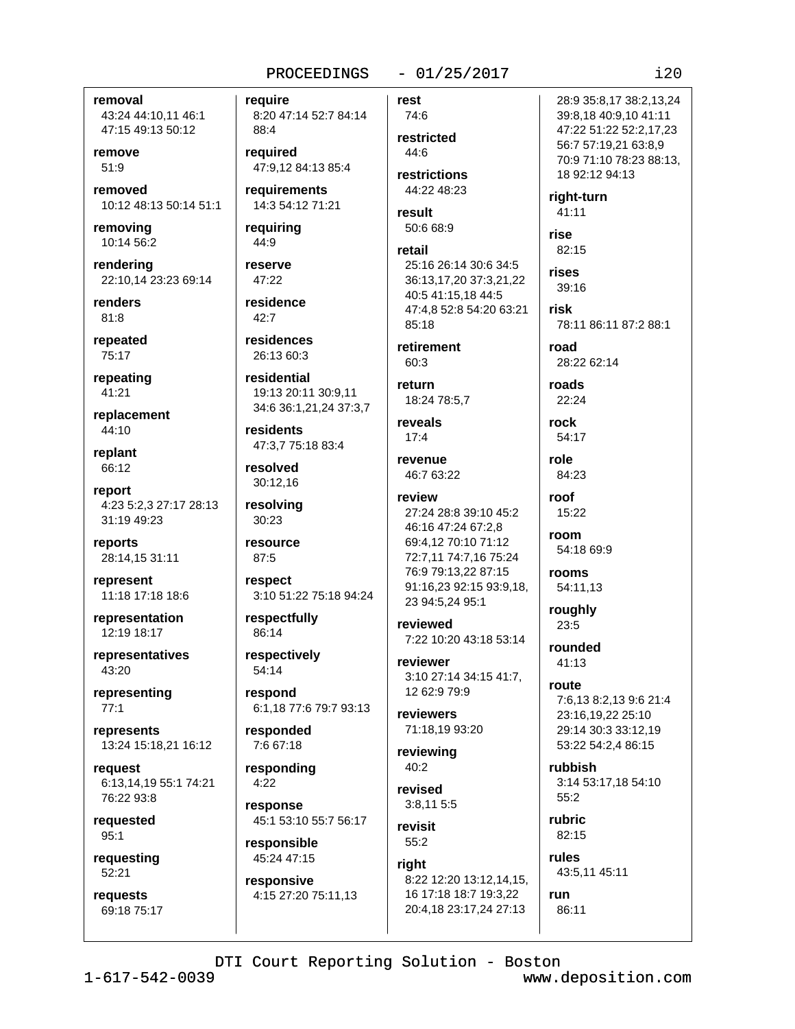**removal**
43:24 44:10,11 46:1 47:15 49:13 50:12

**remove**
51:9

**removed**
10:12 48:13 50:14 51:1

**removing**
10:14 56:2

**rendering**
22:10,14 23:23 69:14

**renders**
81:8

**repeated**
75:17

**repeating**
41:21

**replacement**
44:10

**replant**
66:12

**report**
4:23 5:2,3 27:17 28:13 31:19 49:23

**reports**
28:14,15 31:11

**represent**
11:18 17:18 18:6

**representation**
12:19 18:17

**representatives**
43:20

**representing**
77:1

**represents**
13:24 15:18,21 16:12

**request**
6:13,14,19 55:1 74:21 76:22 93:8

**requested**
95:1

**requesting**
52:21

**requests**
69:18 75:17

**require**
8:20 47:14 52:7 84:14 88:4

**required**
47:9,12 84:13 85:4

**requirements**
14:3 54:12 71:21

**requiring**
44:9

**reserve**
47:22

**residence**
42:7

**residences**
26:13 60:3

**residential**
19:13 20:11 30:9,11 34:6 36:1,21,24 37:3,7

**residents**
47:3,7 75:18 83:4

**resolved**
30:12,16

**resolving**
30:23

**resource**
87:5

**respect**
3:10 51:22 75:18 94:24

**respectfully**
86:14

**respectively**
54:14

**respond**
6:1,18 77:6 79:7 93:13

**responded**
7:6 67:18

**responding**
4:22

**response**
45:1 53:10 55:7 56:17

**responsible**
45:24 47:15

**responsive**
4:15 27:20 75:11,13

**rest**
74:6

**restricted**
44:6

**restrictions**
44:22 48:23

**result**
50:6 68:9

**retail**
25:16 26:14 30:6 34:5 36:13,17,20 37:3,21,22 40:5 41:15,18 44:5 47:4,8 52:8 54:20 63:21 85:18

**retirement**
60:3

**return**
18:24 78:5,7

**reveals**
17:4

**revenue**
46:7 63:22

**review**
27:24 28:8 39:10 45:2 46:16 47:24 67:2,8 69:4,12 70:10 71:12 72:7,11 74:7,16 75:24 76:9 79:13,22 87:15 91:16,23 92:15 93:9,18, 23 94:5,24 95:1

**reviewed**
7:22 10:20 43:18 53:14

**reviewer**
3:10 27:14 34:15 41:7, 12 62:9 79:9

**reviewers**
71:18,19 93:20

**reviewing**
40:2

**revised**
3:8,11 5:5

**revisit**
55:2

**right**
8:22 12:20 13:12,14,15, 16 17:18 18:7 19:3,22 20:4,18 23:17,24 27:13 28:9 35:8,17 38:2,13,24 39:8,18 40:9,10 41:11 47:22 51:22 52:2,17,23 56:7 57:19,21 63:8,9 70:9 71:10 78:23 88:13, 18 92:12 94:13

**right-turn**
41:11

**rise**
82:15

**rises**
39:16

**risk**
78:11 86:11 87:2 88:1

**road**
28:22 62:14

**roads**
22:24

**rock**
54:17

**role**
84:23

**roof**
15:22

**room**
54:18 69:9

**rooms**
54:11,13

**roughly**
23:5

**rounded**
41:13

**route**
7:6,13 8:2,13 9:6 21:4 23:16,19,22 25:10 29:14 30:3 33:12,19 53:22 54:2,4 86:15

**rubbish**
3:14 53:17,18 54:10 55:2

**rubric**
82:15

**rules**
43:5,11 45:11

**run**
86:11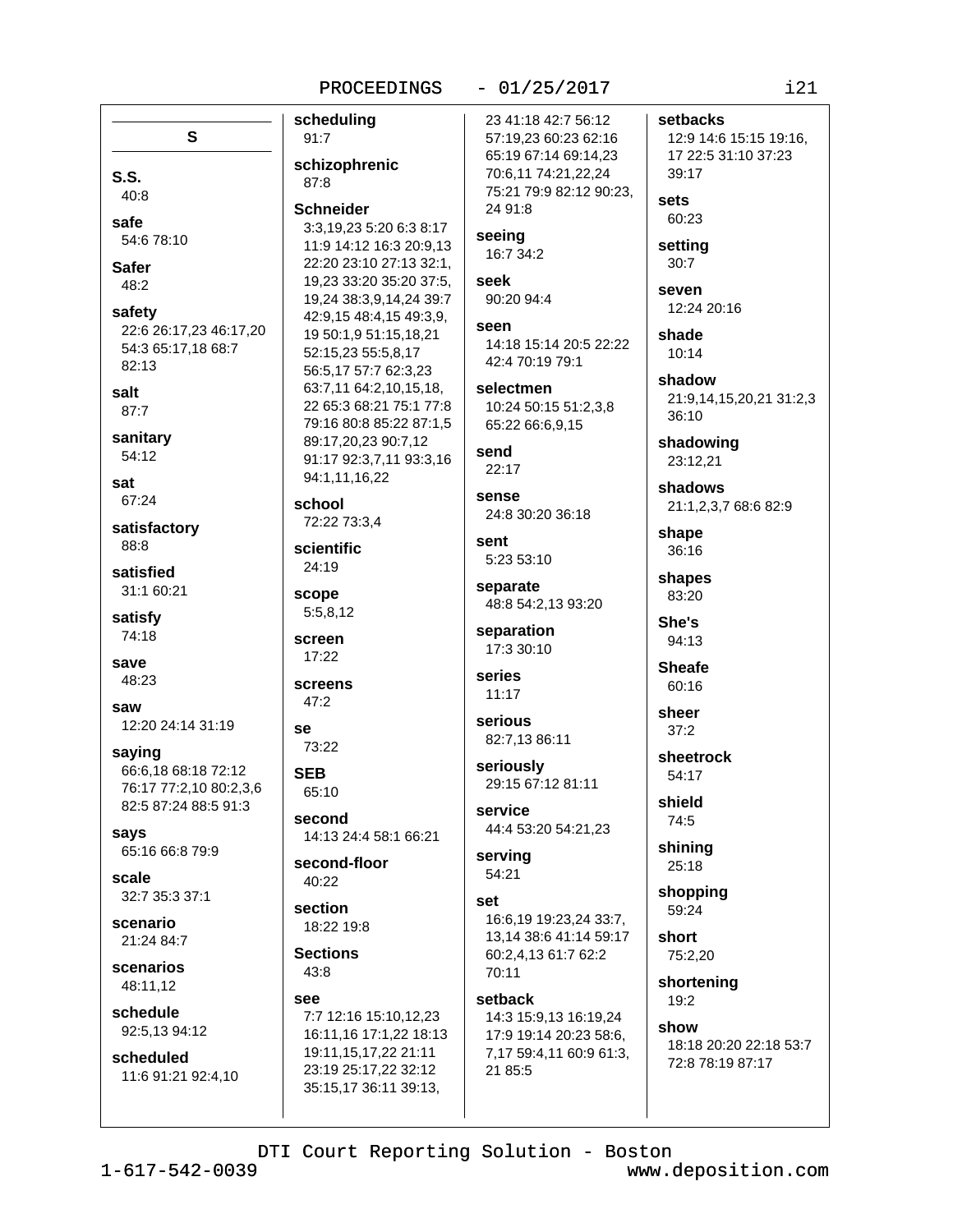## S

**S.S.**
40:8

**safe**
54:6 78:10

**Safer**
48:2

**safety**
22:6 26:17,23 46:17,20 54:3 65:17,18 68:7 82:13

**salt**
87:7

**sanitary**
54:12

**sat**
67:24

**satisfactory**
88:8

**satisfied**
31:1 60:21

**satisfy**
74:18

**save**
48:23

**saw**
12:20 24:14 31:19

**saying**
66:6,18 68:18 72:12 76:17 77:2,10 80:2,3,6 82:5 87:24 88:5 91:3

**says**
65:16 66:8 79:9

**scale**
32:7 35:3 37:1

**scenario**
21:24 84:7

**scenarios**
48:11,12

**schedule**
92:5,13 94:12

**scheduled**
11:6 91:21 92:4,10

**scheduling**
91:7

**schizophrenic**
87:8

**Schneider**
3:3,19,23 5:20 6:3 8:17 11:9 14:12 16:3 20:9,13 22:20 23:10 27:13 32:1, 19,23 33:20 35:20 37:5, 19,24 38:3,9,14,24 39:7 42:9,15 48:4,15 49:3,9, 19 50:1,9 51:15,18,21 52:15,23 55:5,8,17 56:5,17 57:7 62:3,23 63:7,11 64:2,10,15,18, 22 65:3 68:21 75:1 77:8 79:16 80:8 85:22 87:1,5 89:17,20,23 90:7,12 91:17 92:3,7,11 93:3,16 94:1,11,16,22

**school**
72:22 73:3,4

**scientific**
24:19

**scope**
5:5,8,12

**screen**
17:22

**screens**
47:2

**se**
73:22

**SEB**
65:10

**second**
14:13 24:4 58:1 66:21

**second-floor**
40:22

**section**
18:22 19:8

**Sections**
43:8

**see**
7:7 12:16 15:10,12,23 16:11,16 17:1,22 18:13 19:11,15,17,22 21:11 23:19 25:17,22 32:12 35:15,17 36:11 39:13, 23 41:18 42:7 56:12 57:19,23 60:23 62:16 65:19 67:14 69:14,23 70:6,11 74:21,22,24 75:21 79:9 82:12 90:23, 24 91:8

**seeing**
16:7 34:2

**seek**
90:20 94:4

**seen**
14:18 15:14 20:5 22:22 42:4 70:19 79:1

**selectmen**
10:24 50:15 51:2,3,8 65:22 66:6,9,15

**send**
22:17

**sense**
24:8 30:20 36:18

**sent**
5:23 53:10

**separate**
48:8 54:2,13 93:20

**separation**
17:3 30:10

**series**
11:17

**serious**
82:7,13 86:11

**seriously**
29:15 67:12 81:11

**service**
44:4 53:20 54:21,23

**serving**
54:21

**set**
16:6,19 19:23,24 33:7, 13,14 38:6 41:14 59:17 60:2,4,13 61:7 62:2 70:11

**setback**
14:3 15:9,13 16:19,24 17:9 19:14 20:23 58:6, 7,17 59:4,11 60:9 61:3, 21 85:5

**setbacks**
12:9 14:6 15:15 19:16, 17 22:5 31:10 37:23 39:17

**sets**
60:23

**setting**
30:7

**seven**
12:24 20:16

**shade**
10:14

**shadow**
21:9,14,15,20,21 31:2,3 36:10

**shadowing**
23:12,21

**shadows**
21:1,2,3,7 68:6 82:9

**shape**
36:16

**shapes**
83:20

**She's**
94:13

**Sheafe**
60:16

**sheer**
37:2

**sheetrock**
54:17

**shield**
74:5

**shining**
25:18

**shopping**
59:24

**short**
75:2,20

**shortening**
19:2

**show**
18:18 20:20 22:18 53:7 72:8 78:19 87:17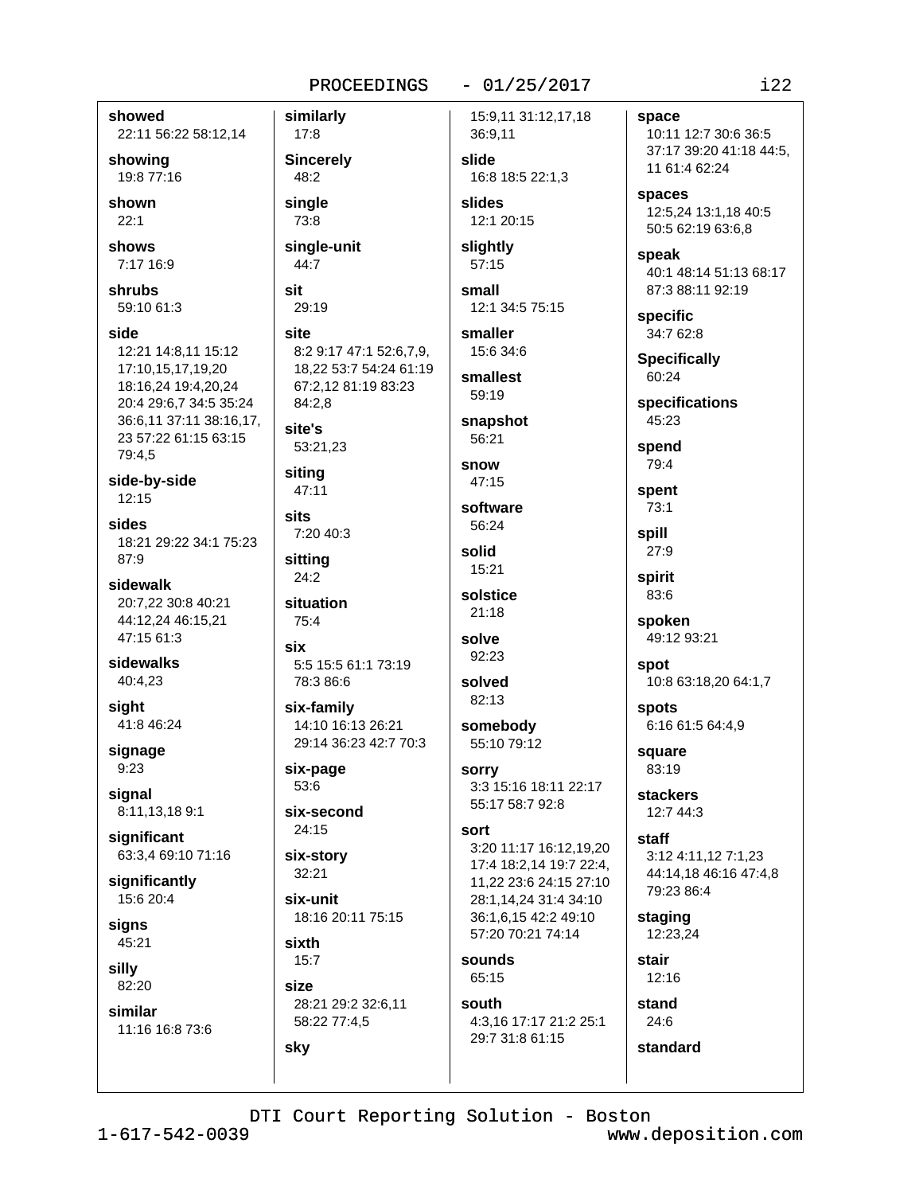**showed**
22:11 56:22 58:12,14

**showing**
19:8 77:16

**shown**
22:1

**shows**
7:17 16:9

**shrubs**
59:10 61:3

**side**
12:21 14:8,11 15:12 17:10,15,17,19,20 18:16,24 19:4,20,24 20:4 29:6,7 34:5 35:24 36:6,11 37:11 38:16,17, 23 57:22 61:15 63:15 79:4,5

**side-by-side**
12:15

**sides**
18:21 29:22 34:1 75:23 87:9

**sidewalk**
20:7,22 30:8 40:21 44:12,24 46:15,21 47:15 61:3

**sidewalks**
40:4,23

**sight**
41:8 46:24

**signage**
9:23

**signal**
8:11,13,18 9:1

**significant**
63:3,4 69:10 71:16

**significantly**
15:6 20:4

**signs**
45:21

**silly**
82:20

**similar**
11:16 16:8 73:6

**similarly**
17:8

**Sincerely**
48:2

**single**
73:8

**single-unit**
44:7

**sit**
29:19

**site**
8:2 9:17 47:1 52:6,7,9, 18,22 53:7 54:24 61:19 67:2,12 81:19 83:23 84:2,8

**site's**
53:21,23

**siting**
47:11

**sits**
7:20 40:3

**sitting**
24:2

**situation**
75:4

**six**
5:5 15:5 61:1 73:19 78:3 86:6

**six-family**
14:10 16:13 26:21 29:14 36:23 42:7 70:3

**six-page**
53:6

**six-second**
24:15

**six-story**
32:21

**six-unit**
18:16 20:11 75:15

**sixth**
15:7

**size**
28:21 29:2 32:6,11 58:22 77:4,5

**sky**
15:9,11 31:12,17,18 36:9,11

**slide**
16:8 18:5 22:1,3

**slides**
12:1 20:15

**slightly**
57:15

**small**
12:1 34:5 75:15

**smaller**
15:6 34:6

**smallest**
59:19

**snapshot**
56:21

**snow**
47:15

**software**
56:24

**solid**
15:21

**solstice**
21:18

**solve**
92:23

**solved**
82:13

**somebody**
55:10 79:12

**sorry**
3:3 15:16 18:11 22:17 55:17 58:7 92:8

**sort**
3:20 11:17 16:12,19,20 17:4 18:2,14 19:7 22:4, 11,22 23:6 24:15 27:10 28:1,14,24 31:4 34:10 36:1,6,15 42:2 49:10 57:20 70:21 74:14

**sounds**
65:15

**south**
4:3,16 17:17 21:2 25:1 29:7 31:8 61:15

**space**
10:11 12:7 30:6 36:5 37:17 39:20 41:18 44:5, 11 61:4 62:24

**spaces**
12:5,24 13:1,18 40:5 50:5 62:19 63:6,8

**speak**
40:1 48:14 51:13 68:17 87:3 88:11 92:19

**specific**
34:7 62:8

**Specifically**
60:24

**specifications**
45:23

**spend**
79:4

**spent**
73:1

**spill**
27:9

**spirit**
83:6

**spoken**
49:12 93:21

**spot**
10:8 63:18,20 64:1,7

**spots**
6:16 61:5 64:4,9

**square**
83:19

**stackers**
12:7 44:3

**staff**
3:12 4:11,12 7:1,23 44:14,18 46:16 47:4,8 79:23 86:4

**staging**
12:23,24

**stair**
12:16

**stand**
24:6

**standard**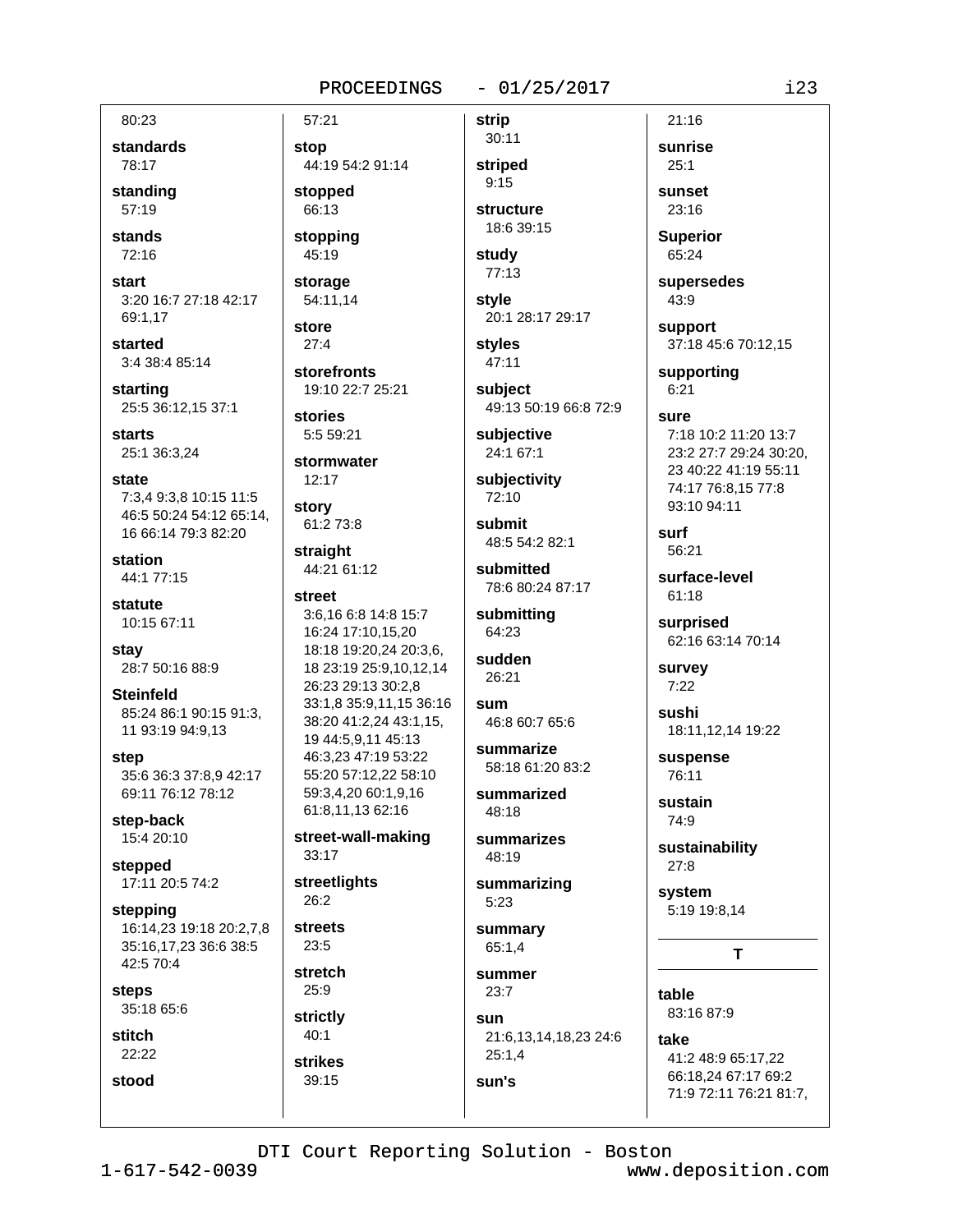80:23

**standards**
78:17

**standing**
57:19

**stands**
72:16

**start**
3:20 16:7 27:18 42:17 69:1,17

**started**
3:4 38:4 85:14

**starting**
25:5 36:12,15 37:1

**starts**
25:1 36:3,24

**state**
7:3,4 9:3,8 10:15 11:5 46:5 50:24 54:12 65:14, 16 66:14 79:3 82:20

**station**
44:1 77:15

**statute**
10:15 67:11

**stay**
28:7 50:16 88:9

**Steinfeld**
85:24 86:1 90:15 91:3, 11 93:19 94:9,13

**step**
35:6 36:3 37:8,9 42:17 69:11 76:12 78:12

**step-back**
15:4 20:10

**stepped**
17:11 20:5 74:2

**stepping**
16:14,23 19:18 20:2,7,8 35:16,17,23 36:6 38:5 42:5 70:4

**steps**
35:18 65:6

**stitch**
22:22

**stood**
57:21

**stop**
44:19 54:2 91:14

**stopped**
66:13

**stopping**
45:19

**storage**
54:11,14

**store**
27:4

**storefronts**
19:10 22:7 25:21

**stories**
5:5 59:21

**stormwater**
12:17

**story**
61:2 73:8

**straight**
44:21 61:12

**street**
3:6,16 6:8 14:8 15:7 16:24 17:10,15,20 18:18 19:20,24 20:3,6, 18 23:19 25:9,10,12,14 26:23 29:13 30:2,8 33:1,8 35:9,11,15 36:16 38:20 41:2,24 43:1,15, 19 44:5,9,11 45:13 46:3,23 47:19 53:22 55:20 57:12,22 58:10 59:3,4,20 60:1,9,16 61:8,11,13 62:16

**street-wall-making**
33:17

**streetlights**
26:2

**streets**
23:5

**stretch**
25:9

**strictly**
40:1

**strikes**
39:15

**strip**
30:11

**striped**
9:15

**structure**
18:6 39:15

**study**
77:13

**style**
20:1 28:17 29:17

**styles**
47:11

**subject**
49:13 50:19 66:8 72:9

**subjective**
24:1 67:1

**subjectivity**
72:10

**submit**
48:5 54:2 82:1

**submitted**
78:6 80:24 87:17

**submitting**
64:23

**sudden**
26:21

**sum**
46:8 60:7 65:6

**summarize**
58:18 61:20 83:2

**summarized**
48:18

**summarizes**
48:19

**summarizing**
5:23

**summary**
65:1,4

**summer**
23:7

**sun**
21:6,13,14,18,23 24:6 25:1,4

**sun's**
21:16

**sunrise**
25:1

**sunset**
23:16

**Superior**
65:24

**supersedes**
43:9

**support**
37:18 45:6 70:12,15

**supporting**
6:21

**sure**
7:18 10:2 11:20 13:7 23:2 27:7 29:24 30:20, 23 40:22 41:19 55:11 74:17 76:8,15 77:8 93:10 94:11

**surf**
56:21

**surface-level**
61:18

**surprised**
62:16 63:14 70:14

**survey**
7:22

**sushi**
18:11,12,14 19:22

**suspense**
76:11

**sustain**
74:9

**sustainability**
27:8

**system**
5:19 19:8,14

## T

**table**
83:16 87:9

**take**
41:2 48:9 65:17,22 66:18,24 67:17 69:2 71:9 72:11 76:21 81:7,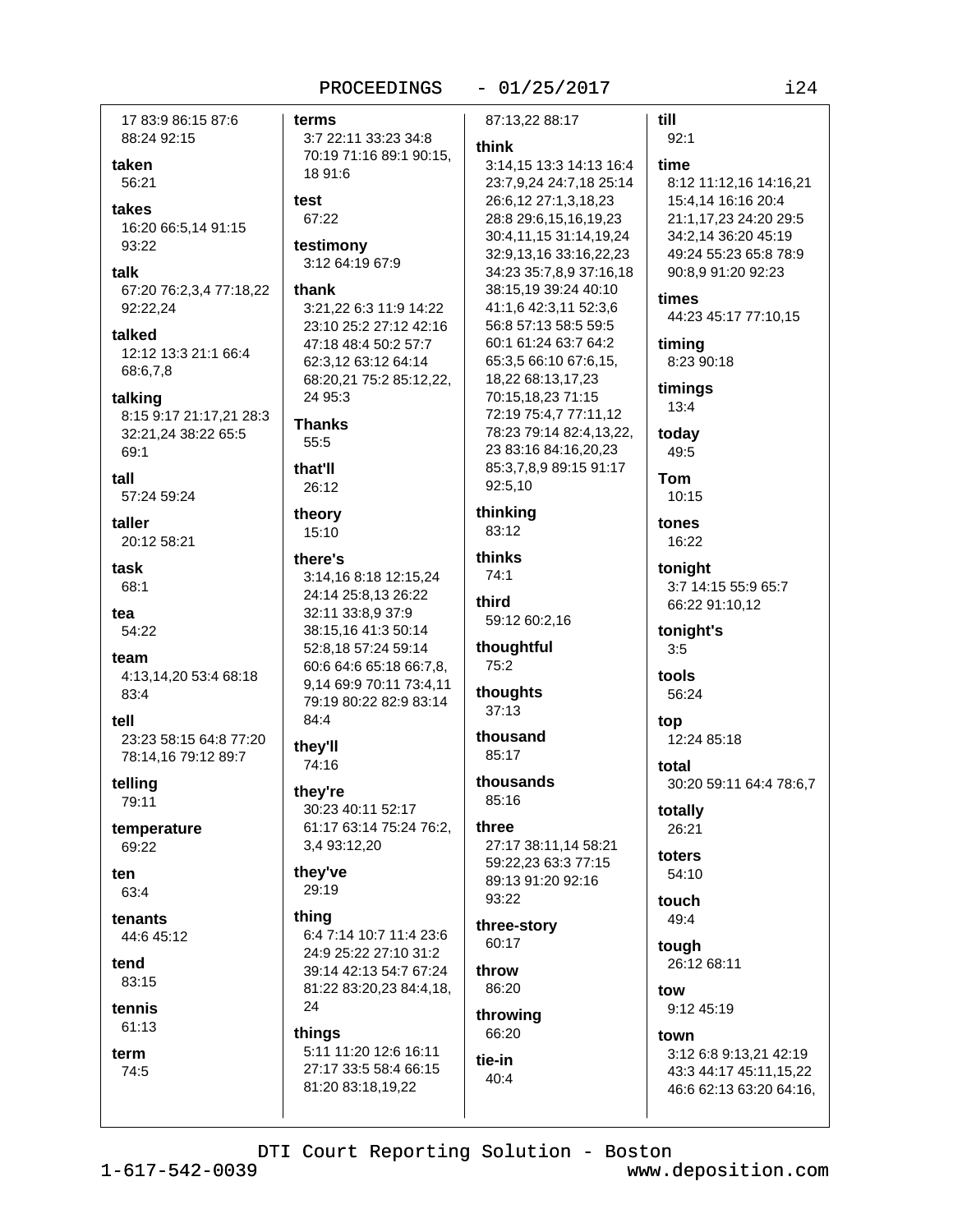17 83:9 86:15 87:6 88:24 92:15

**taken**
56:21

**takes**
16:20 66:5,14 91:15 93:22

**talk**
67:20 76:2,3,4 77:18,22 92:22,24

**talked**
12:12 13:3 21:1 66:4 68:6,7,8

**talking**
8:15 9:17 21:17,21 28:3 32:21,24 38:22 65:5 69:1

**tall**
57:24 59:24

**taller**
20:12 58:21

**task**
68:1

**tea**
54:22

**team**
4:13,14,20 53:4 68:18 83:4

**tell**
23:23 58:15 64:8 77:20 78:14,16 79:12 89:7

**telling**
79:11

**temperature**
69:22

**ten**
63:4

**tenants**
44:6 45:12

**tend**
83:15

**tennis**
61:13

**term**
74:5

**terms**
3:7 22:11 33:23 34:8 70:19 71:16 89:1 90:15,18 91:6

**test**
67:22

**testimony**
3:12 64:19 67:9

**thank**
3:21,22 6:3 11:9 14:22 23:10 25:2 27:12 42:16 47:18 48:4 50:2 57:7 62:3,12 63:12 64:14 68:20,21 75:2 85:12,22,24 95:3

**Thanks**
55:5

**that'll**
26:12

**theory**
15:10

**there's**
3:14,16 8:18 12:15,24 24:14 25:8,13 26:22 32:11 33:8,9 37:9 38:15,16 41:3 50:14 52:8,18 57:24 59:14 60:6 64:6 65:18 66:7,8,9,14 69:9 70:11 73:4,11 79:19 80:22 82:9 83:14 84:4

**they'll**
74:16

**they're**
30:23 40:11 52:17 61:17 63:14 75:24 76:2,3,4 93:12,20

**they've**
29:19

**thing**
6:4 7:14 10:7 11:4 23:6 24:9 25:22 27:10 31:2 39:14 42:13 54:7 67:24 81:22 83:20,23 84:4,18,24

**things**
5:11 11:20 12:6 16:11 27:17 33:5 58:4 66:15 81:20 83:18,19,22 87:13,22 88:17

**think**
3:14,15 13:3 14:13 16:4 23:7,9,24 24:7,18 25:14 26:6,12 27:1,3,18,23 28:8 29:6,15,16,19,23 30:4,11,15 31:14,19,24 32:9,13,16 33:16,22,23 34:23 35:7,8,9 37:16,18 38:15,19 39:24 40:10 41:1,6 42:3,11 52:3,6 56:8 57:13 58:5 59:5 60:1 61:24 63:7 64:2 65:3,5 66:10 67:6,15,18,22 68:13,17,23 70:15,18,23 71:15 72:19 75:4,7 77:11,12 78:23 79:14 82:4,13,22,23 83:16 84:16,20,23 85:3,7,8,9 89:15 91:17 92:5,10

**thinking**
83:12

**thinks**
74:1

**third**
59:12 60:2,16

**thoughtful**
75:2

**thoughts**
37:13

**thousand**
85:17

**thousands**
85:16

**three**
27:17 38:11,14 58:21 59:22,23 63:3 77:15 89:13 91:20 92:16 93:22

**three-story**
60:17

**throw**
86:20

**throwing**
66:20

**tie-in**
40:4

**till**
92:1

**time**
8:12 11:12,16 14:16,21 15:4,14 16:16 20:4 21:1,17,23 24:20 29:5 34:2,14 36:20 45:19 49:24 55:23 65:8 78:9 90:8,9 91:20 92:23

**times**
44:23 45:17 77:10,15

**timing**
8:23 90:18

**timings**
13:4

**today**
49:5

**Tom**
10:15

**tones**
16:22

**tonight**
3:7 14:15 55:9 65:7 66:22 91:10,12

**tonight's**
3:5

**tools**
56:24

**top**
12:24 85:18

**total**
30:20 59:11 64:4 78:6,7

**totally**
26:21

**toters**
54:10

**touch**
49:4

**tough**
26:12 68:11

**tow**
9:12 45:19

**town**
3:12 6:8 9:13,21 42:19 43:3 44:17 45:11,15,22 46:6 62:13 63:20 64:16,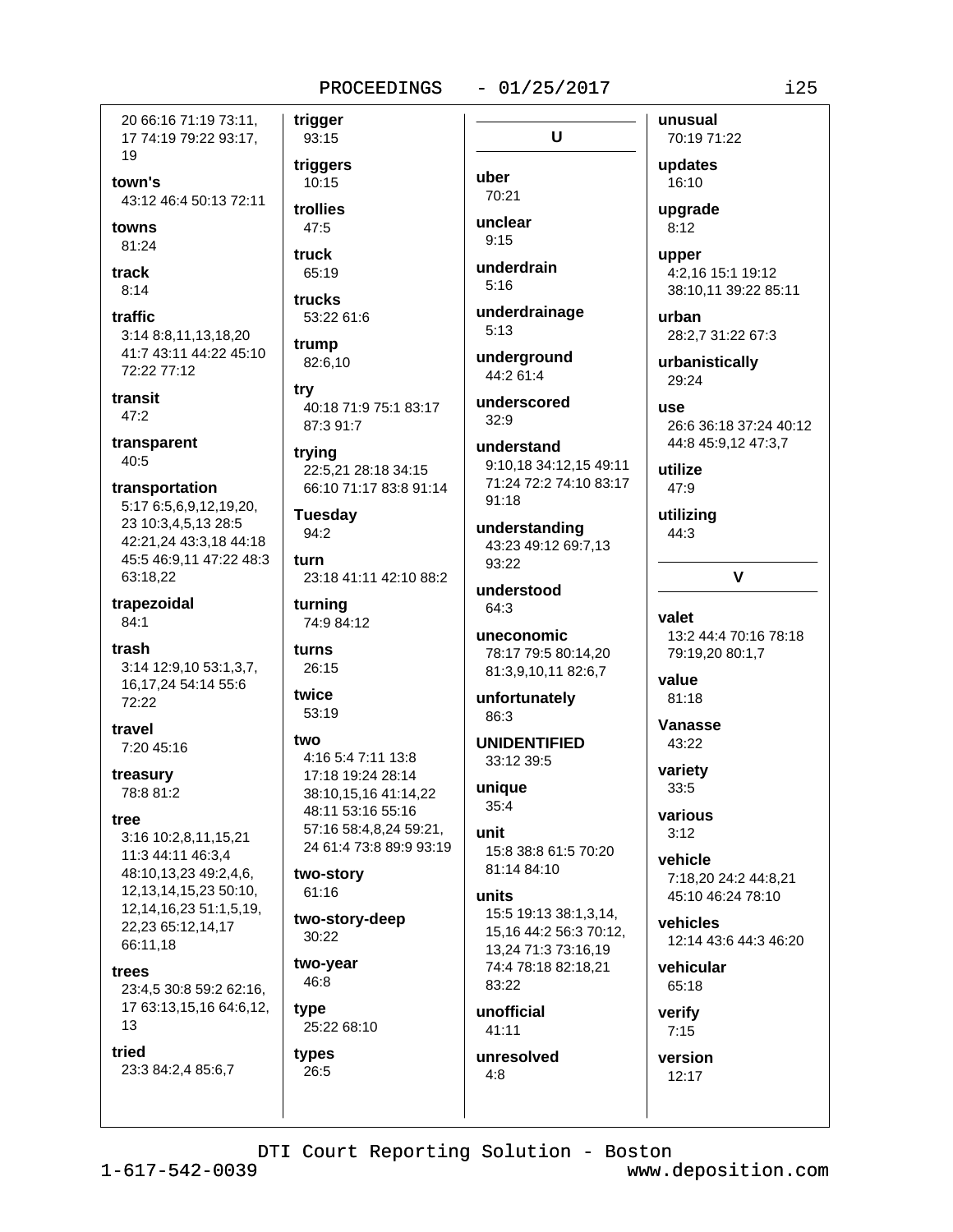20 66:16 71:19 73:11, 17 74:19 79:22 93:17, 19

**town's**
43:12 46:4 50:13 72:11

**towns**
81:24

**track**
8:14

**traffic**
3:14 8:8,11,13,18,20 41:7 43:11 44:22 45:10 72:22 77:12

**transit**
47:2

**transparent**
40:5

**transportation**
5:17 6:5,6,9,12,19,20, 23 10:3,4,5,13 28:5 42:21,24 43:3,18 44:18 45:5 46:9,11 47:22 48:3 63:18,22

**trapezoidal**
84:1

**trash**
3:14 12:9,10 53:1,3,7, 16,17,24 54:14 55:6 72:22

**travel**
7:20 45:16

**treasury**
78:8 81:2

**tree**
3:16 10:2,8,11,15,21 11:3 44:11 46:3,4 48:10,13,23 49:2,4,6, 12,13,14,15,23 50:10, 12,14,16,23 51:1,5,19, 22,23 65:12,14,17 66:11,18

**trees**
23:4,5 30:8 59:2 62:16, 17 63:13,15,16 64:6,12, 13

**tried**
23:3 84:2,4 85:6,7

**trigger**
93:15

**triggers**
10:15

**trollies**
47:5

**truck**
65:19

**trucks**
53:22 61:6

**trump**
82:6,10

**try**
40:18 71:9 75:1 83:17 87:3 91:7

**trying**
22:5,21 28:18 34:15 66:10 71:17 83:8 91:14

**Tuesday**
94:2

**turn**
23:18 41:11 42:10 88:2

**turning**
74:9 84:12

**turns**
26:15

**twice**
53:19

**two**
4:16 5:4 7:11 13:8 17:18 19:24 28:14 38:10,15,16 41:14,22 48:11 53:16 55:16 57:16 58:4,8,24 59:21, 24 61:4 73:8 89:9 93:19

**two-story**
61:16

**two-story-deep**
30:22

**two-year**
46:8

**type**
25:22 68:10

**types**
26:5

## U

**uber**
70:21

**unclear**
9:15

**underdrain**
5:16

**underdrainage**
5:13

**underground**
44:2 61:4

**underscored**
32:9

**understand**
9:10,18 34:12,15 49:11 71:24 72:2 74:10 83:17 91:18

**understanding**
43:23 49:12 69:7,13 93:22

**understood**
64:3

**uneconomic**
78:17 79:5 80:14,20 81:3,9,10,11 82:6,7

**unfortunately**
86:3

**UNIDENTIFIED**
33:12 39:5

**unique**
35:4

**unit**
15:8 38:8 61:5 70:20 81:14 84:10

**units**
15:5 19:13 38:1,3,14, 15,16 44:2 56:3 70:12, 13,24 71:3 73:16,19 74:4 78:18 82:18,21 83:22

**unofficial**
41:11

**unresolved**
4:8

**unusual**
70:19 71:22

**updates**
16:10

**upgrade**
8:12

**upper**
4:2,16 15:1 19:12 38:10,11 39:22 85:11

**urban**
28:2,7 31:22 67:3

**urbanistically**
29:24

**use**
26:6 36:18 37:24 40:12 44:8 45:9,12 47:3,7

**utilize**
47:9

**utilizing**
44:3

## V

**valet**
13:2 44:4 70:16 78:18 79:19,20 80:1,7

**value**
81:18

**Vanasse**
43:22

**variety**
33:5

**various**
3:12

**vehicle**
7:18,20 24:2 44:8,21 45:10 46:24 78:10

**vehicles**
12:14 43:6 44:3 46:20

**vehicular**
65:18

**verify**
7:15

**version**
12:17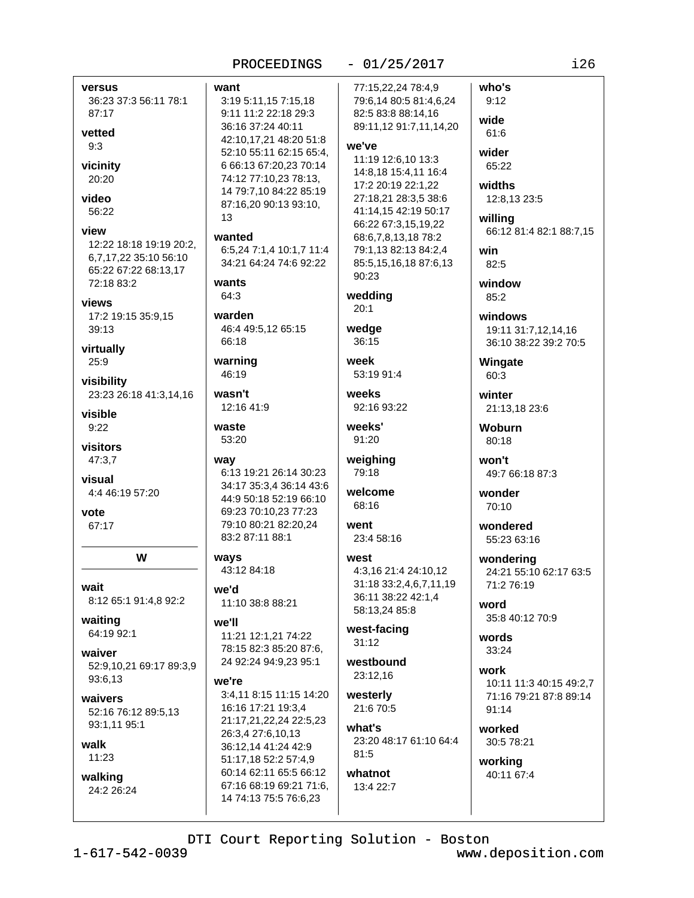**versus**
36:23 37:3 56:11 78:1 87:17

**vetted**
9:3

**vicinity**
20:20

**video**
56:22

**view**
12:22 18:18 19:19 20:2, 6,7,17,22 35:10 56:10 65:22 67:22 68:13,17 72:18 83:2

**views**
17:2 19:15 35:9,15 39:13

**virtually**
25:9

**visibility**
23:23 26:18 41:3,14,16

**visible**
9:22

**visitors**
47:3,7

**visual**
4:4 46:19 57:20

**vote**
67:17

## W

**wait**
8:12 65:1 91:4,8 92:2

**waiting**
64:19 92:1

**waiver**
52:9,10,21 69:17 89:3,9 93:6,13

**waivers**
52:16 76:12 89:5,13 93:1,11 95:1

**walk**
11:23

**walking**
24:2 26:24

**want**
3:19 5:11,15 7:15,18 9:11 11:2 22:18 29:3 36:16 37:24 40:11 42:10,17,21 48:20 51:8 52:10 55:11 62:15 65:4, 6 66:13 67:20,23 70:14 74:12 77:10,23 78:13, 14 79:7,10 84:22 85:19 87:16,20 90:13 93:10, 13

**wanted**
6:5,24 7:1,4 10:1,7 11:4 34:21 64:24 74:6 92:22

**wants**
64:3

**warden**
46:4 49:5,12 65:15 66:18

**warning**
46:19

**wasn't**
12:16 41:9

**waste**
53:20

**way**
6:13 19:21 26:14 30:23 34:17 35:3,4 36:14 43:6 44:9 50:18 52:19 66:10 69:23 70:10,23 77:23 79:10 80:21 82:20,24 83:2 87:11 88:1

**ways**
43:12 84:18

**we'd**
11:10 38:8 88:21

**we'll**
11:21 12:1,21 74:22 78:15 82:3 85:20 87:6, 24 92:24 94:9,23 95:1

**we're**
3:4,11 8:15 11:15 14:20 16:16 17:21 19:3,4 21:17,21,22,24 22:5,23 26:3,4 27:6,10,13 36:12,14 41:24 42:9 51:17,18 52:2 57:4,9 60:14 62:11 65:5 66:12 67:16 68:19 69:21 71:6, 14 74:13 75:5 76:6,23 77:15,22,24 78:4,9 79:6,14 80:5 81:4,6,24 82:5 83:8 88:14,16 89:11,12 91:7,11,14,20

**we've**
11:19 12:6,10 13:3 14:8,18 15:4,11 16:4 17:2 20:19 22:1,22 27:18,21 28:3,5 38:6 41:14,15 42:19 50:17 66:22 67:3,15,19,22 68:6,7,8,13,18 78:2 79:1,13 82:13 84:2,4 85:5,15,16,18 87:6,13 90:23

**wedding**
20:1

**wedge**
36:15

**week**
53:19 91:4

**weeks**
92:16 93:22

**weeks'**
91:20

**weighing**
79:18

**welcome**
68:16

**went**
23:4 58:16

**west**
4:3,16 21:4 24:10,12 31:18 33:2,4,6,7,11,19 36:11 38:22 42:1,4 58:13,24 85:8

**west-facing**
31:12

**westbound**
23:12,16

**westerly**
21:6 70:5

**what's**
23:20 48:17 61:10 64:4 81:5

**whatnot**
13:4 22:7

**who's**
9:12

**wide**
61:6

**wider**
65:22

**widths**
12:8,13 23:5

**willing**
66:12 81:4 82:1 88:7,15

**win**
82:5

**window**
85:2

**windows**
19:11 31:7,12,14,16 36:10 38:22 39:2 70:5

**Wingate**
60:3

**winter**
21:13,18 23:6

**Woburn**
80:18

**won't**
49:7 66:18 87:3

**wonder**
70:10

**wondered**
55:23 63:16

**wondering**
24:21 55:10 62:17 63:5 71:2 76:19

**word**
35:8 40:12 70:9

**words**
33:24

**work**
10:11 11:3 40:15 49:2,7 71:16 79:21 87:8 89:14 91:14

**worked**
30:5 78:21

**working**
40:11 67:4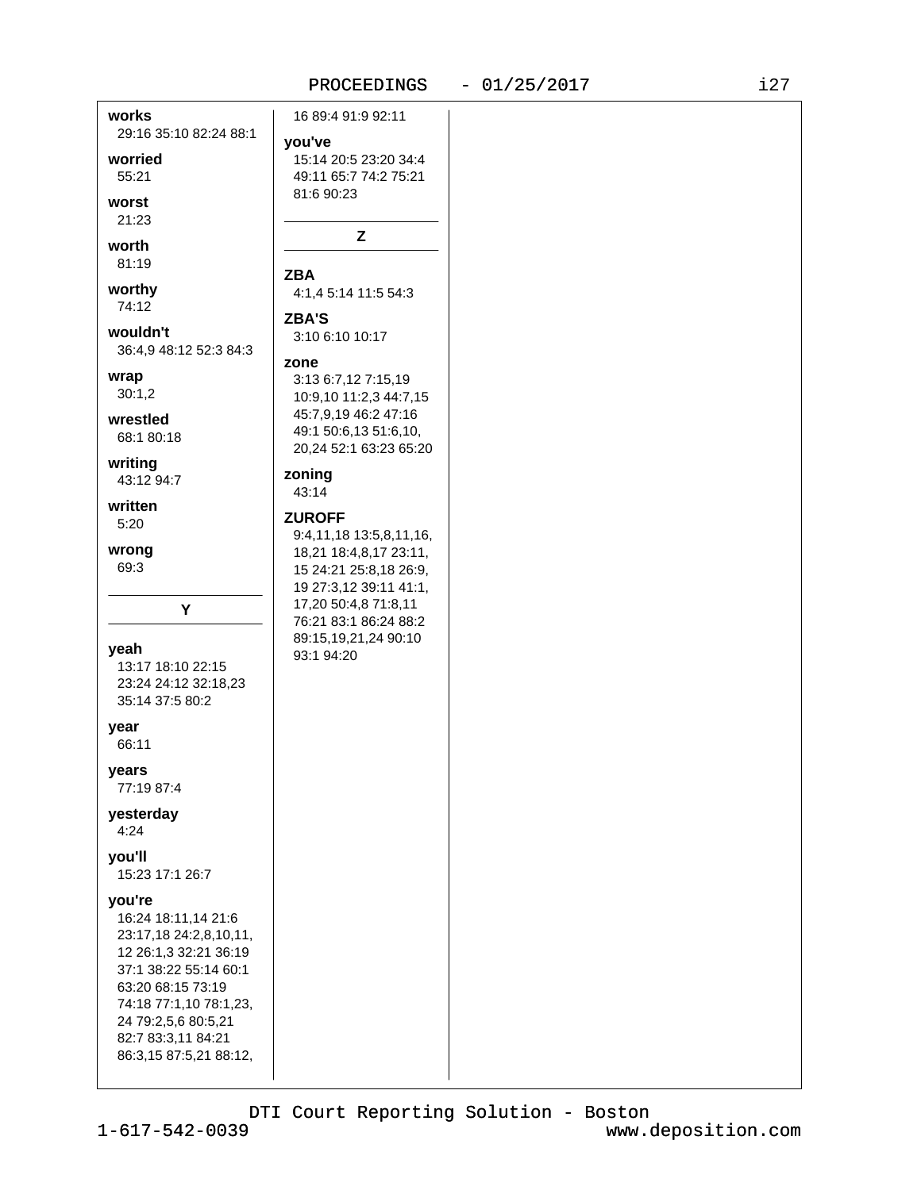**works**
29:16 35:10 82:24 88:1

**worried**
55:21

**worst**
21:23

**worth**
81:19

**worthy**
74:12

**wouldn't**
36:4,9 48:12 52:3 84:3

**wrap**
30:1,2

**wrestled**
68:1 80:18

**writing**
43:12 94:7

**written**
5:20

**wrong**
69:3

## Y

**yeah**
13:17 18:10 22:15 23:24 24:12 32:18,23 35:14 37:5 80:2

**year**
66:11

**years**
77:19 87:4

**yesterday**
4:24

**you'll**
15:23 17:1 26:7

**you're**
16:24 18:11,14 21:6 23:17,18 24:2,8,10,11, 12 26:1,3 32:21 36:19 37:1 38:22 55:14 60:1 63:20 68:15 73:19 74:18 77:1,10 78:1,23, 24 79:2,5,6 80:5,21 82:7 83:3,11 84:21 86:3,15 87:5,21 88:12, 16 89:4 91:9 92:11

**you've**
15:14 20:5 23:20 34:4 49:11 65:7 74:2 75:21 81:6 90:23

## Z

**ZBA**
4:1,4 5:14 11:5 54:3

**ZBA'S**
3:10 6:10 10:17

**zone**
3:13 6:7,12 7:15,19 10:9,10 11:2,3 44:7,15 45:7,9,19 46:2 47:16 49:1 50:6,13 51:6,10, 20,24 52:1 63:23 65:20

**zoning**
43:14

**ZUROFF**
9:4,11,18 13:5,8,11,16, 18,21 18:4,8,17 23:11, 15 24:21 25:8,18 26:9, 19 27:3,12 39:11 41:1, 17,20 50:4,8 71:8,11 76:21 83:1 86:24 88:2 89:15,19,21,24 90:10 93:1 94:20